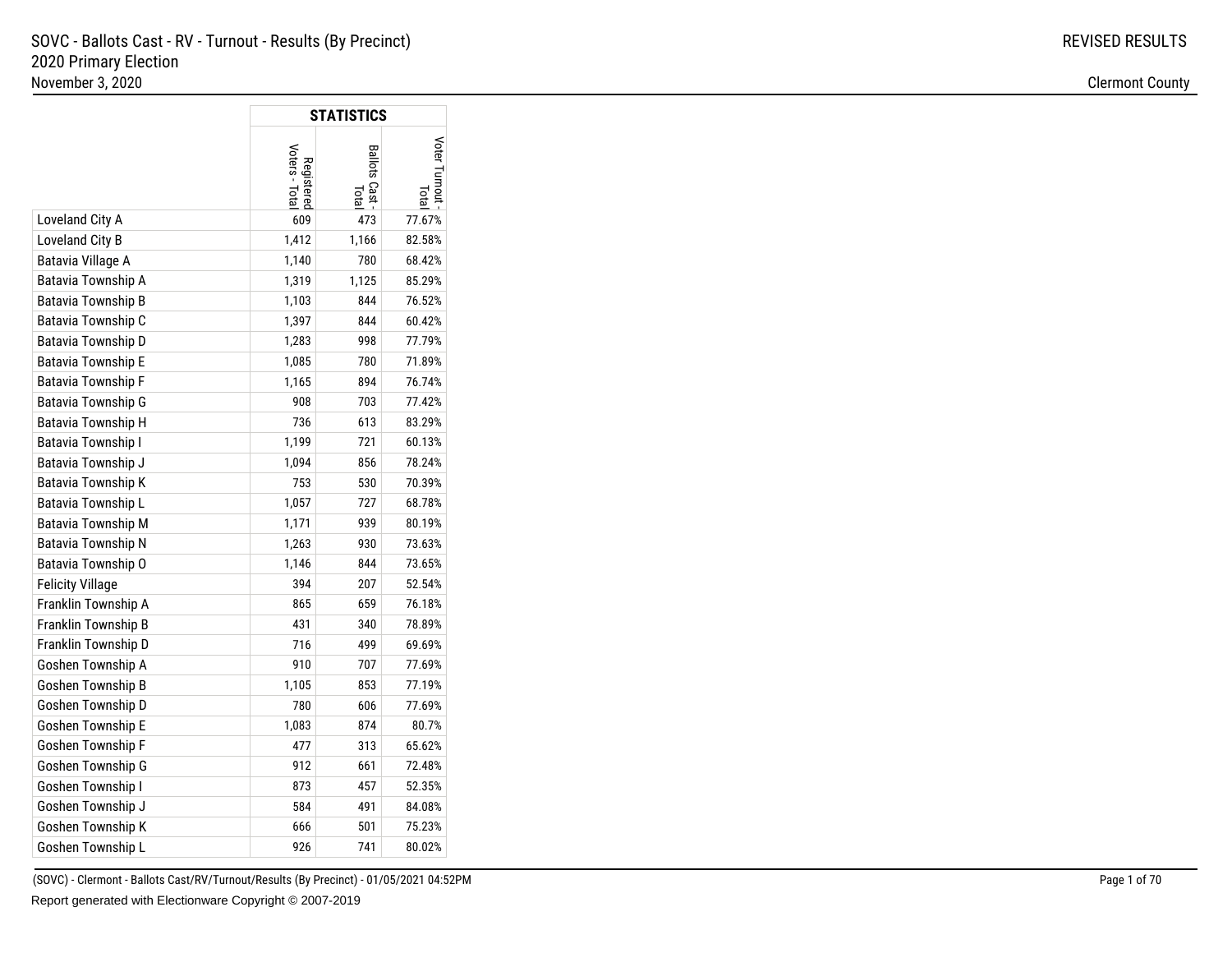# SOVC - Ballots Cast - RV - Turnout - Results (By Precinct)

## 2020 Primary Election

November 3, 2020

REVISED RESULTS

Clermont County

| | STATISTICS | | |
|---|---|---|---|
| | Registered Voters - Total | Ballots Cast - Total | Voter Turnout - Total |
| Loveland City A | 609 | 473 | 77.67% |
| Loveland City B | 1,412 | 1,166 | 82.58% |
| Batavia Village A | 1,140 | 780 | 68.42% |
| Batavia Township A | 1,319 | 1,125 | 85.29% |
| Batavia Township B | 1,103 | 844 | 76.52% |
| Batavia Township C | 1,397 | 844 | 60.42% |
| Batavia Township D | 1,283 | 998 | 77.79% |
| Batavia Township E | 1,085 | 780 | 71.89% |
| Batavia Township F | 1,165 | 894 | 76.74% |
| Batavia Township G | 908 | 703 | 77.42% |
| Batavia Township H | 736 | 613 | 83.29% |
| Batavia Township I | 1,199 | 721 | 60.13% |
| Batavia Township J | 1,094 | 856 | 78.24% |
| Batavia Township K | 753 | 530 | 70.39% |
| Batavia Township L | 1,057 | 727 | 68.78% |
| Batavia Township M | 1,171 | 939 | 80.19% |
| Batavia Township N | 1,263 | 930 | 73.63% |
| Batavia Township O | 1,146 | 844 | 73.65% |
| Felicity Village | 394 | 207 | 52.54% |
| Franklin Township A | 865 | 659 | 76.18% |
| Franklin Township B | 431 | 340 | 78.89% |
| Franklin Township D | 716 | 499 | 69.69% |
| Goshen Township A | 910 | 707 | 77.69% |
| Goshen Township B | 1,105 | 853 | 77.19% |
| Goshen Township D | 780 | 606 | 77.69% |
| Goshen Township E | 1,083 | 874 | 80.7% |
| Goshen Township F | 477 | 313 | 65.62% |
| Goshen Township G | 912 | 661 | 72.48% |
| Goshen Township I | 873 | 457 | 52.35% |
| Goshen Township J | 584 | 491 | 84.08% |
| Goshen Township K | 666 | 501 | 75.23% |
| Goshen Township L | 926 | 741 | 80.02% |

(SOVC) - Clermont - Ballots Cast/RV/Turnout/Results (By Precinct) - 01/05/2021 04:52PM

Report generated with Electionware Copyright © 2007-2019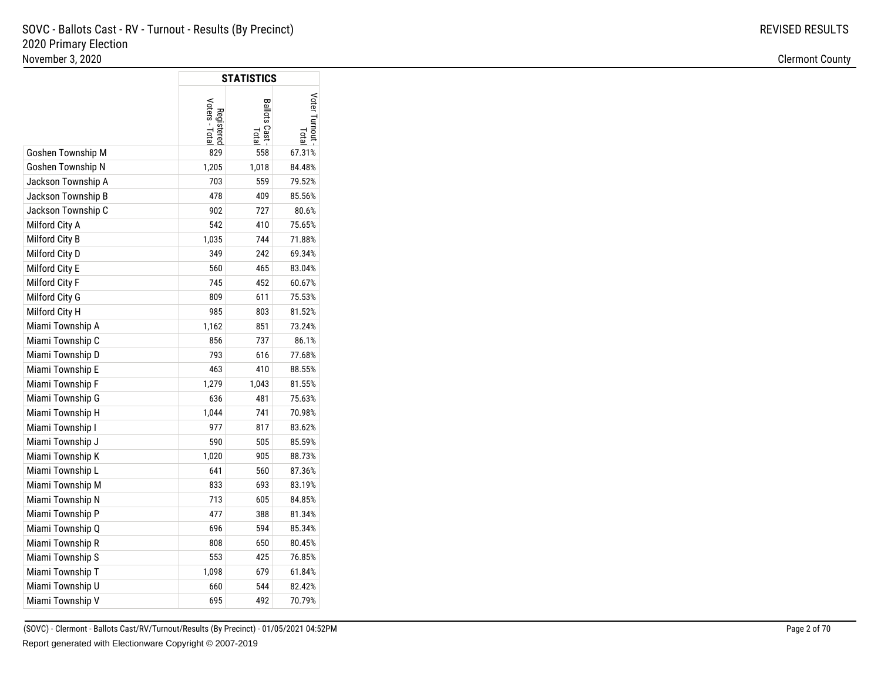| | STATISTICS | | |
|---|---|---|---|
| | Registered Voters - Total | Ballots Cast - Total | Voter Turnout - Total |
| Goshen Township M | 829 | 558 | 67.31% |
| Goshen Township N | 1,205 | 1,018 | 84.48% |
| Jackson Township A | 703 | 559 | 79.52% |
| Jackson Township B | 478 | 409 | 85.56% |
| Jackson Township C | 902 | 727 | 80.6% |
| Milford City A | 542 | 410 | 75.65% |
| Milford City B | 1,035 | 744 | 71.88% |
| Milford City D | 349 | 242 | 69.34% |
| Milford City E | 560 | 465 | 83.04% |
| Milford City F | 745 | 452 | 60.67% |
| Milford City G | 809 | 611 | 75.53% |
| Milford City H | 985 | 803 | 81.52% |
| Miami Township A | 1,162 | 851 | 73.24% |
| Miami Township C | 856 | 737 | 86.1% |
| Miami Township D | 793 | 616 | 77.68% |
| Miami Township E | 463 | 410 | 88.55% |
| Miami Township F | 1,279 | 1,043 | 81.55% |
| Miami Township G | 636 | 481 | 75.63% |
| Miami Township H | 1,044 | 741 | 70.98% |
| Miami Township I | 977 | 817 | 83.62% |
| Miami Township J | 590 | 505 | 85.59% |
| Miami Township K | 1,020 | 905 | 88.73% |
| Miami Township L | 641 | 560 | 87.36% |
| Miami Township M | 833 | 693 | 83.19% |
| Miami Township N | 713 | 605 | 84.85% |
| Miami Township P | 477 | 388 | 81.34% |
| Miami Township Q | 696 | 594 | 85.34% |
| Miami Township R | 808 | 650 | 80.45% |
| Miami Township S | 553 | 425 | 76.85% |
| Miami Township T | 1,098 | 679 | 61.84% |
| Miami Township U | 660 | 544 | 82.42% |
| Miami Township V | 695 | 492 | 70.79% |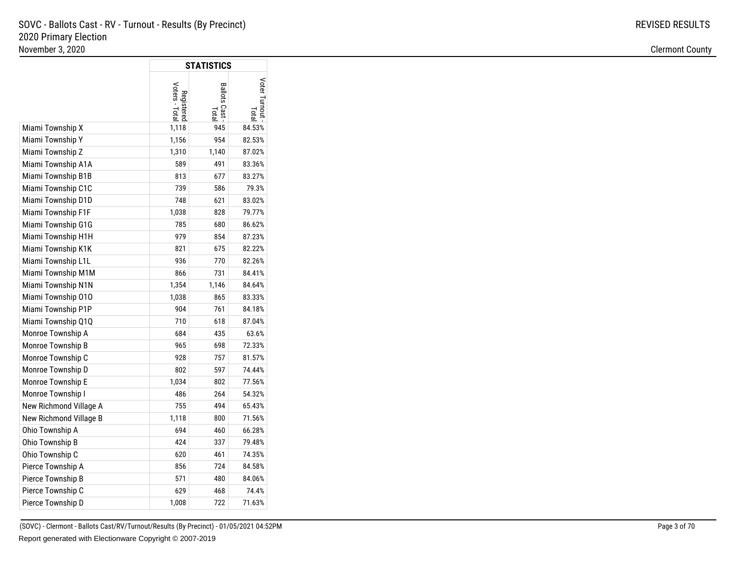SOVC - Ballots Cast - RV - Turnout - Results (By Precinct)
2020 Primary Election
November 3, 2020

REVISED RESULTS

Clermont County

| | STATISTICS | | |
|---|---|---|---|
| | Registered Voters - Total | Ballots Cast - Total | Voter Turnout - Total |
| Miami Township X | 1,118 | 945 | 84.53% |
| Miami Township Y | 1,156 | 954 | 82.53% |
| Miami Township Z | 1,310 | 1,140 | 87.02% |
| Miami Township A1A | 589 | 491 | 83.36% |
| Miami Township B1B | 813 | 677 | 83.27% |
| Miami Township C1C | 739 | 586 | 79.3% |
| Miami Township D1D | 748 | 621 | 83.02% |
| Miami Township F1F | 1,038 | 828 | 79.77% |
| Miami Township G1G | 785 | 680 | 86.62% |
| Miami Township H1H | 979 | 854 | 87.23% |
| Miami Township K1K | 821 | 675 | 82.22% |
| Miami Township L1L | 936 | 770 | 82.26% |
| Miami Township M1M | 866 | 731 | 84.41% |
| Miami Township N1N | 1,354 | 1,146 | 84.64% |
| Miami Township O1O | 1,038 | 865 | 83.33% |
| Miami Township P1P | 904 | 761 | 84.18% |
| Miami Township Q1Q | 710 | 618 | 87.04% |
| Monroe Township A | 684 | 435 | 63.6% |
| Monroe Township B | 965 | 698 | 72.33% |
| Monroe Township C | 928 | 757 | 81.57% |
| Monroe Township D | 802 | 597 | 74.44% |
| Monroe Township E | 1,034 | 802 | 77.56% |
| Monroe Township I | 486 | 264 | 54.32% |
| New Richmond Village A | 755 | 494 | 65.43% |
| New Richmond Village B | 1,118 | 800 | 71.56% |
| Ohio Township A | 694 | 460 | 66.28% |
| Ohio Township B | 424 | 337 | 79.48% |
| Ohio Township C | 620 | 461 | 74.35% |
| Pierce Township A | 856 | 724 | 84.58% |
| Pierce Township B | 571 | 480 | 84.06% |
| Pierce Township C | 629 | 468 | 74.4% |
| Pierce Township D | 1,008 | 722 | 71.63% |

(SOVC) - Clermont - Ballots Cast/RV/Turnout/Results (By Precinct) - 01/05/2021 04:52PM

Report generated with Electionware Copyright © 2007-2019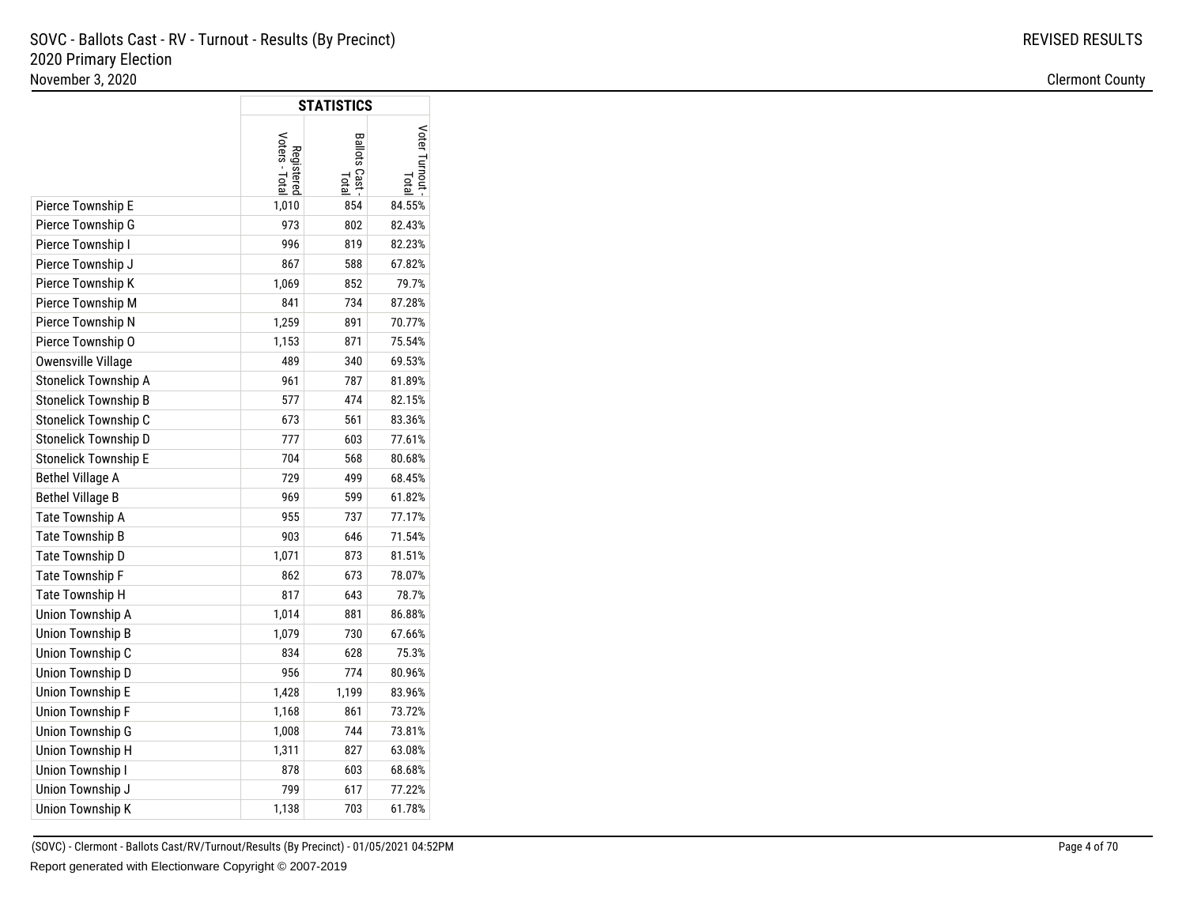| | STATISTICS | | |
|---|---|---|---|
| | Registered Voters - Total | Ballots Cast - Total | Voter Turnout - Total |
| Pierce Township E | 1,010 | 854 | 84.55% |
| Pierce Township G | 973 | 802 | 82.43% |
| Pierce Township I | 996 | 819 | 82.23% |
| Pierce Township J | 867 | 588 | 67.82% |
| Pierce Township K | 1,069 | 852 | 79.7% |
| Pierce Township M | 841 | 734 | 87.28% |
| Pierce Township N | 1,259 | 891 | 70.77% |
| Pierce Township O | 1,153 | 871 | 75.54% |
| Owensville Village | 489 | 340 | 69.53% |
| Stonelick Township A | 961 | 787 | 81.89% |
| Stonelick Township B | 577 | 474 | 82.15% |
| Stonelick Township C | 673 | 561 | 83.36% |
| Stonelick Township D | 777 | 603 | 77.61% |
| Stonelick Township E | 704 | 568 | 80.68% |
| Bethel Village A | 729 | 499 | 68.45% |
| Bethel Village B | 969 | 599 | 61.82% |
| Tate Township A | 955 | 737 | 77.17% |
| Tate Township B | 903 | 646 | 71.54% |
| Tate Township D | 1,071 | 873 | 81.51% |
| Tate Township F | 862 | 673 | 78.07% |
| Tate Township H | 817 | 643 | 78.7% |
| Union Township A | 1,014 | 881 | 86.88% |
| Union Township B | 1,079 | 730 | 67.66% |
| Union Township C | 834 | 628 | 75.3% |
| Union Township D | 956 | 774 | 80.96% |
| Union Township E | 1,428 | 1,199 | 83.96% |
| Union Township F | 1,168 | 861 | 73.72% |
| Union Township G | 1,008 | 744 | 73.81% |
| Union Township H | 1,311 | 827 | 63.08% |
| Union Township I | 878 | 603 | 68.68% |
| Union Township J | 799 | 617 | 77.22% |
| Union Township K | 1,138 | 703 | 61.78% |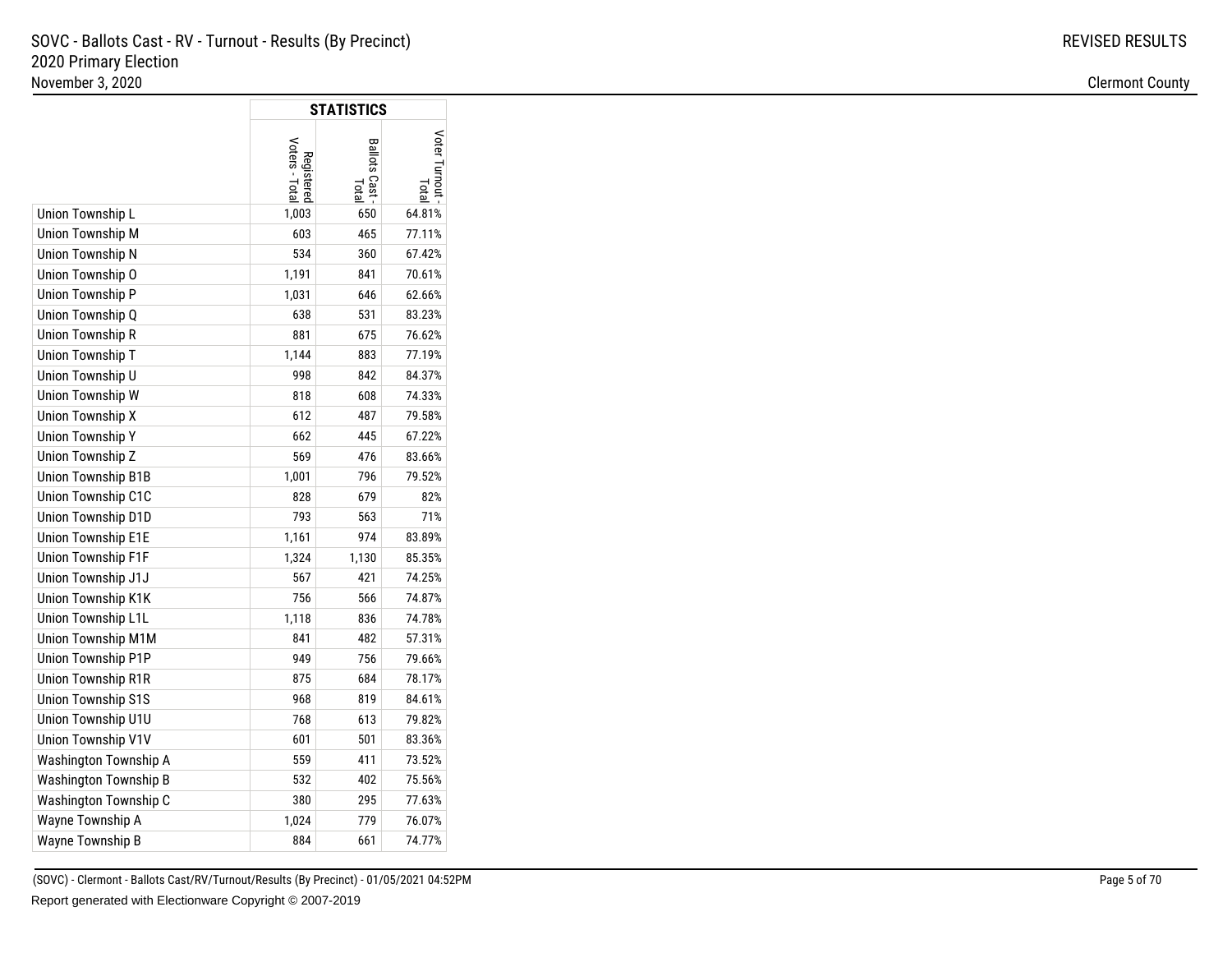# SOVC - Ballots Cast - RV - Turnout - Results (By Precinct)

## 2020 Primary Election

November 3, 2020

REVISED RESULTS

Clermont County

| | STATISTICS | | |
|---|---|---|---|
| | Registered Voters - Total | Ballots Cast - Total | Voter Turnout - Total |
| Union Township L | 1,003 | 650 | 64.81% |
| Union Township M | 603 | 465 | 77.11% |
| Union Township N | 534 | 360 | 67.42% |
| Union Township O | 1,191 | 841 | 70.61% |
| Union Township P | 1,031 | 646 | 62.66% |
| Union Township Q | 638 | 531 | 83.23% |
| Union Township R | 881 | 675 | 76.62% |
| Union Township T | 1,144 | 883 | 77.19% |
| Union Township U | 998 | 842 | 84.37% |
| Union Township W | 818 | 608 | 74.33% |
| Union Township X | 612 | 487 | 79.58% |
| Union Township Y | 662 | 445 | 67.22% |
| Union Township Z | 569 | 476 | 83.66% |
| Union Township B1B | 1,001 | 796 | 79.52% |
| Union Township C1C | 828 | 679 | 82% |
| Union Township D1D | 793 | 563 | 71% |
| Union Township E1E | 1,161 | 974 | 83.89% |
| Union Township F1F | 1,324 | 1,130 | 85.35% |
| Union Township J1J | 567 | 421 | 74.25% |
| Union Township K1K | 756 | 566 | 74.87% |
| Union Township L1L | 1,118 | 836 | 74.78% |
| Union Township M1M | 841 | 482 | 57.31% |
| Union Township P1P | 949 | 756 | 79.66% |
| Union Township R1R | 875 | 684 | 78.17% |
| Union Township S1S | 968 | 819 | 84.61% |
| Union Township U1U | 768 | 613 | 79.82% |
| Union Township V1V | 601 | 501 | 83.36% |
| Washington Township A | 559 | 411 | 73.52% |
| Washington Township B | 532 | 402 | 75.56% |
| Washington Township C | 380 | 295 | 77.63% |
| Wayne Township A | 1,024 | 779 | 76.07% |
| Wayne Township B | 884 | 661 | 74.77% |

(SOVC) - Clermont - Ballots Cast/RV/Turnout/Results (By Precinct) - 01/05/2021 04:52PM

Report generated with Electionware Copyright © 2007-2019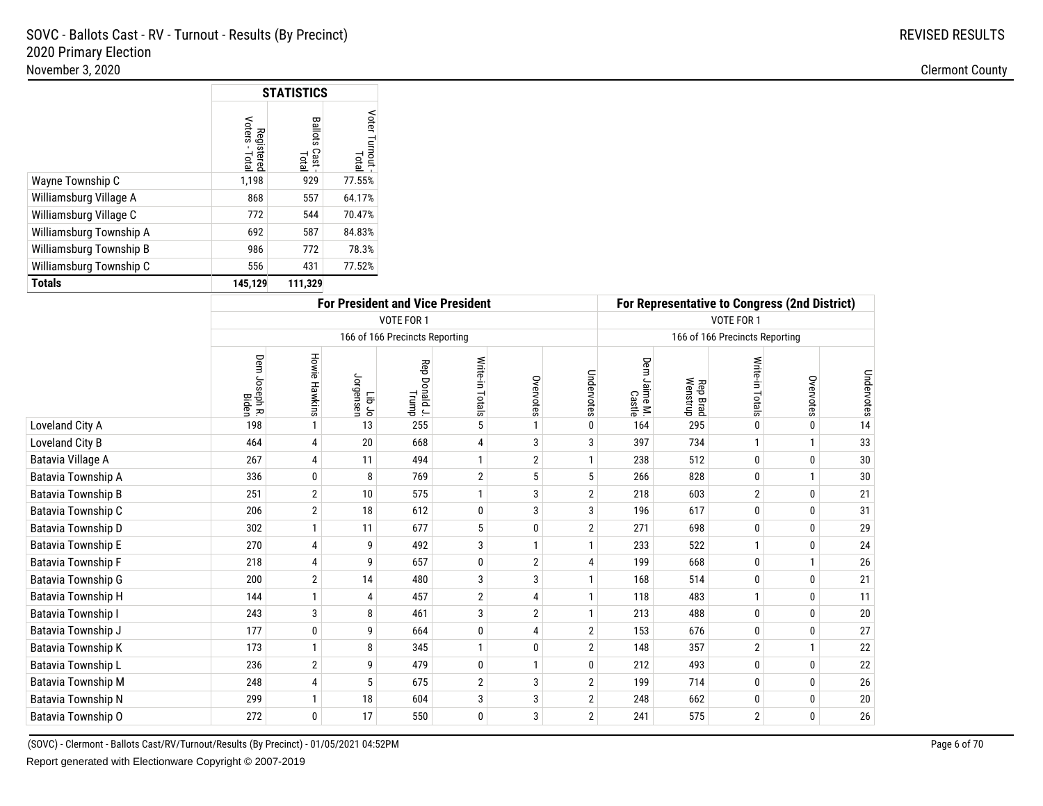SOVC - Ballots Cast - RV - Turnout - Results (By Precinct)
2020 Primary Election
November 3, 2020

REVISED RESULTS

Clermont County

| | STATISTICS | | |
|---|---|---|---|
| | Registered Voters - Total | Ballots Cast - Total | Voter Turnout - Total |
| Wayne Township C | 1,198 | 929 | 77.55% |
| Williamsburg Village A | 868 | 557 | 64.17% |
| Williamsburg Village C | 772 | 544 | 70.47% |
| Williamsburg Township A | 692 | 587 | 84.83% |
| Williamsburg Township B | 986 | 772 | 78.3% |
| Williamsburg Township C | 556 | 431 | 77.52% |
| **Totals** | **145,129** | **111,329** | |

| | For President and Vice President | | | | | | | For Representative to Congress (2nd District) | | | | |
|---|---|---|---|---|---|---|---|---|---|---|---|---|
| | VOTE FOR 1 | | | | | | | VOTE FOR 1 | | | | |
| | 166 of 166 Precincts Reporting | | | | | | | 166 of 166 Precincts Reporting | | | | |
| | Dem Joseph R. Biden | Howie Hawkins | Lib Jo Jorgensen | Rep Donald J. Trump | Write-in Totals | Overvotes | Undervotes | Dem Jaime M. Castle | Rep Brad Wenstrup | Write-in Totals | Overvotes | Undervotes |
| Loveland City A | 198 | 1 | 13 | 255 | 5 | 1 | 0 | 164 | 295 | 0 | 0 | 14 |
| Loveland City B | 464 | 4 | 20 | 668 | 4 | 3 | 3 | 397 | 734 | 1 | 1 | 33 |
| Batavia Village A | 267 | 4 | 11 | 494 | 1 | 2 | 1 | 238 | 512 | 0 | 0 | 30 |
| Batavia Township A | 336 | 0 | 8 | 769 | 2 | 5 | 5 | 266 | 828 | 0 | 1 | 30 |
| Batavia Township B | 251 | 2 | 10 | 575 | 1 | 3 | 2 | 218 | 603 | 2 | 0 | 21 |
| Batavia Township C | 206 | 2 | 18 | 612 | 0 | 3 | 3 | 196 | 617 | 0 | 0 | 31 |
| Batavia Township D | 302 | 1 | 11 | 677 | 5 | 0 | 2 | 271 | 698 | 0 | 0 | 29 |
| Batavia Township E | 270 | 4 | 9 | 492 | 3 | 1 | 1 | 233 | 522 | 1 | 0 | 24 |
| Batavia Township F | 218 | 4 | 9 | 657 | 0 | 2 | 4 | 199 | 668 | 0 | 1 | 26 |
| Batavia Township G | 200 | 2 | 14 | 480 | 3 | 3 | 1 | 168 | 514 | 0 | 0 | 21 |
| Batavia Township H | 144 | 1 | 4 | 457 | 2 | 4 | 1 | 118 | 483 | 1 | 0 | 11 |
| Batavia Township I | 243 | 3 | 8 | 461 | 3 | 2 | 1 | 213 | 488 | 0 | 0 | 20 |
| Batavia Township J | 177 | 0 | 9 | 664 | 0 | 4 | 2 | 153 | 676 | 0 | 0 | 27 |
| Batavia Township K | 173 | 1 | 8 | 345 | 1 | 0 | 2 | 148 | 357 | 2 | 1 | 22 |
| Batavia Township L | 236 | 2 | 9 | 479 | 0 | 1 | 0 | 212 | 493 | 0 | 0 | 22 |
| Batavia Township M | 248 | 4 | 5 | 675 | 2 | 3 | 2 | 199 | 714 | 0 | 0 | 26 |
| Batavia Township N | 299 | 1 | 18 | 604 | 3 | 3 | 2 | 248 | 662 | 0 | 0 | 20 |
| Batavia Township O | 272 | 0 | 17 | 550 | 0 | 3 | 2 | 241 | 575 | 2 | 0 | 26 |

(SOVC) - Clermont - Ballots Cast/RV/Turnout/Results (By Precinct) - 01/05/2021 04:52PM

Report generated with Electionware Copyright © 2007-2019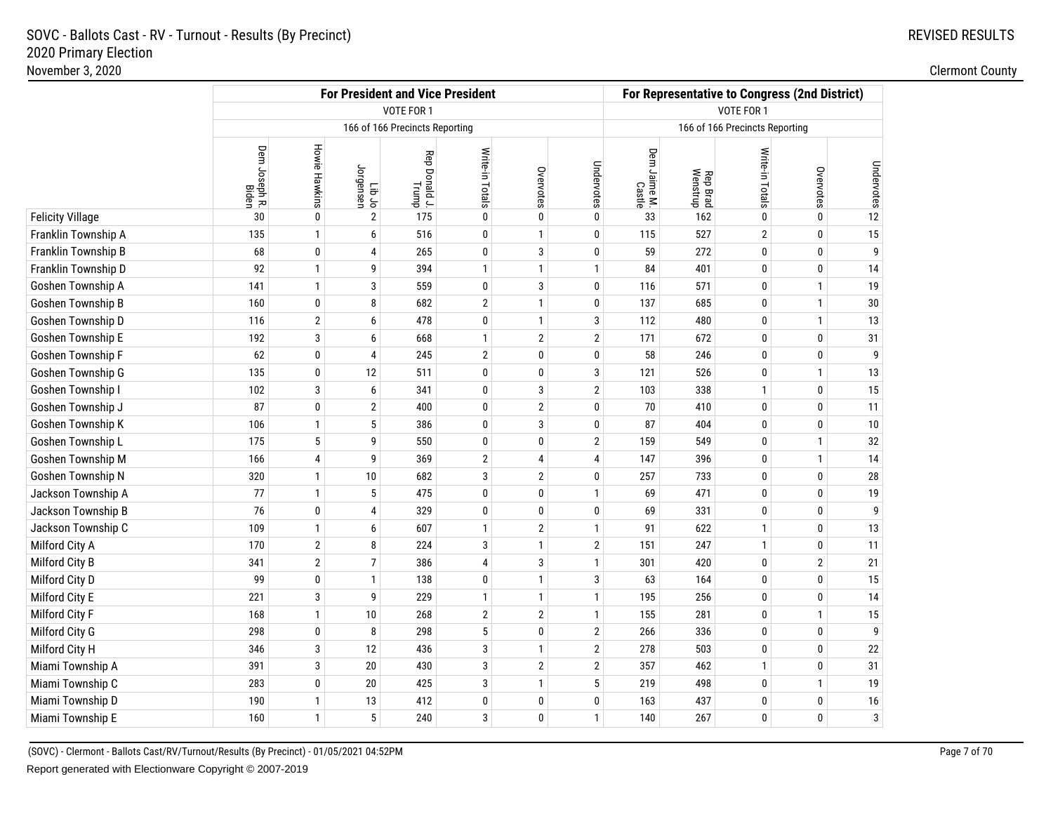SOVC - Ballots Cast - RV - Turnout - Results (By Precinct)
2020 Primary Election
November 3, 2020

REVISED RESULTS

Clermont County

| | For President and Vice President | | | | | | | For Representative to Congress (2nd District) | | | | |
|---|---|---|---|---|---|---|---|---|---|---|---|---|
| | VOTE FOR 1 | | | | | | | VOTE FOR 1 | | | | |
| | 166 of 166 Precincts Reporting | | | | | | | 166 of 166 Precincts Reporting | | | | |
| | Dem Joseph R. Biden | Howie Hawkins | Lib Jo Jorgensen | Rep Donald J. Trump | Write-in Totals | Overvotes | Undervotes | Dem Jaime M. Castle | Rep Brad Wenstrup | Write-in Totals | Overvotes | Undervotes |
| Felicity Village | 30 | 0 | 2 | 175 | 0 | 0 | 0 | 33 | 162 | 0 | 0 | 12 |
| Franklin Township A | 135 | 1 | 6 | 516 | 0 | 1 | 0 | 115 | 527 | 2 | 0 | 15 |
| Franklin Township B | 68 | 0 | 4 | 265 | 0 | 3 | 0 | 59 | 272 | 0 | 0 | 9 |
| Franklin Township D | 92 | 1 | 9 | 394 | 1 | 1 | 1 | 84 | 401 | 0 | 0 | 14 |
| Goshen Township A | 141 | 1 | 3 | 559 | 0 | 3 | 0 | 116 | 571 | 0 | 1 | 19 |
| Goshen Township B | 160 | 0 | 8 | 682 | 2 | 1 | 0 | 137 | 685 | 0 | 1 | 30 |
| Goshen Township D | 116 | 2 | 6 | 478 | 0 | 1 | 3 | 112 | 480 | 0 | 1 | 13 |
| Goshen Township E | 192 | 3 | 6 | 668 | 1 | 2 | 2 | 171 | 672 | 0 | 0 | 31 |
| Goshen Township F | 62 | 0 | 4 | 245 | 2 | 0 | 0 | 58 | 246 | 0 | 0 | 9 |
| Goshen Township G | 135 | 0 | 12 | 511 | 0 | 0 | 3 | 121 | 526 | 0 | 1 | 13 |
| Goshen Township I | 102 | 3 | 6 | 341 | 0 | 3 | 2 | 103 | 338 | 1 | 0 | 15 |
| Goshen Township J | 87 | 0 | 2 | 400 | 0 | 2 | 0 | 70 | 410 | 0 | 0 | 11 |
| Goshen Township K | 106 | 1 | 5 | 386 | 0 | 3 | 0 | 87 | 404 | 0 | 0 | 10 |
| Goshen Township L | 175 | 5 | 9 | 550 | 0 | 0 | 2 | 159 | 549 | 0 | 1 | 32 |
| Goshen Township M | 166 | 4 | 9 | 369 | 2 | 4 | 4 | 147 | 396 | 0 | 1 | 14 |
| Goshen Township N | 320 | 1 | 10 | 682 | 3 | 2 | 0 | 257 | 733 | 0 | 0 | 28 |
| Jackson Township A | 77 | 1 | 5 | 475 | 0 | 0 | 1 | 69 | 471 | 0 | 0 | 19 |
| Jackson Township B | 76 | 0 | 4 | 329 | 0 | 0 | 0 | 69 | 331 | 0 | 0 | 9 |
| Jackson Township C | 109 | 1 | 6 | 607 | 1 | 2 | 1 | 91 | 622 | 1 | 0 | 13 |
| Milford City A | 170 | 2 | 8 | 224 | 3 | 1 | 2 | 151 | 247 | 1 | 0 | 11 |
| Milford City B | 341 | 2 | 7 | 386 | 4 | 3 | 1 | 301 | 420 | 0 | 2 | 21 |
| Milford City D | 99 | 0 | 1 | 138 | 0 | 1 | 3 | 63 | 164 | 0 | 0 | 15 |
| Milford City E | 221 | 3 | 9 | 229 | 1 | 1 | 1 | 195 | 256 | 0 | 0 | 14 |
| Milford City F | 168 | 1 | 10 | 268 | 2 | 2 | 1 | 155 | 281 | 0 | 1 | 15 |
| Milford City G | 298 | 0 | 8 | 298 | 5 | 0 | 2 | 266 | 336 | 0 | 0 | 9 |
| Milford City H | 346 | 3 | 12 | 436 | 3 | 1 | 2 | 278 | 503 | 0 | 0 | 22 |
| Miami Township A | 391 | 3 | 20 | 430 | 3 | 2 | 2 | 357 | 462 | 1 | 0 | 31 |
| Miami Township C | 283 | 0 | 20 | 425 | 3 | 1 | 5 | 219 | 498 | 0 | 1 | 19 |
| Miami Township D | 190 | 1 | 13 | 412 | 0 | 0 | 0 | 163 | 437 | 0 | 0 | 16 |
| Miami Township E | 160 | 1 | 5 | 240 | 3 | 0 | 1 | 140 | 267 | 0 | 0 | 3 |

(SOVC) - Clermont - Ballots Cast/RV/Turnout/Results (By Precinct) - 01/05/2021 04:52PM

Report generated with Electionware Copyright © 2007-2019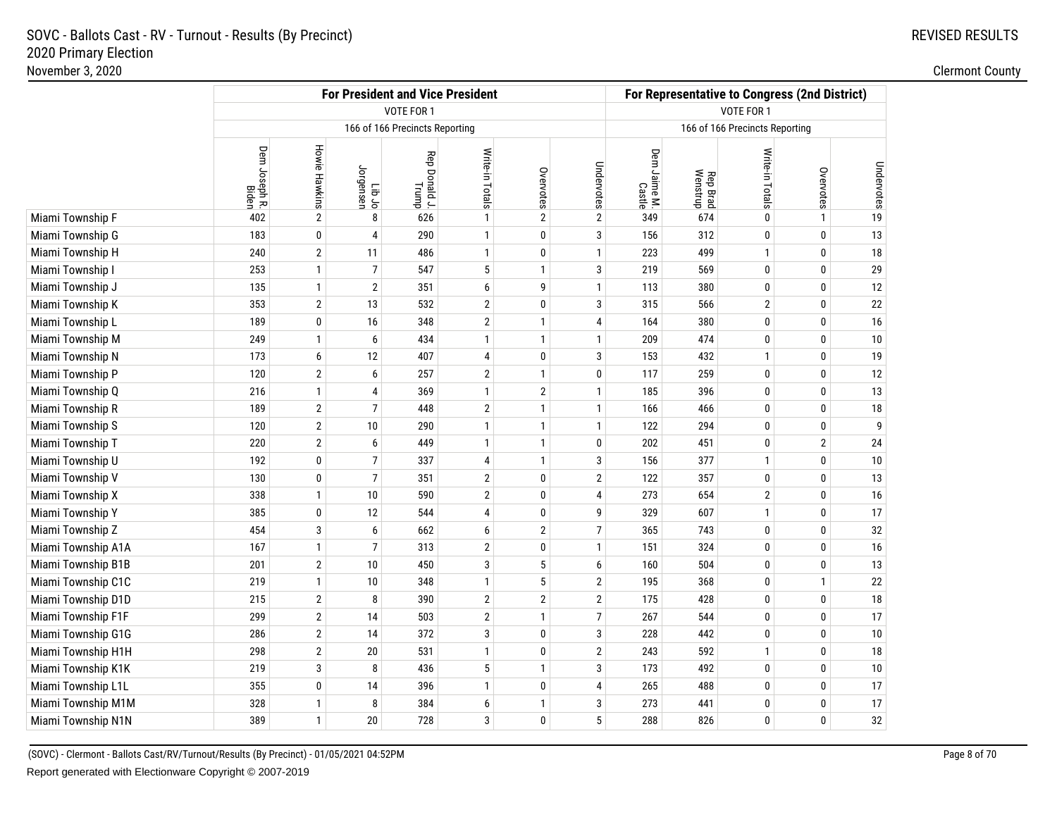# SOVC - Ballots Cast - RV - Turnout - Results (By Precinct)
## 2020 Primary Election
November 3, 2020

REVISED RESULTS

Clermont County

| | For President and Vice President | | | | | | | For Representative to Congress (2nd District) | | | | |
|---|---|---|---|---|---|---|---|---|---|---|---|---|
| | VOTE FOR 1 | | | | | | | VOTE FOR 1 | | | | |
| | 166 of 166 Precincts Reporting | | | | | | | 166 of 166 Precincts Reporting | | | | |
| | Dem Joseph R. Biden | Howie Hawkins | Lib Jo Jorgensen | Rep Donald J. Trump | Write-in Totals | Overvotes | Undervotes | Dem Jaime M. Castle | Rep Brad Wenstrup | Write-in Totals | Overvotes | Undervotes |
| Miami Township F | 402 | 2 | 8 | 626 | 1 | 2 | 2 | 349 | 674 | 0 | 1 | 19 |
| Miami Township G | 183 | 0 | 4 | 290 | 1 | 0 | 3 | 156 | 312 | 0 | 0 | 13 |
| Miami Township H | 240 | 2 | 11 | 486 | 1 | 0 | 1 | 223 | 499 | 1 | 0 | 18 |
| Miami Township I | 253 | 1 | 7 | 547 | 5 | 1 | 3 | 219 | 569 | 0 | 0 | 29 |
| Miami Township J | 135 | 1 | 2 | 351 | 6 | 9 | 1 | 113 | 380 | 0 | 0 | 12 |
| Miami Township K | 353 | 2 | 13 | 532 | 2 | 0 | 3 | 315 | 566 | 2 | 0 | 22 |
| Miami Township L | 189 | 0 | 16 | 348 | 2 | 1 | 4 | 164 | 380 | 0 | 0 | 16 |
| Miami Township M | 249 | 1 | 6 | 434 | 1 | 1 | 1 | 209 | 474 | 0 | 0 | 10 |
| Miami Township N | 173 | 6 | 12 | 407 | 4 | 0 | 3 | 153 | 432 | 1 | 0 | 19 |
| Miami Township P | 120 | 2 | 6 | 257 | 2 | 1 | 0 | 117 | 259 | 0 | 0 | 12 |
| Miami Township Q | 216 | 1 | 4 | 369 | 1 | 2 | 1 | 185 | 396 | 0 | 0 | 13 |
| Miami Township R | 189 | 2 | 7 | 448 | 2 | 1 | 1 | 166 | 466 | 0 | 0 | 18 |
| Miami Township S | 120 | 2 | 10 | 290 | 1 | 1 | 1 | 122 | 294 | 0 | 0 | 9 |
| Miami Township T | 220 | 2 | 6 | 449 | 1 | 1 | 0 | 202 | 451 | 0 | 2 | 24 |
| Miami Township U | 192 | 0 | 7 | 337 | 4 | 1 | 3 | 156 | 377 | 1 | 0 | 10 |
| Miami Township V | 130 | 0 | 7 | 351 | 2 | 0 | 2 | 122 | 357 | 0 | 0 | 13 |
| Miami Township X | 338 | 1 | 10 | 590 | 2 | 0 | 4 | 273 | 654 | 2 | 0 | 16 |
| Miami Township Y | 385 | 0 | 12 | 544 | 4 | 0 | 9 | 329 | 607 | 1 | 0 | 17 |
| Miami Township Z | 454 | 3 | 6 | 662 | 6 | 2 | 7 | 365 | 743 | 0 | 0 | 32 |
| Miami Township A1A | 167 | 1 | 7 | 313 | 2 | 0 | 1 | 151 | 324 | 0 | 0 | 16 |
| Miami Township B1B | 201 | 2 | 10 | 450 | 3 | 5 | 6 | 160 | 504 | 0 | 0 | 13 |
| Miami Township C1C | 219 | 1 | 10 | 348 | 1 | 5 | 2 | 195 | 368 | 0 | 1 | 22 |
| Miami Township D1D | 215 | 2 | 8 | 390 | 2 | 2 | 2 | 175 | 428 | 0 | 0 | 18 |
| Miami Township F1F | 299 | 2 | 14 | 503 | 2 | 1 | 7 | 267 | 544 | 0 | 0 | 17 |
| Miami Township G1G | 286 | 2 | 14 | 372 | 3 | 0 | 3 | 228 | 442 | 0 | 0 | 10 |
| Miami Township H1H | 298 | 2 | 20 | 531 | 1 | 0 | 2 | 243 | 592 | 1 | 0 | 18 |
| Miami Township K1K | 219 | 3 | 8 | 436 | 5 | 1 | 3 | 173 | 492 | 0 | 0 | 10 |
| Miami Township L1L | 355 | 0 | 14 | 396 | 1 | 0 | 4 | 265 | 488 | 0 | 0 | 17 |
| Miami Township M1M | 328 | 1 | 8 | 384 | 6 | 1 | 3 | 273 | 441 | 0 | 0 | 17 |
| Miami Township N1N | 389 | 1 | 20 | 728 | 3 | 0 | 5 | 288 | 826 | 0 | 0 | 32 |

(SOVC) - Clermont - Ballots Cast/RV/Turnout/Results (By Precinct) - 01/05/2021 04:52PM

Report generated with Electionware Copyright © 2007-2019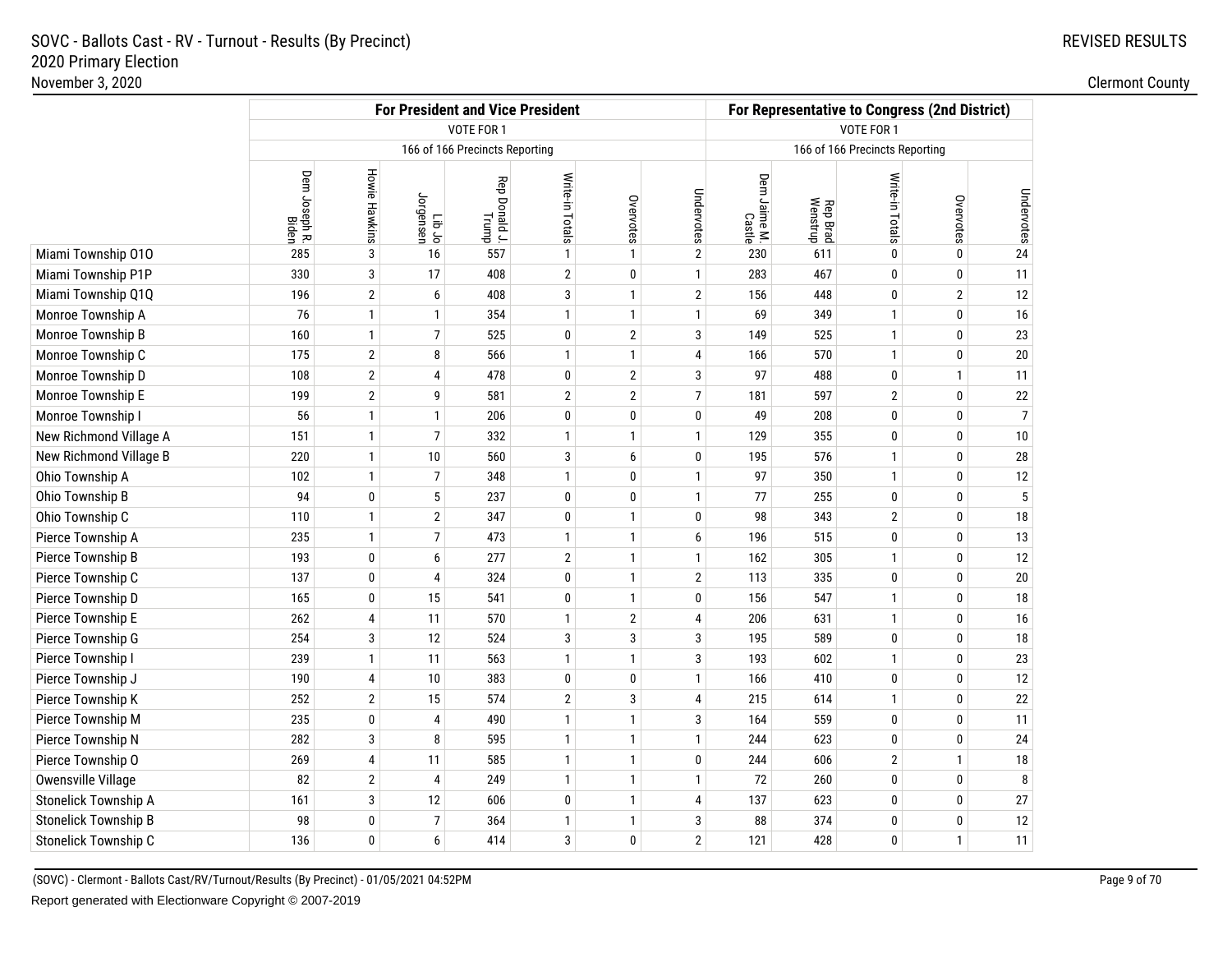SOVC - Ballots Cast - RV - Turnout - Results (By Precinct)
2020 Primary Election
November 3, 2020

REVISED RESULTS

Clermont County

| | For President and Vice President | | | | | | | For Representative to Congress (2nd District) | | | | |
|---|---|---|---|---|---|---|---|---|---|---|---|---|
| | VOTE FOR 1 | | | | | | | VOTE FOR 1 | | | | |
| | 166 of 166 Precincts Reporting | | | | | | | 166 of 166 Precincts Reporting | | | | |
| | Dem Joseph R. Biden | Howie Hawkins | Lib Jo Jorgensen | Rep Donald J. Trump | Write-in Totals | Overvotes | Undervotes | Dem Jaime M. Castle | Rep Brad Wenstrup | Write-in Totals | Overvotes | Undervotes |
| Miami Township O1O | 285 | 3 | 16 | 557 | 1 | 1 | 2 | 230 | 611 | 0 | 0 | 24 |
| Miami Township P1P | 330 | 3 | 17 | 408 | 2 | 0 | 1 | 283 | 467 | 0 | 0 | 11 |
| Miami Township Q1Q | 196 | 2 | 6 | 408 | 3 | 1 | 2 | 156 | 448 | 0 | 2 | 12 |
| Monroe Township A | 76 | 1 | 1 | 354 | 1 | 1 | 1 | 69 | 349 | 1 | 0 | 16 |
| Monroe Township B | 160 | 1 | 7 | 525 | 0 | 2 | 3 | 149 | 525 | 1 | 0 | 23 |
| Monroe Township C | 175 | 2 | 8 | 566 | 1 | 1 | 4 | 166 | 570 | 1 | 0 | 20 |
| Monroe Township D | 108 | 2 | 4 | 478 | 0 | 2 | 3 | 97 | 488 | 0 | 1 | 11 |
| Monroe Township E | 199 | 2 | 9 | 581 | 2 | 2 | 7 | 181 | 597 | 2 | 0 | 22 |
| Monroe Township I | 56 | 1 | 1 | 206 | 0 | 0 | 0 | 49 | 208 | 0 | 0 | 7 |
| New Richmond Village A | 151 | 1 | 7 | 332 | 1 | 1 | 1 | 129 | 355 | 0 | 0 | 10 |
| New Richmond Village B | 220 | 1 | 10 | 560 | 3 | 6 | 0 | 195 | 576 | 1 | 0 | 28 |
| Ohio Township A | 102 | 1 | 7 | 348 | 1 | 0 | 1 | 97 | 350 | 1 | 0 | 12 |
| Ohio Township B | 94 | 0 | 5 | 237 | 0 | 0 | 1 | 77 | 255 | 0 | 0 | 5 |
| Ohio Township C | 110 | 1 | 2 | 347 | 0 | 1 | 0 | 98 | 343 | 2 | 0 | 18 |
| Pierce Township A | 235 | 1 | 7 | 473 | 1 | 1 | 6 | 196 | 515 | 0 | 0 | 13 |
| Pierce Township B | 193 | 0 | 6 | 277 | 2 | 1 | 1 | 162 | 305 | 1 | 0 | 12 |
| Pierce Township C | 137 | 0 | 4 | 324 | 0 | 1 | 2 | 113 | 335 | 0 | 0 | 20 |
| Pierce Township D | 165 | 0 | 15 | 541 | 0 | 1 | 0 | 156 | 547 | 1 | 0 | 18 |
| Pierce Township E | 262 | 4 | 11 | 570 | 1 | 2 | 4 | 206 | 631 | 1 | 0 | 16 |
| Pierce Township G | 254 | 3 | 12 | 524 | 3 | 3 | 3 | 195 | 589 | 0 | 0 | 18 |
| Pierce Township I | 239 | 1 | 11 | 563 | 1 | 1 | 3 | 193 | 602 | 1 | 0 | 23 |
| Pierce Township J | 190 | 4 | 10 | 383 | 0 | 0 | 1 | 166 | 410 | 0 | 0 | 12 |
| Pierce Township K | 252 | 2 | 15 | 574 | 2 | 3 | 4 | 215 | 614 | 1 | 0 | 22 |
| Pierce Township M | 235 | 0 | 4 | 490 | 1 | 1 | 3 | 164 | 559 | 0 | 0 | 11 |
| Pierce Township N | 282 | 3 | 8 | 595 | 1 | 1 | 1 | 244 | 623 | 0 | 0 | 24 |
| Pierce Township O | 269 | 4 | 11 | 585 | 1 | 1 | 0 | 244 | 606 | 2 | 1 | 18 |
| Owensville Village | 82 | 2 | 4 | 249 | 1 | 1 | 1 | 72 | 260 | 0 | 0 | 8 |
| Stonelick Township A | 161 | 3 | 12 | 606 | 0 | 1 | 4 | 137 | 623 | 0 | 0 | 27 |
| Stonelick Township B | 98 | 0 | 7 | 364 | 1 | 1 | 3 | 88 | 374 | 0 | 0 | 12 |
| Stonelick Township C | 136 | 0 | 6 | 414 | 3 | 0 | 2 | 121 | 428 | 0 | 1 | 11 |

(SOVC) - Clermont - Ballots Cast/RV/Turnout/Results (By Precinct) - 01/05/2021 04:52PM

Report generated with Electionware Copyright © 2007-2019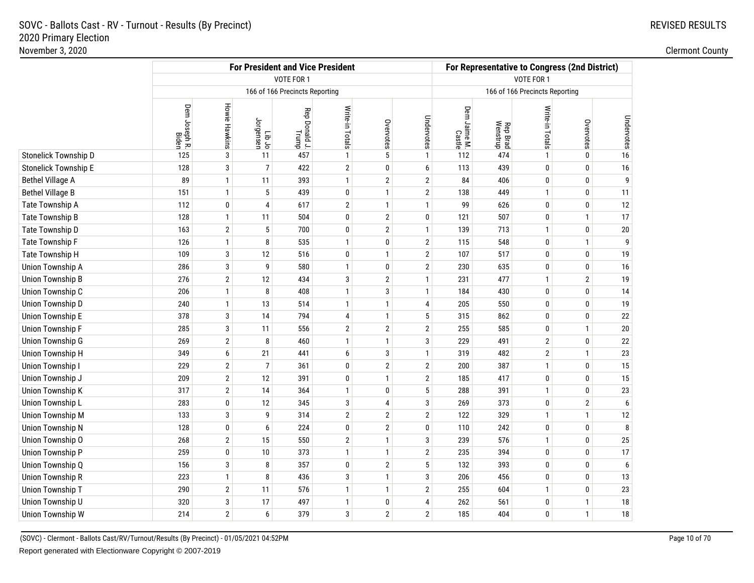# SOVC - Ballots Cast - RV - Turnout - Results (By Precinct)
## 2020 Primary Election
November 3, 2020

REVISED RESULTS

Clermont County

| | For President and Vice President | | | | | | | For Representative to Congress (2nd District) | | | | |
|---|---|---|---|---|---|---|---|---|---|---|---|---|
| | VOTE FOR 1 | | | | | | | VOTE FOR 1 | | | | |
| | 166 of 166 Precincts Reporting | | | | | | | 166 of 166 Precincts Reporting | | | | |
| | Dem Joseph R. Biden | Howie Hawkins | Lib Jo Jorgensen | Rep Donald J. Trump | Write-in Totals | Overvotes | Undervotes | Dem Jaime M. Castle | Rep Brad Wenstrup | Write-in Totals | Overvotes | Undervotes |
| Stonelick Township D | 125 | 3 | 11 | 457 | 1 | 5 | 1 | 112 | 474 | 1 | 0 | 16 |
| Stonelick Township E | 128 | 3 | 7 | 422 | 2 | 0 | 6 | 113 | 439 | 0 | 0 | 16 |
| Bethel Village A | 89 | 1 | 11 | 393 | 1 | 2 | 2 | 84 | 406 | 0 | 0 | 9 |
| Bethel Village B | 151 | 1 | 5 | 439 | 0 | 1 | 2 | 138 | 449 | 1 | 0 | 11 |
| Tate Township A | 112 | 0 | 4 | 617 | 2 | 1 | 1 | 99 | 626 | 0 | 0 | 12 |
| Tate Township B | 128 | 1 | 11 | 504 | 0 | 2 | 0 | 121 | 507 | 0 | 1 | 17 |
| Tate Township D | 163 | 2 | 5 | 700 | 0 | 2 | 1 | 139 | 713 | 1 | 0 | 20 |
| Tate Township F | 126 | 1 | 8 | 535 | 1 | 0 | 2 | 115 | 548 | 0 | 1 | 9 |
| Tate Township H | 109 | 3 | 12 | 516 | 0 | 1 | 2 | 107 | 517 | 0 | 0 | 19 |
| Union Township A | 286 | 3 | 9 | 580 | 1 | 0 | 2 | 230 | 635 | 0 | 0 | 16 |
| Union Township B | 276 | 2 | 12 | 434 | 3 | 2 | 1 | 231 | 477 | 1 | 2 | 19 |
| Union Township C | 206 | 1 | 8 | 408 | 1 | 3 | 1 | 184 | 430 | 0 | 0 | 14 |
| Union Township D | 240 | 1 | 13 | 514 | 1 | 1 | 4 | 205 | 550 | 0 | 0 | 19 |
| Union Township E | 378 | 3 | 14 | 794 | 4 | 1 | 5 | 315 | 862 | 0 | 0 | 22 |
| Union Township F | 285 | 3 | 11 | 556 | 2 | 2 | 2 | 255 | 585 | 0 | 1 | 20 |
| Union Township G | 269 | 2 | 8 | 460 | 1 | 1 | 3 | 229 | 491 | 2 | 0 | 22 |
| Union Township H | 349 | 6 | 21 | 441 | 6 | 3 | 1 | 319 | 482 | 2 | 1 | 23 |
| Union Township I | 229 | 2 | 7 | 361 | 0 | 2 | 2 | 200 | 387 | 1 | 0 | 15 |
| Union Township J | 209 | 2 | 12 | 391 | 0 | 1 | 2 | 185 | 417 | 0 | 0 | 15 |
| Union Township K | 317 | 2 | 14 | 364 | 1 | 0 | 5 | 288 | 391 | 1 | 0 | 23 |
| Union Township L | 283 | 0 | 12 | 345 | 3 | 4 | 3 | 269 | 373 | 0 | 2 | 6 |
| Union Township M | 133 | 3 | 9 | 314 | 2 | 2 | 2 | 122 | 329 | 1 | 1 | 12 |
| Union Township N | 128 | 0 | 6 | 224 | 0 | 2 | 0 | 110 | 242 | 0 | 0 | 8 |
| Union Township O | 268 | 2 | 15 | 550 | 2 | 1 | 3 | 239 | 576 | 1 | 0 | 25 |
| Union Township P | 259 | 0 | 10 | 373 | 1 | 1 | 2 | 235 | 394 | 0 | 0 | 17 |
| Union Township Q | 156 | 3 | 8 | 357 | 0 | 2 | 5 | 132 | 393 | 0 | 0 | 6 |
| Union Township R | 223 | 1 | 8 | 436 | 3 | 1 | 3 | 206 | 456 | 0 | 0 | 13 |
| Union Township T | 290 | 2 | 11 | 576 | 1 | 1 | 2 | 255 | 604 | 1 | 0 | 23 |
| Union Township U | 320 | 3 | 17 | 497 | 1 | 0 | 4 | 262 | 561 | 0 | 1 | 18 |
| Union Township W | 214 | 2 | 6 | 379 | 3 | 2 | 2 | 185 | 404 | 0 | 1 | 18 |

(SOVC) - Clermont - Ballots Cast/RV/Turnout/Results (By Precinct) - 01/05/2021 04:52PM

Report generated with Electionware Copyright © 2007-2019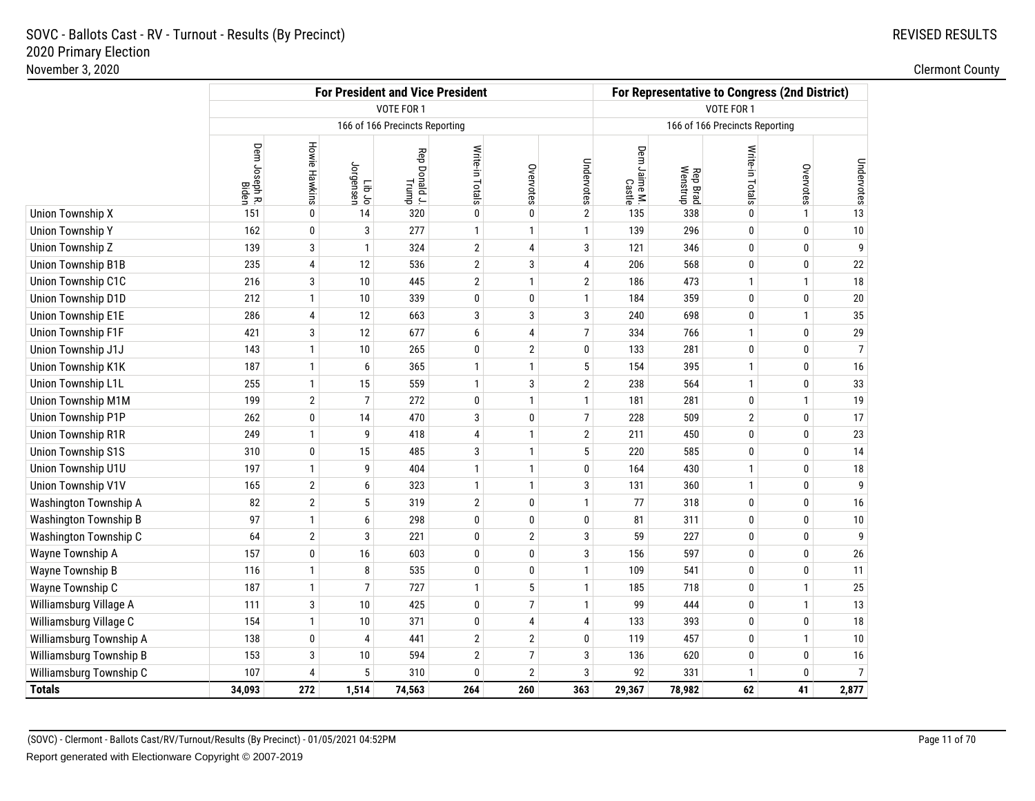SOVC - Ballots Cast - RV - Turnout - Results (By Precinct)
2020 Primary Election
November 3, 2020

REVISED RESULTS

Clermont County

| | For President and Vice President | | | | | | | For Representative to Congress (2nd District) | | | | |
|---|---|---|---|---|---|---|---|---|---|---|---|---|
| | VOTE FOR 1 | | | | | | | VOTE FOR 1 | | | | |
| | 166 of 166 Precincts Reporting | | | | | | | 166 of 166 Precincts Reporting | | | | |
| | Dem Joseph R. Biden | Howie Hawkins | Lib Jo Jorgensen | Rep Donald J. Trump | Write-in Totals | Overvotes | Undervotes | Dem Jaime M. Castle | Rep Brad Wenstrup | Write-in Totals | Overvotes | Undervotes |
| Union Township X | 151 | 0 | 14 | 320 | 0 | 0 | 2 | 135 | 338 | 0 | 1 | 13 |
| Union Township Y | 162 | 0 | 3 | 277 | 1 | 1 | 1 | 139 | 296 | 0 | 0 | 10 |
| Union Township Z | 139 | 3 | 1 | 324 | 2 | 4 | 3 | 121 | 346 | 0 | 0 | 9 |
| Union Township B1B | 235 | 4 | 12 | 536 | 2 | 3 | 4 | 206 | 568 | 0 | 0 | 22 |
| Union Township C1C | 216 | 3 | 10 | 445 | 2 | 1 | 2 | 186 | 473 | 1 | 1 | 18 |
| Union Township D1D | 212 | 1 | 10 | 339 | 0 | 0 | 1 | 184 | 359 | 0 | 0 | 20 |
| Union Township E1E | 286 | 4 | 12 | 663 | 3 | 3 | 3 | 240 | 698 | 0 | 1 | 35 |
| Union Township F1F | 421 | 3 | 12 | 677 | 6 | 4 | 7 | 334 | 766 | 1 | 0 | 29 |
| Union Township J1J | 143 | 1 | 10 | 265 | 0 | 2 | 0 | 133 | 281 | 0 | 0 | 7 |
| Union Township K1K | 187 | 1 | 6 | 365 | 1 | 1 | 5 | 154 | 395 | 1 | 0 | 16 |
| Union Township L1L | 255 | 1 | 15 | 559 | 1 | 3 | 2 | 238 | 564 | 1 | 0 | 33 |
| Union Township M1M | 199 | 2 | 7 | 272 | 0 | 1 | 1 | 181 | 281 | 0 | 1 | 19 |
| Union Township P1P | 262 | 0 | 14 | 470 | 3 | 0 | 7 | 228 | 509 | 2 | 0 | 17 |
| Union Township R1R | 249 | 1 | 9 | 418 | 4 | 1 | 2 | 211 | 450 | 0 | 0 | 23 |
| Union Township S1S | 310 | 0 | 15 | 485 | 3 | 1 | 5 | 220 | 585 | 0 | 0 | 14 |
| Union Township U1U | 197 | 1 | 9 | 404 | 1 | 1 | 0 | 164 | 430 | 1 | 0 | 18 |
| Union Township V1V | 165 | 2 | 6 | 323 | 1 | 1 | 3 | 131 | 360 | 1 | 0 | 9 |
| Washington Township A | 82 | 2 | 5 | 319 | 2 | 0 | 1 | 77 | 318 | 0 | 0 | 16 |
| Washington Township B | 97 | 1 | 6 | 298 | 0 | 0 | 0 | 81 | 311 | 0 | 0 | 10 |
| Washington Township C | 64 | 2 | 3 | 221 | 0 | 2 | 3 | 59 | 227 | 0 | 0 | 9 |
| Wayne Township A | 157 | 0 | 16 | 603 | 0 | 0 | 3 | 156 | 597 | 0 | 0 | 26 |
| Wayne Township B | 116 | 1 | 8 | 535 | 0 | 0 | 1 | 109 | 541 | 0 | 0 | 11 |
| Wayne Township C | 187 | 1 | 7 | 727 | 1 | 5 | 1 | 185 | 718 | 0 | 1 | 25 |
| Williamsburg Village A | 111 | 3 | 10 | 425 | 0 | 7 | 1 | 99 | 444 | 0 | 1 | 13 |
| Williamsburg Village C | 154 | 1 | 10 | 371 | 0 | 4 | 4 | 133 | 393 | 0 | 0 | 18 |
| Williamsburg Township A | 138 | 0 | 4 | 441 | 2 | 2 | 0 | 119 | 457 | 0 | 1 | 10 |
| Williamsburg Township B | 153 | 3 | 10 | 594 | 2 | 7 | 3 | 136 | 620 | 0 | 0 | 16 |
| Williamsburg Township C | 107 | 4 | 5 | 310 | 0 | 2 | 3 | 92 | 331 | 1 | 0 | 7 |
| **Totals** | **34,093** | **272** | **1,514** | **74,563** | **264** | **260** | **363** | **29,367** | **78,982** | **62** | **41** | **2,877** |

(SOVC) - Clermont - Ballots Cast/RV/Turnout/Results (By Precinct) - 01/05/2021 04:52PM

Report generated with Electionware Copyright © 2007-2019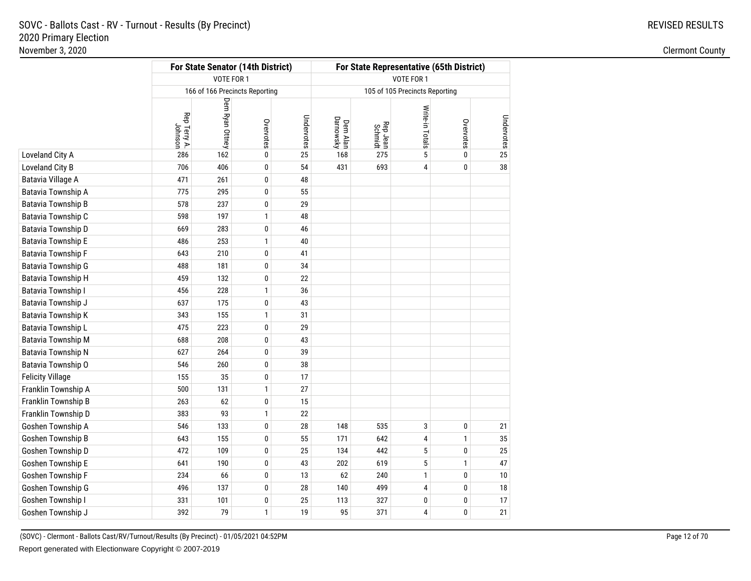# SOVC - Ballots Cast - RV - Turnout - Results (By Precinct)

## 2020 Primary Election

November 3, 2020

REVISED RESULTS

Clermont County

| | For State Senator (14th District) | | | | For State Representative (65th District) | | | | |
|---|---|---|---|---|---|---|---|---|---|
| | VOTE FOR 1 | | | | VOTE FOR 1 | | | | |
| | 166 of 166 Precincts Reporting | | | | 105 of 105 Precincts Reporting | | | | |
| | Rep Terry A. Johnson | Dem Ryan Ottney | Overvotes | Undervotes | Dem Alan Darnowsky | Rep Jean Schmidt | Write-in Totals | Overvotes | Undervotes |
| Loveland City A | 286 | 162 | 0 | 25 | 168 | 275 | 5 | 0 | 25 |
| Loveland City B | 706 | 406 | 0 | 54 | 431 | 693 | 4 | 0 | 38 |
| Batavia Village A | 471 | 261 | 0 | 48 | | | | | |
| Batavia Township A | 775 | 295 | 0 | 55 | | | | | |
| Batavia Township B | 578 | 237 | 0 | 29 | | | | | |
| Batavia Township C | 598 | 197 | 1 | 48 | | | | | |
| Batavia Township D | 669 | 283 | 0 | 46 | | | | | |
| Batavia Township E | 486 | 253 | 1 | 40 | | | | | |
| Batavia Township F | 643 | 210 | 0 | 41 | | | | | |
| Batavia Township G | 488 | 181 | 0 | 34 | | | | | |
| Batavia Township H | 459 | 132 | 0 | 22 | | | | | |
| Batavia Township I | 456 | 228 | 1 | 36 | | | | | |
| Batavia Township J | 637 | 175 | 0 | 43 | | | | | |
| Batavia Township K | 343 | 155 | 1 | 31 | | | | | |
| Batavia Township L | 475 | 223 | 0 | 29 | | | | | |
| Batavia Township M | 688 | 208 | 0 | 43 | | | | | |
| Batavia Township N | 627 | 264 | 0 | 39 | | | | | |
| Batavia Township O | 546 | 260 | 0 | 38 | | | | | |
| Felicity Village | 155 | 35 | 0 | 17 | | | | | |
| Franklin Township A | 500 | 131 | 1 | 27 | | | | | |
| Franklin Township B | 263 | 62 | 0 | 15 | | | | | |
| Franklin Township D | 383 | 93 | 1 | 22 | | | | | |
| Goshen Township A | 546 | 133 | 0 | 28 | 148 | 535 | 3 | 0 | 21 |
| Goshen Township B | 643 | 155 | 0 | 55 | 171 | 642 | 4 | 1 | 35 |
| Goshen Township D | 472 | 109 | 0 | 25 | 134 | 442 | 5 | 0 | 25 |
| Goshen Township E | 641 | 190 | 0 | 43 | 202 | 619 | 5 | 1 | 47 |
| Goshen Township F | 234 | 66 | 0 | 13 | 62 | 240 | 1 | 0 | 10 |
| Goshen Township G | 496 | 137 | 0 | 28 | 140 | 499 | 4 | 0 | 18 |
| Goshen Township I | 331 | 101 | 0 | 25 | 113 | 327 | 0 | 0 | 17 |
| Goshen Township J | 392 | 79 | 1 | 19 | 95 | 371 | 4 | 0 | 21 |

(SOVC) - Clermont - Ballots Cast/RV/Turnout/Results (By Precinct) - 01/05/2021 04:52PM

Report generated with Electionware Copyright © 2007-2019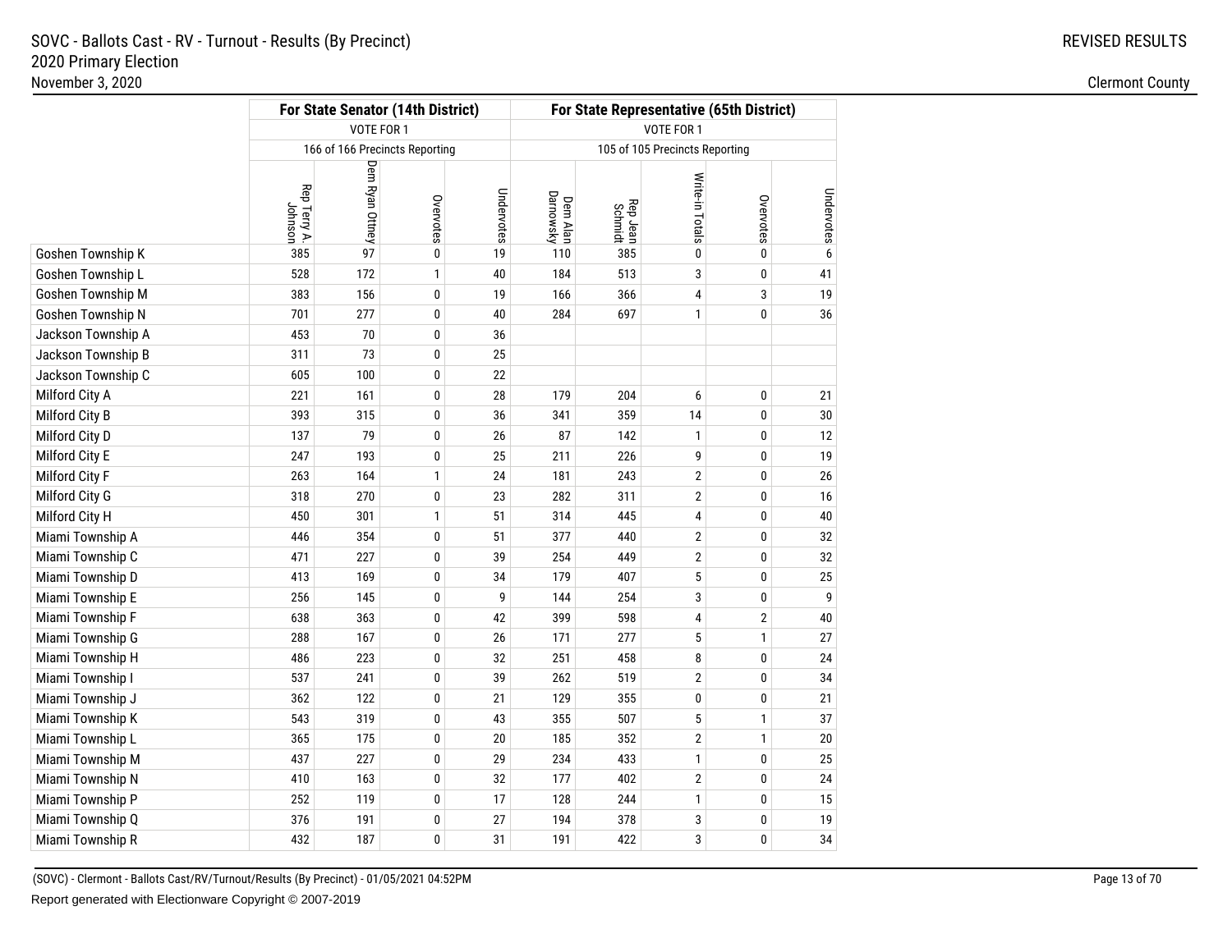# SOVC - Ballots Cast - RV - Turnout - Results (By Precinct)

## 2020 Primary Election

November 3, 2020

REVISED RESULTS

Clermont County

| | For State Senator (14th District) | | | | For State Representative (65th District) | | | | |
|---|---|---|---|---|---|---|---|---|---|
| | VOTE FOR 1 | | | | VOTE FOR 1 | | | | |
| | 166 of 166 Precincts Reporting | | | | 105 of 105 Precincts Reporting | | | | |
| | Rep Terry A. Johnson | Dem Ryan Ottney | Overvotes | Undervotes | Dem Alan Darnowsky | Rep Jean Schmidt | Write-in Totals | Overvotes | Undervotes |
| Goshen Township K | 385 | 97 | 0 | 19 | 110 | 385 | 0 | 0 | 6 |
| Goshen Township L | 528 | 172 | 1 | 40 | 184 | 513 | 3 | 0 | 41 |
| Goshen Township M | 383 | 156 | 0 | 19 | 166 | 366 | 4 | 3 | 19 |
| Goshen Township N | 701 | 277 | 0 | 40 | 284 | 697 | 1 | 0 | 36 |
| Jackson Township A | 453 | 70 | 0 | 36 | | | | | |
| Jackson Township B | 311 | 73 | 0 | 25 | | | | | |
| Jackson Township C | 605 | 100 | 0 | 22 | | | | | |
| Milford City A | 221 | 161 | 0 | 28 | 179 | 204 | 6 | 0 | 21 |
| Milford City B | 393 | 315 | 0 | 36 | 341 | 359 | 14 | 0 | 30 |
| Milford City D | 137 | 79 | 0 | 26 | 87 | 142 | 1 | 0 | 12 |
| Milford City E | 247 | 193 | 0 | 25 | 211 | 226 | 9 | 0 | 19 |
| Milford City F | 263 | 164 | 1 | 24 | 181 | 243 | 2 | 0 | 26 |
| Milford City G | 318 | 270 | 0 | 23 | 282 | 311 | 2 | 0 | 16 |
| Milford City H | 450 | 301 | 1 | 51 | 314 | 445 | 4 | 0 | 40 |
| Miami Township A | 446 | 354 | 0 | 51 | 377 | 440 | 2 | 0 | 32 |
| Miami Township C | 471 | 227 | 0 | 39 | 254 | 449 | 2 | 0 | 32 |
| Miami Township D | 413 | 169 | 0 | 34 | 179 | 407 | 5 | 0 | 25 |
| Miami Township E | 256 | 145 | 0 | 9 | 144 | 254 | 3 | 0 | 9 |
| Miami Township F | 638 | 363 | 0 | 42 | 399 | 598 | 4 | 2 | 40 |
| Miami Township G | 288 | 167 | 0 | 26 | 171 | 277 | 5 | 1 | 27 |
| Miami Township H | 486 | 223 | 0 | 32 | 251 | 458 | 8 | 0 | 24 |
| Miami Township I | 537 | 241 | 0 | 39 | 262 | 519 | 2 | 0 | 34 |
| Miami Township J | 362 | 122 | 0 | 21 | 129 | 355 | 0 | 0 | 21 |
| Miami Township K | 543 | 319 | 0 | 43 | 355 | 507 | 5 | 1 | 37 |
| Miami Township L | 365 | 175 | 0 | 20 | 185 | 352 | 2 | 1 | 20 |
| Miami Township M | 437 | 227 | 0 | 29 | 234 | 433 | 1 | 0 | 25 |
| Miami Township N | 410 | 163 | 0 | 32 | 177 | 402 | 2 | 0 | 24 |
| Miami Township P | 252 | 119 | 0 | 17 | 128 | 244 | 1 | 0 | 15 |
| Miami Township Q | 376 | 191 | 0 | 27 | 194 | 378 | 3 | 0 | 19 |
| Miami Township R | 432 | 187 | 0 | 31 | 191 | 422 | 3 | 0 | 34 |

(SOVC) - Clermont - Ballots Cast/RV/Turnout/Results (By Precinct) - 01/05/2021 04:52PM

Report generated with Electionware Copyright © 2007-2019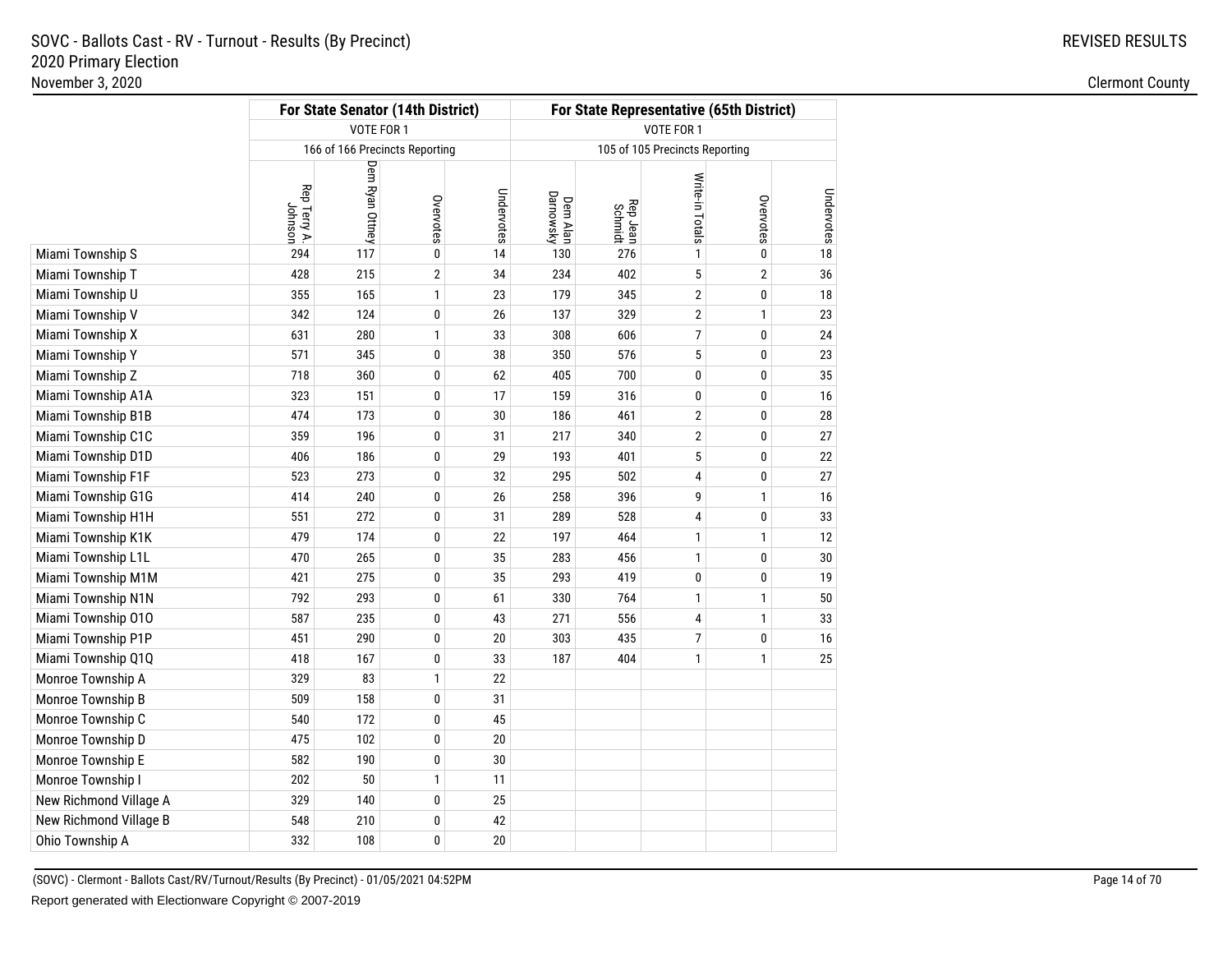SOVC - Ballots Cast - RV - Turnout - Results (By Precinct)
2020 Primary Election
November 3, 2020

REVISED RESULTS

Clermont County

| | For State Senator (14th District) | | | | For State Representative (65th District) | | | | |
|---|---|---|---|---|---|---|---|---|---|
| | VOTE FOR 1 | | | | VOTE FOR 1 | | | | |
| | 166 of 166 Precincts Reporting | | | | 105 of 105 Precincts Reporting | | | | |
| | Rep Terry A. Johnson | Dem Ryan Ottney | Overvotes | Undervotes | Dem Alan Darnowsky | Rep Jean Schmidt | Write-in Totals | Overvotes | Undervotes |
| Miami Township S | 294 | 117 | 0 | 14 | 130 | 276 | 1 | 0 | 18 |
| Miami Township T | 428 | 215 | 2 | 34 | 234 | 402 | 5 | 2 | 36 |
| Miami Township U | 355 | 165 | 1 | 23 | 179 | 345 | 2 | 0 | 18 |
| Miami Township V | 342 | 124 | 0 | 26 | 137 | 329 | 2 | 1 | 23 |
| Miami Township X | 631 | 280 | 1 | 33 | 308 | 606 | 7 | 0 | 24 |
| Miami Township Y | 571 | 345 | 0 | 38 | 350 | 576 | 5 | 0 | 23 |
| Miami Township Z | 718 | 360 | 0 | 62 | 405 | 700 | 0 | 0 | 35 |
| Miami Township A1A | 323 | 151 | 0 | 17 | 159 | 316 | 0 | 0 | 16 |
| Miami Township B1B | 474 | 173 | 0 | 30 | 186 | 461 | 2 | 0 | 28 |
| Miami Township C1C | 359 | 196 | 0 | 31 | 217 | 340 | 2 | 0 | 27 |
| Miami Township D1D | 406 | 186 | 0 | 29 | 193 | 401 | 5 | 0 | 22 |
| Miami Township F1F | 523 | 273 | 0 | 32 | 295 | 502 | 4 | 0 | 27 |
| Miami Township G1G | 414 | 240 | 0 | 26 | 258 | 396 | 9 | 1 | 16 |
| Miami Township H1H | 551 | 272 | 0 | 31 | 289 | 528 | 4 | 0 | 33 |
| Miami Township K1K | 479 | 174 | 0 | 22 | 197 | 464 | 1 | 1 | 12 |
| Miami Township L1L | 470 | 265 | 0 | 35 | 283 | 456 | 1 | 0 | 30 |
| Miami Township M1M | 421 | 275 | 0 | 35 | 293 | 419 | 0 | 0 | 19 |
| Miami Township N1N | 792 | 293 | 0 | 61 | 330 | 764 | 1 | 1 | 50 |
| Miami Township O1O | 587 | 235 | 0 | 43 | 271 | 556 | 4 | 1 | 33 |
| Miami Township P1P | 451 | 290 | 0 | 20 | 303 | 435 | 7 | 0 | 16 |
| Miami Township Q1Q | 418 | 167 | 0 | 33 | 187 | 404 | 1 | 1 | 25 |
| Monroe Township A | 329 | 83 | 1 | 22 | | | | | |
| Monroe Township B | 509 | 158 | 0 | 31 | | | | | |
| Monroe Township C | 540 | 172 | 0 | 45 | | | | | |
| Monroe Township D | 475 | 102 | 0 | 20 | | | | | |
| Monroe Township E | 582 | 190 | 0 | 30 | | | | | |
| Monroe Township I | 202 | 50 | 1 | 11 | | | | | |
| New Richmond Village A | 329 | 140 | 0 | 25 | | | | | |
| New Richmond Village B | 548 | 210 | 0 | 42 | | | | | |
| Ohio Township A | 332 | 108 | 0 | 20 | | | | | |

(SOVC) - Clermont - Ballots Cast/RV/Turnout/Results (By Precinct) - 01/05/2021 04:52PM

Report generated with Electionware Copyright © 2007-2019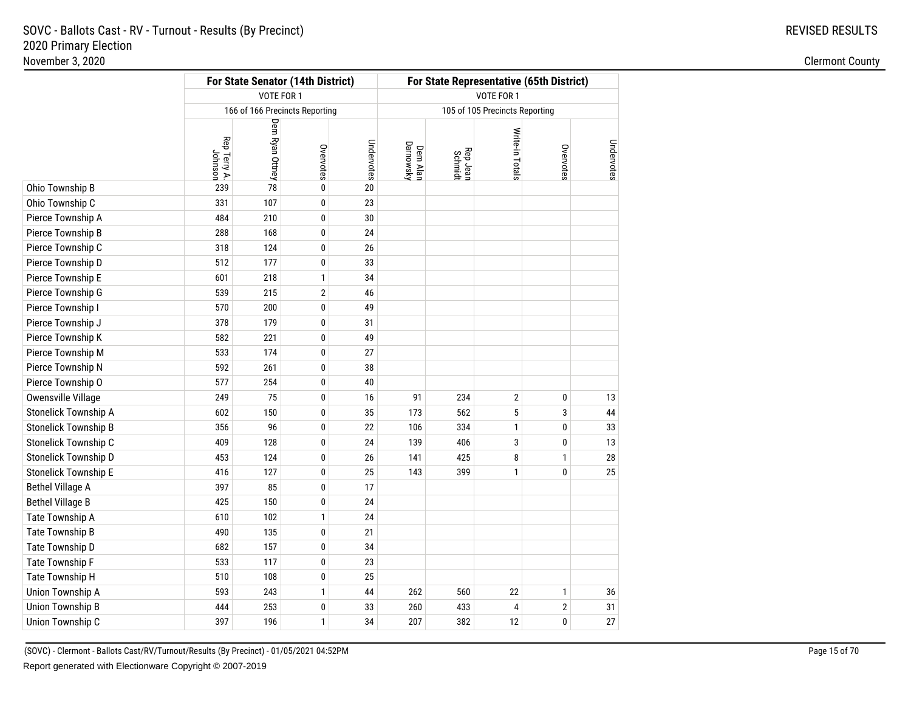SOVC - Ballots Cast - RV - Turnout - Results (By Precinct)
2020 Primary Election
November 3, 2020

REVISED RESULTS

Clermont County

| | For State Senator (14th District) | | | | For State Representative (65th District) | | | | |
|---|---|---|---|---|---|---|---|---|---|
| | VOTE FOR 1 | | | | VOTE FOR 1 | | | | |
| | 166 of 166 Precincts Reporting | | | | 105 of 105 Precincts Reporting | | | | |
| | Rep Terry A. Johnson | Dem Ryan Ottney | Overvotes | Undervotes | Dem Alan Darnowsky | Rep Jean Schmidt | Write-in Totals | Overvotes | Undervotes |
| Ohio Township B | 239 | 78 | 0 | 20 | | | | | |
| Ohio Township C | 331 | 107 | 0 | 23 | | | | | |
| Pierce Township A | 484 | 210 | 0 | 30 | | | | | |
| Pierce Township B | 288 | 168 | 0 | 24 | | | | | |
| Pierce Township C | 318 | 124 | 0 | 26 | | | | | |
| Pierce Township D | 512 | 177 | 0 | 33 | | | | | |
| Pierce Township E | 601 | 218 | 1 | 34 | | | | | |
| Pierce Township G | 539 | 215 | 2 | 46 | | | | | |
| Pierce Township I | 570 | 200 | 0 | 49 | | | | | |
| Pierce Township J | 378 | 179 | 0 | 31 | | | | | |
| Pierce Township K | 582 | 221 | 0 | 49 | | | | | |
| Pierce Township M | 533 | 174 | 0 | 27 | | | | | |
| Pierce Township N | 592 | 261 | 0 | 38 | | | | | |
| Pierce Township O | 577 | 254 | 0 | 40 | | | | | |
| Owensville Village | 249 | 75 | 0 | 16 | 91 | 234 | 2 | 0 | 13 |
| Stonelick Township A | 602 | 150 | 0 | 35 | 173 | 562 | 5 | 3 | 44 |
| Stonelick Township B | 356 | 96 | 0 | 22 | 106 | 334 | 1 | 0 | 33 |
| Stonelick Township C | 409 | 128 | 0 | 24 | 139 | 406 | 3 | 0 | 13 |
| Stonelick Township D | 453 | 124 | 0 | 26 | 141 | 425 | 8 | 1 | 28 |
| Stonelick Township E | 416 | 127 | 0 | 25 | 143 | 399 | 1 | 0 | 25 |
| Bethel Village A | 397 | 85 | 0 | 17 | | | | | |
| Bethel Village B | 425 | 150 | 0 | 24 | | | | | |
| Tate Township A | 610 | 102 | 1 | 24 | | | | | |
| Tate Township B | 490 | 135 | 0 | 21 | | | | | |
| Tate Township D | 682 | 157 | 0 | 34 | | | | | |
| Tate Township F | 533 | 117 | 0 | 23 | | | | | |
| Tate Township H | 510 | 108 | 0 | 25 | | | | | |
| Union Township A | 593 | 243 | 1 | 44 | 262 | 560 | 22 | 1 | 36 |
| Union Township B | 444 | 253 | 0 | 33 | 260 | 433 | 4 | 2 | 31 |
| Union Township C | 397 | 196 | 1 | 34 | 207 | 382 | 12 | 0 | 27 |

(SOVC) - Clermont - Ballots Cast/RV/Turnout/Results (By Precinct) - 01/05/2021 04:52PM

Report generated with Electionware Copyright © 2007-2019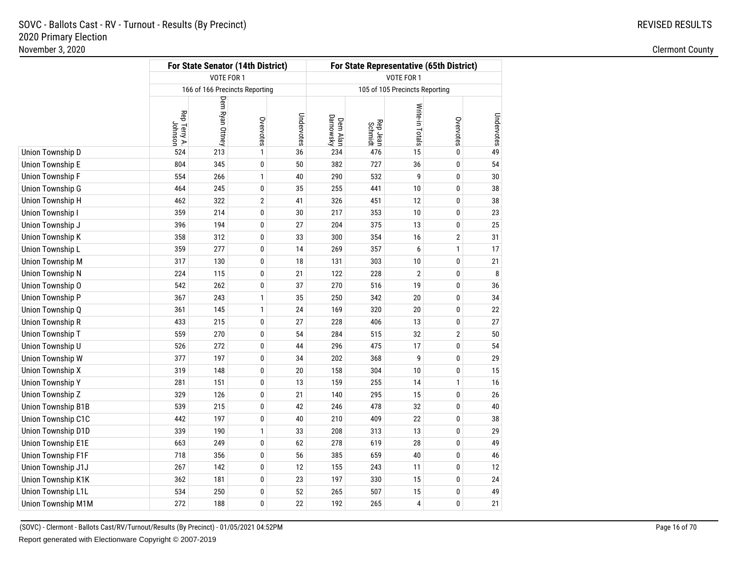SOVC - Ballots Cast - RV - Turnout - Results (By Precinct)
2020 Primary Election
November 3, 2020

REVISED RESULTS

Clermont County

| | For State Senator (14th District) | | | | For State Representative (65th District) | | | | |
|---|---|---|---|---|---|---|---|---|---|
| | VOTE FOR 1 | | | | VOTE FOR 1 | | | | |
| | 166 of 166 Precincts Reporting | | | | 105 of 105 Precincts Reporting | | | | |
| | Rep Terry A. Johnson | Dem Ryan Ottney | Overvotes | Undervotes | Dem Alan Darnowsky | Rep Jean Schmidt | Write-in Totals | Overvotes | Undervotes |
| Union Township D | 524 | 213 | 1 | 36 | 234 | 476 | 15 | 0 | 49 |
| Union Township E | 804 | 345 | 0 | 50 | 382 | 727 | 36 | 0 | 54 |
| Union Township F | 554 | 266 | 1 | 40 | 290 | 532 | 9 | 0 | 30 |
| Union Township G | 464 | 245 | 0 | 35 | 255 | 441 | 10 | 0 | 38 |
| Union Township H | 462 | 322 | 2 | 41 | 326 | 451 | 12 | 0 | 38 |
| Union Township I | 359 | 214 | 0 | 30 | 217 | 353 | 10 | 0 | 23 |
| Union Township J | 396 | 194 | 0 | 27 | 204 | 375 | 13 | 0 | 25 |
| Union Township K | 358 | 312 | 0 | 33 | 300 | 354 | 16 | 2 | 31 |
| Union Township L | 359 | 277 | 0 | 14 | 269 | 357 | 6 | 1 | 17 |
| Union Township M | 317 | 130 | 0 | 18 | 131 | 303 | 10 | 0 | 21 |
| Union Township N | 224 | 115 | 0 | 21 | 122 | 228 | 2 | 0 | 8 |
| Union Township O | 542 | 262 | 0 | 37 | 270 | 516 | 19 | 0 | 36 |
| Union Township P | 367 | 243 | 1 | 35 | 250 | 342 | 20 | 0 | 34 |
| Union Township Q | 361 | 145 | 1 | 24 | 169 | 320 | 20 | 0 | 22 |
| Union Township R | 433 | 215 | 0 | 27 | 228 | 406 | 13 | 0 | 27 |
| Union Township T | 559 | 270 | 0 | 54 | 284 | 515 | 32 | 2 | 50 |
| Union Township U | 526 | 272 | 0 | 44 | 296 | 475 | 17 | 0 | 54 |
| Union Township W | 377 | 197 | 0 | 34 | 202 | 368 | 9 | 0 | 29 |
| Union Township X | 319 | 148 | 0 | 20 | 158 | 304 | 10 | 0 | 15 |
| Union Township Y | 281 | 151 | 0 | 13 | 159 | 255 | 14 | 1 | 16 |
| Union Township Z | 329 | 126 | 0 | 21 | 140 | 295 | 15 | 0 | 26 |
| Union Township B1B | 539 | 215 | 0 | 42 | 246 | 478 | 32 | 0 | 40 |
| Union Township C1C | 442 | 197 | 0 | 40 | 210 | 409 | 22 | 0 | 38 |
| Union Township D1D | 339 | 190 | 1 | 33 | 208 | 313 | 13 | 0 | 29 |
| Union Township E1E | 663 | 249 | 0 | 62 | 278 | 619 | 28 | 0 | 49 |
| Union Township F1F | 718 | 356 | 0 | 56 | 385 | 659 | 40 | 0 | 46 |
| Union Township J1J | 267 | 142 | 0 | 12 | 155 | 243 | 11 | 0 | 12 |
| Union Township K1K | 362 | 181 | 0 | 23 | 197 | 330 | 15 | 0 | 24 |
| Union Township L1L | 534 | 250 | 0 | 52 | 265 | 507 | 15 | 0 | 49 |
| Union Township M1M | 272 | 188 | 0 | 22 | 192 | 265 | 4 | 0 | 21 |

(SOVC) - Clermont - Ballots Cast/RV/Turnout/Results (By Precinct) - 01/05/2021 04:52PM

Report generated with Electionware Copyright © 2007-2019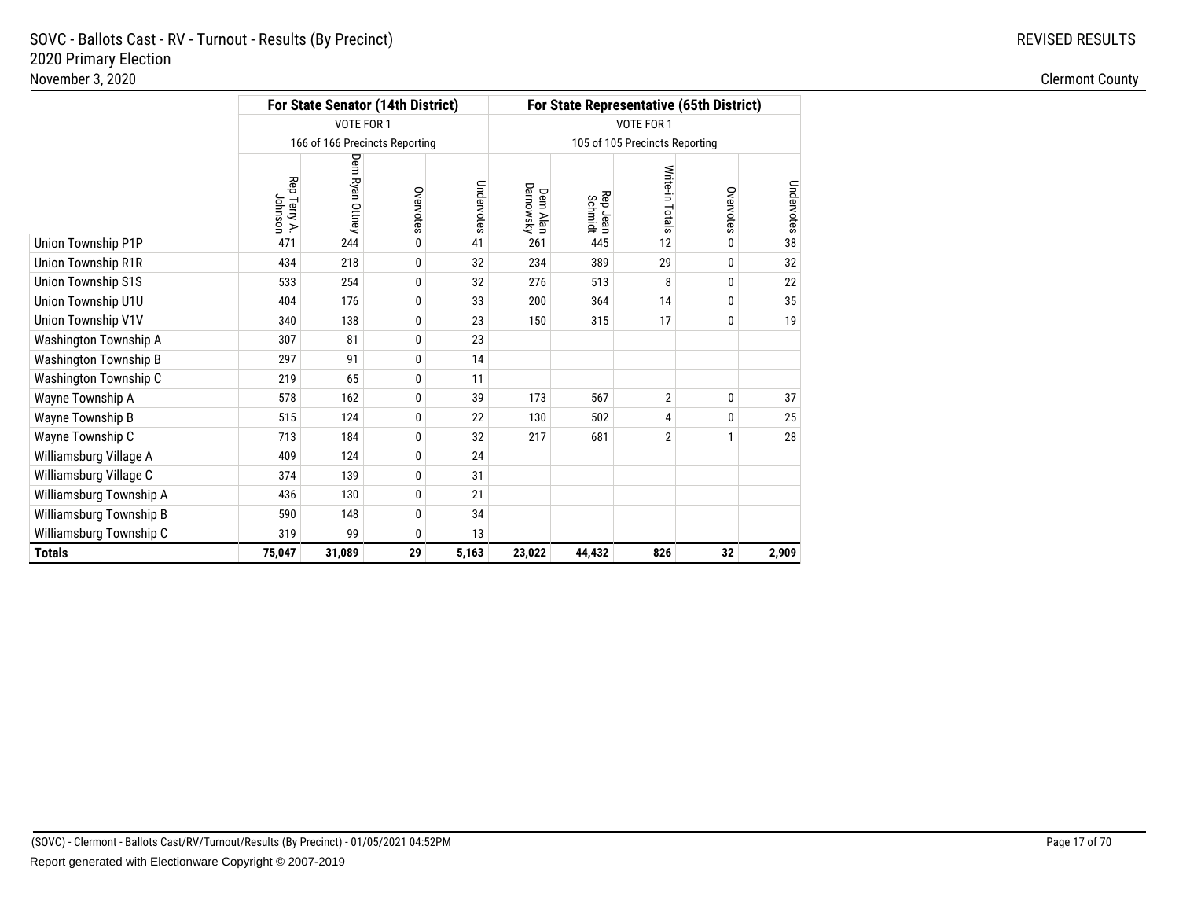SOVC - Ballots Cast - RV - Turnout - Results (By Precinct)
2020 Primary Election
November 3, 2020

REVISED RESULTS

Clermont County

| | For State Senator (14th District) | | | | For State Representative (65th District) | | | | |
|---|---|---|---|---|---|---|---|---|---|
| | VOTE FOR 1 | | | | VOTE FOR 1 | | | | |
| | 166 of 166 Precincts Reporting | | | | 105 of 105 Precincts Reporting | | | | |
| | Rep Terry A. Johnson | Dem Ryan Ottney | Overvotes | Undervotes | Dem Alan Darnowsky | Rep Jean Schmidt | Write-in Totals | Overvotes | Undervotes |
| Union Township P1P | 471 | 244 | 0 | 41 | 261 | 445 | 12 | 0 | 38 |
| Union Township R1R | 434 | 218 | 0 | 32 | 234 | 389 | 29 | 0 | 32 |
| Union Township S1S | 533 | 254 | 0 | 32 | 276 | 513 | 8 | 0 | 22 |
| Union Township U1U | 404 | 176 | 0 | 33 | 200 | 364 | 14 | 0 | 35 |
| Union Township V1V | 340 | 138 | 0 | 23 | 150 | 315 | 17 | 0 | 19 |
| Washington Township A | 307 | 81 | 0 | 23 | | | | | |
| Washington Township B | 297 | 91 | 0 | 14 | | | | | |
| Washington Township C | 219 | 65 | 0 | 11 | | | | | |
| Wayne Township A | 578 | 162 | 0 | 39 | 173 | 567 | 2 | 0 | 37 |
| Wayne Township B | 515 | 124 | 0 | 22 | 130 | 502 | 4 | 0 | 25 |
| Wayne Township C | 713 | 184 | 0 | 32 | 217 | 681 | 2 | 1 | 28 |
| Williamsburg Village A | 409 | 124 | 0 | 24 | | | | | |
| Williamsburg Village C | 374 | 139 | 0 | 31 | | | | | |
| Williamsburg Township A | 436 | 130 | 0 | 21 | | | | | |
| Williamsburg Township B | 590 | 148 | 0 | 34 | | | | | |
| Williamsburg Township C | 319 | 99 | 0 | 13 | | | | | |
| **Totals** | **75,047** | **31,089** | **29** | **5,163** | **23,022** | **44,432** | **826** | **32** | **2,909** |

(SOVC) - Clermont - Ballots Cast/RV/Turnout/Results (By Precinct) - 01/05/2021 04:52PM

Report generated with Electionware Copyright © 2007-2019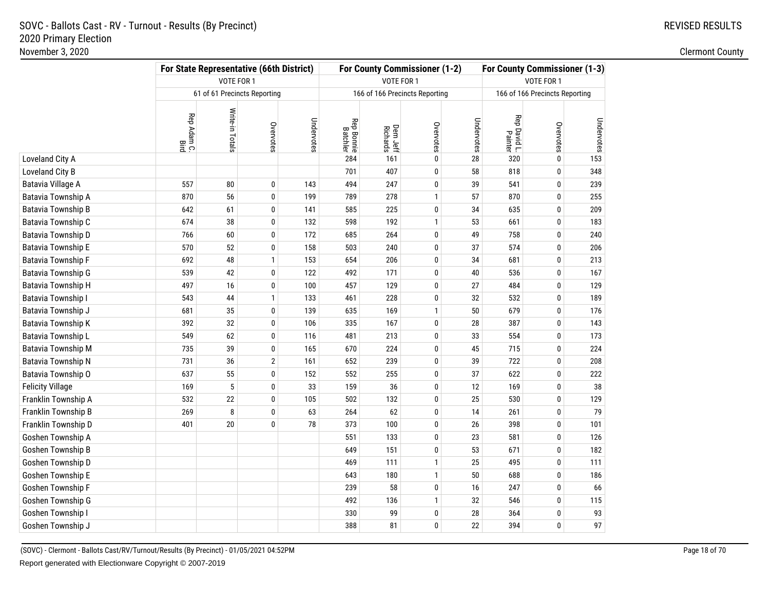# SOVC - Ballots Cast - RV - Turnout - Results (By Precinct)
## 2020 Primary Election
November 3, 2020

REVISED RESULTS

Clermont County

| | For State Representative (66th District) | | | | For County Commissioner (1-2) | | | | For County Commissioner (1-3) | | |
|---|---|---|---|---|---|---|---|---|---|---|---|
| | VOTE FOR 1 | | | | VOTE FOR 1 | | | | VOTE FOR 1 | | |
| | 61 of 61 Precincts Reporting | | | | 166 of 166 Precincts Reporting | | | | 166 of 166 Precincts Reporting | | |
| | Rep Adam C. Bird | Write-in Totals | Overvotes | Undervotes | Rep Bonnie Batchler | Dem Jeff Richards | Overvotes | Undervotes | Rep David L. Painter | Overvotes | Undervotes |
| Loveland City A | | | | | 284 | 161 | 0 | 28 | 320 | 0 | 153 |
| Loveland City B | | | | | 701 | 407 | 0 | 58 | 818 | 0 | 348 |
| Batavia Village A | 557 | 80 | 0 | 143 | 494 | 247 | 0 | 39 | 541 | 0 | 239 |
| Batavia Township A | 870 | 56 | 0 | 199 | 789 | 278 | 1 | 57 | 870 | 0 | 255 |
| Batavia Township B | 642 | 61 | 0 | 141 | 585 | 225 | 0 | 34 | 635 | 0 | 209 |
| Batavia Township C | 674 | 38 | 0 | 132 | 598 | 192 | 1 | 53 | 661 | 0 | 183 |
| Batavia Township D | 766 | 60 | 0 | 172 | 685 | 264 | 0 | 49 | 758 | 0 | 240 |
| Batavia Township E | 570 | 52 | 0 | 158 | 503 | 240 | 0 | 37 | 574 | 0 | 206 |
| Batavia Township F | 692 | 48 | 1 | 153 | 654 | 206 | 0 | 34 | 681 | 0 | 213 |
| Batavia Township G | 539 | 42 | 0 | 122 | 492 | 171 | 0 | 40 | 536 | 0 | 167 |
| Batavia Township H | 497 | 16 | 0 | 100 | 457 | 129 | 0 | 27 | 484 | 0 | 129 |
| Batavia Township I | 543 | 44 | 1 | 133 | 461 | 228 | 0 | 32 | 532 | 0 | 189 |
| Batavia Township J | 681 | 35 | 0 | 139 | 635 | 169 | 1 | 50 | 679 | 0 | 176 |
| Batavia Township K | 392 | 32 | 0 | 106 | 335 | 167 | 0 | 28 | 387 | 0 | 143 |
| Batavia Township L | 549 | 62 | 0 | 116 | 481 | 213 | 0 | 33 | 554 | 0 | 173 |
| Batavia Township M | 735 | 39 | 0 | 165 | 670 | 224 | 0 | 45 | 715 | 0 | 224 |
| Batavia Township N | 731 | 36 | 2 | 161 | 652 | 239 | 0 | 39 | 722 | 0 | 208 |
| Batavia Township O | 637 | 55 | 0 | 152 | 552 | 255 | 0 | 37 | 622 | 0 | 222 |
| Felicity Village | 169 | 5 | 0 | 33 | 159 | 36 | 0 | 12 | 169 | 0 | 38 |
| Franklin Township A | 532 | 22 | 0 | 105 | 502 | 132 | 0 | 25 | 530 | 0 | 129 |
| Franklin Township B | 269 | 8 | 0 | 63 | 264 | 62 | 0 | 14 | 261 | 0 | 79 |
| Franklin Township D | 401 | 20 | 0 | 78 | 373 | 100 | 0 | 26 | 398 | 0 | 101 |
| Goshen Township A | | | | | 551 | 133 | 0 | 23 | 581 | 0 | 126 |
| Goshen Township B | | | | | 649 | 151 | 0 | 53 | 671 | 0 | 182 |
| Goshen Township D | | | | | 469 | 111 | 1 | 25 | 495 | 0 | 111 |
| Goshen Township E | | | | | 643 | 180 | 1 | 50 | 688 | 0 | 186 |
| Goshen Township F | | | | | 239 | 58 | 0 | 16 | 247 | 0 | 66 |
| Goshen Township G | | | | | 492 | 136 | 1 | 32 | 546 | 0 | 115 |
| Goshen Township I | | | | | 330 | 99 | 0 | 28 | 364 | 0 | 93 |
| Goshen Township J | | | | | 388 | 81 | 0 | 22 | 394 | 0 | 97 |

(SOVC) - Clermont - Ballots Cast/RV/Turnout/Results (By Precinct) - 01/05/2021 04:52PM

Report generated with Electionware Copyright © 2007-2019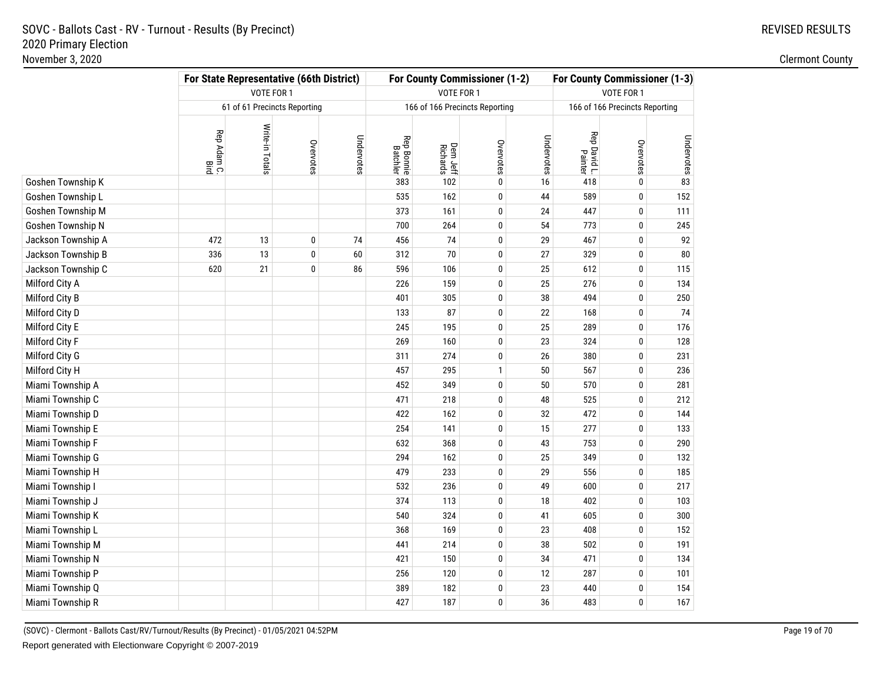SOVC - Ballots Cast - RV - Turnout - Results (By Precinct)
2020 Primary Election
November 3, 2020

REVISED RESULTS

Clermont County

| | For State Representative (66th District) | | | | For County Commissioner (1-2) | | | | For County Commissioner (1-3) | | |
|---|---|---|---|---|---|---|---|---|---|---|---|
| | VOTE FOR 1 | | | | VOTE FOR 1 | | | | VOTE FOR 1 | | |
| | 61 of 61 Precincts Reporting | | | | 166 of 166 Precincts Reporting | | | | 166 of 166 Precincts Reporting | | |
| | Rep Adam C. Bird | Write-in Totals | Overvotes | Undervotes | Rep Bonnie Batchler | Dem Jeff Richards | Overvotes | Undervotes | Rep David L. Painter | Overvotes | Undervotes |
| Goshen Township K | | | | | 383 | 102 | 0 | 16 | 418 | 0 | 83 |
| Goshen Township L | | | | | 535 | 162 | 0 | 44 | 589 | 0 | 152 |
| Goshen Township M | | | | | 373 | 161 | 0 | 24 | 447 | 0 | 111 |
| Goshen Township N | | | | | 700 | 264 | 0 | 54 | 773 | 0 | 245 |
| Jackson Township A | 472 | 13 | 0 | 74 | 456 | 74 | 0 | 29 | 467 | 0 | 92 |
| Jackson Township B | 336 | 13 | 0 | 60 | 312 | 70 | 0 | 27 | 329 | 0 | 80 |
| Jackson Township C | 620 | 21 | 0 | 86 | 596 | 106 | 0 | 25 | 612 | 0 | 115 |
| Milford City A | | | | | 226 | 159 | 0 | 25 | 276 | 0 | 134 |
| Milford City B | | | | | 401 | 305 | 0 | 38 | 494 | 0 | 250 |
| Milford City D | | | | | 133 | 87 | 0 | 22 | 168 | 0 | 74 |
| Milford City E | | | | | 245 | 195 | 0 | 25 | 289 | 0 | 176 |
| Milford City F | | | | | 269 | 160 | 0 | 23 | 324 | 0 | 128 |
| Milford City G | | | | | 311 | 274 | 0 | 26 | 380 | 0 | 231 |
| Milford City H | | | | | 457 | 295 | 1 | 50 | 567 | 0 | 236 |
| Miami Township A | | | | | 452 | 349 | 0 | 50 | 570 | 0 | 281 |
| Miami Township C | | | | | 471 | 218 | 0 | 48 | 525 | 0 | 212 |
| Miami Township D | | | | | 422 | 162 | 0 | 32 | 472 | 0 | 144 |
| Miami Township E | | | | | 254 | 141 | 0 | 15 | 277 | 0 | 133 |
| Miami Township F | | | | | 632 | 368 | 0 | 43 | 753 | 0 | 290 |
| Miami Township G | | | | | 294 | 162 | 0 | 25 | 349 | 0 | 132 |
| Miami Township H | | | | | 479 | 233 | 0 | 29 | 556 | 0 | 185 |
| Miami Township I | | | | | 532 | 236 | 0 | 49 | 600 | 0 | 217 |
| Miami Township J | | | | | 374 | 113 | 0 | 18 | 402 | 0 | 103 |
| Miami Township K | | | | | 540 | 324 | 0 | 41 | 605 | 0 | 300 |
| Miami Township L | | | | | 368 | 169 | 0 | 23 | 408 | 0 | 152 |
| Miami Township M | | | | | 441 | 214 | 0 | 38 | 502 | 0 | 191 |
| Miami Township N | | | | | 421 | 150 | 0 | 34 | 471 | 0 | 134 |
| Miami Township P | | | | | 256 | 120 | 0 | 12 | 287 | 0 | 101 |
| Miami Township Q | | | | | 389 | 182 | 0 | 23 | 440 | 0 | 154 |
| Miami Township R | | | | | 427 | 187 | 0 | 36 | 483 | 0 | 167 |

(SOVC) - Clermont - Ballots Cast/RV/Turnout/Results (By Precinct) - 01/05/2021 04:52PM

Report generated with Electionware Copyright © 2007-2019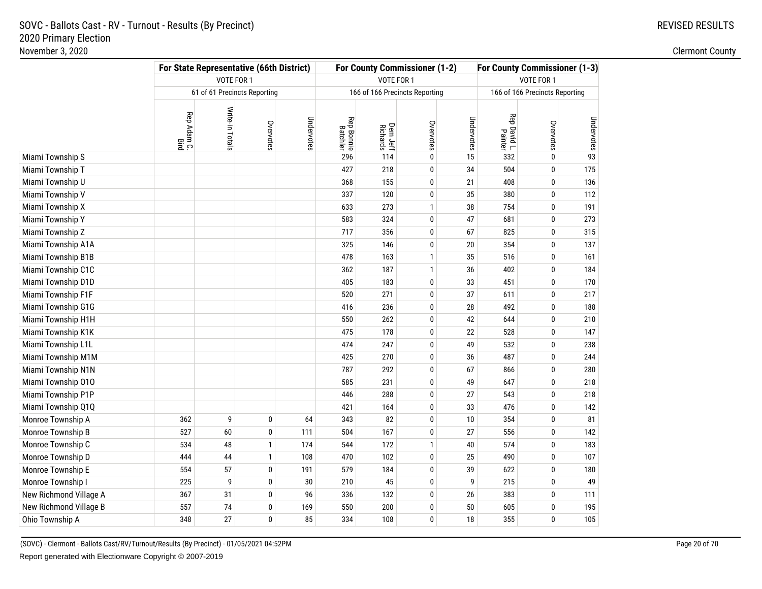# SOVC - Ballots Cast - RV - Turnout - Results (By Precinct)

## 2020 Primary Election

November 3, 2020

REVISED RESULTS

Clermont County

| | For State Representative (66th District) | | | | For County Commissioner (1-2) | | | | For County Commissioner (1-3) | | |
|---|---|---|---|---|---|---|---|---|---|---|---|
| | VOTE FOR 1 | | | | VOTE FOR 1 | | | | VOTE FOR 1 | | |
| | 61 of 61 Precincts Reporting | | | | 166 of 166 Precincts Reporting | | | | 166 of 166 Precincts Reporting | | |
| | Rep Adam C. Bird | Write-in Totals | Overvotes | Undervotes | Rep Bonnie Batchler | Dem Jeff Richards | Overvotes | Undervotes | Rep David L. Painter | Overvotes | Undervotes |
| Miami Township S | | | | | 296 | 114 | 0 | 15 | 332 | 0 | 93 |
| Miami Township T | | | | | 427 | 218 | 0 | 34 | 504 | 0 | 175 |
| Miami Township U | | | | | 368 | 155 | 0 | 21 | 408 | 0 | 136 |
| Miami Township V | | | | | 337 | 120 | 0 | 35 | 380 | 0 | 112 |
| Miami Township X | | | | | 633 | 273 | 1 | 38 | 754 | 0 | 191 |
| Miami Township Y | | | | | 583 | 324 | 0 | 47 | 681 | 0 | 273 |
| Miami Township Z | | | | | 717 | 356 | 0 | 67 | 825 | 0 | 315 |
| Miami Township A1A | | | | | 325 | 146 | 0 | 20 | 354 | 0 | 137 |
| Miami Township B1B | | | | | 478 | 163 | 1 | 35 | 516 | 0 | 161 |
| Miami Township C1C | | | | | 362 | 187 | 1 | 36 | 402 | 0 | 184 |
| Miami Township D1D | | | | | 405 | 183 | 0 | 33 | 451 | 0 | 170 |
| Miami Township F1F | | | | | 520 | 271 | 0 | 37 | 611 | 0 | 217 |
| Miami Township G1G | | | | | 416 | 236 | 0 | 28 | 492 | 0 | 188 |
| Miami Township H1H | | | | | 550 | 262 | 0 | 42 | 644 | 0 | 210 |
| Miami Township K1K | | | | | 475 | 178 | 0 | 22 | 528 | 0 | 147 |
| Miami Township L1L | | | | | 474 | 247 | 0 | 49 | 532 | 0 | 238 |
| Miami Township M1M | | | | | 425 | 270 | 0 | 36 | 487 | 0 | 244 |
| Miami Township N1N | | | | | 787 | 292 | 0 | 67 | 866 | 0 | 280 |
| Miami Township O1O | | | | | 585 | 231 | 0 | 49 | 647 | 0 | 218 |
| Miami Township P1P | | | | | 446 | 288 | 0 | 27 | 543 | 0 | 218 |
| Miami Township Q1Q | | | | | 421 | 164 | 0 | 33 | 476 | 0 | 142 |
| Monroe Township A | 362 | 9 | 0 | 64 | 343 | 82 | 0 | 10 | 354 | 0 | 81 |
| Monroe Township B | 527 | 60 | 0 | 111 | 504 | 167 | 0 | 27 | 556 | 0 | 142 |
| Monroe Township C | 534 | 48 | 1 | 174 | 544 | 172 | 1 | 40 | 574 | 0 | 183 |
| Monroe Township D | 444 | 44 | 1 | 108 | 470 | 102 | 0 | 25 | 490 | 0 | 107 |
| Monroe Township E | 554 | 57 | 0 | 191 | 579 | 184 | 0 | 39 | 622 | 0 | 180 |
| Monroe Township I | 225 | 9 | 0 | 30 | 210 | 45 | 0 | 9 | 215 | 0 | 49 |
| New Richmond Village A | 367 | 31 | 0 | 96 | 336 | 132 | 0 | 26 | 383 | 0 | 111 |
| New Richmond Village B | 557 | 74 | 0 | 169 | 550 | 200 | 0 | 50 | 605 | 0 | 195 |
| Ohio Township A | 348 | 27 | 0 | 85 | 334 | 108 | 0 | 18 | 355 | 0 | 105 |

(SOVC) - Clermont - Ballots Cast/RV/Turnout/Results (By Precinct) - 01/05/2021 04:52PM

Report generated with Electionware Copyright © 2007-2019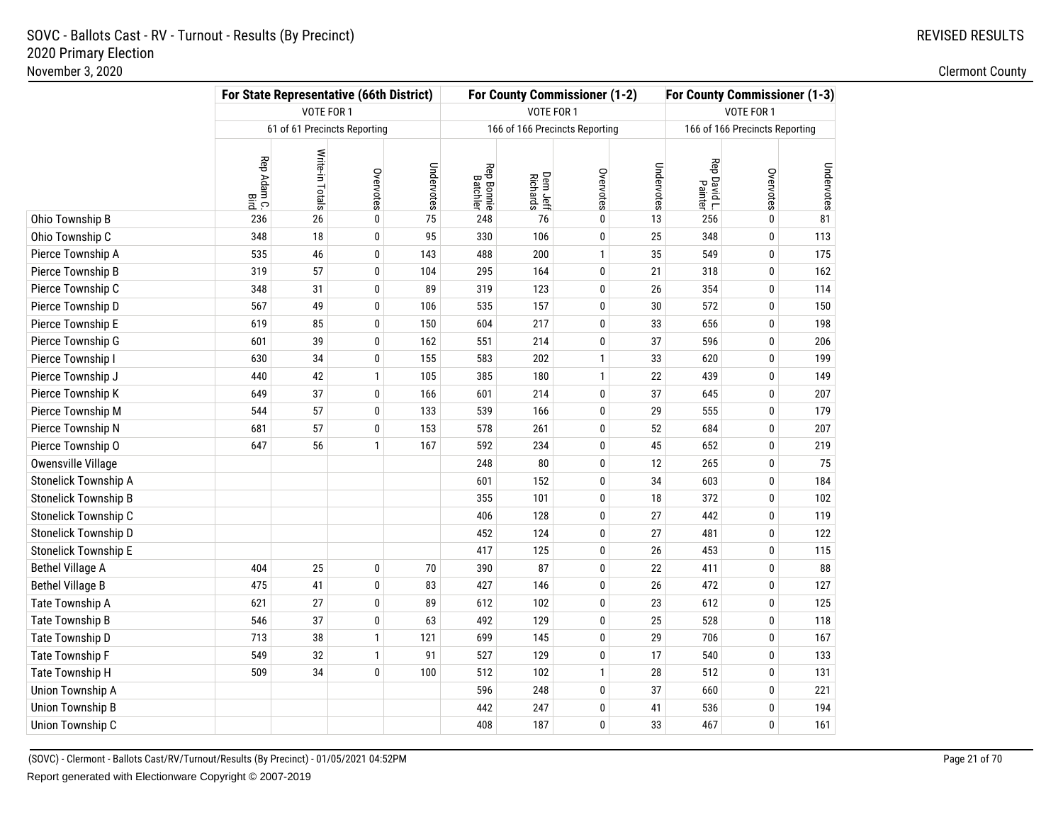SOVC - Ballots Cast - RV - Turnout - Results (By Precinct)
2020 Primary Election
November 3, 2020

REVISED RESULTS

Clermont County

| | For State Representative (66th District) | | | | For County Commissioner (1-2) | | | | For County Commissioner (1-3) | | |
|---|---|---|---|---|---|---|---|---|---|---|---|
| | VOTE FOR 1 | | | | VOTE FOR 1 | | | | VOTE FOR 1 | | |
| | 61 of 61 Precincts Reporting | | | | 166 of 166 Precincts Reporting | | | | 166 of 166 Precincts Reporting | | |
| | Rep Adam C. Bird | Write-in Totals | Overvotes | Undervotes | Rep Bonnie Batchler | Dem Jeff Richards | Overvotes | Undervotes | Rep David L. Painter | Overvotes | Undervotes |
| Ohio Township B | 236 | 26 | 0 | 75 | 248 | 76 | 0 | 13 | 256 | 0 | 81 |
| Ohio Township C | 348 | 18 | 0 | 95 | 330 | 106 | 0 | 25 | 348 | 0 | 113 |
| Pierce Township A | 535 | 46 | 0 | 143 | 488 | 200 | 1 | 35 | 549 | 0 | 175 |
| Pierce Township B | 319 | 57 | 0 | 104 | 295 | 164 | 0 | 21 | 318 | 0 | 162 |
| Pierce Township C | 348 | 31 | 0 | 89 | 319 | 123 | 0 | 26 | 354 | 0 | 114 |
| Pierce Township D | 567 | 49 | 0 | 106 | 535 | 157 | 0 | 30 | 572 | 0 | 150 |
| Pierce Township E | 619 | 85 | 0 | 150 | 604 | 217 | 0 | 33 | 656 | 0 | 198 |
| Pierce Township G | 601 | 39 | 0 | 162 | 551 | 214 | 0 | 37 | 596 | 0 | 206 |
| Pierce Township I | 630 | 34 | 0 | 155 | 583 | 202 | 1 | 33 | 620 | 0 | 199 |
| Pierce Township J | 440 | 42 | 1 | 105 | 385 | 180 | 1 | 22 | 439 | 0 | 149 |
| Pierce Township K | 649 | 37 | 0 | 166 | 601 | 214 | 0 | 37 | 645 | 0 | 207 |
| Pierce Township M | 544 | 57 | 0 | 133 | 539 | 166 | 0 | 29 | 555 | 0 | 179 |
| Pierce Township N | 681 | 57 | 0 | 153 | 578 | 261 | 0 | 52 | 684 | 0 | 207 |
| Pierce Township O | 647 | 56 | 1 | 167 | 592 | 234 | 0 | 45 | 652 | 0 | 219 |
| Owensville Village | | | | | 248 | 80 | 0 | 12 | 265 | 0 | 75 |
| Stonelick Township A | | | | | 601 | 152 | 0 | 34 | 603 | 0 | 184 |
| Stonelick Township B | | | | | 355 | 101 | 0 | 18 | 372 | 0 | 102 |
| Stonelick Township C | | | | | 406 | 128 | 0 | 27 | 442 | 0 | 119 |
| Stonelick Township D | | | | | 452 | 124 | 0 | 27 | 481 | 0 | 122 |
| Stonelick Township E | | | | | 417 | 125 | 0 | 26 | 453 | 0 | 115 |
| Bethel Village A | 404 | 25 | 0 | 70 | 390 | 87 | 0 | 22 | 411 | 0 | 88 |
| Bethel Village B | 475 | 41 | 0 | 83 | 427 | 146 | 0 | 26 | 472 | 0 | 127 |
| Tate Township A | 621 | 27 | 0 | 89 | 612 | 102 | 0 | 23 | 612 | 0 | 125 |
| Tate Township B | 546 | 37 | 0 | 63 | 492 | 129 | 0 | 25 | 528 | 0 | 118 |
| Tate Township D | 713 | 38 | 1 | 121 | 699 | 145 | 0 | 29 | 706 | 0 | 167 |
| Tate Township F | 549 | 32 | 1 | 91 | 527 | 129 | 0 | 17 | 540 | 0 | 133 |
| Tate Township H | 509 | 34 | 0 | 100 | 512 | 102 | 1 | 28 | 512 | 0 | 131 |
| Union Township A | | | | | 596 | 248 | 0 | 37 | 660 | 0 | 221 |
| Union Township B | | | | | 442 | 247 | 0 | 41 | 536 | 0 | 194 |
| Union Township C | | | | | 408 | 187 | 0 | 33 | 467 | 0 | 161 |

(SOVC) - Clermont - Ballots Cast/RV/Turnout/Results (By Precinct) - 01/05/2021 04:52PM

Report generated with Electionware Copyright © 2007-2019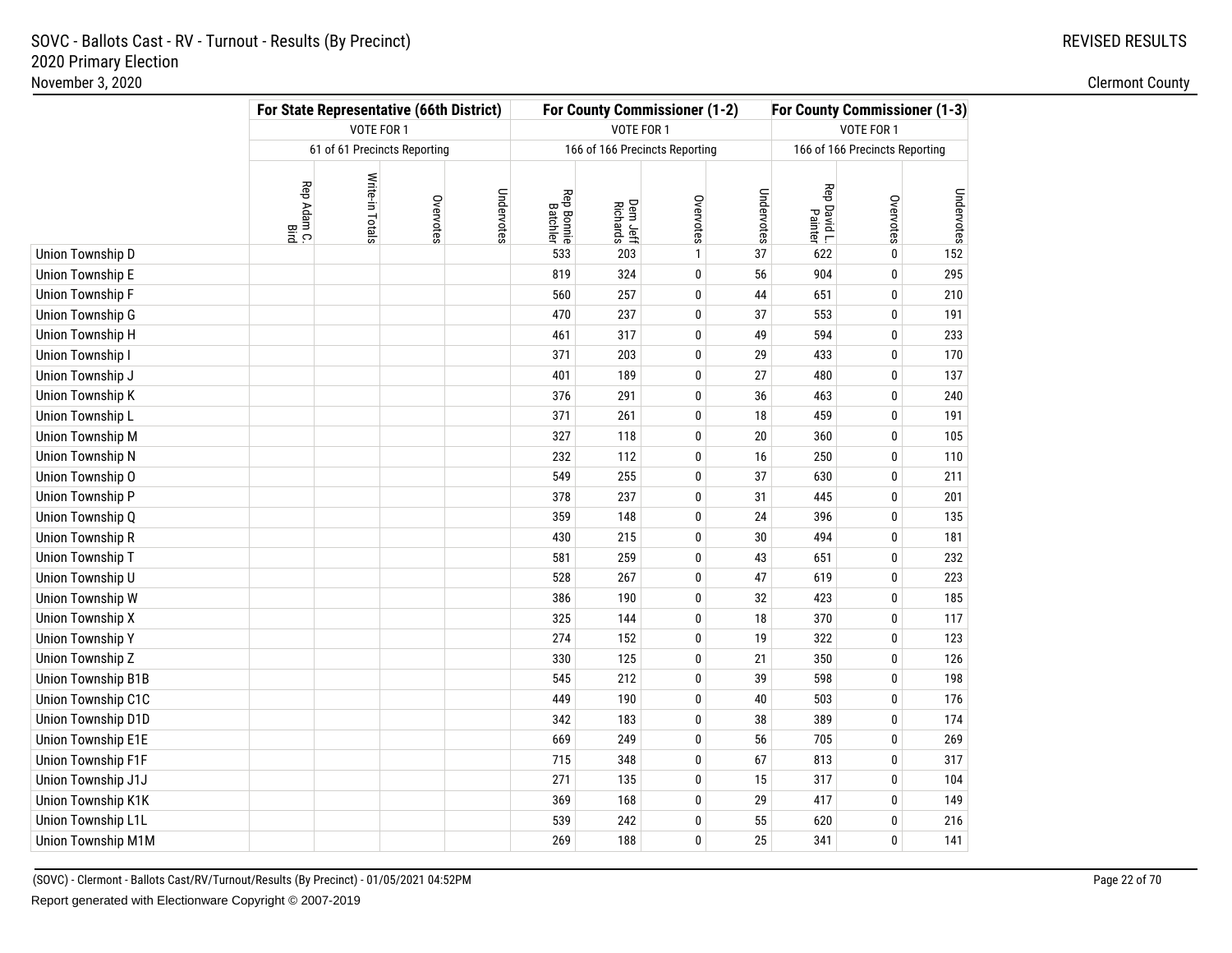SOVC - Ballots Cast - RV - Turnout - Results (By Precinct)
2020 Primary Election
November 3, 2020

REVISED RESULTS

Clermont County

| | For State Representative (66th District) | | | | For County Commissioner (1-2) | | | | For County Commissioner (1-3) | | |
|---|---|---|---|---|---|---|---|---|---|---|---|
| | VOTE FOR 1 | | | | VOTE FOR 1 | | | | VOTE FOR 1 | | |
| | 61 of 61 Precincts Reporting | | | | 166 of 166 Precincts Reporting | | | | 166 of 166 Precincts Reporting | | |
| | Rep Adam C. Bird | Write-in Totals | Overvotes | Undervotes | Rep Bonnie Batchler | Dem Jeff Richards | Overvotes | Undervotes | Rep David L. Painter | Overvotes | Undervotes |
| Union Township D | | | | | 533 | 203 | 1 | 37 | 622 | 0 | 152 |
| Union Township E | | | | | 819 | 324 | 0 | 56 | 904 | 0 | 295 |
| Union Township F | | | | | 560 | 257 | 0 | 44 | 651 | 0 | 210 |
| Union Township G | | | | | 470 | 237 | 0 | 37 | 553 | 0 | 191 |
| Union Township H | | | | | 461 | 317 | 0 | 49 | 594 | 0 | 233 |
| Union Township I | | | | | 371 | 203 | 0 | 29 | 433 | 0 | 170 |
| Union Township J | | | | | 401 | 189 | 0 | 27 | 480 | 0 | 137 |
| Union Township K | | | | | 376 | 291 | 0 | 36 | 463 | 0 | 240 |
| Union Township L | | | | | 371 | 261 | 0 | 18 | 459 | 0 | 191 |
| Union Township M | | | | | 327 | 118 | 0 | 20 | 360 | 0 | 105 |
| Union Township N | | | | | 232 | 112 | 0 | 16 | 250 | 0 | 110 |
| Union Township O | | | | | 549 | 255 | 0 | 37 | 630 | 0 | 211 |
| Union Township P | | | | | 378 | 237 | 0 | 31 | 445 | 0 | 201 |
| Union Township Q | | | | | 359 | 148 | 0 | 24 | 396 | 0 | 135 |
| Union Township R | | | | | 430 | 215 | 0 | 30 | 494 | 0 | 181 |
| Union Township T | | | | | 581 | 259 | 0 | 43 | 651 | 0 | 232 |
| Union Township U | | | | | 528 | 267 | 0 | 47 | 619 | 0 | 223 |
| Union Township W | | | | | 386 | 190 | 0 | 32 | 423 | 0 | 185 |
| Union Township X | | | | | 325 | 144 | 0 | 18 | 370 | 0 | 117 |
| Union Township Y | | | | | 274 | 152 | 0 | 19 | 322 | 0 | 123 |
| Union Township Z | | | | | 330 | 125 | 0 | 21 | 350 | 0 | 126 |
| Union Township B1B | | | | | 545 | 212 | 0 | 39 | 598 | 0 | 198 |
| Union Township C1C | | | | | 449 | 190 | 0 | 40 | 503 | 0 | 176 |
| Union Township D1D | | | | | 342 | 183 | 0 | 38 | 389 | 0 | 174 |
| Union Township E1E | | | | | 669 | 249 | 0 | 56 | 705 | 0 | 269 |
| Union Township F1F | | | | | 715 | 348 | 0 | 67 | 813 | 0 | 317 |
| Union Township J1J | | | | | 271 | 135 | 0 | 15 | 317 | 0 | 104 |
| Union Township K1K | | | | | 369 | 168 | 0 | 29 | 417 | 0 | 149 |
| Union Township L1L | | | | | 539 | 242 | 0 | 55 | 620 | 0 | 216 |
| Union Township M1M | | | | | 269 | 188 | 0 | 25 | 341 | 0 | 141 |

(SOVC) - Clermont - Ballots Cast/RV/Turnout/Results (By Precinct) - 01/05/2021 04:52PM

Report generated with Electionware Copyright © 2007-2019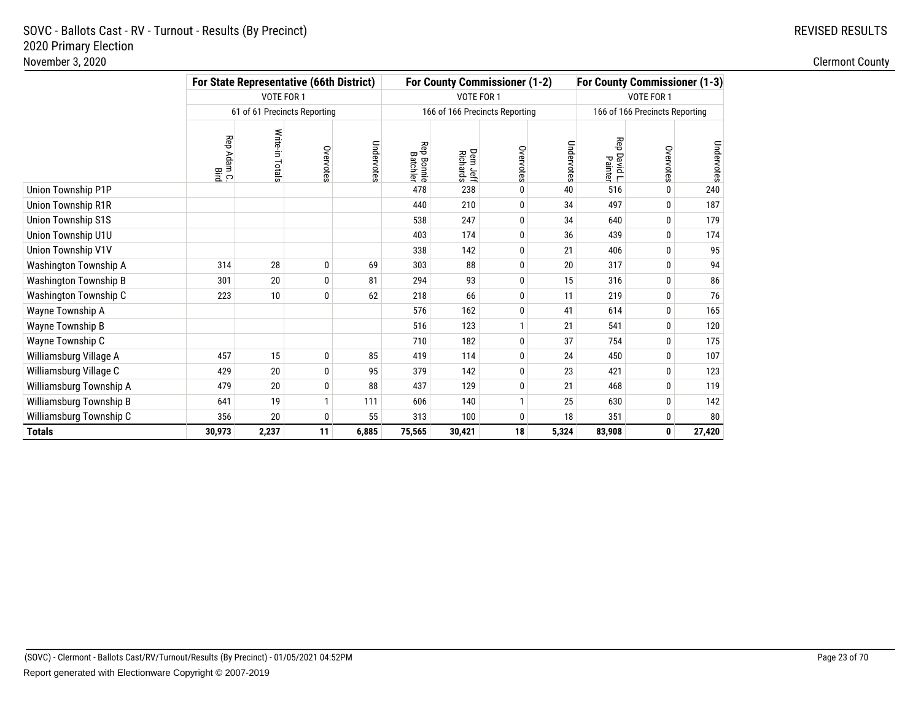SOVC - Ballots Cast - RV - Turnout - Results (By Precinct)
2020 Primary Election
November 3, 2020

REVISED RESULTS

Clermont County

| | For State Representative (66th District) | | | | For County Commissioner (1-2) | | | | For County Commissioner (1-3) | | |
|---|---|---|---|---|---|---|---|---|---|---|---|
| | VOTE FOR 1 | | | | VOTE FOR 1 | | | | VOTE FOR 1 | | |
| | 61 of 61 Precincts Reporting | | | | 166 of 166 Precincts Reporting | | | | 166 of 166 Precincts Reporting | | |
| | Rep Adam C. Bird | Write-in Totals | Overvotes | Undervotes | Rep Bonnie Batchler | Dem. Jeff Richards | Overvotes | Undervotes | Rep David L. Painter | Overvotes | Undervotes |
| Union Township P1P | | | | | 478 | 238 | 0 | 40 | 516 | 0 | 240 |
| Union Township R1R | | | | | 440 | 210 | 0 | 34 | 497 | 0 | 187 |
| Union Township S1S | | | | | 538 | 247 | 0 | 34 | 640 | 0 | 179 |
| Union Township U1U | | | | | 403 | 174 | 0 | 36 | 439 | 0 | 174 |
| Union Township V1V | | | | | 338 | 142 | 0 | 21 | 406 | 0 | 95 |
| Washington Township A | 314 | 28 | 0 | 69 | 303 | 88 | 0 | 20 | 317 | 0 | 94 |
| Washington Township B | 301 | 20 | 0 | 81 | 294 | 93 | 0 | 15 | 316 | 0 | 86 |
| Washington Township C | 223 | 10 | 0 | 62 | 218 | 66 | 0 | 11 | 219 | 0 | 76 |
| Wayne Township A | | | | | 576 | 162 | 0 | 41 | 614 | 0 | 165 |
| Wayne Township B | | | | | 516 | 123 | 1 | 21 | 541 | 0 | 120 |
| Wayne Township C | | | | | 710 | 182 | 0 | 37 | 754 | 0 | 175 |
| Williamsburg Village A | 457 | 15 | 0 | 85 | 419 | 114 | 0 | 24 | 450 | 0 | 107 |
| Williamsburg Village C | 429 | 20 | 0 | 95 | 379 | 142 | 0 | 23 | 421 | 0 | 123 |
| Williamsburg Township A | 479 | 20 | 0 | 88 | 437 | 129 | 0 | 21 | 468 | 0 | 119 |
| Williamsburg Township B | 641 | 19 | 1 | 111 | 606 | 140 | 1 | 25 | 630 | 0 | 142 |
| Williamsburg Township C | 356 | 20 | 0 | 55 | 313 | 100 | 0 | 18 | 351 | 0 | 80 |
| **Totals** | **30,973** | **2,237** | **11** | **6,885** | **75,565** | **30,421** | **18** | **5,324** | **83,908** | **0** | **27,420** |

(SOVC) - Clermont - Ballots Cast/RV/Turnout/Results (By Precinct) - 01/05/2021 04:52PM

Report generated with Electionware Copyright © 2007-2019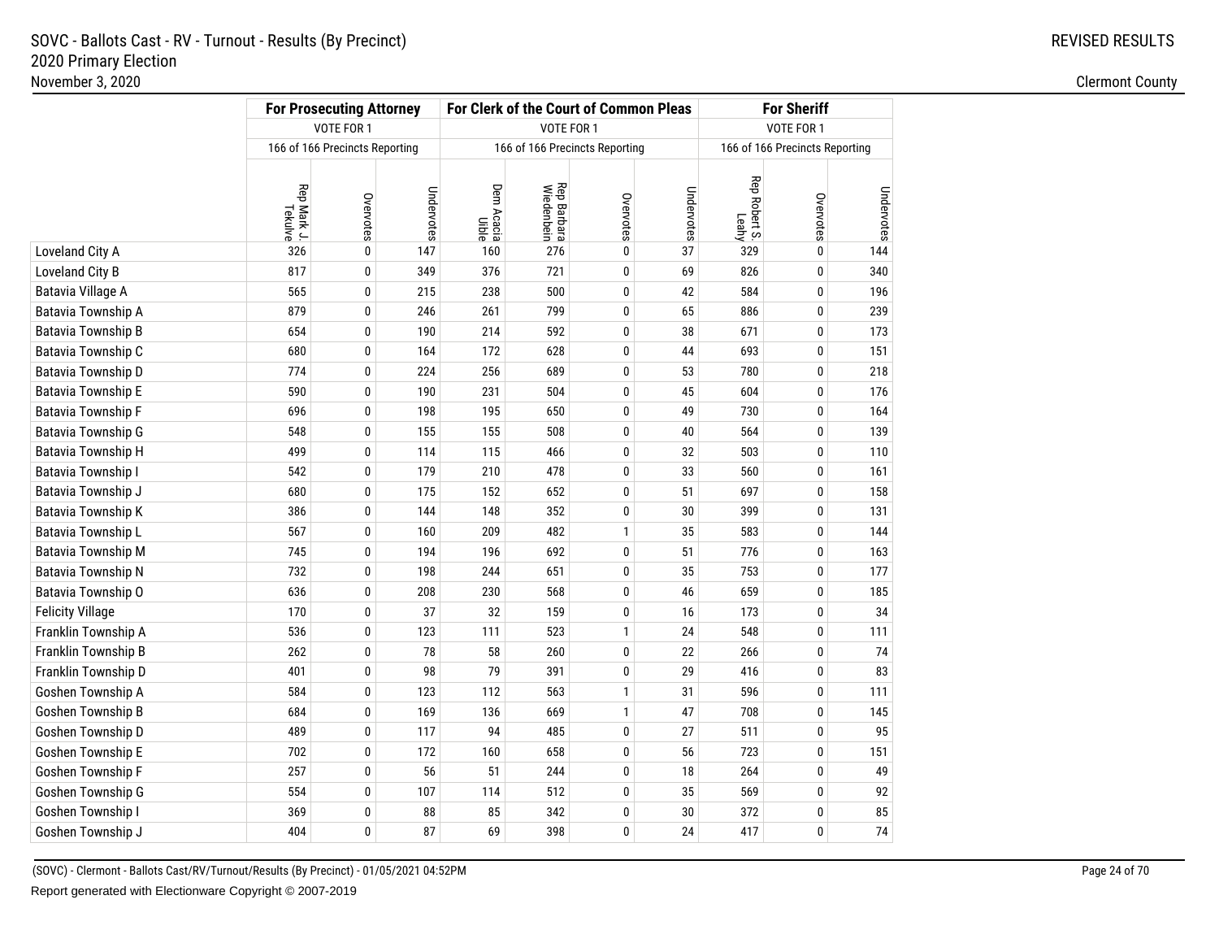# SOVC - Ballots Cast - RV - Turnout - Results (By Precinct)
## 2020 Primary Election
November 3, 2020

REVISED RESULTS

Clermont County

| | For Prosecuting Attorney | | | For Clerk of the Court of Common Pleas | | | | For Sheriff | | |
|---|---|---|---|---|---|---|---|---|---|---|
| | VOTE FOR 1 | | | VOTE FOR 1 | | | | VOTE FOR 1 | | |
| | 166 of 166 Precincts Reporting | | | 166 of 166 Precincts Reporting | | | | 166 of 166 Precincts Reporting | | |
| | Rep Mark J. Tekulve | Overvotes | Undervotes | Dem Acacia Uible | Rep Barbara Wiedenbein | Overvotes | Undervotes | Rep Robert S. Leahy | Overvotes | Undervotes |
| Loveland City A | 326 | 0 | 147 | 160 | 276 | 0 | 37 | 329 | 0 | 144 |
| Loveland City B | 817 | 0 | 349 | 376 | 721 | 0 | 69 | 826 | 0 | 340 |
| Batavia Village A | 565 | 0 | 215 | 238 | 500 | 0 | 42 | 584 | 0 | 196 |
| Batavia Township A | 879 | 0 | 246 | 261 | 799 | 0 | 65 | 886 | 0 | 239 |
| Batavia Township B | 654 | 0 | 190 | 214 | 592 | 0 | 38 | 671 | 0 | 173 |
| Batavia Township C | 680 | 0 | 164 | 172 | 628 | 0 | 44 | 693 | 0 | 151 |
| Batavia Township D | 774 | 0 | 224 | 256 | 689 | 0 | 53 | 780 | 0 | 218 |
| Batavia Township E | 590 | 0 | 190 | 231 | 504 | 0 | 45 | 604 | 0 | 176 |
| Batavia Township F | 696 | 0 | 198 | 195 | 650 | 0 | 49 | 730 | 0 | 164 |
| Batavia Township G | 548 | 0 | 155 | 155 | 508 | 0 | 40 | 564 | 0 | 139 |
| Batavia Township H | 499 | 0 | 114 | 115 | 466 | 0 | 32 | 503 | 0 | 110 |
| Batavia Township I | 542 | 0 | 179 | 210 | 478 | 0 | 33 | 560 | 0 | 161 |
| Batavia Township J | 680 | 0 | 175 | 152 | 652 | 0 | 51 | 697 | 0 | 158 |
| Batavia Township K | 386 | 0 | 144 | 148 | 352 | 0 | 30 | 399 | 0 | 131 |
| Batavia Township L | 567 | 0 | 160 | 209 | 482 | 1 | 35 | 583 | 0 | 144 |
| Batavia Township M | 745 | 0 | 194 | 196 | 692 | 0 | 51 | 776 | 0 | 163 |
| Batavia Township N | 732 | 0 | 198 | 244 | 651 | 0 | 35 | 753 | 0 | 177 |
| Batavia Township O | 636 | 0 | 208 | 230 | 568 | 0 | 46 | 659 | 0 | 185 |
| Felicity Village | 170 | 0 | 37 | 32 | 159 | 0 | 16 | 173 | 0 | 34 |
| Franklin Township A | 536 | 0 | 123 | 111 | 523 | 1 | 24 | 548 | 0 | 111 |
| Franklin Township B | 262 | 0 | 78 | 58 | 260 | 0 | 22 | 266 | 0 | 74 |
| Franklin Township D | 401 | 0 | 98 | 79 | 391 | 0 | 29 | 416 | 0 | 83 |
| Goshen Township A | 584 | 0 | 123 | 112 | 563 | 1 | 31 | 596 | 0 | 111 |
| Goshen Township B | 684 | 0 | 169 | 136 | 669 | 1 | 47 | 708 | 0 | 145 |
| Goshen Township D | 489 | 0 | 117 | 94 | 485 | 0 | 27 | 511 | 0 | 95 |
| Goshen Township E | 702 | 0 | 172 | 160 | 658 | 0 | 56 | 723 | 0 | 151 |
| Goshen Township F | 257 | 0 | 56 | 51 | 244 | 0 | 18 | 264 | 0 | 49 |
| Goshen Township G | 554 | 0 | 107 | 114 | 512 | 0 | 35 | 569 | 0 | 92 |
| Goshen Township I | 369 | 0 | 88 | 85 | 342 | 0 | 30 | 372 | 0 | 85 |
| Goshen Township J | 404 | 0 | 87 | 69 | 398 | 0 | 24 | 417 | 0 | 74 |

(SOVC) - Clermont - Ballots Cast/RV/Turnout/Results (By Precinct) - 01/05/2021 04:52PM

Report generated with Electionware Copyright © 2007-2019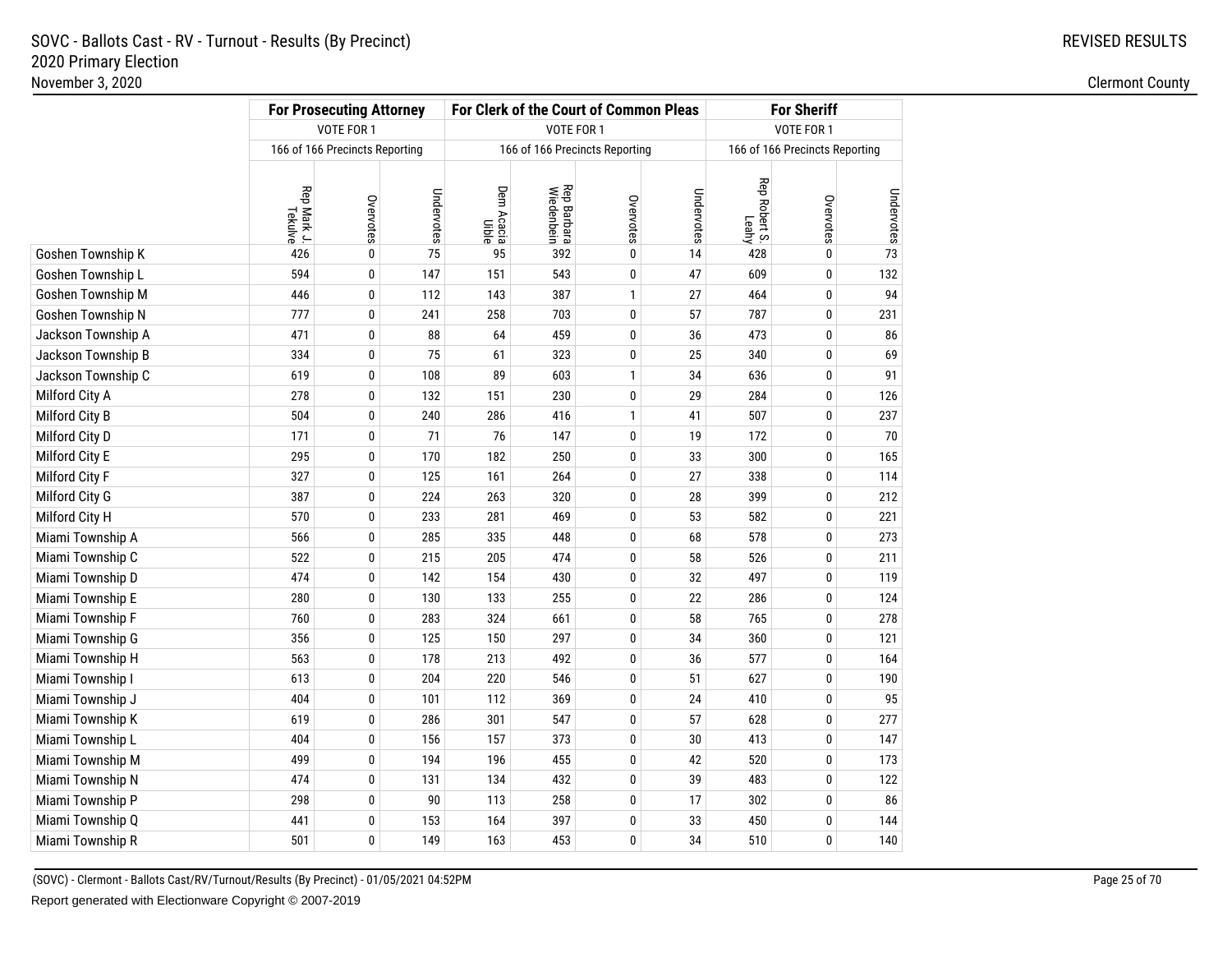SOVC - Ballots Cast - RV - Turnout - Results (By Precinct)
2020 Primary Election
November 3, 2020

REVISED RESULTS

Clermont County

| | For Prosecuting Attorney | | | For Clerk of the Court of Common Pleas | | | | For Sheriff | | |
|---|---|---|---|---|---|---|---|---|---|---|
| | VOTE FOR 1 | | | VOTE FOR 1 | | | | VOTE FOR 1 | | |
| | 166 of 166 Precincts Reporting | | | 166 of 166 Precincts Reporting | | | | 166 of 166 Precincts Reporting | | |
| | Rep Mark J. Tekulve | Overvotes | Undervotes | Dem Acacia Uible | Rep Barbara Wiedenbein | Overvotes | Undervotes | Rep Robert S. Leahy | Overvotes | Undervotes |
| Goshen Township K | 426 | 0 | 75 | 95 | 392 | 0 | 14 | 428 | 0 | 73 |
| Goshen Township L | 594 | 0 | 147 | 151 | 543 | 0 | 47 | 609 | 0 | 132 |
| Goshen Township M | 446 | 0 | 112 | 143 | 387 | 1 | 27 | 464 | 0 | 94 |
| Goshen Township N | 777 | 0 | 241 | 258 | 703 | 0 | 57 | 787 | 0 | 231 |
| Jackson Township A | 471 | 0 | 88 | 64 | 459 | 0 | 36 | 473 | 0 | 86 |
| Jackson Township B | 334 | 0 | 75 | 61 | 323 | 0 | 25 | 340 | 0 | 69 |
| Jackson Township C | 619 | 0 | 108 | 89 | 603 | 1 | 34 | 636 | 0 | 91 |
| Milford City A | 278 | 0 | 132 | 151 | 230 | 0 | 29 | 284 | 0 | 126 |
| Milford City B | 504 | 0 | 240 | 286 | 416 | 1 | 41 | 507 | 0 | 237 |
| Milford City D | 171 | 0 | 71 | 76 | 147 | 0 | 19 | 172 | 0 | 70 |
| Milford City E | 295 | 0 | 170 | 182 | 250 | 0 | 33 | 300 | 0 | 165 |
| Milford City F | 327 | 0 | 125 | 161 | 264 | 0 | 27 | 338 | 0 | 114 |
| Milford City G | 387 | 0 | 224 | 263 | 320 | 0 | 28 | 399 | 0 | 212 |
| Milford City H | 570 | 0 | 233 | 281 | 469 | 0 | 53 | 582 | 0 | 221 |
| Miami Township A | 566 | 0 | 285 | 335 | 448 | 0 | 68 | 578 | 0 | 273 |
| Miami Township C | 522 | 0 | 215 | 205 | 474 | 0 | 58 | 526 | 0 | 211 |
| Miami Township D | 474 | 0 | 142 | 154 | 430 | 0 | 32 | 497 | 0 | 119 |
| Miami Township E | 280 | 0 | 130 | 133 | 255 | 0 | 22 | 286 | 0 | 124 |
| Miami Township F | 760 | 0 | 283 | 324 | 661 | 0 | 58 | 765 | 0 | 278 |
| Miami Township G | 356 | 0 | 125 | 150 | 297 | 0 | 34 | 360 | 0 | 121 |
| Miami Township H | 563 | 0 | 178 | 213 | 492 | 0 | 36 | 577 | 0 | 164 |
| Miami Township I | 613 | 0 | 204 | 220 | 546 | 0 | 51 | 627 | 0 | 190 |
| Miami Township J | 404 | 0 | 101 | 112 | 369 | 0 | 24 | 410 | 0 | 95 |
| Miami Township K | 619 | 0 | 286 | 301 | 547 | 0 | 57 | 628 | 0 | 277 |
| Miami Township L | 404 | 0 | 156 | 157 | 373 | 0 | 30 | 413 | 0 | 147 |
| Miami Township M | 499 | 0 | 194 | 196 | 455 | 0 | 42 | 520 | 0 | 173 |
| Miami Township N | 474 | 0 | 131 | 134 | 432 | 0 | 39 | 483 | 0 | 122 |
| Miami Township P | 298 | 0 | 90 | 113 | 258 | 0 | 17 | 302 | 0 | 86 |
| Miami Township Q | 441 | 0 | 153 | 164 | 397 | 0 | 33 | 450 | 0 | 144 |
| Miami Township R | 501 | 0 | 149 | 163 | 453 | 0 | 34 | 510 | 0 | 140 |

(SOVC) - Clermont - Ballots Cast/RV/Turnout/Results (By Precinct) - 01/05/2021 04:52PM

Report generated with Electionware Copyright © 2007-2019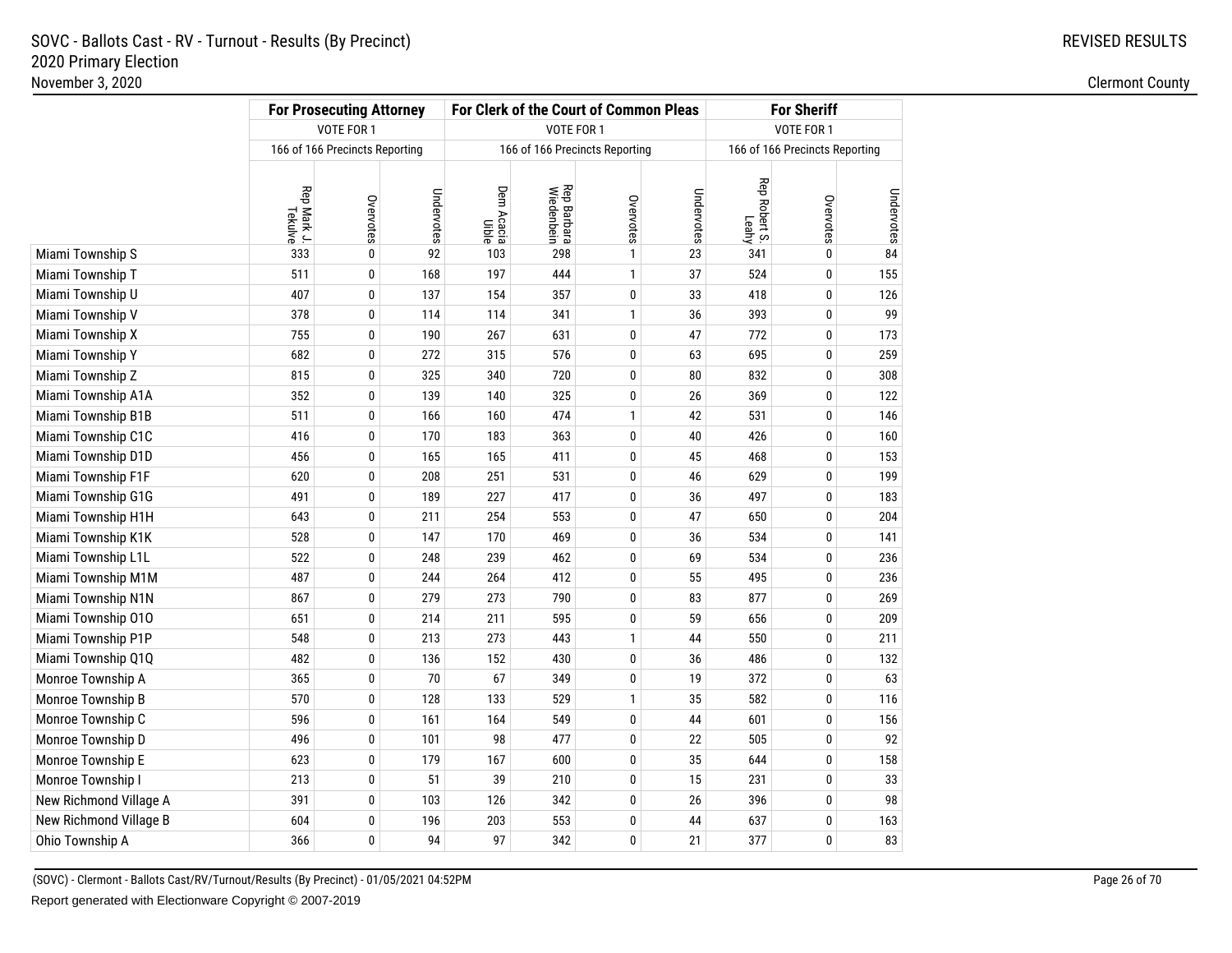SOVC - Ballots Cast - RV - Turnout - Results (By Precinct)
2020 Primary Election
November 3, 2020

REVISED RESULTS

Clermont County

| | For Prosecuting Attorney | | | For Clerk of the Court of Common Pleas | | | | For Sheriff | | |
|---|---|---|---|---|---|---|---|---|---|---|
| | VOTE FOR 1 | | | VOTE FOR 1 | | | | VOTE FOR 1 | | |
| | 166 of 166 Precincts Reporting | | | 166 of 166 Precincts Reporting | | | | 166 of 166 Precincts Reporting | | |
| | Rep Mark J. Tekulve | Overvotes | Undervotes | Dem Acacia Uible | Rep Barbara Wiedenbein | Overvotes | Undervotes | Rep Robert S. Leahy | Overvotes | Undervotes |
| Miami Township S | 333 | 0 | 92 | 103 | 298 | 1 | 23 | 341 | 0 | 84 |
| Miami Township T | 511 | 0 | 168 | 197 | 444 | 1 | 37 | 524 | 0 | 155 |
| Miami Township U | 407 | 0 | 137 | 154 | 357 | 0 | 33 | 418 | 0 | 126 |
| Miami Township V | 378 | 0 | 114 | 114 | 341 | 1 | 36 | 393 | 0 | 99 |
| Miami Township X | 755 | 0 | 190 | 267 | 631 | 0 | 47 | 772 | 0 | 173 |
| Miami Township Y | 682 | 0 | 272 | 315 | 576 | 0 | 63 | 695 | 0 | 259 |
| Miami Township Z | 815 | 0 | 325 | 340 | 720 | 0 | 80 | 832 | 0 | 308 |
| Miami Township A1A | 352 | 0 | 139 | 140 | 325 | 0 | 26 | 369 | 0 | 122 |
| Miami Township B1B | 511 | 0 | 166 | 160 | 474 | 1 | 42 | 531 | 0 | 146 |
| Miami Township C1C | 416 | 0 | 170 | 183 | 363 | 0 | 40 | 426 | 0 | 160 |
| Miami Township D1D | 456 | 0 | 165 | 165 | 411 | 0 | 45 | 468 | 0 | 153 |
| Miami Township F1F | 620 | 0 | 208 | 251 | 531 | 0 | 46 | 629 | 0 | 199 |
| Miami Township G1G | 491 | 0 | 189 | 227 | 417 | 0 | 36 | 497 | 0 | 183 |
| Miami Township H1H | 643 | 0 | 211 | 254 | 553 | 0 | 47 | 650 | 0 | 204 |
| Miami Township K1K | 528 | 0 | 147 | 170 | 469 | 0 | 36 | 534 | 0 | 141 |
| Miami Township L1L | 522 | 0 | 248 | 239 | 462 | 0 | 69 | 534 | 0 | 236 |
| Miami Township M1M | 487 | 0 | 244 | 264 | 412 | 0 | 55 | 495 | 0 | 236 |
| Miami Township N1N | 867 | 0 | 279 | 273 | 790 | 0 | 83 | 877 | 0 | 269 |
| Miami Township O1O | 651 | 0 | 214 | 211 | 595 | 0 | 59 | 656 | 0 | 209 |
| Miami Township P1P | 548 | 0 | 213 | 273 | 443 | 1 | 44 | 550 | 0 | 211 |
| Miami Township Q1Q | 482 | 0 | 136 | 152 | 430 | 0 | 36 | 486 | 0 | 132 |
| Monroe Township A | 365 | 0 | 70 | 67 | 349 | 0 | 19 | 372 | 0 | 63 |
| Monroe Township B | 570 | 0 | 128 | 133 | 529 | 1 | 35 | 582 | 0 | 116 |
| Monroe Township C | 596 | 0 | 161 | 164 | 549 | 0 | 44 | 601 | 0 | 156 |
| Monroe Township D | 496 | 0 | 101 | 98 | 477 | 0 | 22 | 505 | 0 | 92 |
| Monroe Township E | 623 | 0 | 179 | 167 | 600 | 0 | 35 | 644 | 0 | 158 |
| Monroe Township I | 213 | 0 | 51 | 39 | 210 | 0 | 15 | 231 | 0 | 33 |
| New Richmond Village A | 391 | 0 | 103 | 126 | 342 | 0 | 26 | 396 | 0 | 98 |
| New Richmond Village B | 604 | 0 | 196 | 203 | 553 | 0 | 44 | 637 | 0 | 163 |
| Ohio Township A | 366 | 0 | 94 | 97 | 342 | 0 | 21 | 377 | 0 | 83 |

(SOVC) - Clermont - Ballots Cast/RV/Turnout/Results (By Precinct) - 01/05/2021 04:52PM

Report generated with Electionware Copyright © 2007-2019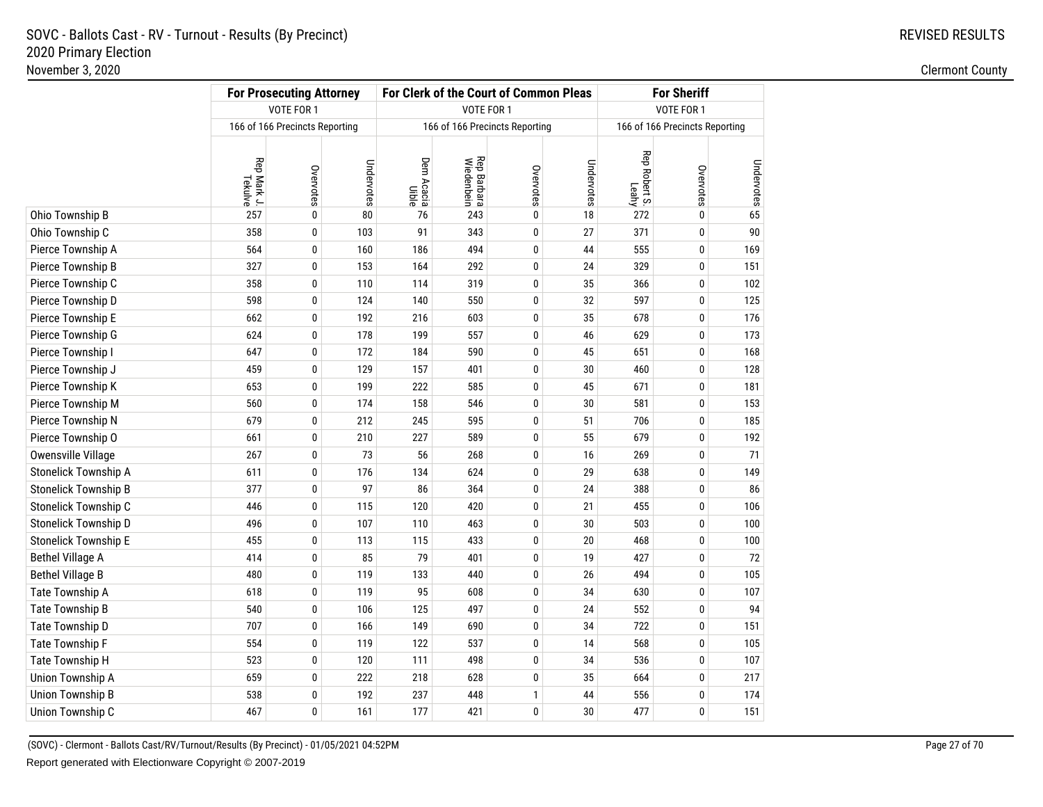SOVC - Ballots Cast - RV - Turnout - Results (By Precinct)
2020 Primary Election
November 3, 2020

REVISED RESULTS

Clermont County

| | For Prosecuting Attorney | | | For Clerk of the Court of Common Pleas | | | | For Sheriff | | |
|---|---|---|---|---|---|---|---|---|---|---|
| | VOTE FOR 1 | | | VOTE FOR 1 | | | | VOTE FOR 1 | | |
| | 166 of 166 Precincts Reporting | | | 166 of 166 Precincts Reporting | | | | 166 of 166 Precincts Reporting | | |
| | Rep Mark J. Tekulve | Overvotes | Undervotes | Dem Acacia Uible | Rep Barbara Wiedenbein | Overvotes | Undervotes | Rep Robert S. Leahy | Overvotes | Undervotes |
| Ohio Township B | 257 | 0 | 80 | 76 | 243 | 0 | 18 | 272 | 0 | 65 |
| Ohio Township C | 358 | 0 | 103 | 91 | 343 | 0 | 27 | 371 | 0 | 90 |
| Pierce Township A | 564 | 0 | 160 | 186 | 494 | 0 | 44 | 555 | 0 | 169 |
| Pierce Township B | 327 | 0 | 153 | 164 | 292 | 0 | 24 | 329 | 0 | 151 |
| Pierce Township C | 358 | 0 | 110 | 114 | 319 | 0 | 35 | 366 | 0 | 102 |
| Pierce Township D | 598 | 0 | 124 | 140 | 550 | 0 | 32 | 597 | 0 | 125 |
| Pierce Township E | 662 | 0 | 192 | 216 | 603 | 0 | 35 | 678 | 0 | 176 |
| Pierce Township G | 624 | 0 | 178 | 199 | 557 | 0 | 46 | 629 | 0 | 173 |
| Pierce Township I | 647 | 0 | 172 | 184 | 590 | 0 | 45 | 651 | 0 | 168 |
| Pierce Township J | 459 | 0 | 129 | 157 | 401 | 0 | 30 | 460 | 0 | 128 |
| Pierce Township K | 653 | 0 | 199 | 222 | 585 | 0 | 45 | 671 | 0 | 181 |
| Pierce Township M | 560 | 0 | 174 | 158 | 546 | 0 | 30 | 581 | 0 | 153 |
| Pierce Township N | 679 | 0 | 212 | 245 | 595 | 0 | 51 | 706 | 0 | 185 |
| Pierce Township O | 661 | 0 | 210 | 227 | 589 | 0 | 55 | 679 | 0 | 192 |
| Owensville Village | 267 | 0 | 73 | 56 | 268 | 0 | 16 | 269 | 0 | 71 |
| Stonelick Township A | 611 | 0 | 176 | 134 | 624 | 0 | 29 | 638 | 0 | 149 |
| Stonelick Township B | 377 | 0 | 97 | 86 | 364 | 0 | 24 | 388 | 0 | 86 |
| Stonelick Township C | 446 | 0 | 115 | 120 | 420 | 0 | 21 | 455 | 0 | 106 |
| Stonelick Township D | 496 | 0 | 107 | 110 | 463 | 0 | 30 | 503 | 0 | 100 |
| Stonelick Township E | 455 | 0 | 113 | 115 | 433 | 0 | 20 | 468 | 0 | 100 |
| Bethel Village A | 414 | 0 | 85 | 79 | 401 | 0 | 19 | 427 | 0 | 72 |
| Bethel Village B | 480 | 0 | 119 | 133 | 440 | 0 | 26 | 494 | 0 | 105 |
| Tate Township A | 618 | 0 | 119 | 95 | 608 | 0 | 34 | 630 | 0 | 107 |
| Tate Township B | 540 | 0 | 106 | 125 | 497 | 0 | 24 | 552 | 0 | 94 |
| Tate Township D | 707 | 0 | 166 | 149 | 690 | 0 | 34 | 722 | 0 | 151 |
| Tate Township F | 554 | 0 | 119 | 122 | 537 | 0 | 14 | 568 | 0 | 105 |
| Tate Township H | 523 | 0 | 120 | 111 | 498 | 0 | 34 | 536 | 0 | 107 |
| Union Township A | 659 | 0 | 222 | 218 | 628 | 0 | 35 | 664 | 0 | 217 |
| Union Township B | 538 | 0 | 192 | 237 | 448 | 1 | 44 | 556 | 0 | 174 |
| Union Township C | 467 | 0 | 161 | 177 | 421 | 0 | 30 | 477 | 0 | 151 |

(SOVC) - Clermont - Ballots Cast/RV/Turnout/Results (By Precinct) - 01/05/2021 04:52PM

Report generated with Electionware Copyright © 2007-2019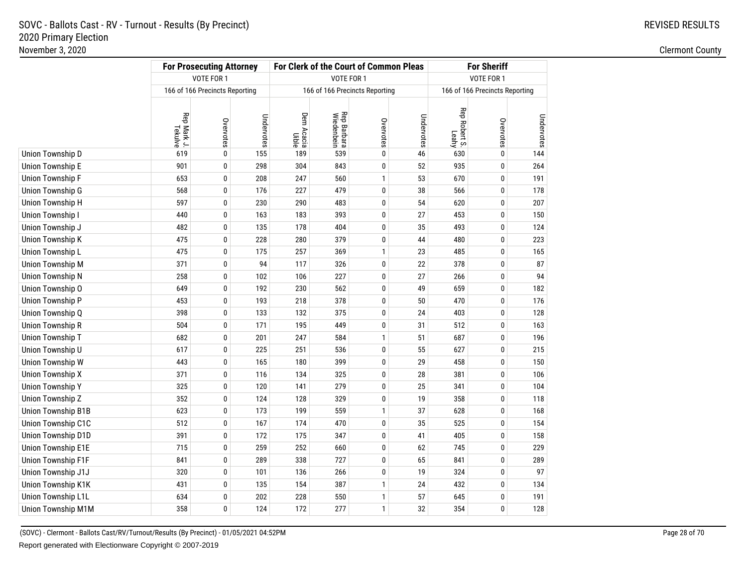SOVC - Ballots Cast - RV - Turnout - Results (By Precinct)
2020 Primary Election
November 3, 2020

REVISED RESULTS

Clermont County

| | For Prosecuting Attorney | | | For Clerk of the Court of Common Pleas | | | | For Sheriff | | |
|---|---|---|---|---|---|---|---|---|---|---|
| | VOTE FOR 1 | | | VOTE FOR 1 | | | | VOTE FOR 1 | | |
| | 166 of 166 Precincts Reporting | | | 166 of 166 Precincts Reporting | | | | 166 of 166 Precincts Reporting | | |
| | Rep Mark J. Tekulve | Overvotes | Undervotes | Dem Acacia Uible | Rep Barbara Wiedenbein | Overvotes | Undervotes | Rep Robert S. Leahy | Overvotes | Undervotes |
| Union Township D | 619 | 0 | 155 | 189 | 539 | 0 | 46 | 630 | 0 | 144 |
| Union Township E | 901 | 0 | 298 | 304 | 843 | 0 | 52 | 935 | 0 | 264 |
| Union Township F | 653 | 0 | 208 | 247 | 560 | 1 | 53 | 670 | 0 | 191 |
| Union Township G | 568 | 0 | 176 | 227 | 479 | 0 | 38 | 566 | 0 | 178 |
| Union Township H | 597 | 0 | 230 | 290 | 483 | 0 | 54 | 620 | 0 | 207 |
| Union Township I | 440 | 0 | 163 | 183 | 393 | 0 | 27 | 453 | 0 | 150 |
| Union Township J | 482 | 0 | 135 | 178 | 404 | 0 | 35 | 493 | 0 | 124 |
| Union Township K | 475 | 0 | 228 | 280 | 379 | 0 | 44 | 480 | 0 | 223 |
| Union Township L | 475 | 0 | 175 | 257 | 369 | 1 | 23 | 485 | 0 | 165 |
| Union Township M | 371 | 0 | 94 | 117 | 326 | 0 | 22 | 378 | 0 | 87 |
| Union Township N | 258 | 0 | 102 | 106 | 227 | 0 | 27 | 266 | 0 | 94 |
| Union Township O | 649 | 0 | 192 | 230 | 562 | 0 | 49 | 659 | 0 | 182 |
| Union Township P | 453 | 0 | 193 | 218 | 378 | 0 | 50 | 470 | 0 | 176 |
| Union Township Q | 398 | 0 | 133 | 132 | 375 | 0 | 24 | 403 | 0 | 128 |
| Union Township R | 504 | 0 | 171 | 195 | 449 | 0 | 31 | 512 | 0 | 163 |
| Union Township T | 682 | 0 | 201 | 247 | 584 | 1 | 51 | 687 | 0 | 196 |
| Union Township U | 617 | 0 | 225 | 251 | 536 | 0 | 55 | 627 | 0 | 215 |
| Union Township W | 443 | 0 | 165 | 180 | 399 | 0 | 29 | 458 | 0 | 150 |
| Union Township X | 371 | 0 | 116 | 134 | 325 | 0 | 28 | 381 | 0 | 106 |
| Union Township Y | 325 | 0 | 120 | 141 | 279 | 0 | 25 | 341 | 0 | 104 |
| Union Township Z | 352 | 0 | 124 | 128 | 329 | 0 | 19 | 358 | 0 | 118 |
| Union Township B1B | 623 | 0 | 173 | 199 | 559 | 1 | 37 | 628 | 0 | 168 |
| Union Township C1C | 512 | 0 | 167 | 174 | 470 | 0 | 35 | 525 | 0 | 154 |
| Union Township D1D | 391 | 0 | 172 | 175 | 347 | 0 | 41 | 405 | 0 | 158 |
| Union Township E1E | 715 | 0 | 259 | 252 | 660 | 0 | 62 | 745 | 0 | 229 |
| Union Township F1F | 841 | 0 | 289 | 338 | 727 | 0 | 65 | 841 | 0 | 289 |
| Union Township J1J | 320 | 0 | 101 | 136 | 266 | 0 | 19 | 324 | 0 | 97 |
| Union Township K1K | 431 | 0 | 135 | 154 | 387 | 1 | 24 | 432 | 0 | 134 |
| Union Township L1L | 634 | 0 | 202 | 228 | 550 | 1 | 57 | 645 | 0 | 191 |
| Union Township M1M | 358 | 0 | 124 | 172 | 277 | 1 | 32 | 354 | 0 | 128 |

(SOVC) - Clermont - Ballots Cast/RV/Turnout/Results (By Precinct) - 01/05/2021 04:52PM

Report generated with Electionware Copyright © 2007-2019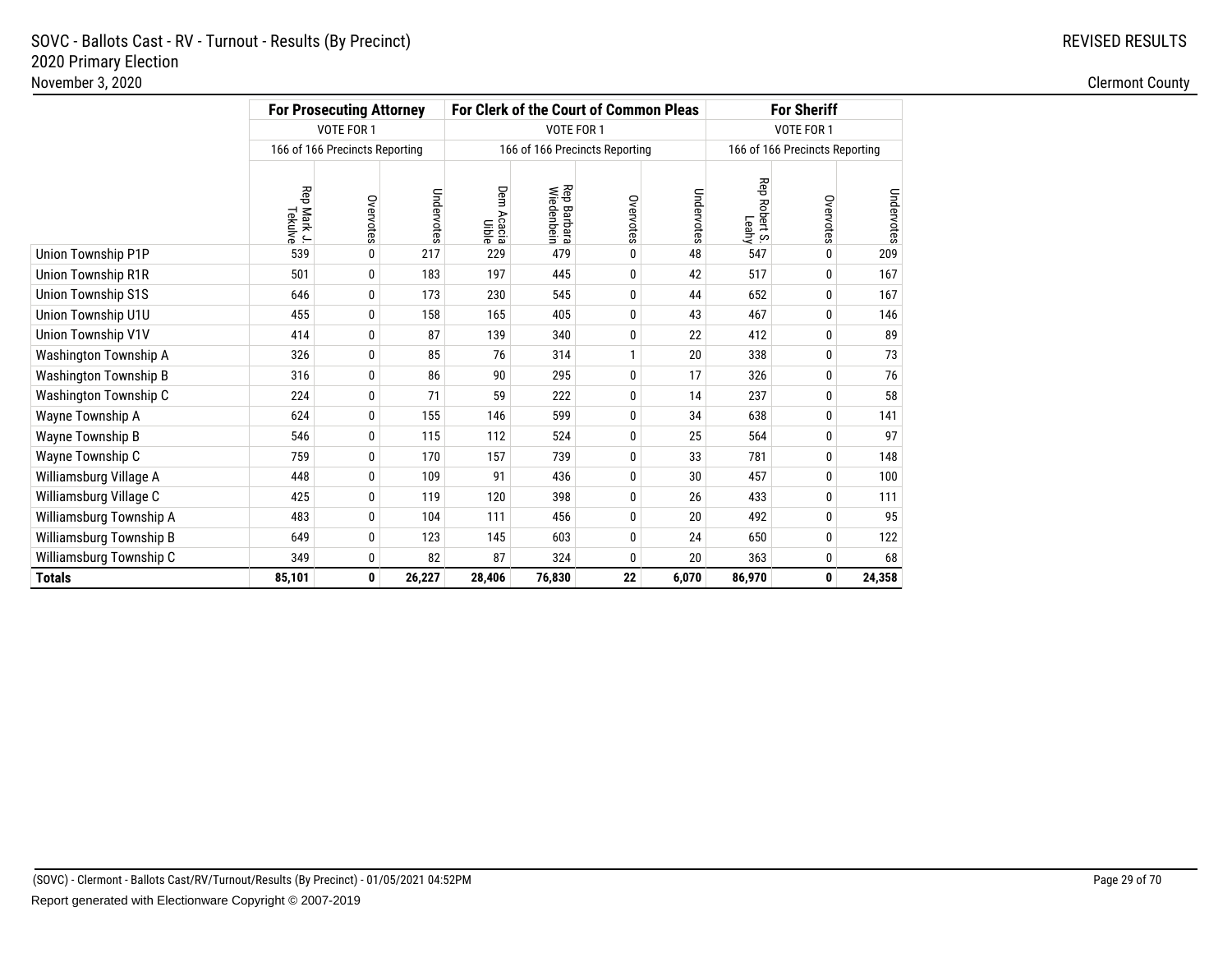SOVC - Ballots Cast - RV - Turnout - Results (By Precinct)
2020 Primary Election
November 3, 2020

REVISED RESULTS

Clermont County

| | For Prosecuting Attorney | | | For Clerk of the Court of Common Pleas | | | | For Sheriff | | |
|---|---|---|---|---|---|---|---|---|---|---|
| | VOTE FOR 1 | | | VOTE FOR 1 | | | | VOTE FOR 1 | | |
| | 166 of 166 Precincts Reporting | | | 166 of 166 Precincts Reporting | | | | 166 of 166 Precincts Reporting | | |
| | Rep Mark J. Tekulve | Overvotes | Undervotes | Dem Acacia Uible | Rep Barbara Wiedenbein | Overvotes | Undervotes | Rep Robert S. Leahy | Overvotes | Undervotes |
| Union Township P1P | 539 | 0 | 217 | 229 | 479 | 0 | 48 | 547 | 0 | 209 |
| Union Township R1R | 501 | 0 | 183 | 197 | 445 | 0 | 42 | 517 | 0 | 167 |
| Union Township S1S | 646 | 0 | 173 | 230 | 545 | 0 | 44 | 652 | 0 | 167 |
| Union Township U1U | 455 | 0 | 158 | 165 | 405 | 0 | 43 | 467 | 0 | 146 |
| Union Township V1V | 414 | 0 | 87 | 139 | 340 | 0 | 22 | 412 | 0 | 89 |
| Washington Township A | 326 | 0 | 85 | 76 | 314 | 1 | 20 | 338 | 0 | 73 |
| Washington Township B | 316 | 0 | 86 | 90 | 295 | 0 | 17 | 326 | 0 | 76 |
| Washington Township C | 224 | 0 | 71 | 59 | 222 | 0 | 14 | 237 | 0 | 58 |
| Wayne Township A | 624 | 0 | 155 | 146 | 599 | 0 | 34 | 638 | 0 | 141 |
| Wayne Township B | 546 | 0 | 115 | 112 | 524 | 0 | 25 | 564 | 0 | 97 |
| Wayne Township C | 759 | 0 | 170 | 157 | 739 | 0 | 33 | 781 | 0 | 148 |
| Williamsburg Village A | 448 | 0 | 109 | 91 | 436 | 0 | 30 | 457 | 0 | 100 |
| Williamsburg Village C | 425 | 0 | 119 | 120 | 398 | 0 | 26 | 433 | 0 | 111 |
| Williamsburg Township A | 483 | 0 | 104 | 111 | 456 | 0 | 20 | 492 | 0 | 95 |
| Williamsburg Township B | 649 | 0 | 123 | 145 | 603 | 0 | 24 | 650 | 0 | 122 |
| Williamsburg Township C | 349 | 0 | 82 | 87 | 324 | 0 | 20 | 363 | 0 | 68 |
| **Totals** | **85,101** | **0** | **26,227** | **28,406** | **76,830** | **22** | **6,070** | **86,970** | **0** | **24,358** |

(SOVC) - Clermont - Ballots Cast/RV/Turnout/Results (By Precinct) - 01/05/2021 04:52PM

Report generated with Electionware Copyright © 2007-2019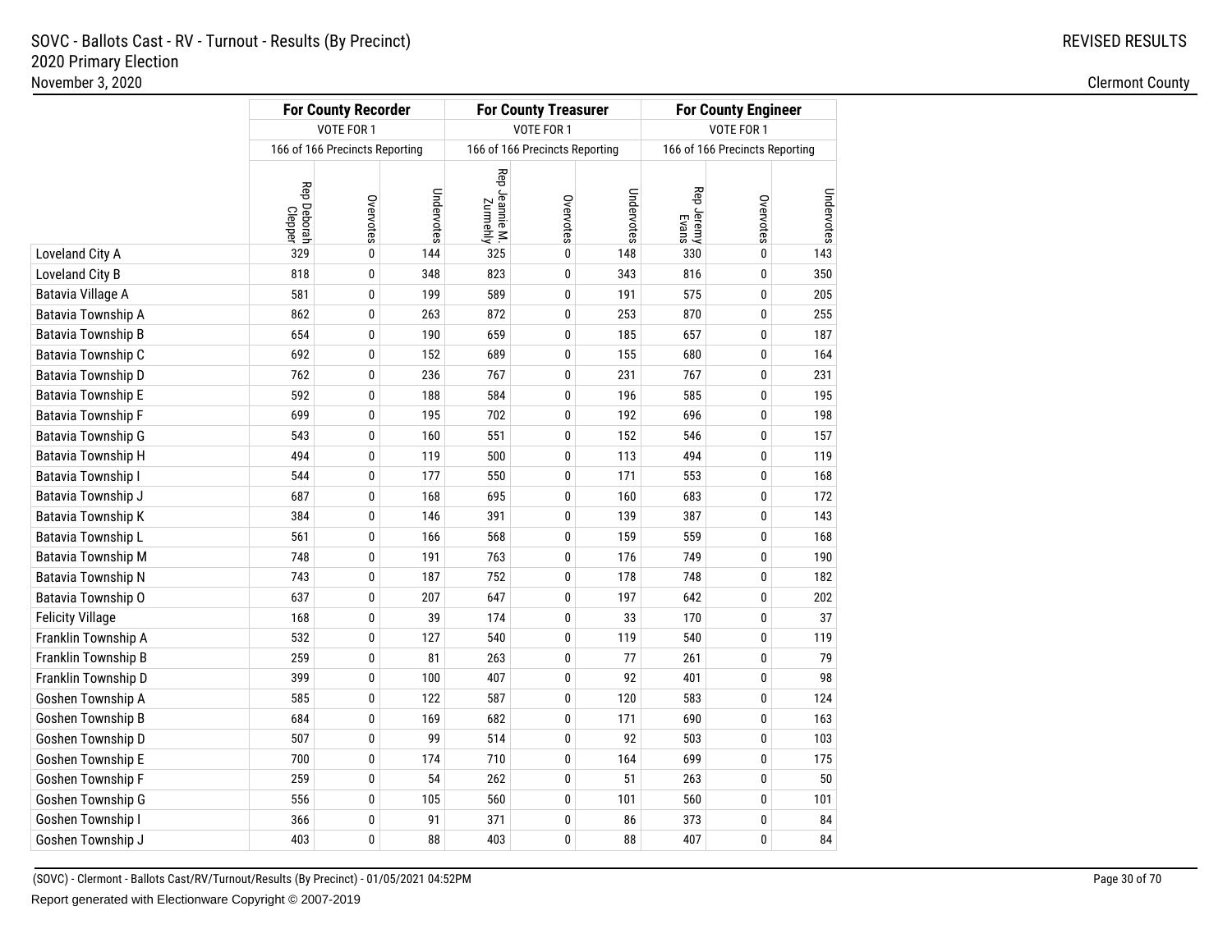# SOVC - Ballots Cast - RV - Turnout - Results (By Precinct)

## 2020 Primary Election

November 3, 2020

REVISED RESULTS

Clermont County

| | For County Recorder | | | For County Treasurer | | | For County Engineer | | |
|---|---|---|---|---|---|---|---|---|---|
| | VOTE FOR 1 | | | VOTE FOR 1 | | | VOTE FOR 1 | | |
| | 166 of 166 Precincts Reporting | | | 166 of 166 Precincts Reporting | | | 166 of 166 Precincts Reporting | | |
| | Rep Deborah Clepper | Overvotes | Undervotes | Rep Jeannie M. Zurmehly | Overvotes | Undervotes | Rep Jeremy Evans | Overvotes | Undervotes |
| Loveland City A | 329 | 0 | 144 | 325 | 0 | 148 | 330 | 0 | 143 |
| Loveland City B | 818 | 0 | 348 | 823 | 0 | 343 | 816 | 0 | 350 |
| Batavia Village A | 581 | 0 | 199 | 589 | 0 | 191 | 575 | 0 | 205 |
| Batavia Township A | 862 | 0 | 263 | 872 | 0 | 253 | 870 | 0 | 255 |
| Batavia Township B | 654 | 0 | 190 | 659 | 0 | 185 | 657 | 0 | 187 |
| Batavia Township C | 692 | 0 | 152 | 689 | 0 | 155 | 680 | 0 | 164 |
| Batavia Township D | 762 | 0 | 236 | 767 | 0 | 231 | 767 | 0 | 231 |
| Batavia Township E | 592 | 0 | 188 | 584 | 0 | 196 | 585 | 0 | 195 |
| Batavia Township F | 699 | 0 | 195 | 702 | 0 | 192 | 696 | 0 | 198 |
| Batavia Township G | 543 | 0 | 160 | 551 | 0 | 152 | 546 | 0 | 157 |
| Batavia Township H | 494 | 0 | 119 | 500 | 0 | 113 | 494 | 0 | 119 |
| Batavia Township I | 544 | 0 | 177 | 550 | 0 | 171 | 553 | 0 | 168 |
| Batavia Township J | 687 | 0 | 168 | 695 | 0 | 160 | 683 | 0 | 172 |
| Batavia Township K | 384 | 0 | 146 | 391 | 0 | 139 | 387 | 0 | 143 |
| Batavia Township L | 561 | 0 | 166 | 568 | 0 | 159 | 559 | 0 | 168 |
| Batavia Township M | 748 | 0 | 191 | 763 | 0 | 176 | 749 | 0 | 190 |
| Batavia Township N | 743 | 0 | 187 | 752 | 0 | 178 | 748 | 0 | 182 |
| Batavia Township O | 637 | 0 | 207 | 647 | 0 | 197 | 642 | 0 | 202 |
| Felicity Village | 168 | 0 | 39 | 174 | 0 | 33 | 170 | 0 | 37 |
| Franklin Township A | 532 | 0 | 127 | 540 | 0 | 119 | 540 | 0 | 119 |
| Franklin Township B | 259 | 0 | 81 | 263 | 0 | 77 | 261 | 0 | 79 |
| Franklin Township D | 399 | 0 | 100 | 407 | 0 | 92 | 401 | 0 | 98 |
| Goshen Township A | 585 | 0 | 122 | 587 | 0 | 120 | 583 | 0 | 124 |
| Goshen Township B | 684 | 0 | 169 | 682 | 0 | 171 | 690 | 0 | 163 |
| Goshen Township D | 507 | 0 | 99 | 514 | 0 | 92 | 503 | 0 | 103 |
| Goshen Township E | 700 | 0 | 174 | 710 | 0 | 164 | 699 | 0 | 175 |
| Goshen Township F | 259 | 0 | 54 | 262 | 0 | 51 | 263 | 0 | 50 |
| Goshen Township G | 556 | 0 | 105 | 560 | 0 | 101 | 560 | 0 | 101 |
| Goshen Township I | 366 | 0 | 91 | 371 | 0 | 86 | 373 | 0 | 84 |
| Goshen Township J | 403 | 0 | 88 | 403 | 0 | 88 | 407 | 0 | 84 |

(SOVC) - Clermont - Ballots Cast/RV/Turnout/Results (By Precinct) - 01/05/2021 04:52PM

Report generated with Electionware Copyright © 2007-2019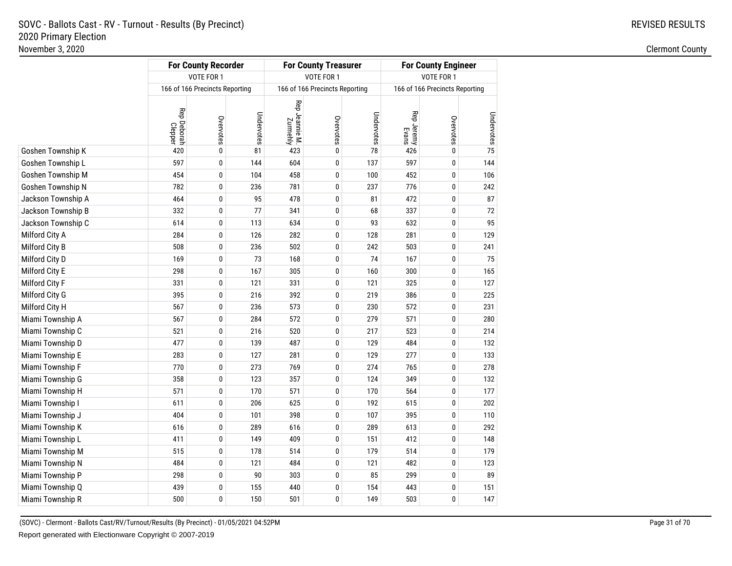SOVC - Ballots Cast - RV - Turnout - Results (By Precinct)
2020 Primary Election
November 3, 2020

REVISED RESULTS

Clermont County

| | For County Recorder | | | For County Treasurer | | | For County Engineer | | |
|---|---|---|---|---|---|---|---|---|---|
| | VOTE FOR 1 | | | VOTE FOR 1 | | | VOTE FOR 1 | | |
| | 166 of 166 Precincts Reporting | | | 166 of 166 Precincts Reporting | | | 166 of 166 Precincts Reporting | | |
| | Rep Deborah Clepper | Overvotes | Undervotes | Rep Jeannie M. Zurmehly | Overvotes | Undervotes | Rep Jeremy Evans | Overvotes | Undervotes |
| Goshen Township K | 420 | 0 | 81 | 423 | 0 | 78 | 426 | 0 | 75 |
| Goshen Township L | 597 | 0 | 144 | 604 | 0 | 137 | 597 | 0 | 144 |
| Goshen Township M | 454 | 0 | 104 | 458 | 0 | 100 | 452 | 0 | 106 |
| Goshen Township N | 782 | 0 | 236 | 781 | 0 | 237 | 776 | 0 | 242 |
| Jackson Township A | 464 | 0 | 95 | 478 | 0 | 81 | 472 | 0 | 87 |
| Jackson Township B | 332 | 0 | 77 | 341 | 0 | 68 | 337 | 0 | 72 |
| Jackson Township C | 614 | 0 | 113 | 634 | 0 | 93 | 632 | 0 | 95 |
| Milford City A | 284 | 0 | 126 | 282 | 0 | 128 | 281 | 0 | 129 |
| Milford City B | 508 | 0 | 236 | 502 | 0 | 242 | 503 | 0 | 241 |
| Milford City D | 169 | 0 | 73 | 168 | 0 | 74 | 167 | 0 | 75 |
| Milford City E | 298 | 0 | 167 | 305 | 0 | 160 | 300 | 0 | 165 |
| Milford City F | 331 | 0 | 121 | 331 | 0 | 121 | 325 | 0 | 127 |
| Milford City G | 395 | 0 | 216 | 392 | 0 | 219 | 386 | 0 | 225 |
| Milford City H | 567 | 0 | 236 | 573 | 0 | 230 | 572 | 0 | 231 |
| Miami Township A | 567 | 0 | 284 | 572 | 0 | 279 | 571 | 0 | 280 |
| Miami Township C | 521 | 0 | 216 | 520 | 0 | 217 | 523 | 0 | 214 |
| Miami Township D | 477 | 0 | 139 | 487 | 0 | 129 | 484 | 0 | 132 |
| Miami Township E | 283 | 0 | 127 | 281 | 0 | 129 | 277 | 0 | 133 |
| Miami Township F | 770 | 0 | 273 | 769 | 0 | 274 | 765 | 0 | 278 |
| Miami Township G | 358 | 0 | 123 | 357 | 0 | 124 | 349 | 0 | 132 |
| Miami Township H | 571 | 0 | 170 | 571 | 0 | 170 | 564 | 0 | 177 |
| Miami Township I | 611 | 0 | 206 | 625 | 0 | 192 | 615 | 0 | 202 |
| Miami Township J | 404 | 0 | 101 | 398 | 0 | 107 | 395 | 0 | 110 |
| Miami Township K | 616 | 0 | 289 | 616 | 0 | 289 | 613 | 0 | 292 |
| Miami Township L | 411 | 0 | 149 | 409 | 0 | 151 | 412 | 0 | 148 |
| Miami Township M | 515 | 0 | 178 | 514 | 0 | 179 | 514 | 0 | 179 |
| Miami Township N | 484 | 0 | 121 | 484 | 0 | 121 | 482 | 0 | 123 |
| Miami Township P | 298 | 0 | 90 | 303 | 0 | 85 | 299 | 0 | 89 |
| Miami Township Q | 439 | 0 | 155 | 440 | 0 | 154 | 443 | 0 | 151 |
| Miami Township R | 500 | 0 | 150 | 501 | 0 | 149 | 503 | 0 | 147 |

(SOVC) - Clermont - Ballots Cast/RV/Turnout/Results (By Precinct) - 01/05/2021 04:52PM

Report generated with Electionware Copyright © 2007-2019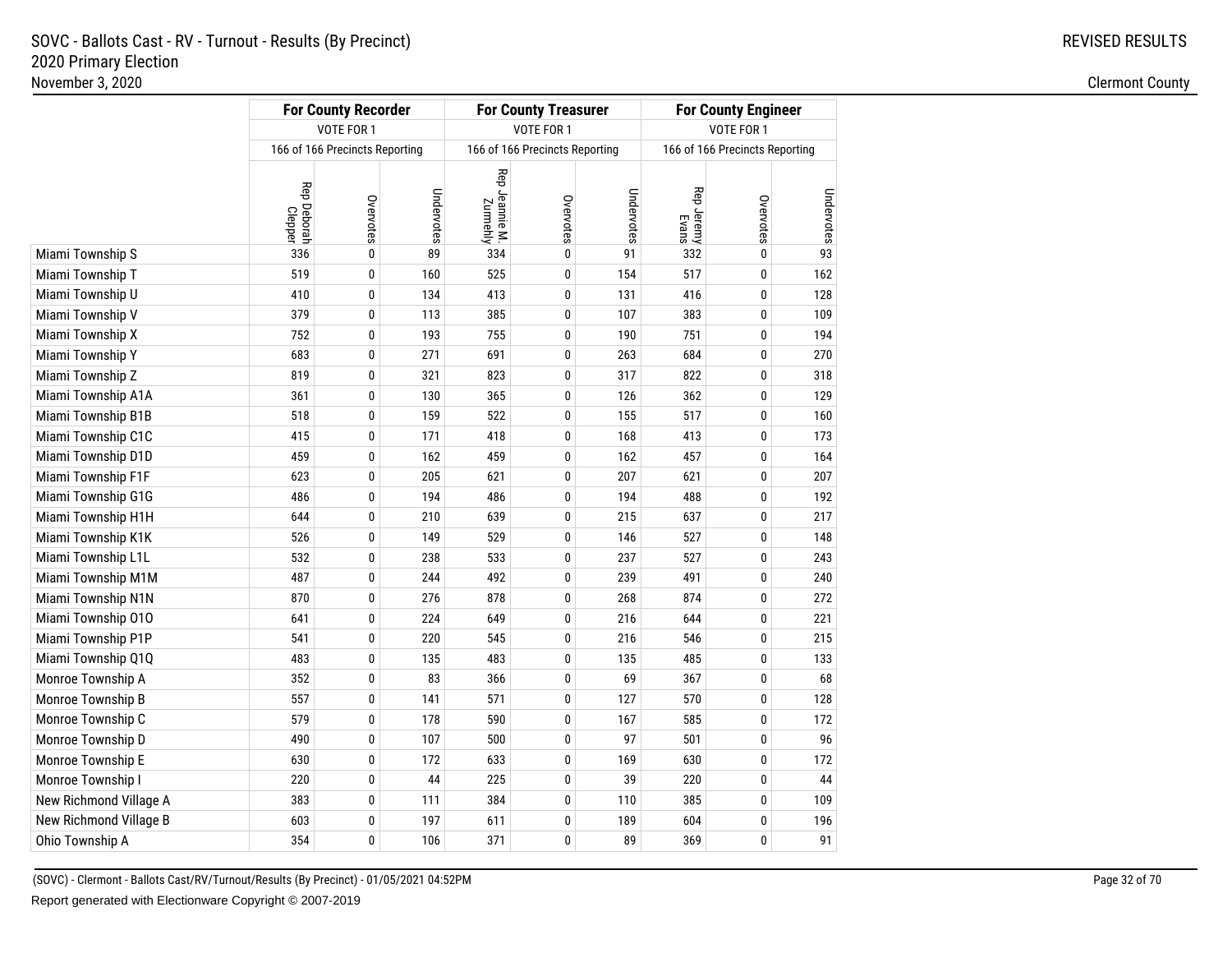SOVC - Ballots Cast - RV - Turnout - Results (By Precinct)
2020 Primary Election
November 3, 2020

REVISED RESULTS

Clermont County

| | For County Recorder | | | For County Treasurer | | | For County Engineer | | |
|---|---|---|---|---|---|---|---|---|---|
| | VOTE FOR 1 | | | VOTE FOR 1 | | | VOTE FOR 1 | | |
| | 166 of 166 Precincts Reporting | | | 166 of 166 Precincts Reporting | | | 166 of 166 Precincts Reporting | | |
| | Rep Deborah Clepper | Overvotes | Undervotes | Rep Jeannie M. Zurmehly | Overvotes | Undervotes | Rep Jeremy Evans | Overvotes | Undervotes |
| Miami Township S | 336 | 0 | 89 | 334 | 0 | 91 | 332 | 0 | 93 |
| Miami Township T | 519 | 0 | 160 | 525 | 0 | 154 | 517 | 0 | 162 |
| Miami Township U | 410 | 0 | 134 | 413 | 0 | 131 | 416 | 0 | 128 |
| Miami Township V | 379 | 0 | 113 | 385 | 0 | 107 | 383 | 0 | 109 |
| Miami Township X | 752 | 0 | 193 | 755 | 0 | 190 | 751 | 0 | 194 |
| Miami Township Y | 683 | 0 | 271 | 691 | 0 | 263 | 684 | 0 | 270 |
| Miami Township Z | 819 | 0 | 321 | 823 | 0 | 317 | 822 | 0 | 318 |
| Miami Township A1A | 361 | 0 | 130 | 365 | 0 | 126 | 362 | 0 | 129 |
| Miami Township B1B | 518 | 0 | 159 | 522 | 0 | 155 | 517 | 0 | 160 |
| Miami Township C1C | 415 | 0 | 171 | 418 | 0 | 168 | 413 | 0 | 173 |
| Miami Township D1D | 459 | 0 | 162 | 459 | 0 | 162 | 457 | 0 | 164 |
| Miami Township F1F | 623 | 0 | 205 | 621 | 0 | 207 | 621 | 0 | 207 |
| Miami Township G1G | 486 | 0 | 194 | 486 | 0 | 194 | 488 | 0 | 192 |
| Miami Township H1H | 644 | 0 | 210 | 639 | 0 | 215 | 637 | 0 | 217 |
| Miami Township K1K | 526 | 0 | 149 | 529 | 0 | 146 | 527 | 0 | 148 |
| Miami Township L1L | 532 | 0 | 238 | 533 | 0 | 237 | 527 | 0 | 243 |
| Miami Township M1M | 487 | 0 | 244 | 492 | 0 | 239 | 491 | 0 | 240 |
| Miami Township N1N | 870 | 0 | 276 | 878 | 0 | 268 | 874 | 0 | 272 |
| Miami Township O1O | 641 | 0 | 224 | 649 | 0 | 216 | 644 | 0 | 221 |
| Miami Township P1P | 541 | 0 | 220 | 545 | 0 | 216 | 546 | 0 | 215 |
| Miami Township Q1Q | 483 | 0 | 135 | 483 | 0 | 135 | 485 | 0 | 133 |
| Monroe Township A | 352 | 0 | 83 | 366 | 0 | 69 | 367 | 0 | 68 |
| Monroe Township B | 557 | 0 | 141 | 571 | 0 | 127 | 570 | 0 | 128 |
| Monroe Township C | 579 | 0 | 178 | 590 | 0 | 167 | 585 | 0 | 172 |
| Monroe Township D | 490 | 0 | 107 | 500 | 0 | 97 | 501 | 0 | 96 |
| Monroe Township E | 630 | 0 | 172 | 633 | 0 | 169 | 630 | 0 | 172 |
| Monroe Township I | 220 | 0 | 44 | 225 | 0 | 39 | 220 | 0 | 44 |
| New Richmond Village A | 383 | 0 | 111 | 384 | 0 | 110 | 385 | 0 | 109 |
| New Richmond Village B | 603 | 0 | 197 | 611 | 0 | 189 | 604 | 0 | 196 |
| Ohio Township A | 354 | 0 | 106 | 371 | 0 | 89 | 369 | 0 | 91 |

(SOVC) - Clermont - Ballots Cast/RV/Turnout/Results (By Precinct) - 01/05/2021 04:52PM

Report generated with Electionware Copyright © 2007-2019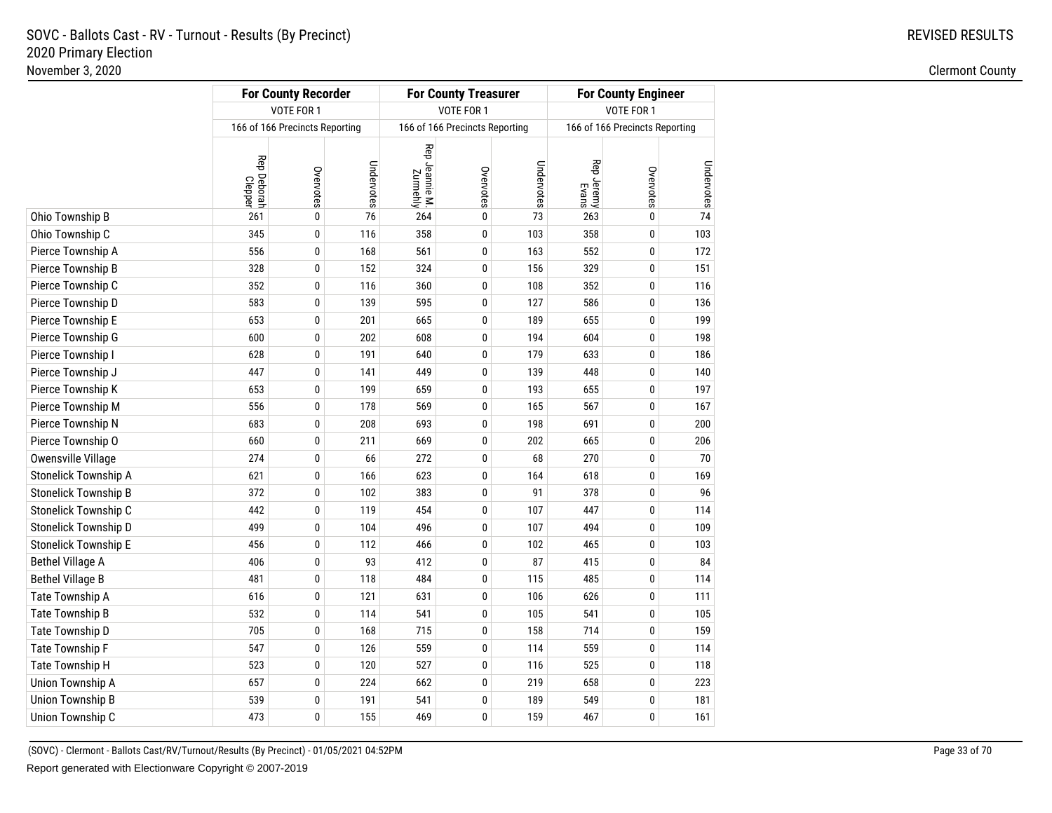SOVC - Ballots Cast - RV - Turnout - Results (By Precinct)
2020 Primary Election
November 3, 2020

REVISED RESULTS

Clermont County

| | For County Recorder | | | For County Treasurer | | | For County Engineer | | |
|---|---|---|---|---|---|---|---|---|---|
| | VOTE FOR 1 | | | VOTE FOR 1 | | | VOTE FOR 1 | | |
| | 166 of 166 Precincts Reporting | | | 166 of 166 Precincts Reporting | | | 166 of 166 Precincts Reporting | | |
| | Rep Deborah Clepper | Overvotes | Undervotes | Rep Jeannie M. Zurmehly | Overvotes | Undervotes | Rep Jeremy Evans | Overvotes | Undervotes |
| Ohio Township B | 261 | 0 | 76 | 264 | 0 | 73 | 263 | 0 | 74 |
| Ohio Township C | 345 | 0 | 116 | 358 | 0 | 103 | 358 | 0 | 103 |
| Pierce Township A | 556 | 0 | 168 | 561 | 0 | 163 | 552 | 0 | 172 |
| Pierce Township B | 328 | 0 | 152 | 324 | 0 | 156 | 329 | 0 | 151 |
| Pierce Township C | 352 | 0 | 116 | 360 | 0 | 108 | 352 | 0 | 116 |
| Pierce Township D | 583 | 0 | 139 | 595 | 0 | 127 | 586 | 0 | 136 |
| Pierce Township E | 653 | 0 | 201 | 665 | 0 | 189 | 655 | 0 | 199 |
| Pierce Township G | 600 | 0 | 202 | 608 | 0 | 194 | 604 | 0 | 198 |
| Pierce Township I | 628 | 0 | 191 | 640 | 0 | 179 | 633 | 0 | 186 |
| Pierce Township J | 447 | 0 | 141 | 449 | 0 | 139 | 448 | 0 | 140 |
| Pierce Township K | 653 | 0 | 199 | 659 | 0 | 193 | 655 | 0 | 197 |
| Pierce Township M | 556 | 0 | 178 | 569 | 0 | 165 | 567 | 0 | 167 |
| Pierce Township N | 683 | 0 | 208 | 693 | 0 | 198 | 691 | 0 | 200 |
| Pierce Township O | 660 | 0 | 211 | 669 | 0 | 202 | 665 | 0 | 206 |
| Owensville Village | 274 | 0 | 66 | 272 | 0 | 68 | 270 | 0 | 70 |
| Stonelick Township A | 621 | 0 | 166 | 623 | 0 | 164 | 618 | 0 | 169 |
| Stonelick Township B | 372 | 0 | 102 | 383 | 0 | 91 | 378 | 0 | 96 |
| Stonelick Township C | 442 | 0 | 119 | 454 | 0 | 107 | 447 | 0 | 114 |
| Stonelick Township D | 499 | 0 | 104 | 496 | 0 | 107 | 494 | 0 | 109 |
| Stonelick Township E | 456 | 0 | 112 | 466 | 0 | 102 | 465 | 0 | 103 |
| Bethel Village A | 406 | 0 | 93 | 412 | 0 | 87 | 415 | 0 | 84 |
| Bethel Village B | 481 | 0 | 118 | 484 | 0 | 115 | 485 | 0 | 114 |
| Tate Township A | 616 | 0 | 121 | 631 | 0 | 106 | 626 | 0 | 111 |
| Tate Township B | 532 | 0 | 114 | 541 | 0 | 105 | 541 | 0 | 105 |
| Tate Township D | 705 | 0 | 168 | 715 | 0 | 158 | 714 | 0 | 159 |
| Tate Township F | 547 | 0 | 126 | 559 | 0 | 114 | 559 | 0 | 114 |
| Tate Township H | 523 | 0 | 120 | 527 | 0 | 116 | 525 | 0 | 118 |
| Union Township A | 657 | 0 | 224 | 662 | 0 | 219 | 658 | 0 | 223 |
| Union Township B | 539 | 0 | 191 | 541 | 0 | 189 | 549 | 0 | 181 |
| Union Township C | 473 | 0 | 155 | 469 | 0 | 159 | 467 | 0 | 161 |

(SOVC) - Clermont - Ballots Cast/RV/Turnout/Results (By Precinct) - 01/05/2021 04:52PM

Report generated with Electionware Copyright © 2007-2019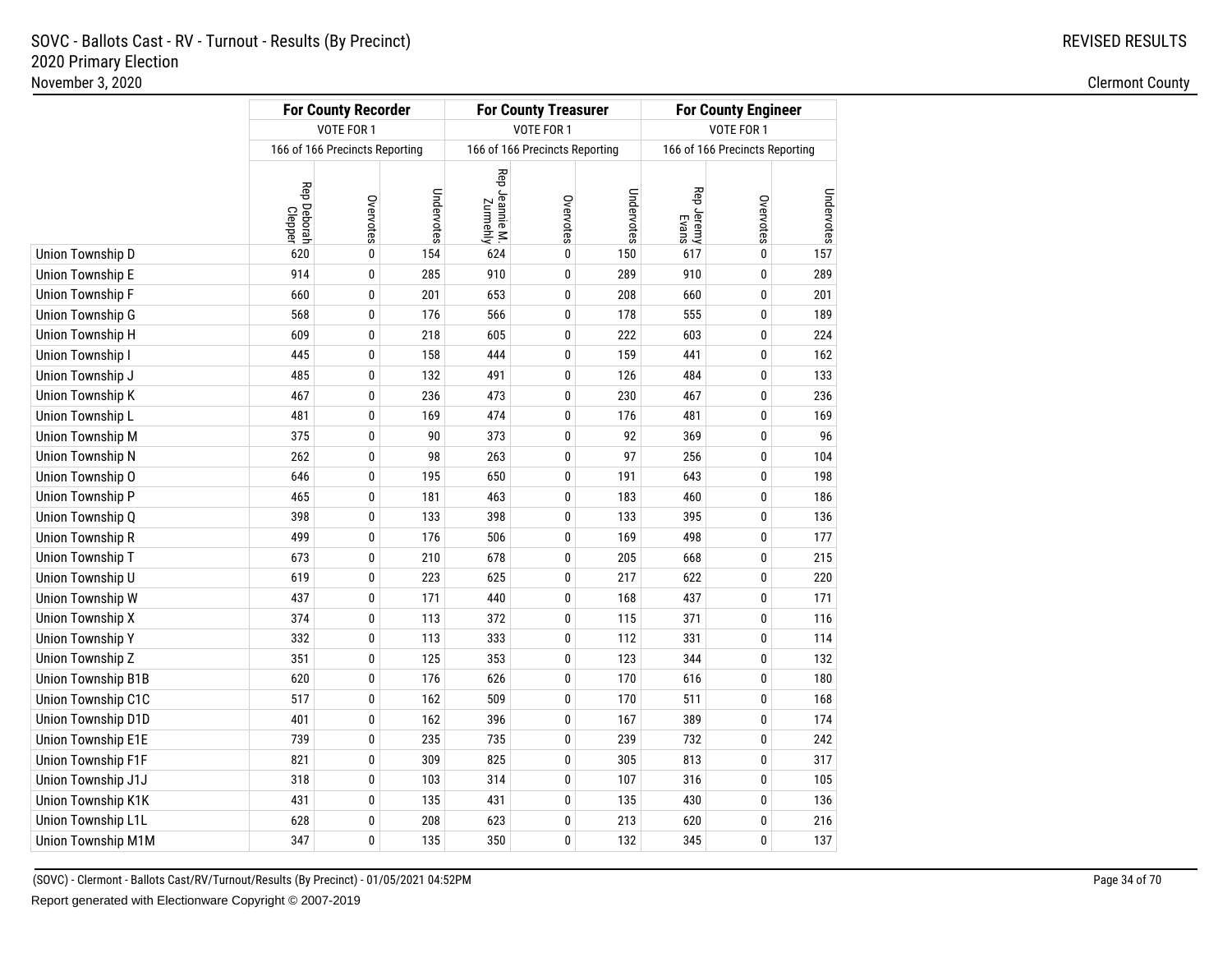SOVC - Ballots Cast - RV - Turnout - Results (By Precinct)
2020 Primary Election
November 3, 2020

REVISED RESULTS

Clermont County

| | For County Recorder | | | For County Treasurer | | | For County Engineer | | |
|---|---|---|---|---|---|---|---|---|---|
| | VOTE FOR 1 | | | VOTE FOR 1 | | | VOTE FOR 1 | | |
| | 166 of 166 Precincts Reporting | | | 166 of 166 Precincts Reporting | | | 166 of 166 Precincts Reporting | | |
| | Rep Deborah Clepper | Overvotes | Undervotes | Rep Jeannie M. Zurmehly | Overvotes | Undervotes | Rep Jeremy Evans | Overvotes | Undervotes |
| Union Township D | 620 | 0 | 154 | 624 | 0 | 150 | 617 | 0 | 157 |
| Union Township E | 914 | 0 | 285 | 910 | 0 | 289 | 910 | 0 | 289 |
| Union Township F | 660 | 0 | 201 | 653 | 0 | 208 | 660 | 0 | 201 |
| Union Township G | 568 | 0 | 176 | 566 | 0 | 178 | 555 | 0 | 189 |
| Union Township H | 609 | 0 | 218 | 605 | 0 | 222 | 603 | 0 | 224 |
| Union Township I | 445 | 0 | 158 | 444 | 0 | 159 | 441 | 0 | 162 |
| Union Township J | 485 | 0 | 132 | 491 | 0 | 126 | 484 | 0 | 133 |
| Union Township K | 467 | 0 | 236 | 473 | 0 | 230 | 467 | 0 | 236 |
| Union Township L | 481 | 0 | 169 | 474 | 0 | 176 | 481 | 0 | 169 |
| Union Township M | 375 | 0 | 90 | 373 | 0 | 92 | 369 | 0 | 96 |
| Union Township N | 262 | 0 | 98 | 263 | 0 | 97 | 256 | 0 | 104 |
| Union Township O | 646 | 0 | 195 | 650 | 0 | 191 | 643 | 0 | 198 |
| Union Township P | 465 | 0 | 181 | 463 | 0 | 183 | 460 | 0 | 186 |
| Union Township Q | 398 | 0 | 133 | 398 | 0 | 133 | 395 | 0 | 136 |
| Union Township R | 499 | 0 | 176 | 506 | 0 | 169 | 498 | 0 | 177 |
| Union Township T | 673 | 0 | 210 | 678 | 0 | 205 | 668 | 0 | 215 |
| Union Township U | 619 | 0 | 223 | 625 | 0 | 217 | 622 | 0 | 220 |
| Union Township W | 437 | 0 | 171 | 440 | 0 | 168 | 437 | 0 | 171 |
| Union Township X | 374 | 0 | 113 | 372 | 0 | 115 | 371 | 0 | 116 |
| Union Township Y | 332 | 0 | 113 | 333 | 0 | 112 | 331 | 0 | 114 |
| Union Township Z | 351 | 0 | 125 | 353 | 0 | 123 | 344 | 0 | 132 |
| Union Township B1B | 620 | 0 | 176 | 626 | 0 | 170 | 616 | 0 | 180 |
| Union Township C1C | 517 | 0 | 162 | 509 | 0 | 170 | 511 | 0 | 168 |
| Union Township D1D | 401 | 0 | 162 | 396 | 0 | 167 | 389 | 0 | 174 |
| Union Township E1E | 739 | 0 | 235 | 735 | 0 | 239 | 732 | 0 | 242 |
| Union Township F1F | 821 | 0 | 309 | 825 | 0 | 305 | 813 | 0 | 317 |
| Union Township J1J | 318 | 0 | 103 | 314 | 0 | 107 | 316 | 0 | 105 |
| Union Township K1K | 431 | 0 | 135 | 431 | 0 | 135 | 430 | 0 | 136 |
| Union Township L1L | 628 | 0 | 208 | 623 | 0 | 213 | 620 | 0 | 216 |
| Union Township M1M | 347 | 0 | 135 | 350 | 0 | 132 | 345 | 0 | 137 |

(SOVC) - Clermont - Ballots Cast/RV/Turnout/Results (By Precinct) - 01/05/2021 04:52PM

Report generated with Electionware Copyright © 2007-2019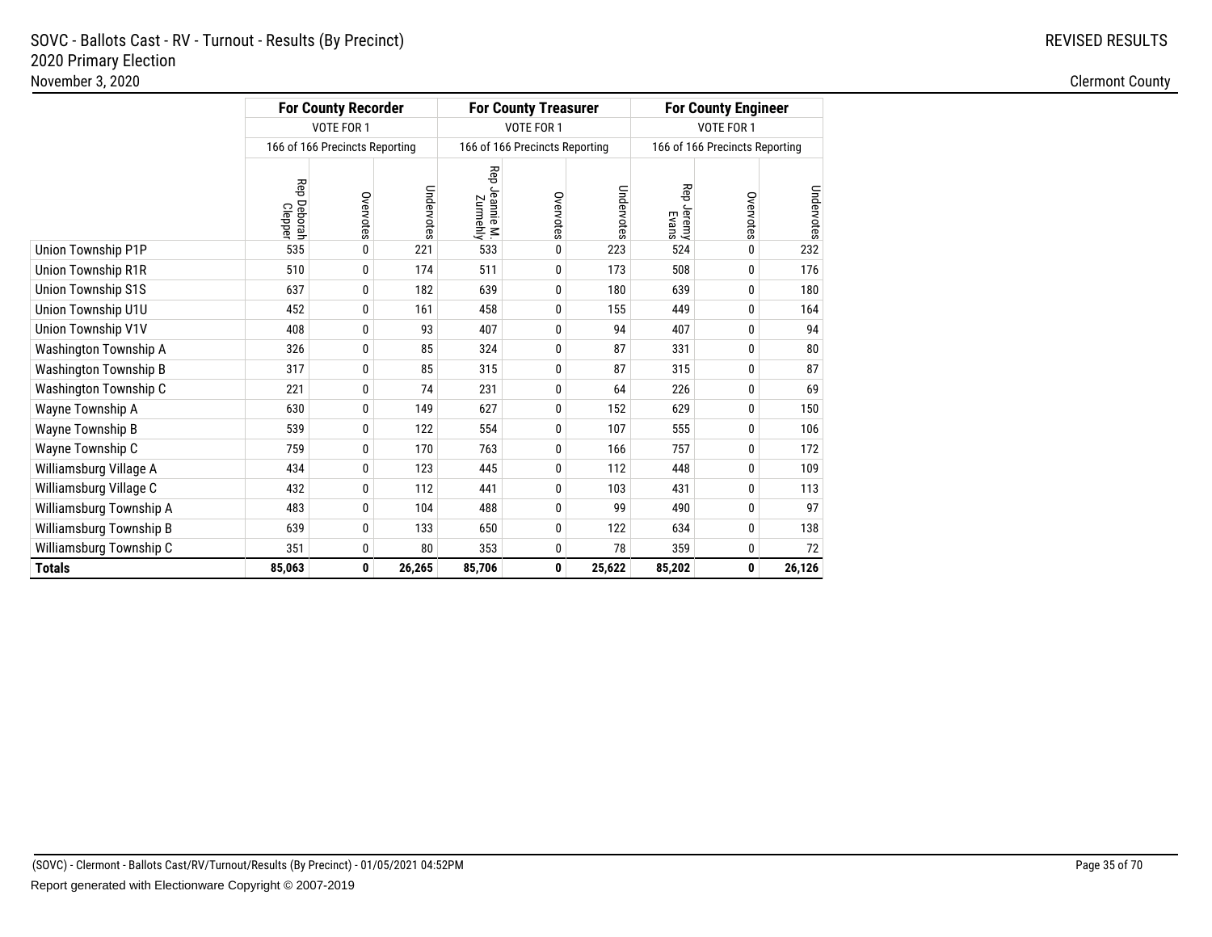SOVC - Ballots Cast - RV - Turnout - Results (By Precinct)
2020 Primary Election
November 3, 2020

REVISED RESULTS

Clermont County

| | For County Recorder | | | For County Treasurer | | | For County Engineer | | |
|---|---|---|---|---|---|---|---|---|---|
| | VOTE FOR 1 | | | VOTE FOR 1 | | | VOTE FOR 1 | | |
| | 166 of 166 Precincts Reporting | | | 166 of 166 Precincts Reporting | | | 166 of 166 Precincts Reporting | | |
| | Rep Deborah Clepper | Overvotes | Undervotes | Rep Jeannie M. Zurmehly | Overvotes | Undervotes | Rep Jeremy Evans | Overvotes | Undervotes |
| Union Township P1P | 535 | 0 | 221 | 533 | 0 | 223 | 524 | 0 | 232 |
| Union Township R1R | 510 | 0 | 174 | 511 | 0 | 173 | 508 | 0 | 176 |
| Union Township S1S | 637 | 0 | 182 | 639 | 0 | 180 | 639 | 0 | 180 |
| Union Township U1U | 452 | 0 | 161 | 458 | 0 | 155 | 449 | 0 | 164 |
| Union Township V1V | 408 | 0 | 93 | 407 | 0 | 94 | 407 | 0 | 94 |
| Washington Township A | 326 | 0 | 85 | 324 | 0 | 87 | 331 | 0 | 80 |
| Washington Township B | 317 | 0 | 85 | 315 | 0 | 87 | 315 | 0 | 87 |
| Washington Township C | 221 | 0 | 74 | 231 | 0 | 64 | 226 | 0 | 69 |
| Wayne Township A | 630 | 0 | 149 | 627 | 0 | 152 | 629 | 0 | 150 |
| Wayne Township B | 539 | 0 | 122 | 554 | 0 | 107 | 555 | 0 | 106 |
| Wayne Township C | 759 | 0 | 170 | 763 | 0 | 166 | 757 | 0 | 172 |
| Williamsburg Village A | 434 | 0 | 123 | 445 | 0 | 112 | 448 | 0 | 109 |
| Williamsburg Village C | 432 | 0 | 112 | 441 | 0 | 103 | 431 | 0 | 113 |
| Williamsburg Township A | 483 | 0 | 104 | 488 | 0 | 99 | 490 | 0 | 97 |
| Williamsburg Township B | 639 | 0 | 133 | 650 | 0 | 122 | 634 | 0 | 138 |
| Williamsburg Township C | 351 | 0 | 80 | 353 | 0 | 78 | 359 | 0 | 72 |
| **Totals** | **85,063** | **0** | **26,265** | **85,706** | **0** | **25,622** | **85,202** | **0** | **26,126** |

(SOVC) - Clermont - Ballots Cast/RV/Turnout/Results (By Precinct) - 01/05/2021 04:52PM

Report generated with Electionware Copyright © 2007-2019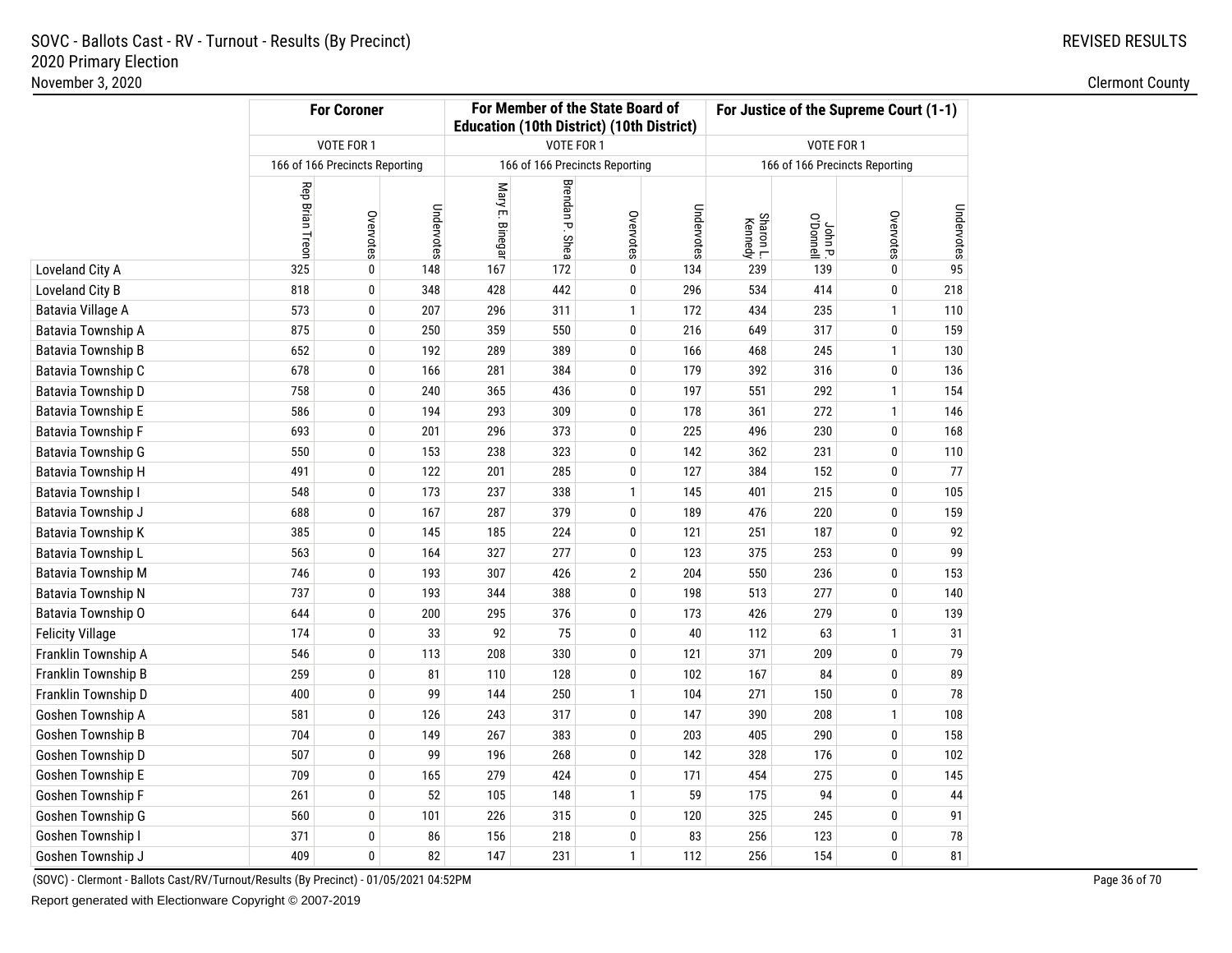SOVC - Ballots Cast - RV - Turnout - Results (By Precinct)
2020 Primary Election
November 3, 2020

REVISED RESULTS

Clermont County

| | For Coroner | | | For Member of the State Board of Education (10th District) (10th District) | | | | For Justice of the Supreme Court (1-1) | | | |
|---|---|---|---|---|---|---|---|---|---|---|---|
| | VOTE FOR 1 | | | VOTE FOR 1 | | | | VOTE FOR 1 | | | |
| | 166 of 166 Precincts Reporting | | | 166 of 166 Precincts Reporting | | | | 166 of 166 Precincts Reporting | | | |
| | Rep Brian Treon | Overvotes | Undervotes | Mary E. Binegar | Brendan P. Shea | Overvotes | Undervotes | Sharon L. Kennedy | John P. O'Donnell | Overvotes | Undervotes |
| Loveland City A | 325 | 0 | 148 | 167 | 172 | 0 | 134 | 239 | 139 | 0 | 95 |
| Loveland City B | 818 | 0 | 348 | 428 | 442 | 0 | 296 | 534 | 414 | 0 | 218 |
| Batavia Village A | 573 | 0 | 207 | 296 | 311 | 1 | 172 | 434 | 235 | 1 | 110 |
| Batavia Township A | 875 | 0 | 250 | 359 | 550 | 0 | 216 | 649 | 317 | 0 | 159 |
| Batavia Township B | 652 | 0 | 192 | 289 | 389 | 0 | 166 | 468 | 245 | 1 | 130 |
| Batavia Township C | 678 | 0 | 166 | 281 | 384 | 0 | 179 | 392 | 316 | 0 | 136 |
| Batavia Township D | 758 | 0 | 240 | 365 | 436 | 0 | 197 | 551 | 292 | 1 | 154 |
| Batavia Township E | 586 | 0 | 194 | 293 | 309 | 0 | 178 | 361 | 272 | 1 | 146 |
| Batavia Township F | 693 | 0 | 201 | 296 | 373 | 0 | 225 | 496 | 230 | 0 | 168 |
| Batavia Township G | 550 | 0 | 153 | 238 | 323 | 0 | 142 | 362 | 231 | 0 | 110 |
| Batavia Township H | 491 | 0 | 122 | 201 | 285 | 0 | 127 | 384 | 152 | 0 | 77 |
| Batavia Township I | 548 | 0 | 173 | 237 | 338 | 1 | 145 | 401 | 215 | 0 | 105 |
| Batavia Township J | 688 | 0 | 167 | 287 | 379 | 0 | 189 | 476 | 220 | 0 | 159 |
| Batavia Township K | 385 | 0 | 145 | 185 | 224 | 0 | 121 | 251 | 187 | 0 | 92 |
| Batavia Township L | 563 | 0 | 164 | 327 | 277 | 0 | 123 | 375 | 253 | 0 | 99 |
| Batavia Township M | 746 | 0 | 193 | 307 | 426 | 2 | 204 | 550 | 236 | 0 | 153 |
| Batavia Township N | 737 | 0 | 193 | 344 | 388 | 0 | 198 | 513 | 277 | 0 | 140 |
| Batavia Township O | 644 | 0 | 200 | 295 | 376 | 0 | 173 | 426 | 279 | 0 | 139 |
| Felicity Village | 174 | 0 | 33 | 92 | 75 | 0 | 40 | 112 | 63 | 1 | 31 |
| Franklin Township A | 546 | 0 | 113 | 208 | 330 | 0 | 121 | 371 | 209 | 0 | 79 |
| Franklin Township B | 259 | 0 | 81 | 110 | 128 | 0 | 102 | 167 | 84 | 0 | 89 |
| Franklin Township D | 400 | 0 | 99 | 144 | 250 | 1 | 104 | 271 | 150 | 0 | 78 |
| Goshen Township A | 581 | 0 | 126 | 243 | 317 | 0 | 147 | 390 | 208 | 1 | 108 |
| Goshen Township B | 704 | 0 | 149 | 267 | 383 | 0 | 203 | 405 | 290 | 0 | 158 |
| Goshen Township D | 507 | 0 | 99 | 196 | 268 | 0 | 142 | 328 | 176 | 0 | 102 |
| Goshen Township E | 709 | 0 | 165 | 279 | 424 | 0 | 171 | 454 | 275 | 0 | 145 |
| Goshen Township F | 261 | 0 | 52 | 105 | 148 | 1 | 59 | 175 | 94 | 0 | 44 |
| Goshen Township G | 560 | 0 | 101 | 226 | 315 | 0 | 120 | 325 | 245 | 0 | 91 |
| Goshen Township I | 371 | 0 | 86 | 156 | 218 | 0 | 83 | 256 | 123 | 0 | 78 |
| Goshen Township J | 409 | 0 | 82 | 147 | 231 | 1 | 112 | 256 | 154 | 0 | 81 |

(SOVC) - Clermont - Ballots Cast/RV/Turnout/Results (By Precinct) - 01/05/2021 04:52PM

Report generated with Electionware Copyright © 2007-2019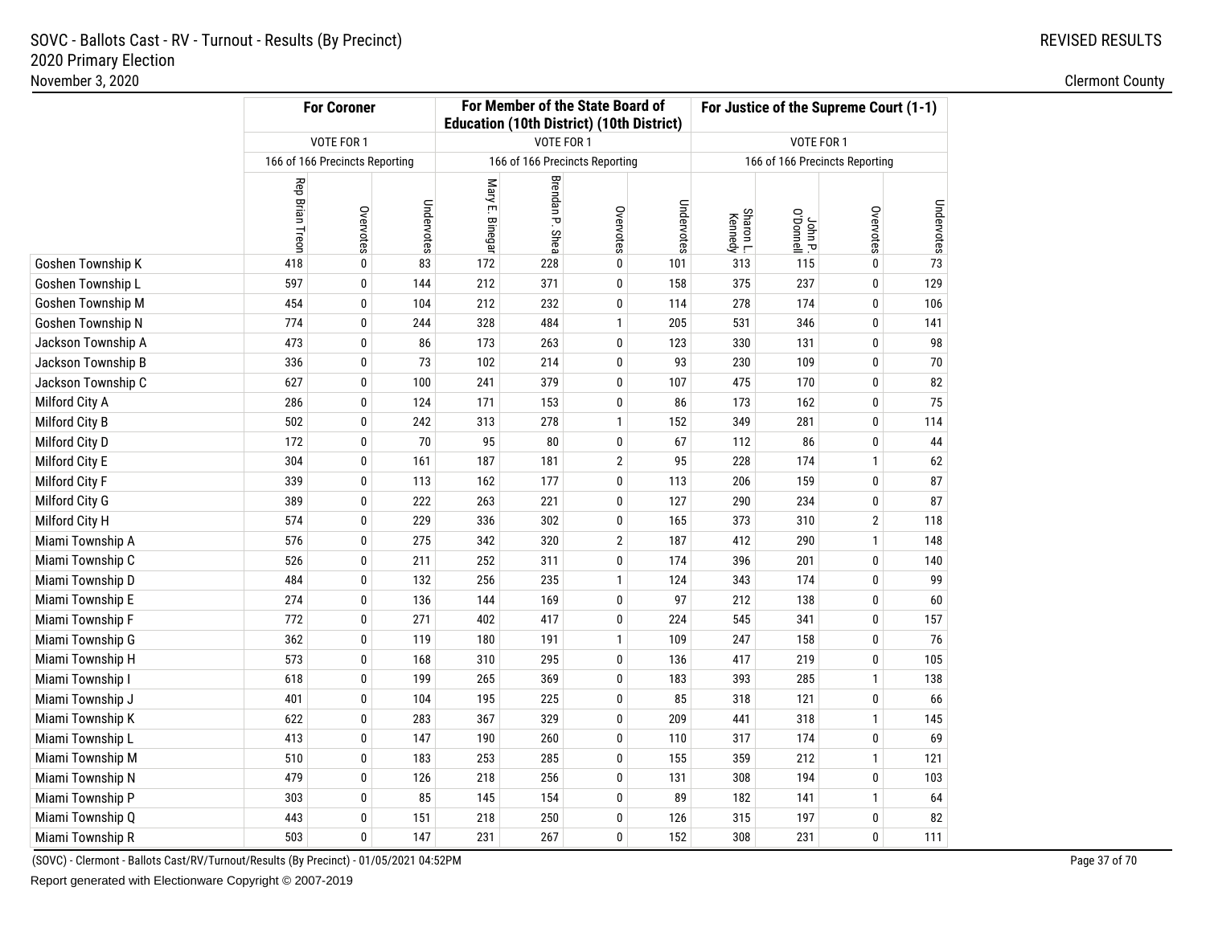SOVC - Ballots Cast - RV - Turnout - Results (By Precinct)
2020 Primary Election
November 3, 2020

REVISED RESULTS

Clermont County

| | For Coroner | | | For Member of the State Board of Education (10th District) (10th District) | | | | For Justice of the Supreme Court (1-1) | | | |
|---|---|---|---|---|---|---|---|---|---|---|---|
| | VOTE FOR 1 | | | VOTE FOR 1 | | | | VOTE FOR 1 | | | |
| | 166 of 166 Precincts Reporting | | | 166 of 166 Precincts Reporting | | | | 166 of 166 Precincts Reporting | | | |
| | Rep Brian Treon | Overvotes | Undervotes | Mary E. Binegar | Brendan P. Shea | Overvotes | Undervotes | Sharon L. Kennedy | John P. O'Donnell | Overvotes | Undervotes |
| Goshen Township K | 418 | 0 | 83 | 172 | 228 | 0 | 101 | 313 | 115 | 0 | 73 |
| Goshen Township L | 597 | 0 | 144 | 212 | 371 | 0 | 158 | 375 | 237 | 0 | 129 |
| Goshen Township M | 454 | 0 | 104 | 212 | 232 | 0 | 114 | 278 | 174 | 0 | 106 |
| Goshen Township N | 774 | 0 | 244 | 328 | 484 | 1 | 205 | 531 | 346 | 0 | 141 |
| Jackson Township A | 473 | 0 | 86 | 173 | 263 | 0 | 123 | 330 | 131 | 0 | 98 |
| Jackson Township B | 336 | 0 | 73 | 102 | 214 | 0 | 93 | 230 | 109 | 0 | 70 |
| Jackson Township C | 627 | 0 | 100 | 241 | 379 | 0 | 107 | 475 | 170 | 0 | 82 |
| Milford City A | 286 | 0 | 124 | 171 | 153 | 0 | 86 | 173 | 162 | 0 | 75 |
| Milford City B | 502 | 0 | 242 | 313 | 278 | 1 | 152 | 349 | 281 | 0 | 114 |
| Milford City D | 172 | 0 | 70 | 95 | 80 | 0 | 67 | 112 | 86 | 0 | 44 |
| Milford City E | 304 | 0 | 161 | 187 | 181 | 2 | 95 | 228 | 174 | 1 | 62 |
| Milford City F | 339 | 0 | 113 | 162 | 177 | 0 | 113 | 206 | 159 | 0 | 87 |
| Milford City G | 389 | 0 | 222 | 263 | 221 | 0 | 127 | 290 | 234 | 0 | 87 |
| Milford City H | 574 | 0 | 229 | 336 | 302 | 0 | 165 | 373 | 310 | 2 | 118 |
| Miami Township A | 576 | 0 | 275 | 342 | 320 | 2 | 187 | 412 | 290 | 1 | 148 |
| Miami Township C | 526 | 0 | 211 | 252 | 311 | 0 | 174 | 396 | 201 | 0 | 140 |
| Miami Township D | 484 | 0 | 132 | 256 | 235 | 1 | 124 | 343 | 174 | 0 | 99 |
| Miami Township E | 274 | 0 | 136 | 144 | 169 | 0 | 97 | 212 | 138 | 0 | 60 |
| Miami Township F | 772 | 0 | 271 | 402 | 417 | 0 | 224 | 545 | 341 | 0 | 157 |
| Miami Township G | 362 | 0 | 119 | 180 | 191 | 1 | 109 | 247 | 158 | 0 | 76 |
| Miami Township H | 573 | 0 | 168 | 310 | 295 | 0 | 136 | 417 | 219 | 0 | 105 |
| Miami Township I | 618 | 0 | 199 | 265 | 369 | 0 | 183 | 393 | 285 | 1 | 138 |
| Miami Township J | 401 | 0 | 104 | 195 | 225 | 0 | 85 | 318 | 121 | 0 | 66 |
| Miami Township K | 622 | 0 | 283 | 367 | 329 | 0 | 209 | 441 | 318 | 1 | 145 |
| Miami Township L | 413 | 0 | 147 | 190 | 260 | 0 | 110 | 317 | 174 | 0 | 69 |
| Miami Township M | 510 | 0 | 183 | 253 | 285 | 0 | 155 | 359 | 212 | 1 | 121 |
| Miami Township N | 479 | 0 | 126 | 218 | 256 | 0 | 131 | 308 | 194 | 0 | 103 |
| Miami Township P | 303 | 0 | 85 | 145 | 154 | 0 | 89 | 182 | 141 | 1 | 64 |
| Miami Township Q | 443 | 0 | 151 | 218 | 250 | 0 | 126 | 315 | 197 | 0 | 82 |
| Miami Township R | 503 | 0 | 147 | 231 | 267 | 0 | 152 | 308 | 231 | 0 | 111 |

(SOVC) - Clermont - Ballots Cast/RV/Turnout/Results (By Precinct) - 01/05/2021 04:52PM

Report generated with Electionware Copyright © 2007-2019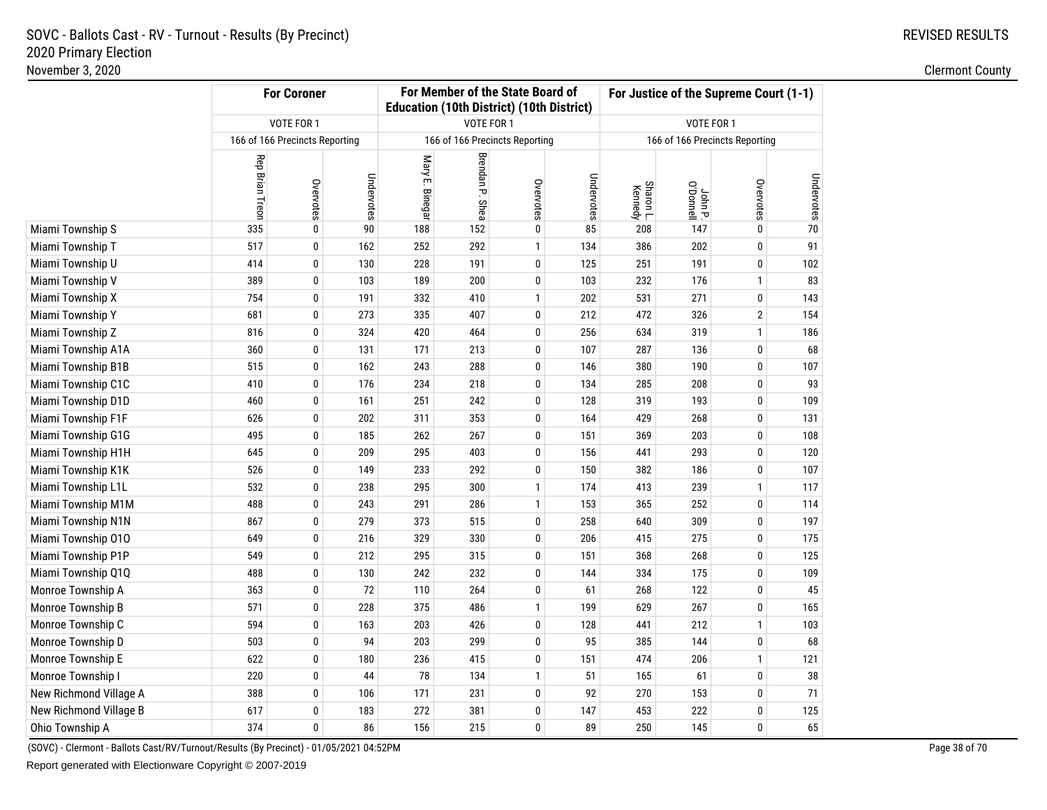# SOVC - Ballots Cast - RV - Turnout - Results (By Precinct)
## 2020 Primary Election
November 3, 2020

REVISED RESULTS

Clermont County

| | For Coroner | | | For Member of the State Board of Education (10th District) (10th District) | | | | For Justice of the Supreme Court (1-1) | | | |
|---|---|---|---|---|---|---|---|---|---|---|---|
| | VOTE FOR 1 | | | VOTE FOR 1 | | | | VOTE FOR 1 | | | |
| | 166 of 166 Precincts Reporting | | | 166 of 166 Precincts Reporting | | | | 166 of 166 Precincts Reporting | | | |
| | Rep Brian Treon | Overvotes | Undervotes | Mary E. Binegar | Brendan P. Shea | Overvotes | Undervotes | Sharon L. Kennedy | John P. O'Donnell | Overvotes | Undervotes |
| Miami Township S | 335 | 0 | 90 | 188 | 152 | 0 | 85 | 208 | 147 | 0 | 70 |
| Miami Township T | 517 | 0 | 162 | 252 | 292 | 1 | 134 | 386 | 202 | 0 | 91 |
| Miami Township U | 414 | 0 | 130 | 228 | 191 | 0 | 125 | 251 | 191 | 0 | 102 |
| Miami Township V | 389 | 0 | 103 | 189 | 200 | 0 | 103 | 232 | 176 | 1 | 83 |
| Miami Township X | 754 | 0 | 191 | 332 | 410 | 1 | 202 | 531 | 271 | 0 | 143 |
| Miami Township Y | 681 | 0 | 273 | 335 | 407 | 0 | 212 | 472 | 326 | 2 | 154 |
| Miami Township Z | 816 | 0 | 324 | 420 | 464 | 0 | 256 | 634 | 319 | 1 | 186 |
| Miami Township A1A | 360 | 0 | 131 | 171 | 213 | 0 | 107 | 287 | 136 | 0 | 68 |
| Miami Township B1B | 515 | 0 | 162 | 243 | 288 | 0 | 146 | 380 | 190 | 0 | 107 |
| Miami Township C1C | 410 | 0 | 176 | 234 | 218 | 0 | 134 | 285 | 208 | 0 | 93 |
| Miami Township D1D | 460 | 0 | 161 | 251 | 242 | 0 | 128 | 319 | 193 | 0 | 109 |
| Miami Township F1F | 626 | 0 | 202 | 311 | 353 | 0 | 164 | 429 | 268 | 0 | 131 |
| Miami Township G1G | 495 | 0 | 185 | 262 | 267 | 0 | 151 | 369 | 203 | 0 | 108 |
| Miami Township H1H | 645 | 0 | 209 | 295 | 403 | 0 | 156 | 441 | 293 | 0 | 120 |
| Miami Township K1K | 526 | 0 | 149 | 233 | 292 | 0 | 150 | 382 | 186 | 0 | 107 |
| Miami Township L1L | 532 | 0 | 238 | 295 | 300 | 1 | 174 | 413 | 239 | 1 | 117 |
| Miami Township M1M | 488 | 0 | 243 | 291 | 286 | 1 | 153 | 365 | 252 | 0 | 114 |
| Miami Township N1N | 867 | 0 | 279 | 373 | 515 | 0 | 258 | 640 | 309 | 0 | 197 |
| Miami Township O1O | 649 | 0 | 216 | 329 | 330 | 0 | 206 | 415 | 275 | 0 | 175 |
| Miami Township P1P | 549 | 0 | 212 | 295 | 315 | 0 | 151 | 368 | 268 | 0 | 125 |
| Miami Township Q1Q | 488 | 0 | 130 | 242 | 232 | 0 | 144 | 334 | 175 | 0 | 109 |
| Monroe Township A | 363 | 0 | 72 | 110 | 264 | 0 | 61 | 268 | 122 | 0 | 45 |
| Monroe Township B | 571 | 0 | 228 | 375 | 486 | 1 | 199 | 629 | 267 | 0 | 165 |
| Monroe Township C | 594 | 0 | 163 | 203 | 426 | 0 | 128 | 441 | 212 | 1 | 103 |
| Monroe Township D | 503 | 0 | 94 | 203 | 299 | 0 | 95 | 385 | 144 | 0 | 68 |
| Monroe Township E | 622 | 0 | 180 | 236 | 415 | 0 | 151 | 474 | 206 | 1 | 121 |
| Monroe Township I | 220 | 0 | 44 | 78 | 134 | 1 | 51 | 165 | 61 | 0 | 38 |
| New Richmond Village A | 388 | 0 | 106 | 171 | 231 | 0 | 92 | 270 | 153 | 0 | 71 |
| New Richmond Village B | 617 | 0 | 183 | 272 | 381 | 0 | 147 | 453 | 222 | 0 | 125 |
| Ohio Township A | 374 | 0 | 86 | 156 | 215 | 0 | 89 | 250 | 145 | 0 | 65 |

(SOVC) - Clermont - Ballots Cast/RV/Turnout/Results (By Precinct) - 01/05/2021 04:52PM

Report generated with Electionware Copyright © 2007-2019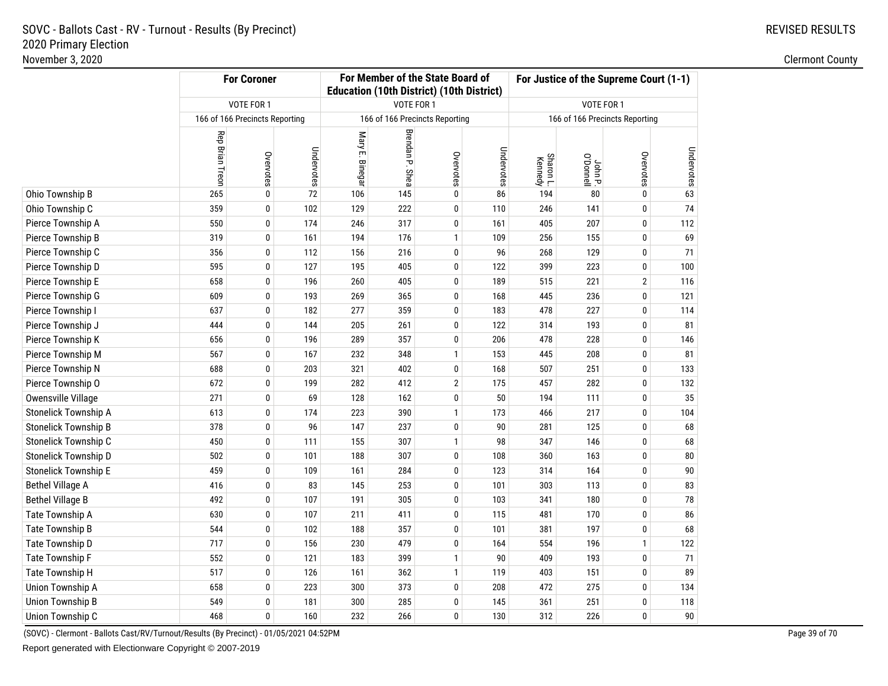SOVC - Ballots Cast - RV - Turnout - Results (By Precinct)
2020 Primary Election
November 3, 2020

REVISED RESULTS

Clermont County

| | For Coroner | | | For Member of the State Board of Education (10th District) (10th District) | | | | For Justice of the Supreme Court (1-1) | | | |
|---|---|---|---|---|---|---|---|---|---|---|---|
| | VOTE FOR 1 | | | VOTE FOR 1 | | | | VOTE FOR 1 | | | |
| | 166 of 166 Precincts Reporting | | | 166 of 166 Precincts Reporting | | | | 166 of 166 Precincts Reporting | | | |
| | Rep Brian Treon | Overvotes | Undervotes | Mary E. Binegar | Brendan P. Shea | Overvotes | Undervotes | Sharon L. Kennedy | John P. O'Donnell | Overvotes | Undervotes |
| Ohio Township B | 265 | 0 | 72 | 106 | 145 | 0 | 86 | 194 | 80 | 0 | 63 |
| Ohio Township C | 359 | 0 | 102 | 129 | 222 | 0 | 110 | 246 | 141 | 0 | 74 |
| Pierce Township A | 550 | 0 | 174 | 246 | 317 | 0 | 161 | 405 | 207 | 0 | 112 |
| Pierce Township B | 319 | 0 | 161 | 194 | 176 | 1 | 109 | 256 | 155 | 0 | 69 |
| Pierce Township C | 356 | 0 | 112 | 156 | 216 | 0 | 96 | 268 | 129 | 0 | 71 |
| Pierce Township D | 595 | 0 | 127 | 195 | 405 | 0 | 122 | 399 | 223 | 0 | 100 |
| Pierce Township E | 658 | 0 | 196 | 260 | 405 | 0 | 189 | 515 | 221 | 2 | 116 |
| Pierce Township G | 609 | 0 | 193 | 269 | 365 | 0 | 168 | 445 | 236 | 0 | 121 |
| Pierce Township I | 637 | 0 | 182 | 277 | 359 | 0 | 183 | 478 | 227 | 0 | 114 |
| Pierce Township J | 444 | 0 | 144 | 205 | 261 | 0 | 122 | 314 | 193 | 0 | 81 |
| Pierce Township K | 656 | 0 | 196 | 289 | 357 | 0 | 206 | 478 | 228 | 0 | 146 |
| Pierce Township M | 567 | 0 | 167 | 232 | 348 | 1 | 153 | 445 | 208 | 0 | 81 |
| Pierce Township N | 688 | 0 | 203 | 321 | 402 | 0 | 168 | 507 | 251 | 0 | 133 |
| Pierce Township O | 672 | 0 | 199 | 282 | 412 | 2 | 175 | 457 | 282 | 0 | 132 |
| Owensville Village | 271 | 0 | 69 | 128 | 162 | 0 | 50 | 194 | 111 | 0 | 35 |
| Stonelick Township A | 613 | 0 | 174 | 223 | 390 | 1 | 173 | 466 | 217 | 0 | 104 |
| Stonelick Township B | 378 | 0 | 96 | 147 | 237 | 0 | 90 | 281 | 125 | 0 | 68 |
| Stonelick Township C | 450 | 0 | 111 | 155 | 307 | 1 | 98 | 347 | 146 | 0 | 68 |
| Stonelick Township D | 502 | 0 | 101 | 188 | 307 | 0 | 108 | 360 | 163 | 0 | 80 |
| Stonelick Township E | 459 | 0 | 109 | 161 | 284 | 0 | 123 | 314 | 164 | 0 | 90 |
| Bethel Village A | 416 | 0 | 83 | 145 | 253 | 0 | 101 | 303 | 113 | 0 | 83 |
| Bethel Village B | 492 | 0 | 107 | 191 | 305 | 0 | 103 | 341 | 180 | 0 | 78 |
| Tate Township A | 630 | 0 | 107 | 211 | 411 | 0 | 115 | 481 | 170 | 0 | 86 |
| Tate Township B | 544 | 0 | 102 | 188 | 357 | 0 | 101 | 381 | 197 | 0 | 68 |
| Tate Township D | 717 | 0 | 156 | 230 | 479 | 0 | 164 | 554 | 196 | 1 | 122 |
| Tate Township F | 552 | 0 | 121 | 183 | 399 | 1 | 90 | 409 | 193 | 0 | 71 |
| Tate Township H | 517 | 0 | 126 | 161 | 362 | 1 | 119 | 403 | 151 | 0 | 89 |
| Union Township A | 658 | 0 | 223 | 300 | 373 | 0 | 208 | 472 | 275 | 0 | 134 |
| Union Township B | 549 | 0 | 181 | 300 | 285 | 0 | 145 | 361 | 251 | 0 | 118 |
| Union Township C | 468 | 0 | 160 | 232 | 266 | 0 | 130 | 312 | 226 | 0 | 90 |

(SOVC) - Clermont - Ballots Cast/RV/Turnout/Results (By Precinct) - 01/05/2021 04:52PM

Report generated with Electionware Copyright © 2007-2019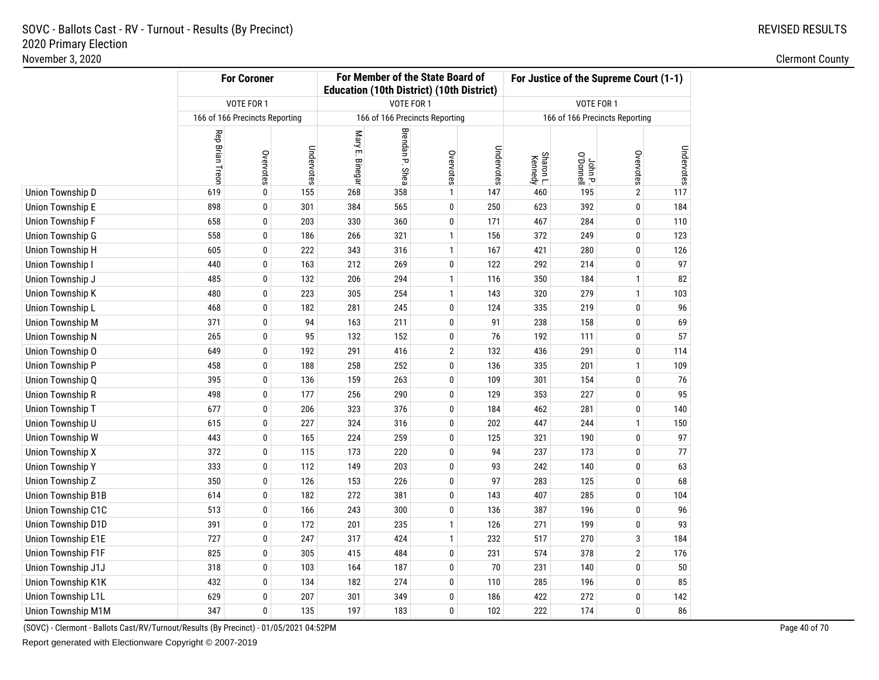SOVC - Ballots Cast - RV - Turnout - Results (By Precinct)
2020 Primary Election
November 3, 2020

REVISED RESULTS

Clermont County

| | For Coroner | | | For Member of the State Board of Education (10th District) (10th District) | | | | For Justice of the Supreme Court (1-1) | | | |
|---|---|---|---|---|---|---|---|---|---|---|---|
| | VOTE FOR 1 | | | VOTE FOR 1 | | | | VOTE FOR 1 | | | |
| | 166 of 166 Precincts Reporting | | | 166 of 166 Precincts Reporting | | | | 166 of 166 Precincts Reporting | | | |
| | Rep Brian Treon | Overvotes | Undervotes | Mary E. Binegar | Brendan P. Shea | Overvotes | Undervotes | Sharon L. Kennedy | John P. O'Donnell | Overvotes | Undervotes |
| Union Township D | 619 | 0 | 155 | 268 | 358 | 1 | 147 | 460 | 195 | 2 | 117 |
| Union Township E | 898 | 0 | 301 | 384 | 565 | 0 | 250 | 623 | 392 | 0 | 184 |
| Union Township F | 658 | 0 | 203 | 330 | 360 | 0 | 171 | 467 | 284 | 0 | 110 |
| Union Township G | 558 | 0 | 186 | 266 | 321 | 1 | 156 | 372 | 249 | 0 | 123 |
| Union Township H | 605 | 0 | 222 | 343 | 316 | 1 | 167 | 421 | 280 | 0 | 126 |
| Union Township I | 440 | 0 | 163 | 212 | 269 | 0 | 122 | 292 | 214 | 0 | 97 |
| Union Township J | 485 | 0 | 132 | 206 | 294 | 1 | 116 | 350 | 184 | 1 | 82 |
| Union Township K | 480 | 0 | 223 | 305 | 254 | 1 | 143 | 320 | 279 | 1 | 103 |
| Union Township L | 468 | 0 | 182 | 281 | 245 | 0 | 124 | 335 | 219 | 0 | 96 |
| Union Township M | 371 | 0 | 94 | 163 | 211 | 0 | 91 | 238 | 158 | 0 | 69 |
| Union Township N | 265 | 0 | 95 | 132 | 152 | 0 | 76 | 192 | 111 | 0 | 57 |
| Union Township O | 649 | 0 | 192 | 291 | 416 | 2 | 132 | 436 | 291 | 0 | 114 |
| Union Township P | 458 | 0 | 188 | 258 | 252 | 0 | 136 | 335 | 201 | 1 | 109 |
| Union Township Q | 395 | 0 | 136 | 159 | 263 | 0 | 109 | 301 | 154 | 0 | 76 |
| Union Township R | 498 | 0 | 177 | 256 | 290 | 0 | 129 | 353 | 227 | 0 | 95 |
| Union Township T | 677 | 0 | 206 | 323 | 376 | 0 | 184 | 462 | 281 | 0 | 140 |
| Union Township U | 615 | 0 | 227 | 324 | 316 | 0 | 202 | 447 | 244 | 1 | 150 |
| Union Township W | 443 | 0 | 165 | 224 | 259 | 0 | 125 | 321 | 190 | 0 | 97 |
| Union Township X | 372 | 0 | 115 | 173 | 220 | 0 | 94 | 237 | 173 | 0 | 77 |
| Union Township Y | 333 | 0 | 112 | 149 | 203 | 0 | 93 | 242 | 140 | 0 | 63 |
| Union Township Z | 350 | 0 | 126 | 153 | 226 | 0 | 97 | 283 | 125 | 0 | 68 |
| Union Township B1B | 614 | 0 | 182 | 272 | 381 | 0 | 143 | 407 | 285 | 0 | 104 |
| Union Township C1C | 513 | 0 | 166 | 243 | 300 | 0 | 136 | 387 | 196 | 0 | 96 |
| Union Township D1D | 391 | 0 | 172 | 201 | 235 | 1 | 126 | 271 | 199 | 0 | 93 |
| Union Township E1E | 727 | 0 | 247 | 317 | 424 | 1 | 232 | 517 | 270 | 3 | 184 |
| Union Township F1F | 825 | 0 | 305 | 415 | 484 | 0 | 231 | 574 | 378 | 2 | 176 |
| Union Township J1J | 318 | 0 | 103 | 164 | 187 | 0 | 70 | 231 | 140 | 0 | 50 |
| Union Township K1K | 432 | 0 | 134 | 182 | 274 | 0 | 110 | 285 | 196 | 0 | 85 |
| Union Township L1L | 629 | 0 | 207 | 301 | 349 | 0 | 186 | 422 | 272 | 0 | 142 |
| Union Township M1M | 347 | 0 | 135 | 197 | 183 | 0 | 102 | 222 | 174 | 0 | 86 |

(SOVC) - Clermont - Ballots Cast/RV/Turnout/Results (By Precinct) - 01/05/2021 04:52PM

Report generated with Electionware Copyright © 2007-2019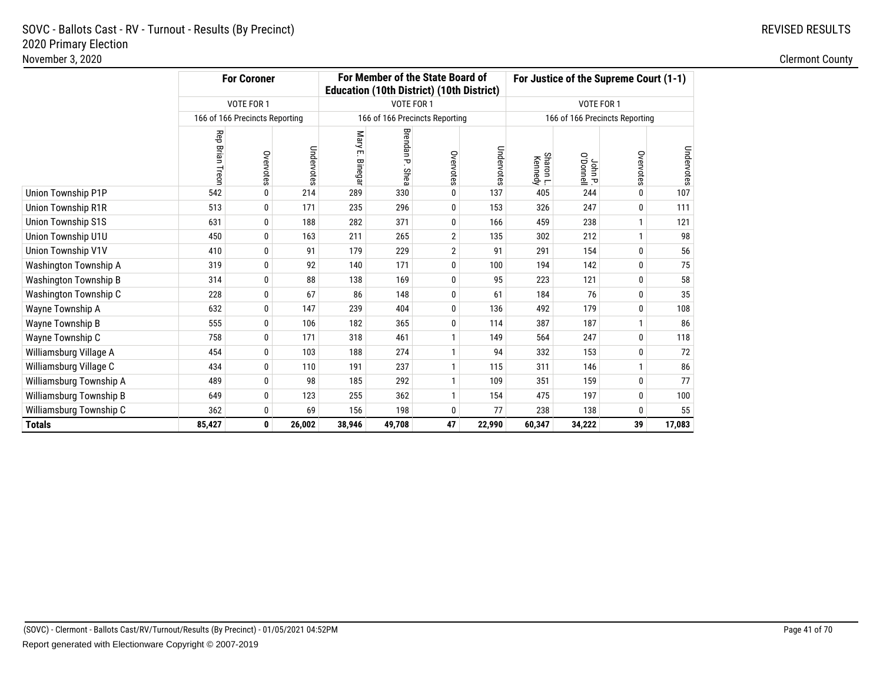SOVC - Ballots Cast - RV - Turnout - Results (By Precinct)
2020 Primary Election
November 3, 2020

REVISED RESULTS

Clermont County

| | For Coroner | | | For Member of the State Board of Education (10th District) (10th District) | | | | For Justice of the Supreme Court (1-1) | | | |
|---|---|---|---|---|---|---|---|---|---|---|---|
| | VOTE FOR 1 | | | VOTE FOR 1 | | | | VOTE FOR 1 | | | |
| | 166 of 166 Precincts Reporting | | | 166 of 166 Precincts Reporting | | | | 166 of 166 Precincts Reporting | | | |
| | Rep Brian Treon | Overvotes | Undervotes | Mary E. Binegar | Brendan P. Shea | Overvotes | Undervotes | Sharon L. Kennedy | John P. O'Donnell | Overvotes | Undervotes |
| Union Township P1P | 542 | 0 | 214 | 289 | 330 | 0 | 137 | 405 | 244 | 0 | 107 |
| Union Township R1R | 513 | 0 | 171 | 235 | 296 | 0 | 153 | 326 | 247 | 0 | 111 |
| Union Township S1S | 631 | 0 | 188 | 282 | 371 | 0 | 166 | 459 | 238 | 1 | 121 |
| Union Township U1U | 450 | 0 | 163 | 211 | 265 | 2 | 135 | 302 | 212 | 1 | 98 |
| Union Township V1V | 410 | 0 | 91 | 179 | 229 | 2 | 91 | 291 | 154 | 0 | 56 |
| Washington Township A | 319 | 0 | 92 | 140 | 171 | 0 | 100 | 194 | 142 | 0 | 75 |
| Washington Township B | 314 | 0 | 88 | 138 | 169 | 0 | 95 | 223 | 121 | 0 | 58 |
| Washington Township C | 228 | 0 | 67 | 86 | 148 | 0 | 61 | 184 | 76 | 0 | 35 |
| Wayne Township A | 632 | 0 | 147 | 239 | 404 | 0 | 136 | 492 | 179 | 0 | 108 |
| Wayne Township B | 555 | 0 | 106 | 182 | 365 | 0 | 114 | 387 | 187 | 1 | 86 |
| Wayne Township C | 758 | 0 | 171 | 318 | 461 | 1 | 149 | 564 | 247 | 0 | 118 |
| Williamsburg Village A | 454 | 0 | 103 | 188 | 274 | 1 | 94 | 332 | 153 | 0 | 72 |
| Williamsburg Village C | 434 | 0 | 110 | 191 | 237 | 1 | 115 | 311 | 146 | 1 | 86 |
| Williamsburg Township A | 489 | 0 | 98 | 185 | 292 | 1 | 109 | 351 | 159 | 0 | 77 |
| Williamsburg Township B | 649 | 0 | 123 | 255 | 362 | 1 | 154 | 475 | 197 | 0 | 100 |
| Williamsburg Township C | 362 | 0 | 69 | 156 | 198 | 0 | 77 | 238 | 138 | 0 | 55 |
| **Totals** | **85,427** | **0** | **26,002** | **38,946** | **49,708** | **47** | **22,990** | **60,347** | **34,222** | **39** | **17,083** |

(SOVC) - Clermont - Ballots Cast/RV/Turnout/Results (By Precinct) - 01/05/2021 04:52PM

Report generated with Electionware Copyright © 2007-2019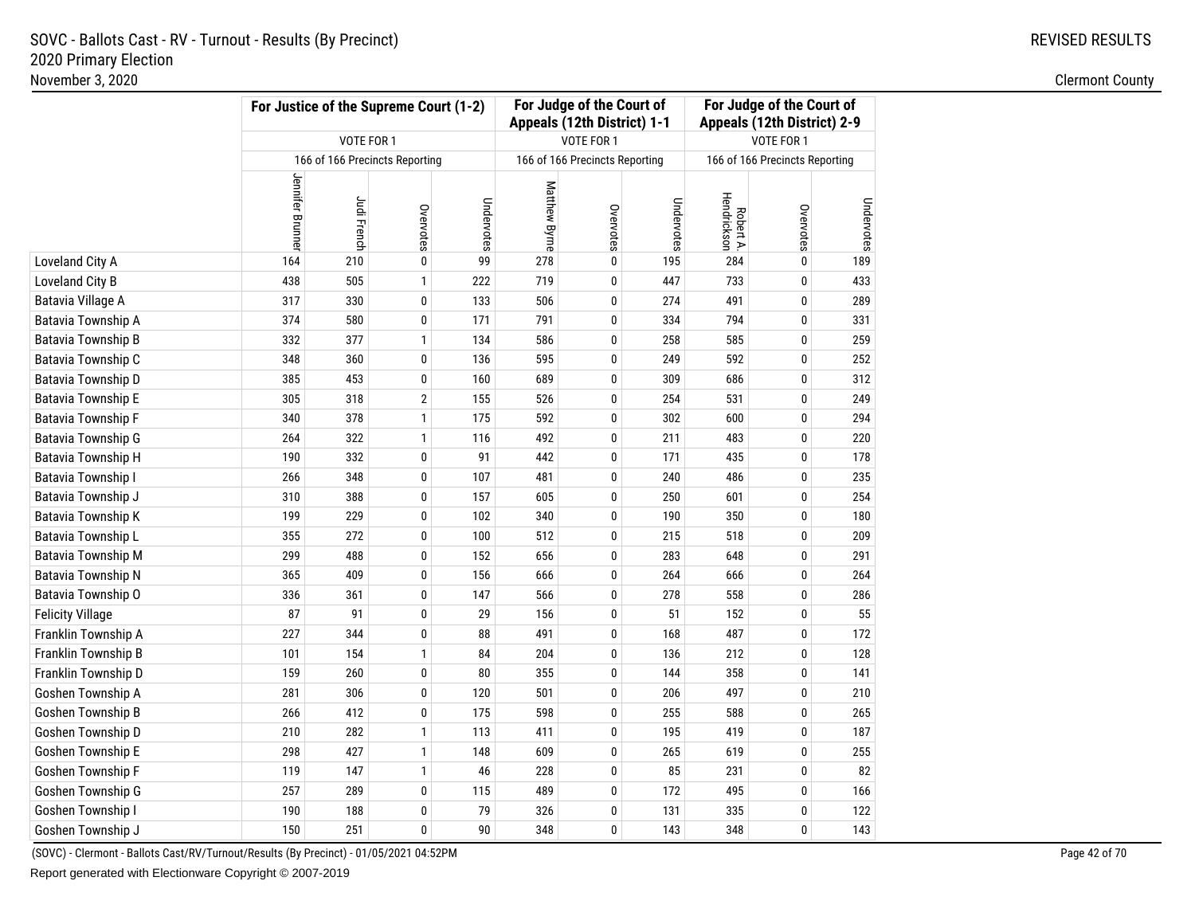SOVC - Ballots Cast - RV - Turnout - Results (By Precinct)
2020 Primary Election
November 3, 2020

REVISED RESULTS

Clermont County

| | For Justice of the Supreme Court (1-2) | | | | For Judge of the Court of Appeals (12th District) 1-1 | | | For Judge of the Court of Appeals (12th District) 2-9 | | |
|---|---|---|---|---|---|---|---|---|---|---|
| | VOTE FOR 1 | | | | VOTE FOR 1 | | | VOTE FOR 1 | | |
| | 166 of 166 Precincts Reporting | | | | 166 of 166 Precincts Reporting | | | 166 of 166 Precincts Reporting | | |
| | Jennifer Brunner | Judi French | Overvotes | Undervotes | Matthew Byrne | Overvotes | Undervotes | Robert A. Hendrickson | Overvotes | Undervotes |
| Loveland City A | 164 | 210 | 0 | 99 | 278 | 0 | 195 | 284 | 0 | 189 |
| Loveland City B | 438 | 505 | 1 | 222 | 719 | 0 | 447 | 733 | 0 | 433 |
| Batavia Village A | 317 | 330 | 0 | 133 | 506 | 0 | 274 | 491 | 0 | 289 |
| Batavia Township A | 374 | 580 | 0 | 171 | 791 | 0 | 334 | 794 | 0 | 331 |
| Batavia Township B | 332 | 377 | 1 | 134 | 586 | 0 | 258 | 585 | 0 | 259 |
| Batavia Township C | 348 | 360 | 0 | 136 | 595 | 0 | 249 | 592 | 0 | 252 |
| Batavia Township D | 385 | 453 | 0 | 160 | 689 | 0 | 309 | 686 | 0 | 312 |
| Batavia Township E | 305 | 318 | 2 | 155 | 526 | 0 | 254 | 531 | 0 | 249 |
| Batavia Township F | 340 | 378 | 1 | 175 | 592 | 0 | 302 | 600 | 0 | 294 |
| Batavia Township G | 264 | 322 | 1 | 116 | 492 | 0 | 211 | 483 | 0 | 220 |
| Batavia Township H | 190 | 332 | 0 | 91 | 442 | 0 | 171 | 435 | 0 | 178 |
| Batavia Township I | 266 | 348 | 0 | 107 | 481 | 0 | 240 | 486 | 0 | 235 |
| Batavia Township J | 310 | 388 | 0 | 157 | 605 | 0 | 250 | 601 | 0 | 254 |
| Batavia Township K | 199 | 229 | 0 | 102 | 340 | 0 | 190 | 350 | 0 | 180 |
| Batavia Township L | 355 | 272 | 0 | 100 | 512 | 0 | 215 | 518 | 0 | 209 |
| Batavia Township M | 299 | 488 | 0 | 152 | 656 | 0 | 283 | 648 | 0 | 291 |
| Batavia Township N | 365 | 409 | 0 | 156 | 666 | 0 | 264 | 666 | 0 | 264 |
| Batavia Township O | 336 | 361 | 0 | 147 | 566 | 0 | 278 | 558 | 0 | 286 |
| Felicity Village | 87 | 91 | 0 | 29 | 156 | 0 | 51 | 152 | 0 | 55 |
| Franklin Township A | 227 | 344 | 0 | 88 | 491 | 0 | 168 | 487 | 0 | 172 |
| Franklin Township B | 101 | 154 | 1 | 84 | 204 | 0 | 136 | 212 | 0 | 128 |
| Franklin Township D | 159 | 260 | 0 | 80 | 355 | 0 | 144 | 358 | 0 | 141 |
| Goshen Township A | 281 | 306 | 0 | 120 | 501 | 0 | 206 | 497 | 0 | 210 |
| Goshen Township B | 266 | 412 | 0 | 175 | 598 | 0 | 255 | 588 | 0 | 265 |
| Goshen Township D | 210 | 282 | 1 | 113 | 411 | 0 | 195 | 419 | 0 | 187 |
| Goshen Township E | 298 | 427 | 1 | 148 | 609 | 0 | 265 | 619 | 0 | 255 |
| Goshen Township F | 119 | 147 | 1 | 46 | 228 | 0 | 85 | 231 | 0 | 82 |
| Goshen Township G | 257 | 289 | 0 | 115 | 489 | 0 | 172 | 495 | 0 | 166 |
| Goshen Township I | 190 | 188 | 0 | 79 | 326 | 0 | 131 | 335 | 0 | 122 |
| Goshen Township J | 150 | 251 | 0 | 90 | 348 | 0 | 143 | 348 | 0 | 143 |

(SOVC) - Clermont - Ballots Cast/RV/Turnout/Results (By Precinct) - 01/05/2021 04:52PM

Report generated with Electionware Copyright © 2007-2019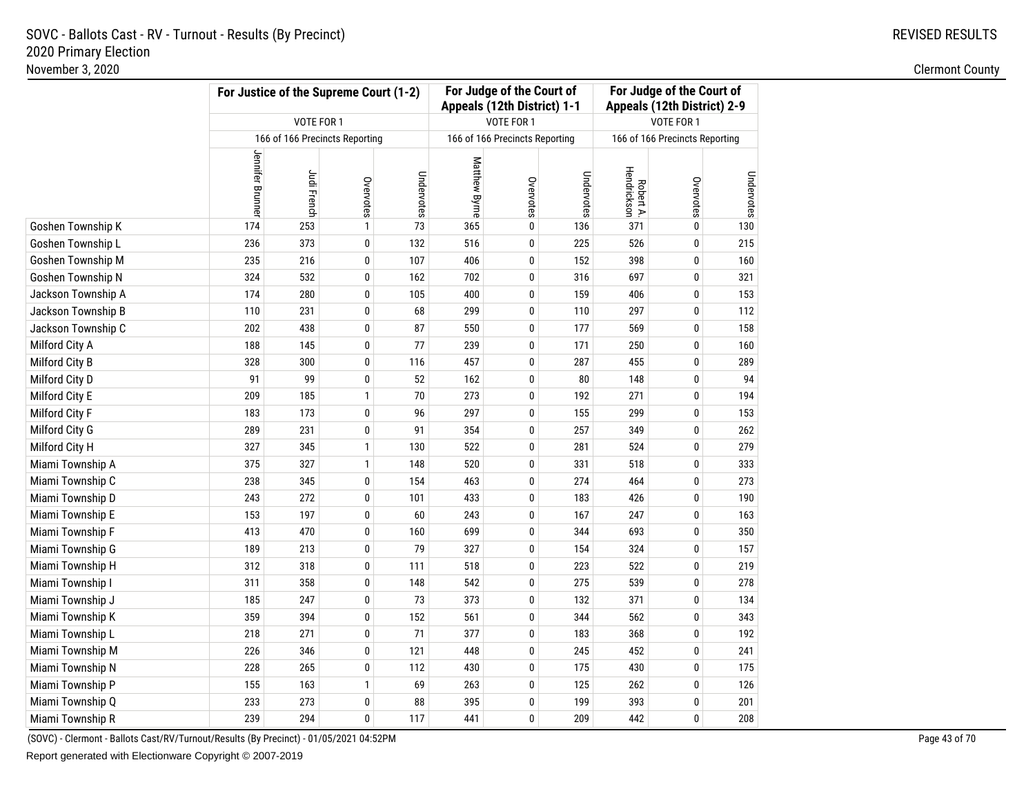# SOVC - Ballots Cast - RV - Turnout - Results (By Precinct)
## 2020 Primary Election
November 3, 2020

REVISED RESULTS

Clermont County

| | For Justice of the Supreme Court (1-2) | | | | For Judge of the Court of Appeals (12th District) 1-1 | | | For Judge of the Court of Appeals (12th District) 2-9 | | |
|---|---|---|---|---|---|---|---|---|---|---|
| | VOTE FOR 1 | | | | VOTE FOR 1 | | | VOTE FOR 1 | | |
| | 166 of 166 Precincts Reporting | | | | 166 of 166 Precincts Reporting | | | 166 of 166 Precincts Reporting | | |
| | Jennifer Brunner | Judi French | Overvotes | Undervotes | Matthew Byrne | Overvotes | Undervotes | Robert A. Hendrickson | Overvotes | Undervotes |
| Goshen Township K | 174 | 253 | 1 | 73 | 365 | 0 | 136 | 371 | 0 | 130 |
| Goshen Township L | 236 | 373 | 0 | 132 | 516 | 0 | 225 | 526 | 0 | 215 |
| Goshen Township M | 235 | 216 | 0 | 107 | 406 | 0 | 152 | 398 | 0 | 160 |
| Goshen Township N | 324 | 532 | 0 | 162 | 702 | 0 | 316 | 697 | 0 | 321 |
| Jackson Township A | 174 | 280 | 0 | 105 | 400 | 0 | 159 | 406 | 0 | 153 |
| Jackson Township B | 110 | 231 | 0 | 68 | 299 | 0 | 110 | 297 | 0 | 112 |
| Jackson Township C | 202 | 438 | 0 | 87 | 550 | 0 | 177 | 569 | 0 | 158 |
| Milford City A | 188 | 145 | 0 | 77 | 239 | 0 | 171 | 250 | 0 | 160 |
| Milford City B | 328 | 300 | 0 | 116 | 457 | 0 | 287 | 455 | 0 | 289 |
| Milford City D | 91 | 99 | 0 | 52 | 162 | 0 | 80 | 148 | 0 | 94 |
| Milford City E | 209 | 185 | 1 | 70 | 273 | 0 | 192 | 271 | 0 | 194 |
| Milford City F | 183 | 173 | 0 | 96 | 297 | 0 | 155 | 299 | 0 | 153 |
| Milford City G | 289 | 231 | 0 | 91 | 354 | 0 | 257 | 349 | 0 | 262 |
| Milford City H | 327 | 345 | 1 | 130 | 522 | 0 | 281 | 524 | 0 | 279 |
| Miami Township A | 375 | 327 | 1 | 148 | 520 | 0 | 331 | 518 | 0 | 333 |
| Miami Township C | 238 | 345 | 0 | 154 | 463 | 0 | 274 | 464 | 0 | 273 |
| Miami Township D | 243 | 272 | 0 | 101 | 433 | 0 | 183 | 426 | 0 | 190 |
| Miami Township E | 153 | 197 | 0 | 60 | 243 | 0 | 167 | 247 | 0 | 163 |
| Miami Township F | 413 | 470 | 0 | 160 | 699 | 0 | 344 | 693 | 0 | 350 |
| Miami Township G | 189 | 213 | 0 | 79 | 327 | 0 | 154 | 324 | 0 | 157 |
| Miami Township H | 312 | 318 | 0 | 111 | 518 | 0 | 223 | 522 | 0 | 219 |
| Miami Township I | 311 | 358 | 0 | 148 | 542 | 0 | 275 | 539 | 0 | 278 |
| Miami Township J | 185 | 247 | 0 | 73 | 373 | 0 | 132 | 371 | 0 | 134 |
| Miami Township K | 359 | 394 | 0 | 152 | 561 | 0 | 344 | 562 | 0 | 343 |
| Miami Township L | 218 | 271 | 0 | 71 | 377 | 0 | 183 | 368 | 0 | 192 |
| Miami Township M | 226 | 346 | 0 | 121 | 448 | 0 | 245 | 452 | 0 | 241 |
| Miami Township N | 228 | 265 | 0 | 112 | 430 | 0 | 175 | 430 | 0 | 175 |
| Miami Township P | 155 | 163 | 1 | 69 | 263 | 0 | 125 | 262 | 0 | 126 |
| Miami Township Q | 233 | 273 | 0 | 88 | 395 | 0 | 199 | 393 | 0 | 201 |
| Miami Township R | 239 | 294 | 0 | 117 | 441 | 0 | 209 | 442 | 0 | 208 |

(SOVC) - Clermont - Ballots Cast/RV/Turnout/Results (By Precinct) - 01/05/2021 04:52PM

Report generated with Electionware Copyright © 2007-2019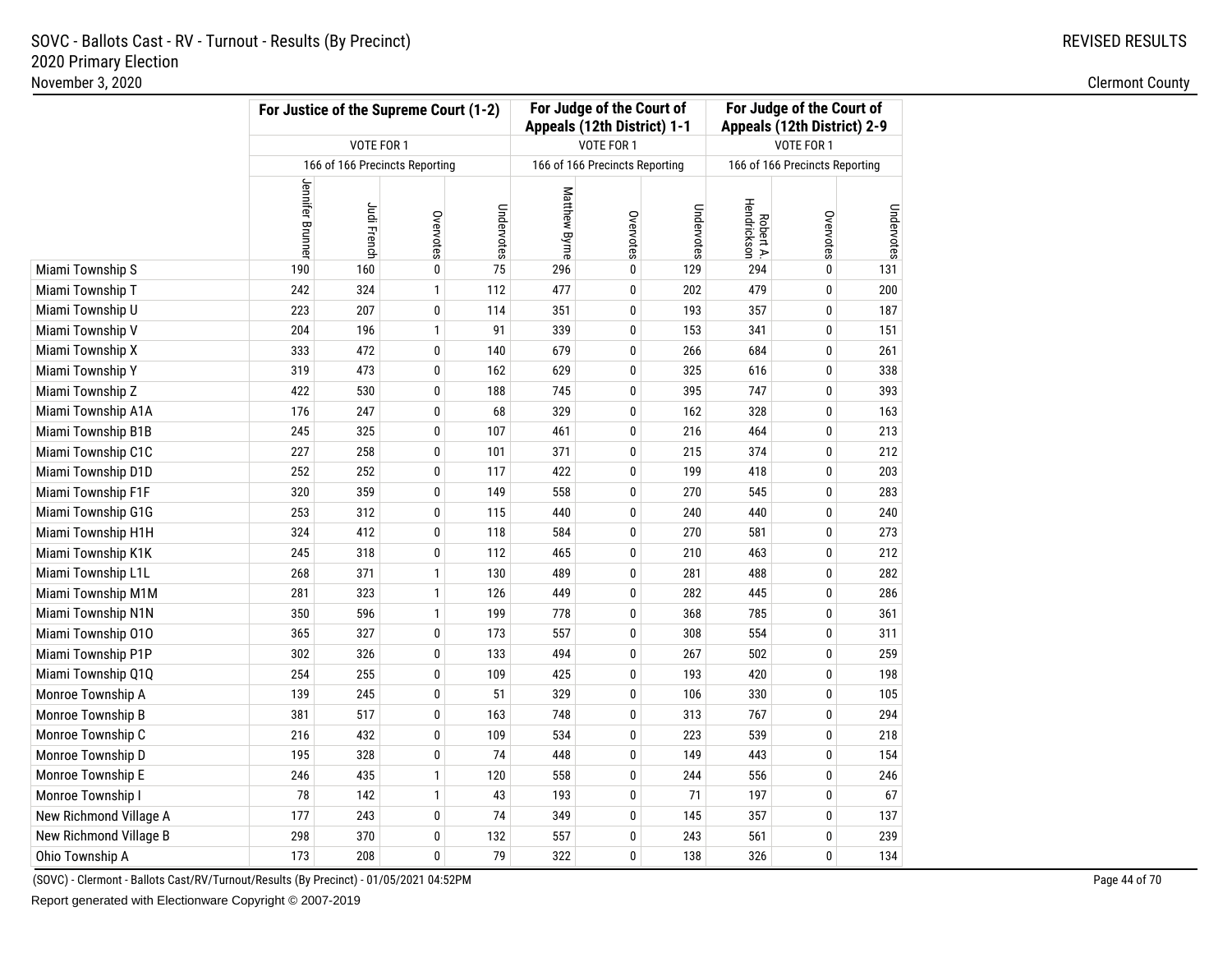SOVC - Ballots Cast - RV - Turnout - Results (By Precinct)
2020 Primary Election
November 3, 2020

REVISED RESULTS

Clermont County

| | For Justice of the Supreme Court (1-2) | | | | For Judge of the Court of Appeals (12th District) 1-1 | | | For Judge of the Court of Appeals (12th District) 2-9 | | |
|---|---|---|---|---|---|---|---|---|---|---|
| | VOTE FOR 1 | | | | VOTE FOR 1 | | | VOTE FOR 1 | | |
| | 166 of 166 Precincts Reporting | | | | 166 of 166 Precincts Reporting | | | 166 of 166 Precincts Reporting | | |
| | Jennifer Brunner | Judi French | Overvotes | Undervotes | Matthew Byrne | Overvotes | Undervotes | Robert A. Hendrickson | Overvotes | Undervotes |
| Miami Township S | 190 | 160 | 0 | 75 | 296 | 0 | 129 | 294 | 0 | 131 |
| Miami Township T | 242 | 324 | 1 | 112 | 477 | 0 | 202 | 479 | 0 | 200 |
| Miami Township U | 223 | 207 | 0 | 114 | 351 | 0 | 193 | 357 | 0 | 187 |
| Miami Township V | 204 | 196 | 1 | 91 | 339 | 0 | 153 | 341 | 0 | 151 |
| Miami Township X | 333 | 472 | 0 | 140 | 679 | 0 | 266 | 684 | 0 | 261 |
| Miami Township Y | 319 | 473 | 0 | 162 | 629 | 0 | 325 | 616 | 0 | 338 |
| Miami Township Z | 422 | 530 | 0 | 188 | 745 | 0 | 395 | 747 | 0 | 393 |
| Miami Township A1A | 176 | 247 | 0 | 68 | 329 | 0 | 162 | 328 | 0 | 163 |
| Miami Township B1B | 245 | 325 | 0 | 107 | 461 | 0 | 216 | 464 | 0 | 213 |
| Miami Township C1C | 227 | 258 | 0 | 101 | 371 | 0 | 215 | 374 | 0 | 212 |
| Miami Township D1D | 252 | 252 | 0 | 117 | 422 | 0 | 199 | 418 | 0 | 203 |
| Miami Township F1F | 320 | 359 | 0 | 149 | 558 | 0 | 270 | 545 | 0 | 283 |
| Miami Township G1G | 253 | 312 | 0 | 115 | 440 | 0 | 240 | 440 | 0 | 240 |
| Miami Township H1H | 324 | 412 | 0 | 118 | 584 | 0 | 270 | 581 | 0 | 273 |
| Miami Township K1K | 245 | 318 | 0 | 112 | 465 | 0 | 210 | 463 | 0 | 212 |
| Miami Township L1L | 268 | 371 | 1 | 130 | 489 | 0 | 281 | 488 | 0 | 282 |
| Miami Township M1M | 281 | 323 | 1 | 126 | 449 | 0 | 282 | 445 | 0 | 286 |
| Miami Township N1N | 350 | 596 | 1 | 199 | 778 | 0 | 368 | 785 | 0 | 361 |
| Miami Township O1O | 365 | 327 | 0 | 173 | 557 | 0 | 308 | 554 | 0 | 311 |
| Miami Township P1P | 302 | 326 | 0 | 133 | 494 | 0 | 267 | 502 | 0 | 259 |
| Miami Township Q1Q | 254 | 255 | 0 | 109 | 425 | 0 | 193 | 420 | 0 | 198 |
| Monroe Township A | 139 | 245 | 0 | 51 | 329 | 0 | 106 | 330 | 0 | 105 |
| Monroe Township B | 381 | 517 | 0 | 163 | 748 | 0 | 313 | 767 | 0 | 294 |
| Monroe Township C | 216 | 432 | 0 | 109 | 534 | 0 | 223 | 539 | 0 | 218 |
| Monroe Township D | 195 | 328 | 0 | 74 | 448 | 0 | 149 | 443 | 0 | 154 |
| Monroe Township E | 246 | 435 | 1 | 120 | 558 | 0 | 244 | 556 | 0 | 246 |
| Monroe Township I | 78 | 142 | 1 | 43 | 193 | 0 | 71 | 197 | 0 | 67 |
| New Richmond Village A | 177 | 243 | 0 | 74 | 349 | 0 | 145 | 357 | 0 | 137 |
| New Richmond Village B | 298 | 370 | 0 | 132 | 557 | 0 | 243 | 561 | 0 | 239 |
| Ohio Township A | 173 | 208 | 0 | 79 | 322 | 0 | 138 | 326 | 0 | 134 |

(SOVC) - Clermont - Ballots Cast/RV/Turnout/Results (By Precinct) - 01/05/2021 04:52PM

Report generated with Electionware Copyright © 2007-2019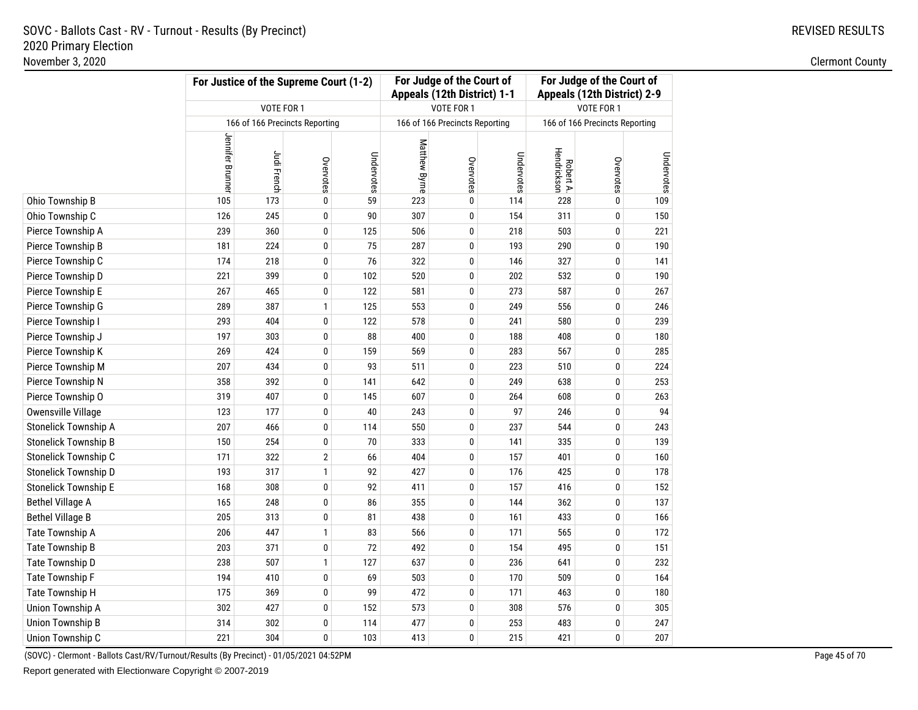SOVC - Ballots Cast - RV - Turnout - Results (By Precinct)
2020 Primary Election
November 3, 2020

REVISED RESULTS

Clermont County

| | For Justice of the Supreme Court (1-2) | | | | For Judge of the Court of Appeals (12th District) 1-1 | | | For Judge of the Court of Appeals (12th District) 2-9 | | |
|---|---|---|---|---|---|---|---|---|---|---|
| | VOTE FOR 1 | | | | VOTE FOR 1 | | | VOTE FOR 1 | | |
| | 166 of 166 Precincts Reporting | | | | 166 of 166 Precincts Reporting | | | 166 of 166 Precincts Reporting | | |
| | Jennifer Brunner | Judi French | Overvotes | Undervotes | Matthew Byrne | Overvotes | Undervotes | Robert A. Hendrickson | Overvotes | Undervotes |
| Ohio Township B | 105 | 173 | 0 | 59 | 223 | 0 | 114 | 228 | 0 | 109 |
| Ohio Township C | 126 | 245 | 0 | 90 | 307 | 0 | 154 | 311 | 0 | 150 |
| Pierce Township A | 239 | 360 | 0 | 125 | 506 | 0 | 218 | 503 | 0 | 221 |
| Pierce Township B | 181 | 224 | 0 | 75 | 287 | 0 | 193 | 290 | 0 | 190 |
| Pierce Township C | 174 | 218 | 0 | 76 | 322 | 0 | 146 | 327 | 0 | 141 |
| Pierce Township D | 221 | 399 | 0 | 102 | 520 | 0 | 202 | 532 | 0 | 190 |
| Pierce Township E | 267 | 465 | 0 | 122 | 581 | 0 | 273 | 587 | 0 | 267 |
| Pierce Township G | 289 | 387 | 1 | 125 | 553 | 0 | 249 | 556 | 0 | 246 |
| Pierce Township I | 293 | 404 | 0 | 122 | 578 | 0 | 241 | 580 | 0 | 239 |
| Pierce Township J | 197 | 303 | 0 | 88 | 400 | 0 | 188 | 408 | 0 | 180 |
| Pierce Township K | 269 | 424 | 0 | 159 | 569 | 0 | 283 | 567 | 0 | 285 |
| Pierce Township M | 207 | 434 | 0 | 93 | 511 | 0 | 223 | 510 | 0 | 224 |
| Pierce Township N | 358 | 392 | 0 | 141 | 642 | 0 | 249 | 638 | 0 | 253 |
| Pierce Township O | 319 | 407 | 0 | 145 | 607 | 0 | 264 | 608 | 0 | 263 |
| Owensville Village | 123 | 177 | 0 | 40 | 243 | 0 | 97 | 246 | 0 | 94 |
| Stonelick Township A | 207 | 466 | 0 | 114 | 550 | 0 | 237 | 544 | 0 | 243 |
| Stonelick Township B | 150 | 254 | 0 | 70 | 333 | 0 | 141 | 335 | 0 | 139 |
| Stonelick Township C | 171 | 322 | 2 | 66 | 404 | 0 | 157 | 401 | 0 | 160 |
| Stonelick Township D | 193 | 317 | 1 | 92 | 427 | 0 | 176 | 425 | 0 | 178 |
| Stonelick Township E | 168 | 308 | 0 | 92 | 411 | 0 | 157 | 416 | 0 | 152 |
| Bethel Village A | 165 | 248 | 0 | 86 | 355 | 0 | 144 | 362 | 0 | 137 |
| Bethel Village B | 205 | 313 | 0 | 81 | 438 | 0 | 161 | 433 | 0 | 166 |
| Tate Township A | 206 | 447 | 1 | 83 | 566 | 0 | 171 | 565 | 0 | 172 |
| Tate Township B | 203 | 371 | 0 | 72 | 492 | 0 | 154 | 495 | 0 | 151 |
| Tate Township D | 238 | 507 | 1 | 127 | 637 | 0 | 236 | 641 | 0 | 232 |
| Tate Township F | 194 | 410 | 0 | 69 | 503 | 0 | 170 | 509 | 0 | 164 |
| Tate Township H | 175 | 369 | 0 | 99 | 472 | 0 | 171 | 463 | 0 | 180 |
| Union Township A | 302 | 427 | 0 | 152 | 573 | 0 | 308 | 576 | 0 | 305 |
| Union Township B | 314 | 302 | 0 | 114 | 477 | 0 | 253 | 483 | 0 | 247 |
| Union Township C | 221 | 304 | 0 | 103 | 413 | 0 | 215 | 421 | 0 | 207 |

(SOVC) - Clermont - Ballots Cast/RV/Turnout/Results (By Precinct) - 01/05/2021 04:52PM

Report generated with Electionware Copyright © 2007-2019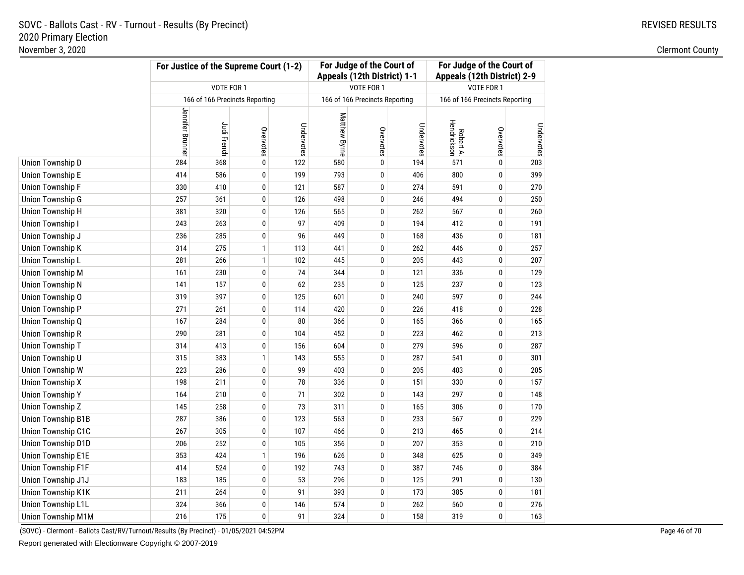SOVC - Ballots Cast - RV - Turnout - Results (By Precinct)
2020 Primary Election
November 3, 2020

REVISED RESULTS

Clermont County

| | For Justice of the Supreme Court (1-2) | | | | For Judge of the Court of Appeals (12th District) 1-1 | | | For Judge of the Court of Appeals (12th District) 2-9 | | |
|---|---|---|---|---|---|---|---|---|---|---|
| | VOTE FOR 1 | | | | VOTE FOR 1 | | | VOTE FOR 1 | | |
| | 166 of 166 Precincts Reporting | | | | 166 of 166 Precincts Reporting | | | 166 of 166 Precincts Reporting | | |
| | Jennifer Brunner | Judi French | Overvotes | Undervotes | Matthew Byrne | Overvotes | Undervotes | Robert A. Hendrickson | Overvotes | Undervotes |
| Union Township D | 284 | 368 | 0 | 122 | 580 | 0 | 194 | 571 | 0 | 203 |
| Union Township E | 414 | 586 | 0 | 199 | 793 | 0 | 406 | 800 | 0 | 399 |
| Union Township F | 330 | 410 | 0 | 121 | 587 | 0 | 274 | 591 | 0 | 270 |
| Union Township G | 257 | 361 | 0 | 126 | 498 | 0 | 246 | 494 | 0 | 250 |
| Union Township H | 381 | 320 | 0 | 126 | 565 | 0 | 262 | 567 | 0 | 260 |
| Union Township I | 243 | 263 | 0 | 97 | 409 | 0 | 194 | 412 | 0 | 191 |
| Union Township J | 236 | 285 | 0 | 96 | 449 | 0 | 168 | 436 | 0 | 181 |
| Union Township K | 314 | 275 | 1 | 113 | 441 | 0 | 262 | 446 | 0 | 257 |
| Union Township L | 281 | 266 | 1 | 102 | 445 | 0 | 205 | 443 | 0 | 207 |
| Union Township M | 161 | 230 | 0 | 74 | 344 | 0 | 121 | 336 | 0 | 129 |
| Union Township N | 141 | 157 | 0 | 62 | 235 | 0 | 125 | 237 | 0 | 123 |
| Union Township O | 319 | 397 | 0 | 125 | 601 | 0 | 240 | 597 | 0 | 244 |
| Union Township P | 271 | 261 | 0 | 114 | 420 | 0 | 226 | 418 | 0 | 228 |
| Union Township Q | 167 | 284 | 0 | 80 | 366 | 0 | 165 | 366 | 0 | 165 |
| Union Township R | 290 | 281 | 0 | 104 | 452 | 0 | 223 | 462 | 0 | 213 |
| Union Township T | 314 | 413 | 0 | 156 | 604 | 0 | 279 | 596 | 0 | 287 |
| Union Township U | 315 | 383 | 1 | 143 | 555 | 0 | 287 | 541 | 0 | 301 |
| Union Township W | 223 | 286 | 0 | 99 | 403 | 0 | 205 | 403 | 0 | 205 |
| Union Township X | 198 | 211 | 0 | 78 | 336 | 0 | 151 | 330 | 0 | 157 |
| Union Township Y | 164 | 210 | 0 | 71 | 302 | 0 | 143 | 297 | 0 | 148 |
| Union Township Z | 145 | 258 | 0 | 73 | 311 | 0 | 165 | 306 | 0 | 170 |
| Union Township B1B | 287 | 386 | 0 | 123 | 563 | 0 | 233 | 567 | 0 | 229 |
| Union Township C1C | 267 | 305 | 0 | 107 | 466 | 0 | 213 | 465 | 0 | 214 |
| Union Township D1D | 206 | 252 | 0 | 105 | 356 | 0 | 207 | 353 | 0 | 210 |
| Union Township E1E | 353 | 424 | 1 | 196 | 626 | 0 | 348 | 625 | 0 | 349 |
| Union Township F1F | 414 | 524 | 0 | 192 | 743 | 0 | 387 | 746 | 0 | 384 |
| Union Township J1J | 183 | 185 | 0 | 53 | 296 | 0 | 125 | 291 | 0 | 130 |
| Union Township K1K | 211 | 264 | 0 | 91 | 393 | 0 | 173 | 385 | 0 | 181 |
| Union Township L1L | 324 | 366 | 0 | 146 | 574 | 0 | 262 | 560 | 0 | 276 |
| Union Township M1M | 216 | 175 | 0 | 91 | 324 | 0 | 158 | 319 | 0 | 163 |

(SOVC) - Clermont - Ballots Cast/RV/Turnout/Results (By Precinct) - 01/05/2021 04:52PM

Report generated with Electionware Copyright © 2007-2019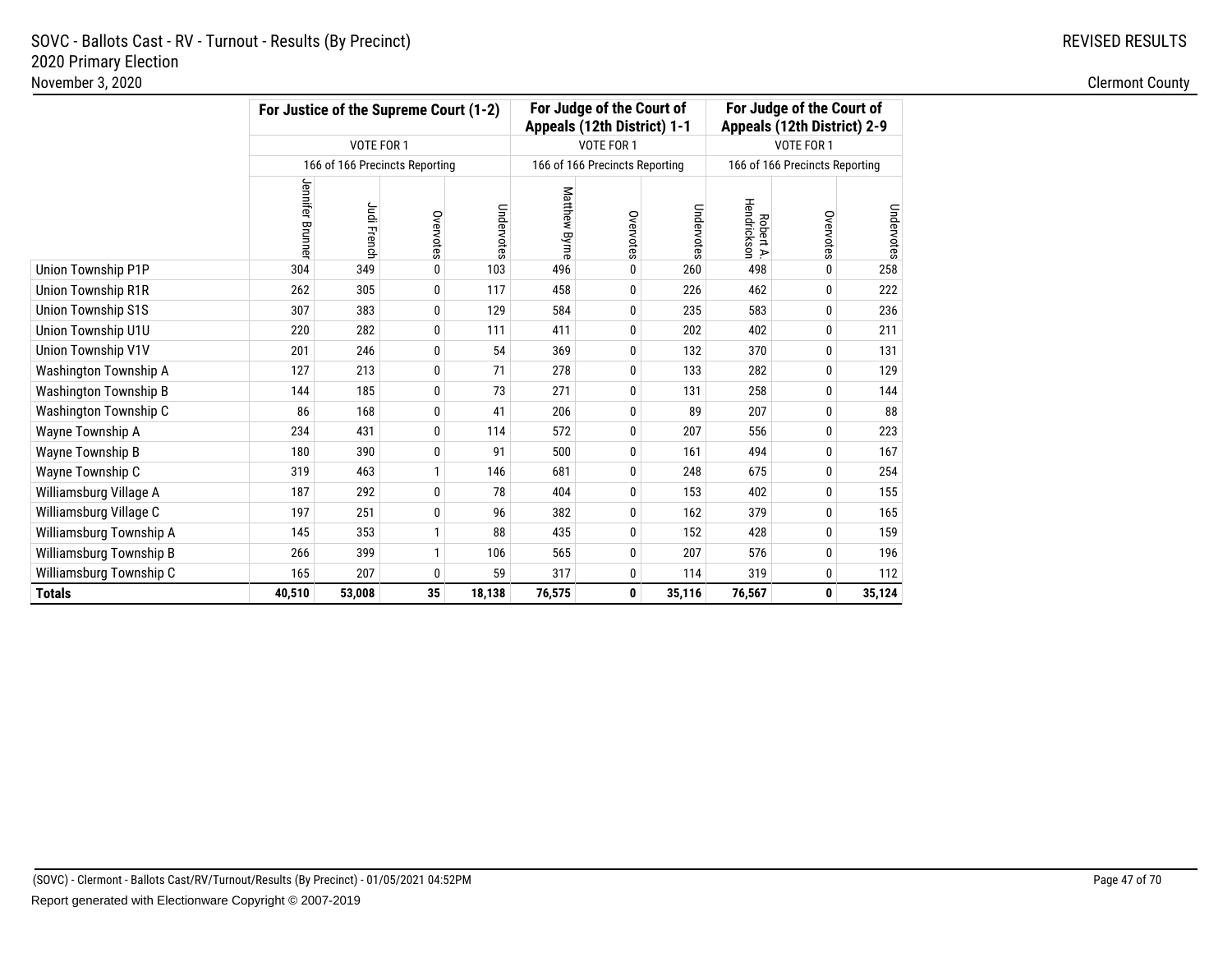SOVC - Ballots Cast - RV - Turnout - Results (By Precinct)
2020 Primary Election
November 3, 2020

REVISED RESULTS

Clermont County

| | For Justice of the Supreme Court (1-2) | | | | For Judge of the Court of Appeals (12th District) 1-1 | | | For Judge of the Court of Appeals (12th District) 2-9 | | |
|---|---|---|---|---|---|---|---|---|---|---|
| | VOTE FOR 1 | | | | VOTE FOR 1 | | | VOTE FOR 1 | | |
| | 166 of 166 Precincts Reporting | | | | 166 of 166 Precincts Reporting | | | 166 of 166 Precincts Reporting | | |
| | Jennifer Brunner | Judi French | Overvotes | Undervotes | Matthew Byrne | Overvotes | Undervotes | Robert A. Hendrickson | Overvotes | Undervotes |
| Union Township P1P | 304 | 349 | 0 | 103 | 496 | 0 | 260 | 498 | 0 | 258 |
| Union Township R1R | 262 | 305 | 0 | 117 | 458 | 0 | 226 | 462 | 0 | 222 |
| Union Township S1S | 307 | 383 | 0 | 129 | 584 | 0 | 235 | 583 | 0 | 236 |
| Union Township U1U | 220 | 282 | 0 | 111 | 411 | 0 | 202 | 402 | 0 | 211 |
| Union Township V1V | 201 | 246 | 0 | 54 | 369 | 0 | 132 | 370 | 0 | 131 |
| Washington Township A | 127 | 213 | 0 | 71 | 278 | 0 | 133 | 282 | 0 | 129 |
| Washington Township B | 144 | 185 | 0 | 73 | 271 | 0 | 131 | 258 | 0 | 144 |
| Washington Township C | 86 | 168 | 0 | 41 | 206 | 0 | 89 | 207 | 0 | 88 |
| Wayne Township A | 234 | 431 | 0 | 114 | 572 | 0 | 207 | 556 | 0 | 223 |
| Wayne Township B | 180 | 390 | 0 | 91 | 500 | 0 | 161 | 494 | 0 | 167 |
| Wayne Township C | 319 | 463 | 1 | 146 | 681 | 0 | 248 | 675 | 0 | 254 |
| Williamsburg Village A | 187 | 292 | 0 | 78 | 404 | 0 | 153 | 402 | 0 | 155 |
| Williamsburg Village C | 197 | 251 | 0 | 96 | 382 | 0 | 162 | 379 | 0 | 165 |
| Williamsburg Township A | 145 | 353 | 1 | 88 | 435 | 0 | 152 | 428 | 0 | 159 |
| Williamsburg Township B | 266 | 399 | 1 | 106 | 565 | 0 | 207 | 576 | 0 | 196 |
| Williamsburg Township C | 165 | 207 | 0 | 59 | 317 | 0 | 114 | 319 | 0 | 112 |
| **Totals** | **40,510** | **53,008** | **35** | **18,138** | **76,575** | **0** | **35,116** | **76,567** | **0** | **35,124** |

(SOVC) - Clermont - Ballots Cast/RV/Turnout/Results (By Precinct) - 01/05/2021 04:52PM

Report generated with Electionware Copyright © 2007-2019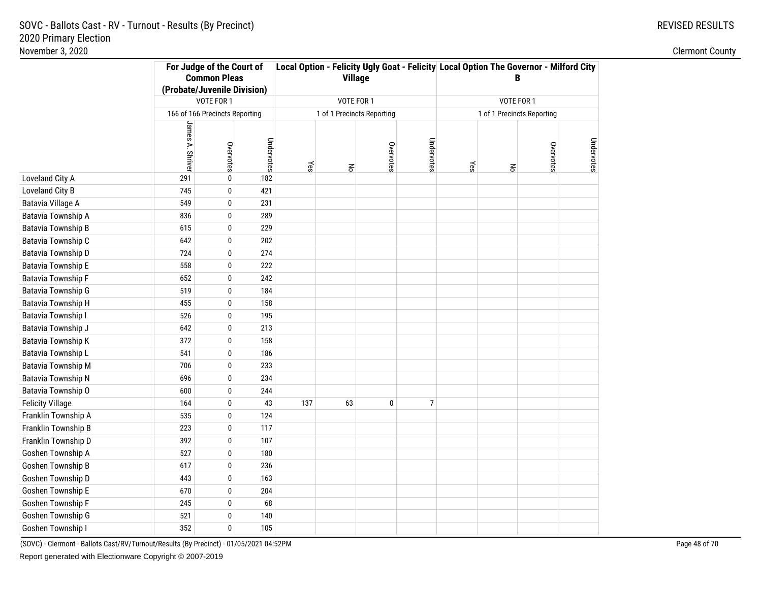SOVC - Ballots Cast - RV - Turnout - Results (By Precinct)
2020 Primary Election
November 3, 2020

REVISED RESULTS

Clermont County

| | For Judge of the Court of Common Pleas (Probate/Juvenile Division) | | | Local Option - Felicity Ugly Goat - Felicity Village | | | | Local Option The Governor - Milford City B | | | |
|---|---|---|---|---|---|---|---|---|---|---|---|
| | VOTE FOR 1 | | | VOTE FOR 1 | | | | VOTE FOR 1 | | | |
| | 166 of 166 Precincts Reporting | | | 1 of 1 Precincts Reporting | | | | 1 of 1 Precincts Reporting | | | |
| | James A. Shriver | Overvotes | Undervotes | Yes | No | Overvotes | Undervotes | Yes | No | Overvotes | Undervotes |
| Loveland City A | 291 | 0 | 182 | | | | | | | | |
| Loveland City B | 745 | 0 | 421 | | | | | | | | |
| Batavia Village A | 549 | 0 | 231 | | | | | | | | |
| Batavia Township A | 836 | 0 | 289 | | | | | | | | |
| Batavia Township B | 615 | 0 | 229 | | | | | | | | |
| Batavia Township C | 642 | 0 | 202 | | | | | | | | |
| Batavia Township D | 724 | 0 | 274 | | | | | | | | |
| Batavia Township E | 558 | 0 | 222 | | | | | | | | |
| Batavia Township F | 652 | 0 | 242 | | | | | | | | |
| Batavia Township G | 519 | 0 | 184 | | | | | | | | |
| Batavia Township H | 455 | 0 | 158 | | | | | | | | |
| Batavia Township I | 526 | 0 | 195 | | | | | | | | |
| Batavia Township J | 642 | 0 | 213 | | | | | | | | |
| Batavia Township K | 372 | 0 | 158 | | | | | | | | |
| Batavia Township L | 541 | 0 | 186 | | | | | | | | |
| Batavia Township M | 706 | 0 | 233 | | | | | | | | |
| Batavia Township N | 696 | 0 | 234 | | | | | | | | |
| Batavia Township O | 600 | 0 | 244 | | | | | | | | |
| Felicity Village | 164 | 0 | 43 | 137 | 63 | 0 | 7 | | | | |
| Franklin Township A | 535 | 0 | 124 | | | | | | | | |
| Franklin Township B | 223 | 0 | 117 | | | | | | | | |
| Franklin Township D | 392 | 0 | 107 | | | | | | | | |
| Goshen Township A | 527 | 0 | 180 | | | | | | | | |
| Goshen Township B | 617 | 0 | 236 | | | | | | | | |
| Goshen Township D | 443 | 0 | 163 | | | | | | | | |
| Goshen Township E | 670 | 0 | 204 | | | | | | | | |
| Goshen Township F | 245 | 0 | 68 | | | | | | | | |
| Goshen Township G | 521 | 0 | 140 | | | | | | | | |
| Goshen Township I | 352 | 0 | 105 | | | | | | | | |

(SOVC) - Clermont - Ballots Cast/RV/Turnout/Results (By Precinct) - 01/05/2021 04:52PM

Report generated with Electionware Copyright © 2007-2019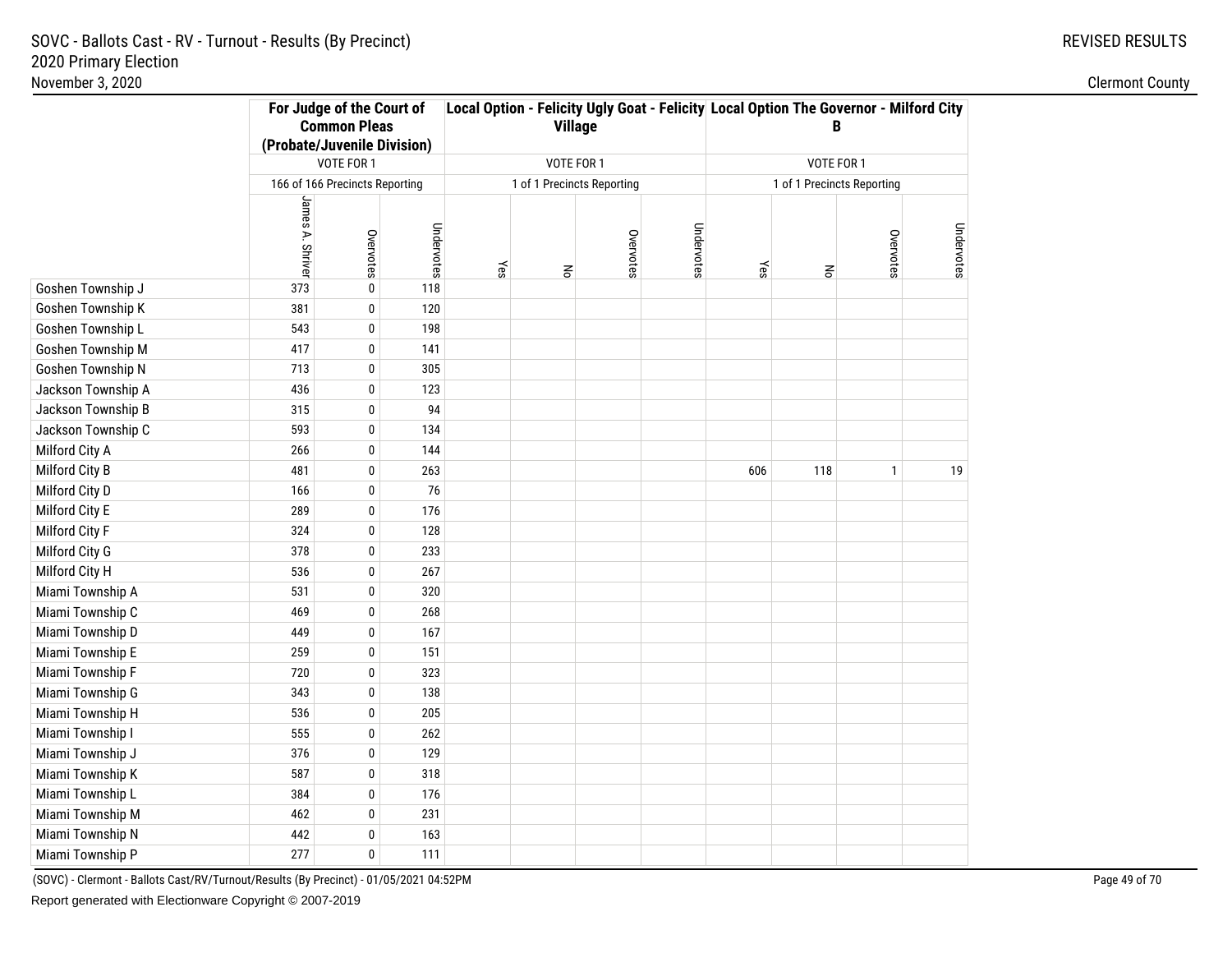SOVC - Ballots Cast - RV - Turnout - Results (By Precinct)
2020 Primary Election
November 3, 2020

REVISED RESULTS

Clermont County

| | For Judge of the Court of Common Pleas (Probate/Juvenile Division) | | | Local Option - Felicity Ugly Goat - Felicity Village | | | | Local Option The Governor - Milford City B | | | |
|---|---|---|---|---|---|---|---|---|---|---|---|
| | VOTE FOR 1 | | | VOTE FOR 1 | | | | VOTE FOR 1 | | | |
| | 166 of 166 Precincts Reporting | | | 1 of 1 Precincts Reporting | | | | 1 of 1 Precincts Reporting | | | |
| | James A. Shriver | Overvotes | Undervotes | Yes | No | Overvotes | Undervotes | Yes | No | Overvotes | Undervotes |
| Goshen Township J | 373 | 0 | 118 | | | | | | | | |
| Goshen Township K | 381 | 0 | 120 | | | | | | | | |
| Goshen Township L | 543 | 0 | 198 | | | | | | | | |
| Goshen Township M | 417 | 0 | 141 | | | | | | | | |
| Goshen Township N | 713 | 0 | 305 | | | | | | | | |
| Jackson Township A | 436 | 0 | 123 | | | | | | | | |
| Jackson Township B | 315 | 0 | 94 | | | | | | | | |
| Jackson Township C | 593 | 0 | 134 | | | | | | | | |
| Milford City A | 266 | 0 | 144 | | | | | | | | |
| Milford City B | 481 | 0 | 263 | | | | | 606 | 118 | 1 | 19 |
| Milford City D | 166 | 0 | 76 | | | | | | | | |
| Milford City E | 289 | 0 | 176 | | | | | | | | |
| Milford City F | 324 | 0 | 128 | | | | | | | | |
| Milford City G | 378 | 0 | 233 | | | | | | | | |
| Milford City H | 536 | 0 | 267 | | | | | | | | |
| Miami Township A | 531 | 0 | 320 | | | | | | | | |
| Miami Township C | 469 | 0 | 268 | | | | | | | | |
| Miami Township D | 449 | 0 | 167 | | | | | | | | |
| Miami Township E | 259 | 0 | 151 | | | | | | | | |
| Miami Township F | 720 | 0 | 323 | | | | | | | | |
| Miami Township G | 343 | 0 | 138 | | | | | | | | |
| Miami Township H | 536 | 0 | 205 | | | | | | | | |
| Miami Township I | 555 | 0 | 262 | | | | | | | | |
| Miami Township J | 376 | 0 | 129 | | | | | | | | |
| Miami Township K | 587 | 0 | 318 | | | | | | | | |
| Miami Township L | 384 | 0 | 176 | | | | | | | | |
| Miami Township M | 462 | 0 | 231 | | | | | | | | |
| Miami Township N | 442 | 0 | 163 | | | | | | | | |
| Miami Township P | 277 | 0 | 111 | | | | | | | | |

(SOVC) - Clermont - Ballots Cast/RV/Turnout/Results (By Precinct) - 01/05/2021 04:52PM

Report generated with Electionware Copyright © 2007-2019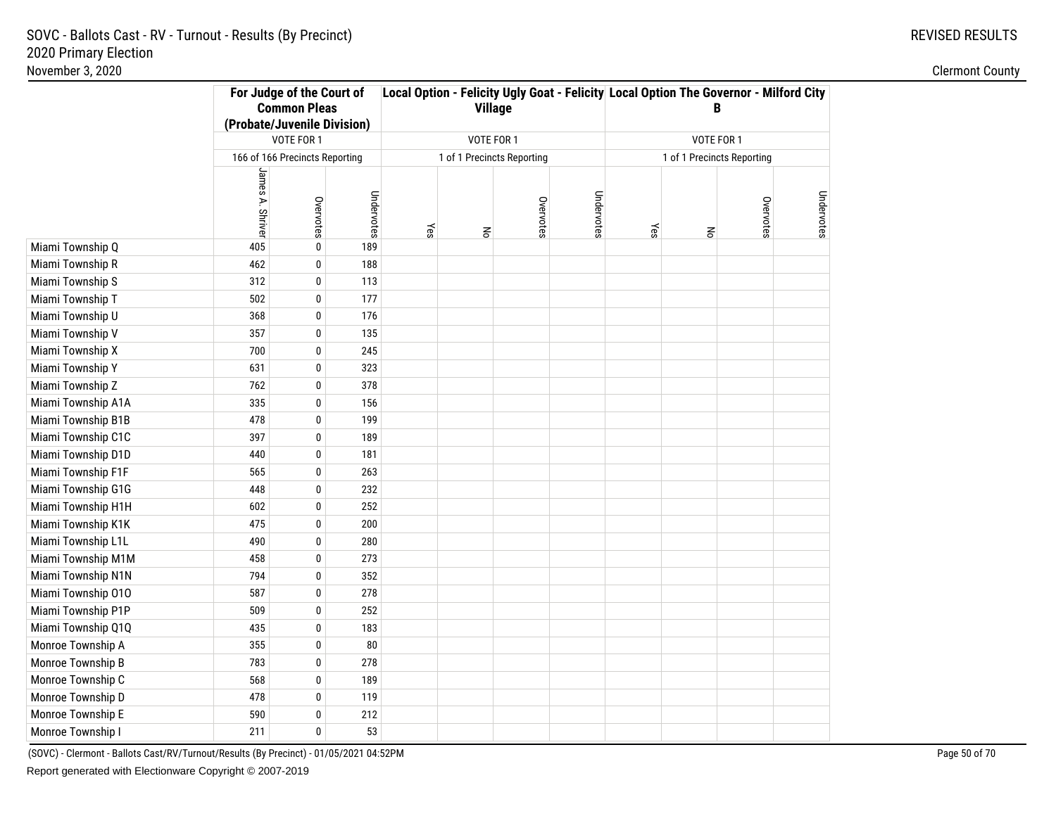| | For Judge of the Court of Common Pleas (Probate/Juvenile Division) | | | Local Option - Felicity Ugly Goat - Felicity Village | | | | Local Option The Governor - Milford City B | | | |
|---|---|---|---|---|---|---|---|---|---|---|---|
| | VOTE FOR 1 | | | VOTE FOR 1 | | | | VOTE FOR 1 | | | |
| | 166 of 166 Precincts Reporting | | | 1 of 1 Precincts Reporting | | | | 1 of 1 Precincts Reporting | | | |
| | James A. Shriver | Overvotes | Undervotes | Yes | No | Overvotes | Undervotes | Yes | No | Overvotes | Undervotes |
| Miami Township Q | 405 | 0 | 189 | | | | | | | | |
| Miami Township R | 462 | 0 | 188 | | | | | | | | |
| Miami Township S | 312 | 0 | 113 | | | | | | | | |
| Miami Township T | 502 | 0 | 177 | | | | | | | | |
| Miami Township U | 368 | 0 | 176 | | | | | | | | |
| Miami Township V | 357 | 0 | 135 | | | | | | | | |
| Miami Township X | 700 | 0 | 245 | | | | | | | | |
| Miami Township Y | 631 | 0 | 323 | | | | | | | | |
| Miami Township Z | 762 | 0 | 378 | | | | | | | | |
| Miami Township A1A | 335 | 0 | 156 | | | | | | | | |
| Miami Township B1B | 478 | 0 | 199 | | | | | | | | |
| Miami Township C1C | 397 | 0 | 189 | | | | | | | | |
| Miami Township D1D | 440 | 0 | 181 | | | | | | | | |
| Miami Township F1F | 565 | 0 | 263 | | | | | | | | |
| Miami Township G1G | 448 | 0 | 232 | | | | | | | | |
| Miami Township H1H | 602 | 0 | 252 | | | | | | | | |
| Miami Township K1K | 475 | 0 | 200 | | | | | | | | |
| Miami Township L1L | 490 | 0 | 280 | | | | | | | | |
| Miami Township M1M | 458 | 0 | 273 | | | | | | | | |
| Miami Township N1N | 794 | 0 | 352 | | | | | | | | |
| Miami Township O1O | 587 | 0 | 278 | | | | | | | | |
| Miami Township P1P | 509 | 0 | 252 | | | | | | | | |
| Miami Township Q1Q | 435 | 0 | 183 | | | | | | | | |
| Monroe Township A | 355 | 0 | 80 | | | | | | | | |
| Monroe Township B | 783 | 0 | 278 | | | | | | | | |
| Monroe Township C | 568 | 0 | 189 | | | | | | | | |
| Monroe Township D | 478 | 0 | 119 | | | | | | | | |
| Monroe Township E | 590 | 0 | 212 | | | | | | | | |
| Monroe Township I | 211 | 0 | 53 | | | | | | | | |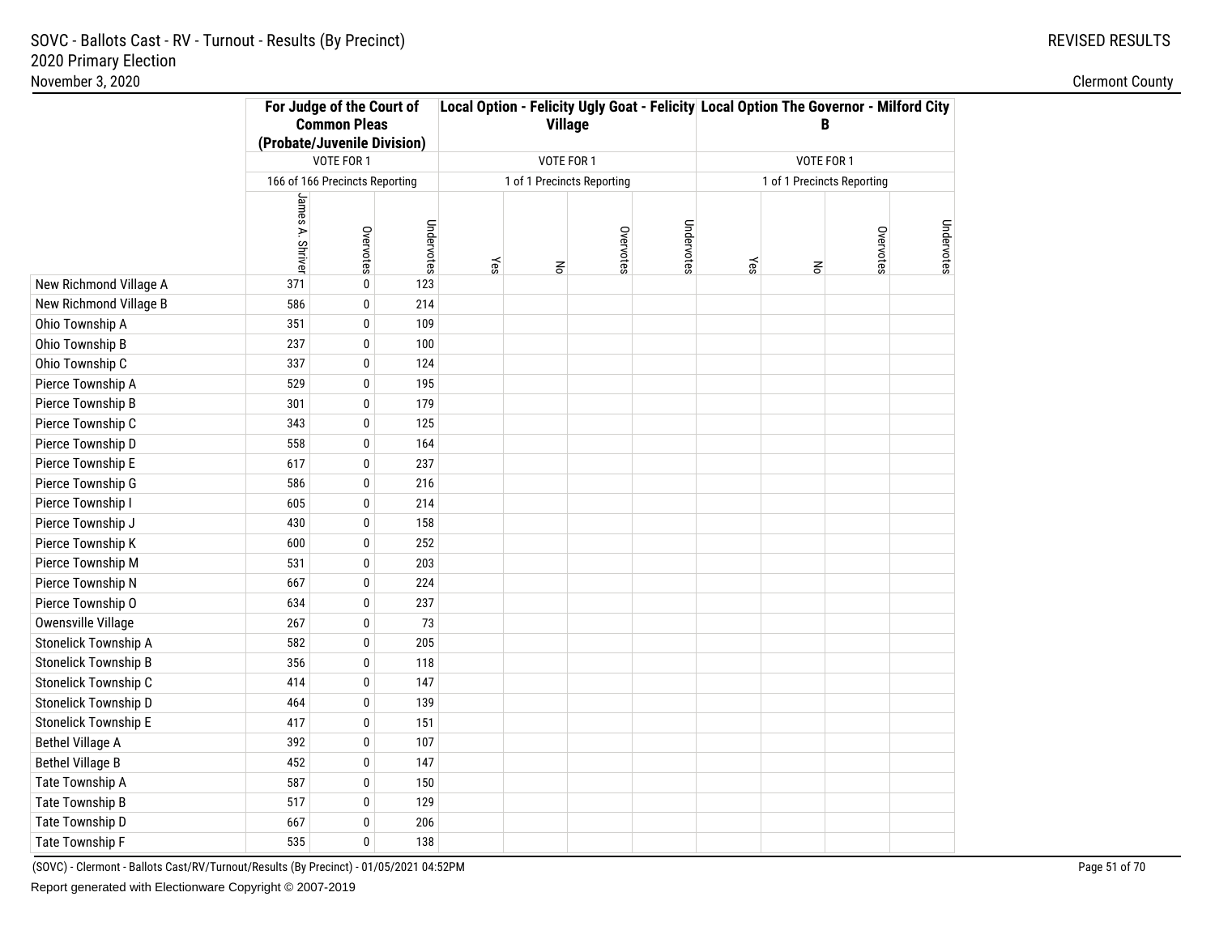# SOVC - Ballots Cast - RV - Turnout - Results (By Precinct)
## 2020 Primary Election
November 3, 2020

REVISED RESULTS

Clermont County

| | For Judge of the Court of Common Pleas (Probate/Juvenile Division) | | | Local Option - Felicity Ugly Goat - Felicity Village | | | | Local Option The Governor - Milford City B | | | |
|---|---|---|---|---|---|---|---|---|---|---|---|
| | VOTE FOR 1 | | | VOTE FOR 1 | | | | VOTE FOR 1 | | | |
| | 166 of 166 Precincts Reporting | | | 1 of 1 Precincts Reporting | | | | 1 of 1 Precincts Reporting | | | |
| | James A. Shriver | Overvotes | Undervotes | Yes | No | Overvotes | Undervotes | Yes | No | Overvotes | Undervotes |
| New Richmond Village A | 371 | 0 | 123 | | | | | | | | |
| New Richmond Village B | 586 | 0 | 214 | | | | | | | | |
| Ohio Township A | 351 | 0 | 109 | | | | | | | | |
| Ohio Township B | 237 | 0 | 100 | | | | | | | | |
| Ohio Township C | 337 | 0 | 124 | | | | | | | | |
| Pierce Township A | 529 | 0 | 195 | | | | | | | | |
| Pierce Township B | 301 | 0 | 179 | | | | | | | | |
| Pierce Township C | 343 | 0 | 125 | | | | | | | | |
| Pierce Township D | 558 | 0 | 164 | | | | | | | | |
| Pierce Township E | 617 | 0 | 237 | | | | | | | | |
| Pierce Township G | 586 | 0 | 216 | | | | | | | | |
| Pierce Township I | 605 | 0 | 214 | | | | | | | | |
| Pierce Township J | 430 | 0 | 158 | | | | | | | | |
| Pierce Township K | 600 | 0 | 252 | | | | | | | | |
| Pierce Township M | 531 | 0 | 203 | | | | | | | | |
| Pierce Township N | 667 | 0 | 224 | | | | | | | | |
| Pierce Township O | 634 | 0 | 237 | | | | | | | | |
| Owensville Village | 267 | 0 | 73 | | | | | | | | |
| Stonelick Township A | 582 | 0 | 205 | | | | | | | | |
| Stonelick Township B | 356 | 0 | 118 | | | | | | | | |
| Stonelick Township C | 414 | 0 | 147 | | | | | | | | |
| Stonelick Township D | 464 | 0 | 139 | | | | | | | | |
| Stonelick Township E | 417 | 0 | 151 | | | | | | | | |
| Bethel Village A | 392 | 0 | 107 | | | | | | | | |
| Bethel Village B | 452 | 0 | 147 | | | | | | | | |
| Tate Township A | 587 | 0 | 150 | | | | | | | | |
| Tate Township B | 517 | 0 | 129 | | | | | | | | |
| Tate Township D | 667 | 0 | 206 | | | | | | | | |
| Tate Township F | 535 | 0 | 138 | | | | | | | | |

(SOVC) - Clermont - Ballots Cast/RV/Turnout/Results (By Precinct) - 01/05/2021 04:52PM

Report generated with Electionware Copyright © 2007-2019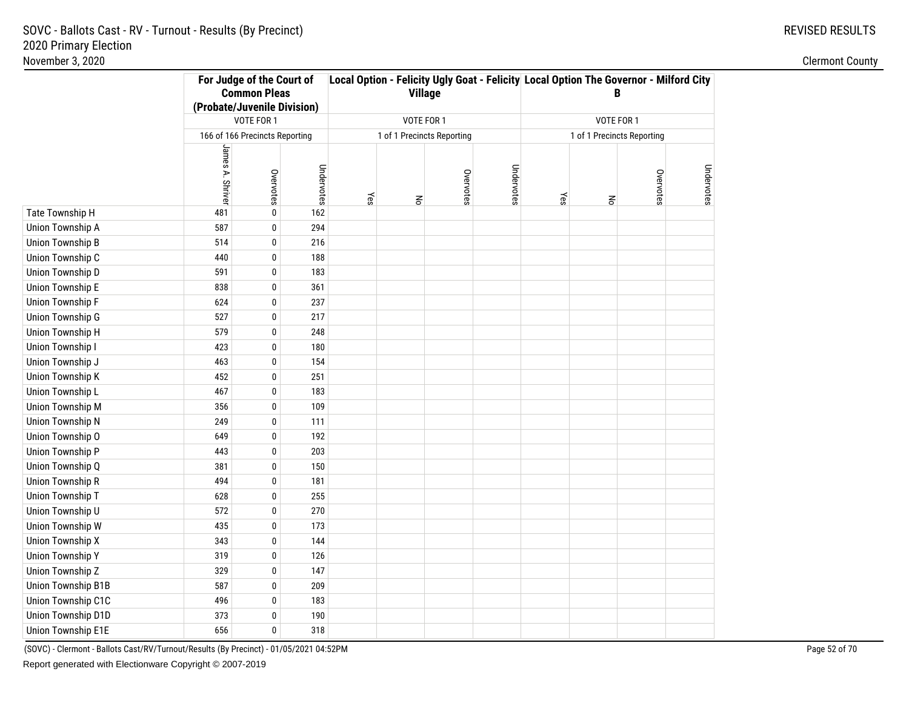SOVC - Ballots Cast - RV - Turnout - Results (By Precinct)
2020 Primary Election
November 3, 2020

REVISED RESULTS

Clermont County

| | For Judge of the Court of Common Pleas (Probate/Juvenile Division) | | | Local Option - Felicity Ugly Goat - Felicity Village | | | | Local Option The Governor - Milford City B | | | |
|---|---|---|---|---|---|---|---|---|---|---|---|
| | VOTE FOR 1 | | | VOTE FOR 1 | | | | VOTE FOR 1 | | | |
| | 166 of 166 Precincts Reporting | | | 1 of 1 Precincts Reporting | | | | 1 of 1 Precincts Reporting | | | |
| | James A. Shriver | Overvotes | Undervotes | Yes | No | Overvotes | Undervotes | Yes | No | Overvotes | Undervotes |
| Tate Township H | 481 | 0 | 162 | | | | | | | | |
| Union Township A | 587 | 0 | 294 | | | | | | | | |
| Union Township B | 514 | 0 | 216 | | | | | | | | |
| Union Township C | 440 | 0 | 188 | | | | | | | | |
| Union Township D | 591 | 0 | 183 | | | | | | | | |
| Union Township E | 838 | 0 | 361 | | | | | | | | |
| Union Township F | 624 | 0 | 237 | | | | | | | | |
| Union Township G | 527 | 0 | 217 | | | | | | | | |
| Union Township H | 579 | 0 | 248 | | | | | | | | |
| Union Township I | 423 | 0 | 180 | | | | | | | | |
| Union Township J | 463 | 0 | 154 | | | | | | | | |
| Union Township K | 452 | 0 | 251 | | | | | | | | |
| Union Township L | 467 | 0 | 183 | | | | | | | | |
| Union Township M | 356 | 0 | 109 | | | | | | | | |
| Union Township N | 249 | 0 | 111 | | | | | | | | |
| Union Township O | 649 | 0 | 192 | | | | | | | | |
| Union Township P | 443 | 0 | 203 | | | | | | | | |
| Union Township Q | 381 | 0 | 150 | | | | | | | | |
| Union Township R | 494 | 0 | 181 | | | | | | | | |
| Union Township T | 628 | 0 | 255 | | | | | | | | |
| Union Township U | 572 | 0 | 270 | | | | | | | | |
| Union Township W | 435 | 0 | 173 | | | | | | | | |
| Union Township X | 343 | 0 | 144 | | | | | | | | |
| Union Township Y | 319 | 0 | 126 | | | | | | | | |
| Union Township Z | 329 | 0 | 147 | | | | | | | | |
| Union Township B1B | 587 | 0 | 209 | | | | | | | | |
| Union Township C1C | 496 | 0 | 183 | | | | | | | | |
| Union Township D1D | 373 | 0 | 190 | | | | | | | | |
| Union Township E1E | 656 | 0 | 318 | | | | | | | | |

(SOVC) - Clermont - Ballots Cast/RV/Turnout/Results (By Precinct) - 01/05/2021 04:52PM

Report generated with Electionware Copyright © 2007-2019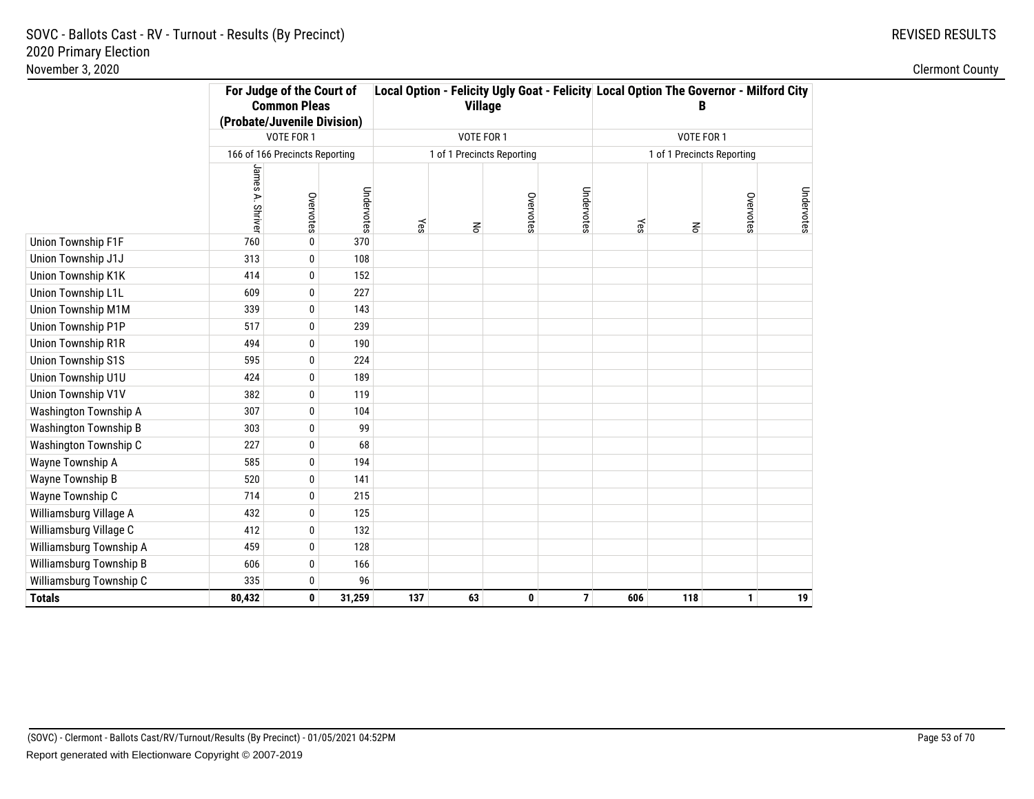# SOVC - Ballots Cast - RV - Turnout - Results (By Precinct)

## 2020 Primary Election

November 3, 2020

REVISED RESULTS

Clermont County

| | For Judge of the Court of Common Pleas (Probate/Juvenile Division) | | | Local Option - Felicity Ugly Goat - Felicity Village | | | | Local Option The Governor - Milford City B | | | |
|---|---|---|---|---|---|---|---|---|---|---|---|
| | VOTE FOR 1 | | | VOTE FOR 1 | | | | VOTE FOR 1 | | | |
| | 166 of 166 Precincts Reporting | | | 1 of 1 Precincts Reporting | | | | 1 of 1 Precincts Reporting | | | |
| | James A. Shriver | Overvotes | Undervotes | Yes | No | Overvotes | Undervotes | Yes | No | Overvotes | Undervotes |
| Union Township F1F | 760 | 0 | 370 | | | | | | | | |
| Union Township J1J | 313 | 0 | 108 | | | | | | | | |
| Union Township K1K | 414 | 0 | 152 | | | | | | | | |
| Union Township L1L | 609 | 0 | 227 | | | | | | | | |
| Union Township M1M | 339 | 0 | 143 | | | | | | | | |
| Union Township P1P | 517 | 0 | 239 | | | | | | | | |
| Union Township R1R | 494 | 0 | 190 | | | | | | | | |
| Union Township S1S | 595 | 0 | 224 | | | | | | | | |
| Union Township U1U | 424 | 0 | 189 | | | | | | | | |
| Union Township V1V | 382 | 0 | 119 | | | | | | | | |
| Washington Township A | 307 | 0 | 104 | | | | | | | | |
| Washington Township B | 303 | 0 | 99 | | | | | | | | |
| Washington Township C | 227 | 0 | 68 | | | | | | | | |
| Wayne Township A | 585 | 0 | 194 | | | | | | | | |
| Wayne Township B | 520 | 0 | 141 | | | | | | | | |
| Wayne Township C | 714 | 0 | 215 | | | | | | | | |
| Williamsburg Village A | 432 | 0 | 125 | | | | | | | | |
| Williamsburg Village C | 412 | 0 | 132 | | | | | | | | |
| Williamsburg Township A | 459 | 0 | 128 | | | | | | | | |
| Williamsburg Township B | 606 | 0 | 166 | | | | | | | | |
| Williamsburg Township C | 335 | 0 | 96 | | | | | | | | |
| **Totals** | **80,432** | **0** | **31,259** | **137** | **63** | **0** | **7** | **606** | **118** | **1** | **19** |

(SOVC) - Clermont - Ballots Cast/RV/Turnout/Results (By Precinct) - 01/05/2021 04:52PM

Report generated with Electionware Copyright © 2007-2019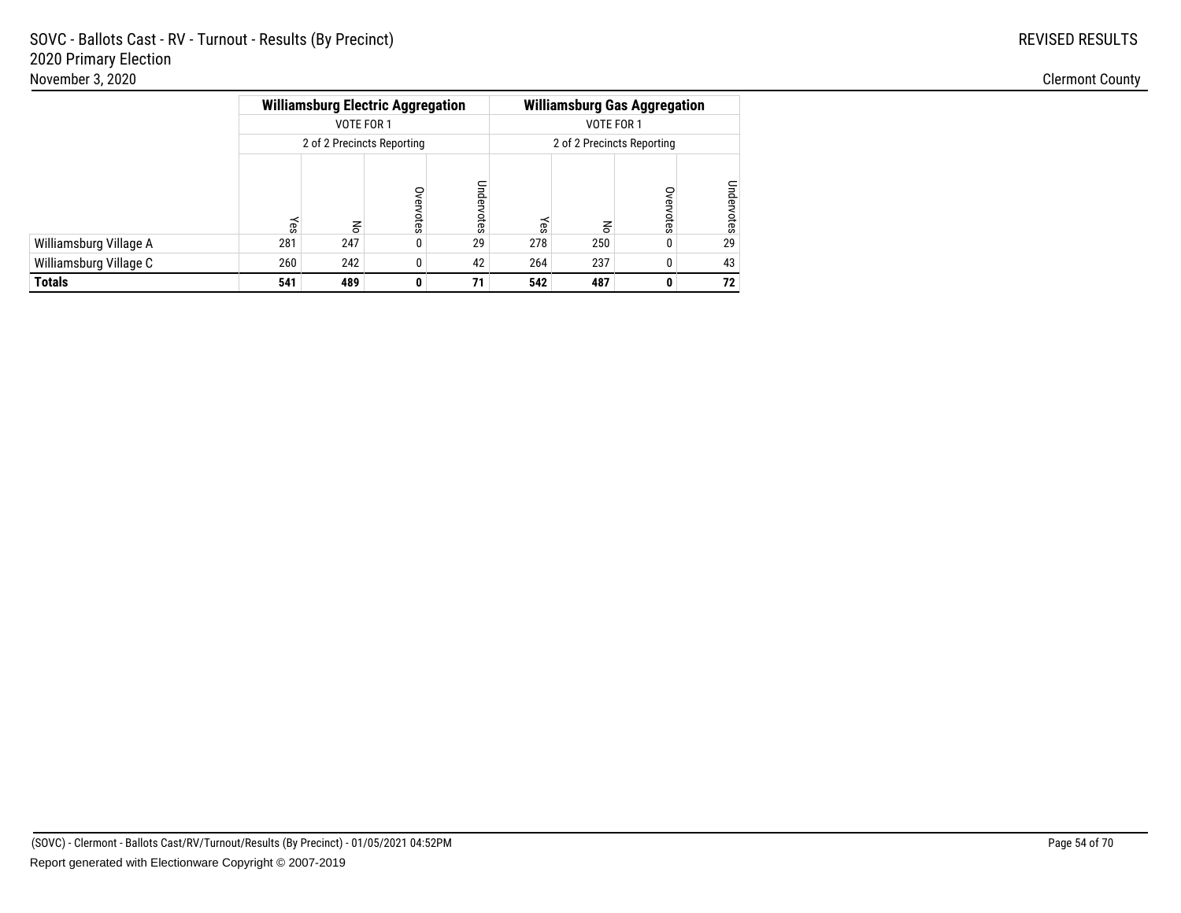SOVC - Ballots Cast - RV - Turnout - Results (By Precinct)
2020 Primary Election
November 3, 2020

REVISED RESULTS

Clermont County

| | Williamsburg Electric Aggregation | | | | Williamsburg Gas Aggregation | | | |
|---|---|---|---|---|---|---|---|---|
| | VOTE FOR 1 | | | | VOTE FOR 1 | | | |
| | 2 of 2 Precincts Reporting | | | | 2 of 2 Precincts Reporting | | | |
| | Yes | No | Overvotes | Undervotes | Yes | No | Overvotes | Undervotes |
| Williamsburg Village A | 281 | 247 | 0 | 29 | 278 | 250 | 0 | 29 |
| Williamsburg Village C | 260 | 242 | 0 | 42 | 264 | 237 | 0 | 43 |
| **Totals** | **541** | **489** | **0** | **71** | **542** | **487** | **0** | **72** |

(SOVC) - Clermont - Ballots Cast/RV/Turnout/Results (By Precinct) - 01/05/2021 04:52PM

Report generated with Electionware Copyright © 2007-2019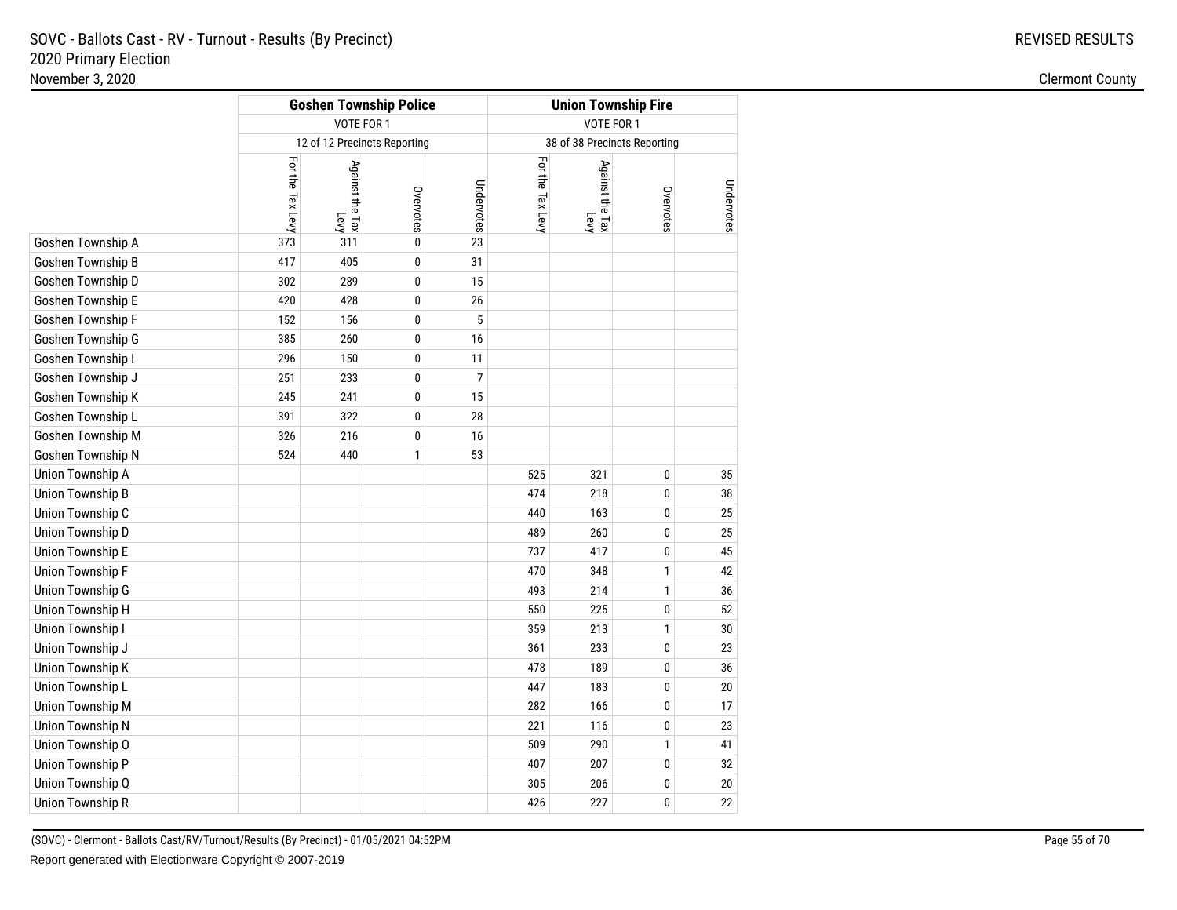SOVC - Ballots Cast - RV - Turnout - Results (By Precinct)
2020 Primary Election
November 3, 2020

REVISED RESULTS

Clermont County

| | Goshen Township Police | | | | Union Township Fire | | | |
|---|---|---|---|---|---|---|---|---|
| | VOTE FOR 1 | | | | VOTE FOR 1 | | | |
| | 12 of 12 Precincts Reporting | | | | 38 of 38 Precincts Reporting | | | |
| | For the Tax Levy | Against the Tax Levy | Overvotes | Undervotes | For the Tax Levy | Against the Tax Levy | Overvotes | Undervotes |
| Goshen Township A | 373 | 311 | 0 | 23 | | | | |
| Goshen Township B | 417 | 405 | 0 | 31 | | | | |
| Goshen Township D | 302 | 289 | 0 | 15 | | | | |
| Goshen Township E | 420 | 428 | 0 | 26 | | | | |
| Goshen Township F | 152 | 156 | 0 | 5 | | | | |
| Goshen Township G | 385 | 260 | 0 | 16 | | | | |
| Goshen Township I | 296 | 150 | 0 | 11 | | | | |
| Goshen Township J | 251 | 233 | 0 | 7 | | | | |
| Goshen Township K | 245 | 241 | 0 | 15 | | | | |
| Goshen Township L | 391 | 322 | 0 | 28 | | | | |
| Goshen Township M | 326 | 216 | 0 | 16 | | | | |
| Goshen Township N | 524 | 440 | 1 | 53 | | | | |
| Union Township A | | | | | 525 | 321 | 0 | 35 |
| Union Township B | | | | | 474 | 218 | 0 | 38 |
| Union Township C | | | | | 440 | 163 | 0 | 25 |
| Union Township D | | | | | 489 | 260 | 0 | 25 |
| Union Township E | | | | | 737 | 417 | 0 | 45 |
| Union Township F | | | | | 470 | 348 | 1 | 42 |
| Union Township G | | | | | 493 | 214 | 1 | 36 |
| Union Township H | | | | | 550 | 225 | 0 | 52 |
| Union Township I | | | | | 359 | 213 | 1 | 30 |
| Union Township J | | | | | 361 | 233 | 0 | 23 |
| Union Township K | | | | | 478 | 189 | 0 | 36 |
| Union Township L | | | | | 447 | 183 | 0 | 20 |
| Union Township M | | | | | 282 | 166 | 0 | 17 |
| Union Township N | | | | | 221 | 116 | 0 | 23 |
| Union Township O | | | | | 509 | 290 | 1 | 41 |
| Union Township P | | | | | 407 | 207 | 0 | 32 |
| Union Township Q | | | | | 305 | 206 | 0 | 20 |
| Union Township R | | | | | 426 | 227 | 0 | 22 |

(SOVC) - Clermont - Ballots Cast/RV/Turnout/Results (By Precinct) - 01/05/2021 04:52PM

Report generated with Electionware Copyright © 2007-2019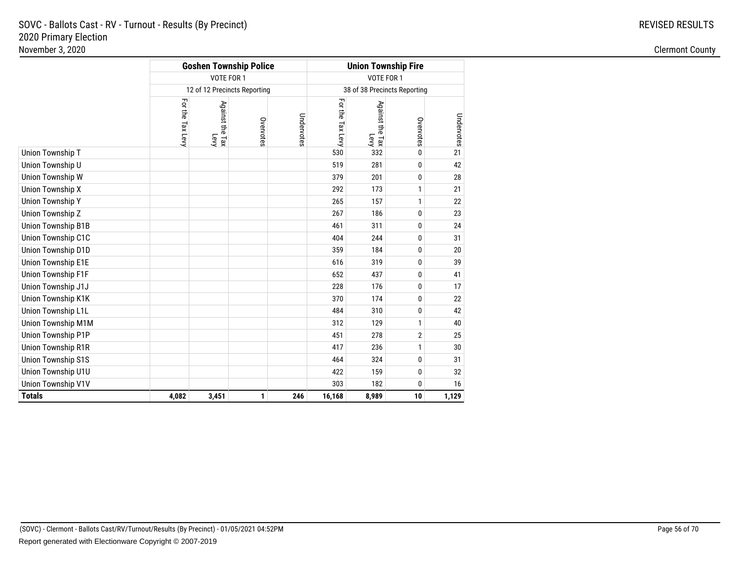SOVC - Ballots Cast - RV - Turnout - Results (By Precinct)
2020 Primary Election
November 3, 2020

REVISED RESULTS

Clermont County

| | Goshen Township Police | | | | Union Township Fire | | | |
|---|---|---|---|---|---|---|---|---|
| | VOTE FOR 1 | | | | VOTE FOR 1 | | | |
| | 12 of 12 Precincts Reporting | | | | 38 of 38 Precincts Reporting | | | |
| | For the Tax Levy | Against the Tax Levy | Overvotes | Undervotes | For the Tax Levy | Against the Tax Levy | Overvotes | Undervotes |
| Union Township T | | | | | 530 | 332 | 0 | 21 |
| Union Township U | | | | | 519 | 281 | 0 | 42 |
| Union Township W | | | | | 379 | 201 | 0 | 28 |
| Union Township X | | | | | 292 | 173 | 1 | 21 |
| Union Township Y | | | | | 265 | 157 | 1 | 22 |
| Union Township Z | | | | | 267 | 186 | 0 | 23 |
| Union Township B1B | | | | | 461 | 311 | 0 | 24 |
| Union Township C1C | | | | | 404 | 244 | 0 | 31 |
| Union Township D1D | | | | | 359 | 184 | 0 | 20 |
| Union Township E1E | | | | | 616 | 319 | 0 | 39 |
| Union Township F1F | | | | | 652 | 437 | 0 | 41 |
| Union Township J1J | | | | | 228 | 176 | 0 | 17 |
| Union Township K1K | | | | | 370 | 174 | 0 | 22 |
| Union Township L1L | | | | | 484 | 310 | 0 | 42 |
| Union Township M1M | | | | | 312 | 129 | 1 | 40 |
| Union Township P1P | | | | | 451 | 278 | 2 | 25 |
| Union Township R1R | | | | | 417 | 236 | 1 | 30 |
| Union Township S1S | | | | | 464 | 324 | 0 | 31 |
| Union Township U1U | | | | | 422 | 159 | 0 | 32 |
| Union Township V1V | | | | | 303 | 182 | 0 | 16 |
| **Totals** | **4,082** | **3,451** | **1** | **246** | **16,168** | **8,989** | **10** | **1,129** |

(SOVC) - Clermont - Ballots Cast/RV/Turnout/Results (By Precinct) - 01/05/2021 04:52PM

Report generated with Electionware Copyright © 2007-2019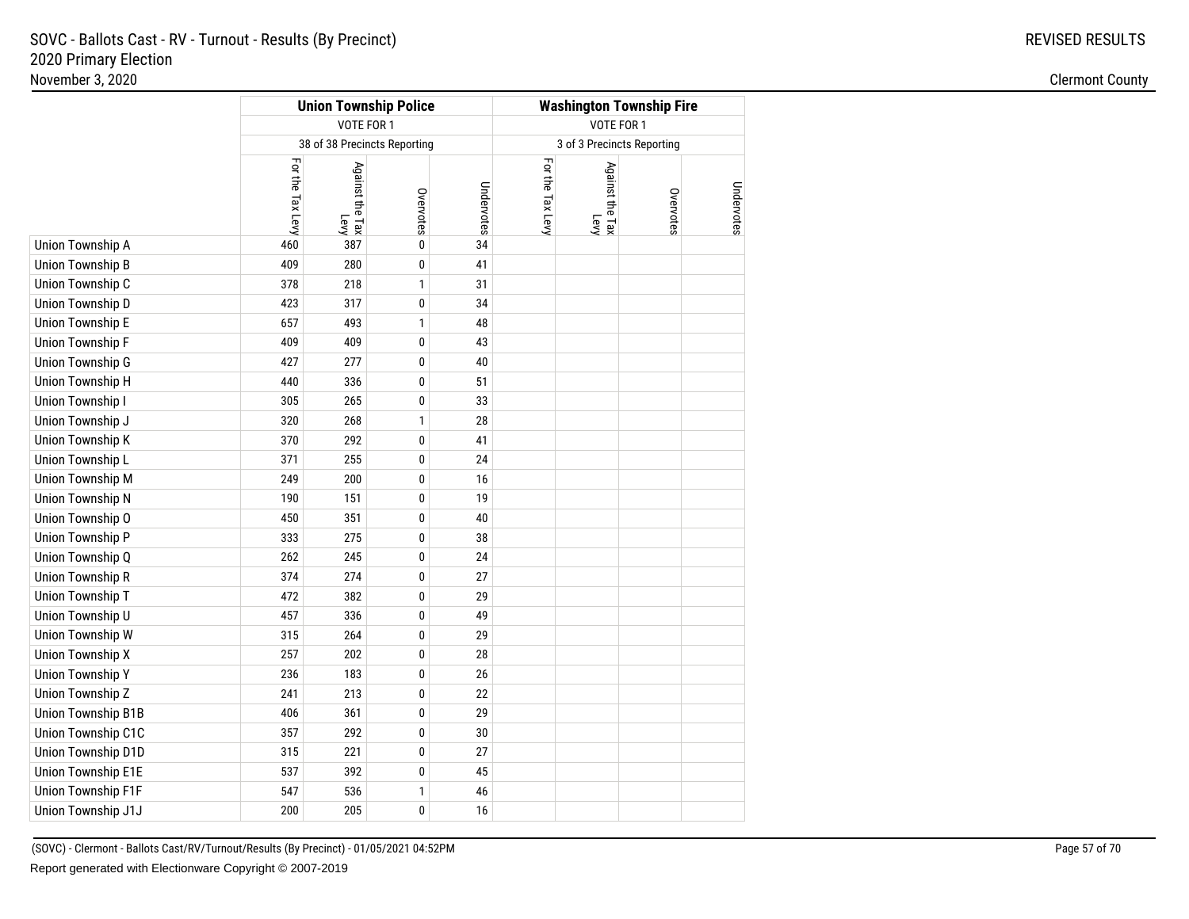SOVC - Ballots Cast - RV - Turnout - Results (By Precinct)
2020 Primary Election
November 3, 2020

REVISED RESULTS

Clermont County

| | Union Township Police | | | | Washington Township Fire | | | |
|---|---|---|---|---|---|---|---|---|
| | VOTE FOR 1 | | | | VOTE FOR 1 | | | |
| | 38 of 38 Precincts Reporting | | | | 3 of 3 Precincts Reporting | | | |
| | For the Tax Levy | Against the Tax Levy | Overvotes | Undervotes | For the Tax Levy | Against the Tax Levy | Overvotes | Undervotes |
| Union Township A | 460 | 387 | 0 | 34 | | | | |
| Union Township B | 409 | 280 | 0 | 41 | | | | |
| Union Township C | 378 | 218 | 1 | 31 | | | | |
| Union Township D | 423 | 317 | 0 | 34 | | | | |
| Union Township E | 657 | 493 | 1 | 48 | | | | |
| Union Township F | 409 | 409 | 0 | 43 | | | | |
| Union Township G | 427 | 277 | 0 | 40 | | | | |
| Union Township H | 440 | 336 | 0 | 51 | | | | |
| Union Township I | 305 | 265 | 0 | 33 | | | | |
| Union Township J | 320 | 268 | 1 | 28 | | | | |
| Union Township K | 370 | 292 | 0 | 41 | | | | |
| Union Township L | 371 | 255 | 0 | 24 | | | | |
| Union Township M | 249 | 200 | 0 | 16 | | | | |
| Union Township N | 190 | 151 | 0 | 19 | | | | |
| Union Township O | 450 | 351 | 0 | 40 | | | | |
| Union Township P | 333 | 275 | 0 | 38 | | | | |
| Union Township Q | 262 | 245 | 0 | 24 | | | | |
| Union Township R | 374 | 274 | 0 | 27 | | | | |
| Union Township T | 472 | 382 | 0 | 29 | | | | |
| Union Township U | 457 | 336 | 0 | 49 | | | | |
| Union Township W | 315 | 264 | 0 | 29 | | | | |
| Union Township X | 257 | 202 | 0 | 28 | | | | |
| Union Township Y | 236 | 183 | 0 | 26 | | | | |
| Union Township Z | 241 | 213 | 0 | 22 | | | | |
| Union Township B1B | 406 | 361 | 0 | 29 | | | | |
| Union Township C1C | 357 | 292 | 0 | 30 | | | | |
| Union Township D1D | 315 | 221 | 0 | 27 | | | | |
| Union Township E1E | 537 | 392 | 0 | 45 | | | | |
| Union Township F1F | 547 | 536 | 1 | 46 | | | | |
| Union Township J1J | 200 | 205 | 0 | 16 | | | | |

(SOVC) - Clermont - Ballots Cast/RV/Turnout/Results (By Precinct) - 01/05/2021 04:52PM

Report generated with Electionware Copyright © 2007-2019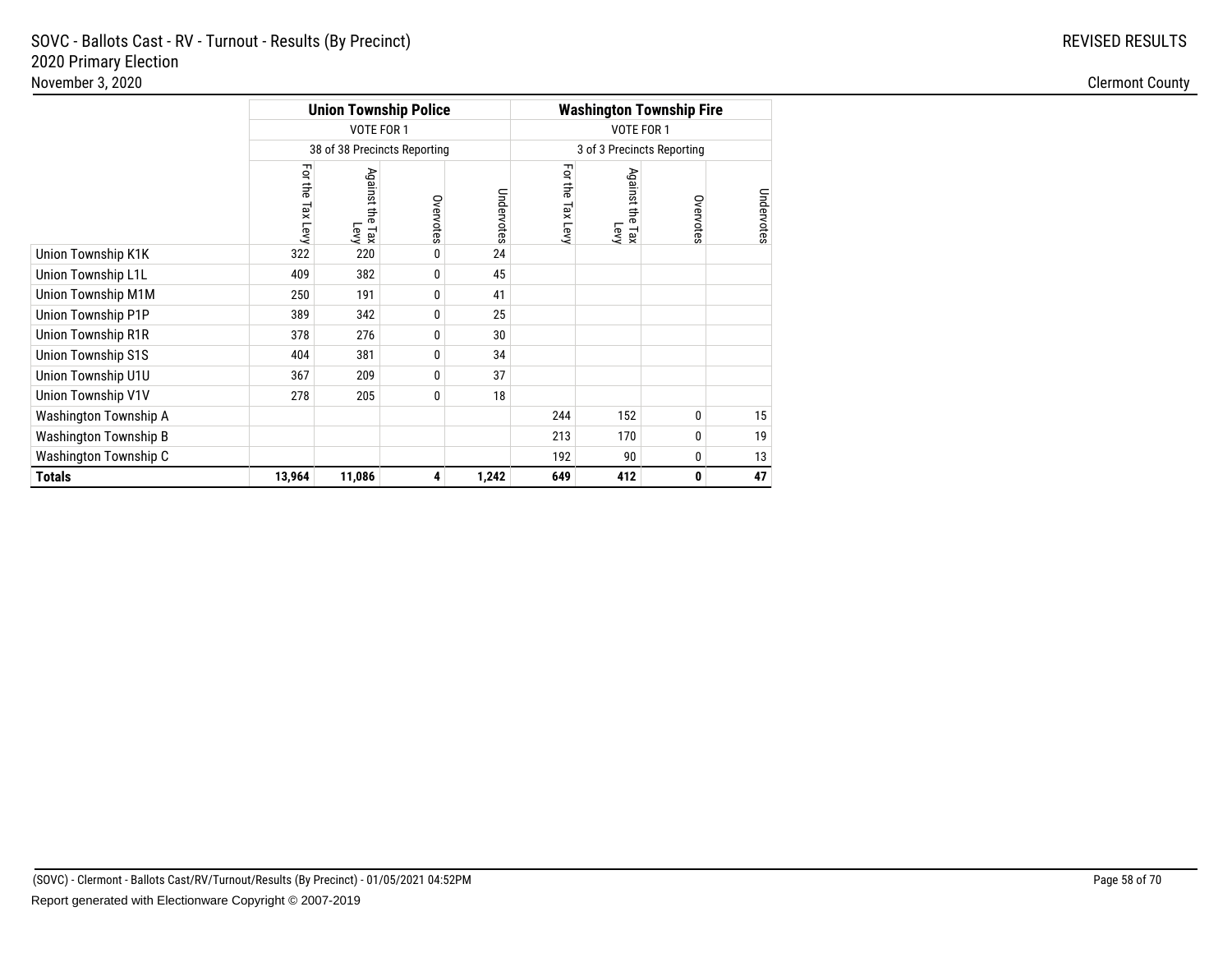SOVC - Ballots Cast - RV - Turnout - Results (By Precinct)
2020 Primary Election
November 3, 2020

REVISED RESULTS

Clermont County

| | Union Township Police | | | | Washington Township Fire | | | |
|---|---|---|---|---|---|---|---|---|
| | VOTE FOR 1 | | | | VOTE FOR 1 | | | |
| | 38 of 38 Precincts Reporting | | | | 3 of 3 Precincts Reporting | | | |
| | For the Tax Levy | Against the Tax Levy | Overvotes | Undervotes | For the Tax Levy | Against the Tax Levy | Overvotes | Undervotes |
| Union Township K1K | 322 | 220 | 0 | 24 | | | | |
| Union Township L1L | 409 | 382 | 0 | 45 | | | | |
| Union Township M1M | 250 | 191 | 0 | 41 | | | | |
| Union Township P1P | 389 | 342 | 0 | 25 | | | | |
| Union Township R1R | 378 | 276 | 0 | 30 | | | | |
| Union Township S1S | 404 | 381 | 0 | 34 | | | | |
| Union Township U1U | 367 | 209 | 0 | 37 | | | | |
| Union Township V1V | 278 | 205 | 0 | 18 | | | | |
| Washington Township A | | | | | 244 | 152 | 0 | 15 |
| Washington Township B | | | | | 213 | 170 | 0 | 19 |
| Washington Township C | | | | | 192 | 90 | 0 | 13 |
| **Totals** | **13,964** | **11,086** | **4** | **1,242** | **649** | **412** | **0** | **47** |

(SOVC) - Clermont - Ballots Cast/RV/Turnout/Results (By Precinct) - 01/05/2021 04:52PM

Report generated with Electionware Copyright © 2007-2019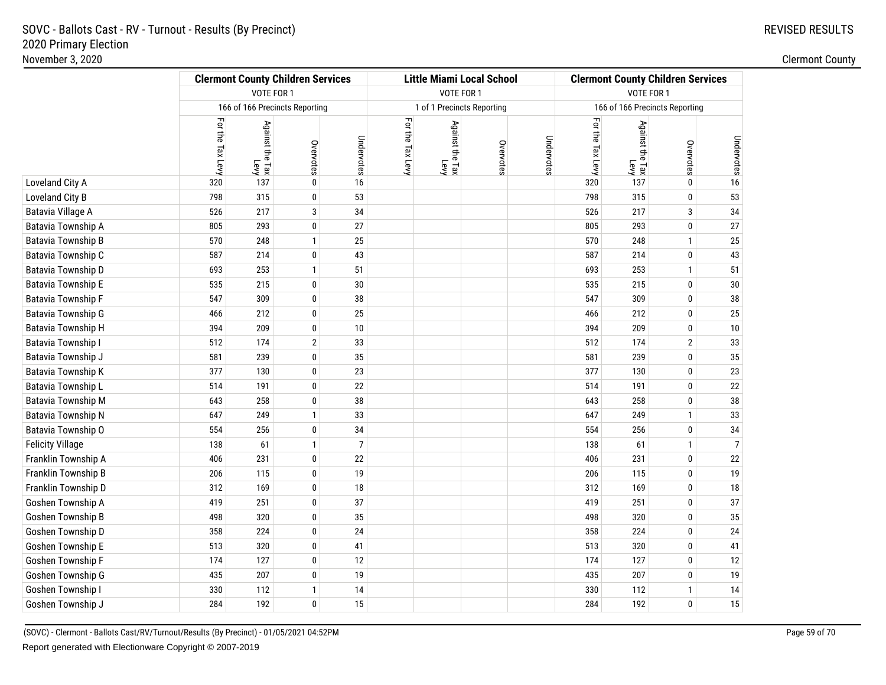# SOVC - Ballots Cast - RV - Turnout - Results (By Precinct)

2020 Primary Election

November 3, 2020

REVISED RESULTS

Clermont County

| | Clermont County Children Services | | | | Little Miami Local School | | | | Clermont County Children Services | | | |
|---|---|---|---|---|---|---|---|---|---|---|---|---|
| | VOTE FOR 1 | | | | VOTE FOR 1 | | | | VOTE FOR 1 | | | |
| | 166 of 166 Precincts Reporting | | | | 1 of 1 Precincts Reporting | | | | 166 of 166 Precincts Reporting | | | |
| | For the Tax Levy | Against the Tax Levy | Overvotes | Undervotes | For the Tax Levy | Against the Tax Levy | Overvotes | Undervotes | For the Tax Levy | Against the Tax Levy | Overvotes | Undervotes |
| Loveland City A | 320 | 137 | 0 | 16 | | | | | 320 | 137 | 0 | 16 |
| Loveland City B | 798 | 315 | 0 | 53 | | | | | 798 | 315 | 0 | 53 |
| Batavia Village A | 526 | 217 | 3 | 34 | | | | | 526 | 217 | 3 | 34 |
| Batavia Township A | 805 | 293 | 0 | 27 | | | | | 805 | 293 | 0 | 27 |
| Batavia Township B | 570 | 248 | 1 | 25 | | | | | 570 | 248 | 1 | 25 |
| Batavia Township C | 587 | 214 | 0 | 43 | | | | | 587 | 214 | 0 | 43 |
| Batavia Township D | 693 | 253 | 1 | 51 | | | | | 693 | 253 | 1 | 51 |
| Batavia Township E | 535 | 215 | 0 | 30 | | | | | 535 | 215 | 0 | 30 |
| Batavia Township F | 547 | 309 | 0 | 38 | | | | | 547 | 309 | 0 | 38 |
| Batavia Township G | 466 | 212 | 0 | 25 | | | | | 466 | 212 | 0 | 25 |
| Batavia Township H | 394 | 209 | 0 | 10 | | | | | 394 | 209 | 0 | 10 |
| Batavia Township I | 512 | 174 | 2 | 33 | | | | | 512 | 174 | 2 | 33 |
| Batavia Township J | 581 | 239 | 0 | 35 | | | | | 581 | 239 | 0 | 35 |
| Batavia Township K | 377 | 130 | 0 | 23 | | | | | 377 | 130 | 0 | 23 |
| Batavia Township L | 514 | 191 | 0 | 22 | | | | | 514 | 191 | 0 | 22 |
| Batavia Township M | 643 | 258 | 0 | 38 | | | | | 643 | 258 | 0 | 38 |
| Batavia Township N | 647 | 249 | 1 | 33 | | | | | 647 | 249 | 1 | 33 |
| Batavia Township O | 554 | 256 | 0 | 34 | | | | | 554 | 256 | 0 | 34 |
| Felicity Village | 138 | 61 | 1 | 7 | | | | | 138 | 61 | 1 | 7 |
| Franklin Township A | 406 | 231 | 0 | 22 | | | | | 406 | 231 | 0 | 22 |
| Franklin Township B | 206 | 115 | 0 | 19 | | | | | 206 | 115 | 0 | 19 |
| Franklin Township D | 312 | 169 | 0 | 18 | | | | | 312 | 169 | 0 | 18 |
| Goshen Township A | 419 | 251 | 0 | 37 | | | | | 419 | 251 | 0 | 37 |
| Goshen Township B | 498 | 320 | 0 | 35 | | | | | 498 | 320 | 0 | 35 |
| Goshen Township D | 358 | 224 | 0 | 24 | | | | | 358 | 224 | 0 | 24 |
| Goshen Township E | 513 | 320 | 0 | 41 | | | | | 513 | 320 | 0 | 41 |
| Goshen Township F | 174 | 127 | 0 | 12 | | | | | 174 | 127 | 0 | 12 |
| Goshen Township G | 435 | 207 | 0 | 19 | | | | | 435 | 207 | 0 | 19 |
| Goshen Township I | 330 | 112 | 1 | 14 | | | | | 330 | 112 | 1 | 14 |
| Goshen Township J | 284 | 192 | 0 | 15 | | | | | 284 | 192 | 0 | 15 |

(SOVC) - Clermont - Ballots Cast/RV/Turnout/Results (By Precinct) - 01/05/2021 04:52PM

Report generated with Electionware Copyright © 2007-2019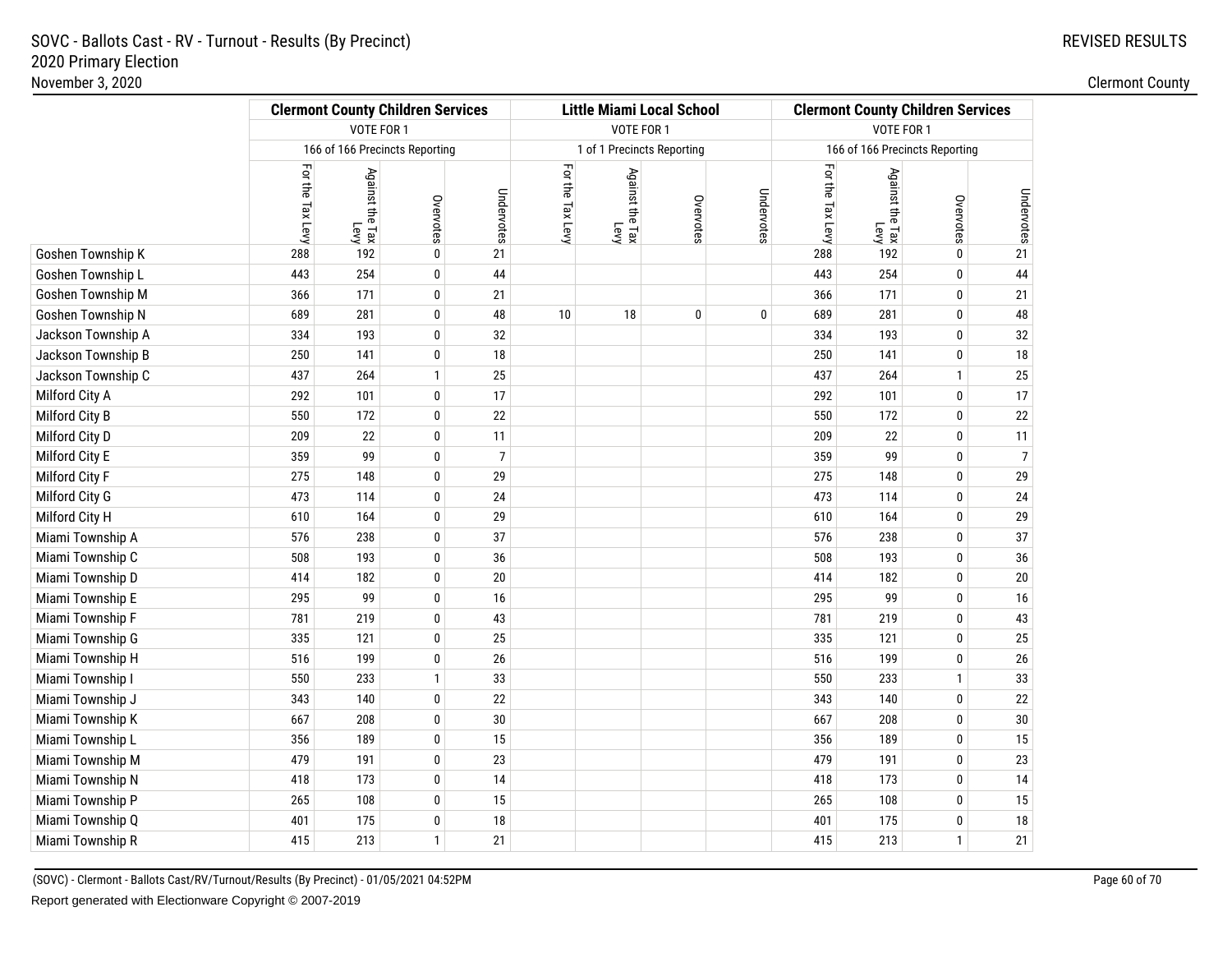# SOVC - Ballots Cast - RV - Turnout - Results (By Precinct)
## 2020 Primary Election
November 3, 2020

REVISED RESULTS

Clermont County

| | Clermont County Children Services | | | | Little Miami Local School | | | | Clermont County Children Services | | | |
|---|---|---|---|---|---|---|---|---|---|---|---|---|
| | VOTE FOR 1 | | | | VOTE FOR 1 | | | | VOTE FOR 1 | | | |
| | 166 of 166 Precincts Reporting | | | | 1 of 1 Precincts Reporting | | | | 166 of 166 Precincts Reporting | | | |
| | For the Tax Levy | Against the Tax Levy | Overvotes | Undervotes | For the Tax Levy | Against the Tax Levy | Overvotes | Undervotes | For the Tax Levy | Against the Tax Levy | Overvotes | Undervotes |
| Goshen Township K | 288 | 192 | 0 | 21 | | | | | 288 | 192 | 0 | 21 |
| Goshen Township L | 443 | 254 | 0 | 44 | | | | | 443 | 254 | 0 | 44 |
| Goshen Township M | 366 | 171 | 0 | 21 | | | | | 366 | 171 | 0 | 21 |
| Goshen Township N | 689 | 281 | 0 | 48 | 10 | 18 | 0 | 0 | 689 | 281 | 0 | 48 |
| Jackson Township A | 334 | 193 | 0 | 32 | | | | | 334 | 193 | 0 | 32 |
| Jackson Township B | 250 | 141 | 0 | 18 | | | | | 250 | 141 | 0 | 18 |
| Jackson Township C | 437 | 264 | 1 | 25 | | | | | 437 | 264 | 1 | 25 |
| Milford City A | 292 | 101 | 0 | 17 | | | | | 292 | 101 | 0 | 17 |
| Milford City B | 550 | 172 | 0 | 22 | | | | | 550 | 172 | 0 | 22 |
| Milford City D | 209 | 22 | 0 | 11 | | | | | 209 | 22 | 0 | 11 |
| Milford City E | 359 | 99 | 0 | 7 | | | | | 359 | 99 | 0 | 7 |
| Milford City F | 275 | 148 | 0 | 29 | | | | | 275 | 148 | 0 | 29 |
| Milford City G | 473 | 114 | 0 | 24 | | | | | 473 | 114 | 0 | 24 |
| Milford City H | 610 | 164 | 0 | 29 | | | | | 610 | 164 | 0 | 29 |
| Miami Township A | 576 | 238 | 0 | 37 | | | | | 576 | 238 | 0 | 37 |
| Miami Township C | 508 | 193 | 0 | 36 | | | | | 508 | 193 | 0 | 36 |
| Miami Township D | 414 | 182 | 0 | 20 | | | | | 414 | 182 | 0 | 20 |
| Miami Township E | 295 | 99 | 0 | 16 | | | | | 295 | 99 | 0 | 16 |
| Miami Township F | 781 | 219 | 0 | 43 | | | | | 781 | 219 | 0 | 43 |
| Miami Township G | 335 | 121 | 0 | 25 | | | | | 335 | 121 | 0 | 25 |
| Miami Township H | 516 | 199 | 0 | 26 | | | | | 516 | 199 | 0 | 26 |
| Miami Township I | 550 | 233 | 1 | 33 | | | | | 550 | 233 | 1 | 33 |
| Miami Township J | 343 | 140 | 0 | 22 | | | | | 343 | 140 | 0 | 22 |
| Miami Township K | 667 | 208 | 0 | 30 | | | | | 667 | 208 | 0 | 30 |
| Miami Township L | 356 | 189 | 0 | 15 | | | | | 356 | 189 | 0 | 15 |
| Miami Township M | 479 | 191 | 0 | 23 | | | | | 479 | 191 | 0 | 23 |
| Miami Township N | 418 | 173 | 0 | 14 | | | | | 418 | 173 | 0 | 14 |
| Miami Township P | 265 | 108 | 0 | 15 | | | | | 265 | 108 | 0 | 15 |
| Miami Township Q | 401 | 175 | 0 | 18 | | | | | 401 | 175 | 0 | 18 |
| Miami Township R | 415 | 213 | 1 | 21 | | | | | 415 | 213 | 1 | 21 |

(SOVC) - Clermont - Ballots Cast/RV/Turnout/Results (By Precinct) - 01/05/2021 04:52PM

Report generated with Electionware Copyright © 2007-2019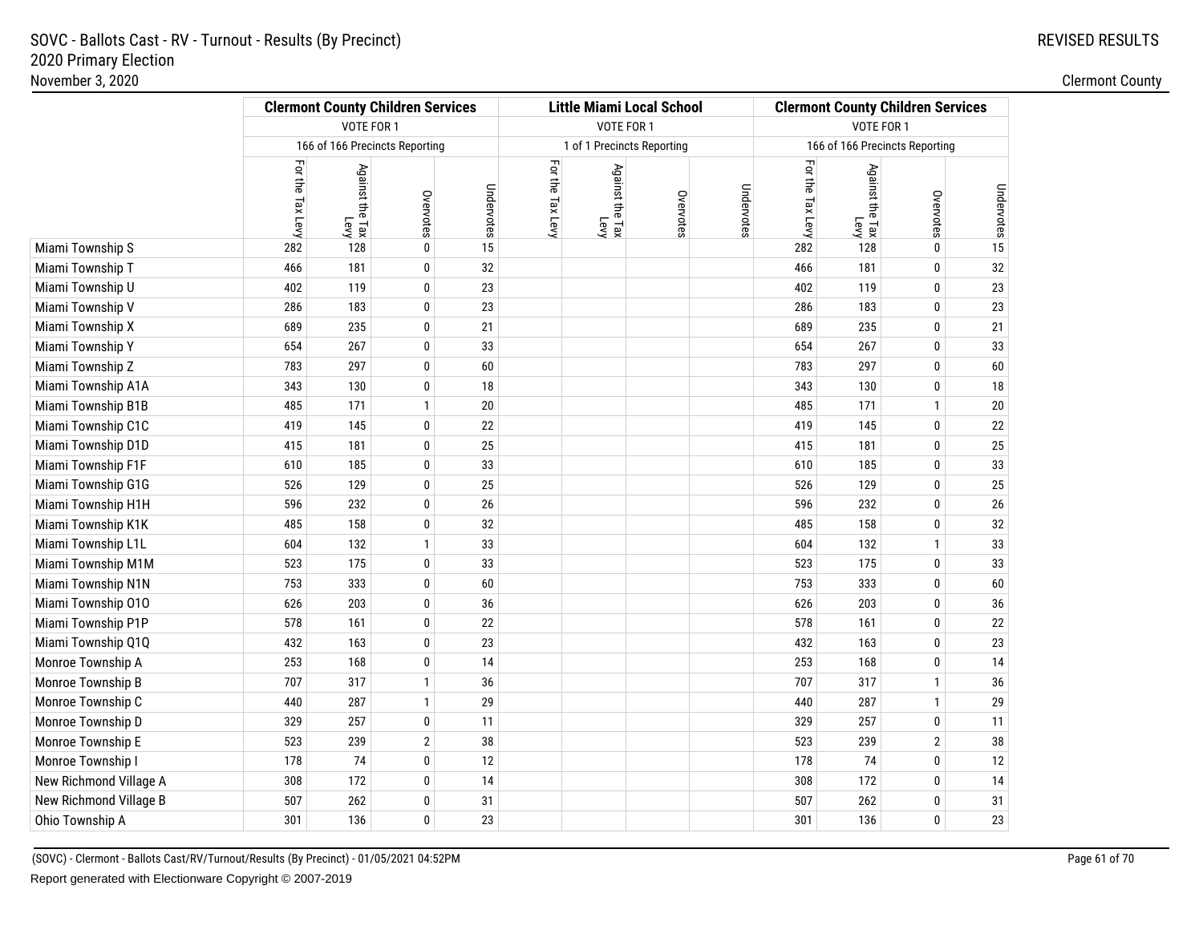SOVC - Ballots Cast - RV - Turnout - Results (By Precinct)
2020 Primary Election
November 3, 2020

REVISED RESULTS

Clermont County

| | Clermont County Children Services | | | | Little Miami Local School | | | | Clermont County Children Services | | | |
|---|---|---|---|---|---|---|---|---|---|---|---|---|
| | VOTE FOR 1 | | | | VOTE FOR 1 | | | | VOTE FOR 1 | | | |
| | 166 of 166 Precincts Reporting | | | | 1 of 1 Precincts Reporting | | | | 166 of 166 Precincts Reporting | | | |
| | For the Tax Levy | Against the Tax Levy | Overvotes | Undervotes | For the Tax Levy | Against the Tax Levy | Overvotes | Undervotes | For the Tax Levy | Against the Tax Levy | Overvotes | Undervotes |
| Miami Township S | 282 | 128 | 0 | 15 | | | | | 282 | 128 | 0 | 15 |
| Miami Township T | 466 | 181 | 0 | 32 | | | | | 466 | 181 | 0 | 32 |
| Miami Township U | 402 | 119 | 0 | 23 | | | | | 402 | 119 | 0 | 23 |
| Miami Township V | 286 | 183 | 0 | 23 | | | | | 286 | 183 | 0 | 23 |
| Miami Township X | 689 | 235 | 0 | 21 | | | | | 689 | 235 | 0 | 21 |
| Miami Township Y | 654 | 267 | 0 | 33 | | | | | 654 | 267 | 0 | 33 |
| Miami Township Z | 783 | 297 | 0 | 60 | | | | | 783 | 297 | 0 | 60 |
| Miami Township A1A | 343 | 130 | 0 | 18 | | | | | 343 | 130 | 0 | 18 |
| Miami Township B1B | 485 | 171 | 1 | 20 | | | | | 485 | 171 | 1 | 20 |
| Miami Township C1C | 419 | 145 | 0 | 22 | | | | | 419 | 145 | 0 | 22 |
| Miami Township D1D | 415 | 181 | 0 | 25 | | | | | 415 | 181 | 0 | 25 |
| Miami Township F1F | 610 | 185 | 0 | 33 | | | | | 610 | 185 | 0 | 33 |
| Miami Township G1G | 526 | 129 | 0 | 25 | | | | | 526 | 129 | 0 | 25 |
| Miami Township H1H | 596 | 232 | 0 | 26 | | | | | 596 | 232 | 0 | 26 |
| Miami Township K1K | 485 | 158 | 0 | 32 | | | | | 485 | 158 | 0 | 32 |
| Miami Township L1L | 604 | 132 | 1 | 33 | | | | | 604 | 132 | 1 | 33 |
| Miami Township M1M | 523 | 175 | 0 | 33 | | | | | 523 | 175 | 0 | 33 |
| Miami Township N1N | 753 | 333 | 0 | 60 | | | | | 753 | 333 | 0 | 60 |
| Miami Township O1O | 626 | 203 | 0 | 36 | | | | | 626 | 203 | 0 | 36 |
| Miami Township P1P | 578 | 161 | 0 | 22 | | | | | 578 | 161 | 0 | 22 |
| Miami Township Q1Q | 432 | 163 | 0 | 23 | | | | | 432 | 163 | 0 | 23 |
| Monroe Township A | 253 | 168 | 0 | 14 | | | | | 253 | 168 | 0 | 14 |
| Monroe Township B | 707 | 317 | 1 | 36 | | | | | 707 | 317 | 1 | 36 |
| Monroe Township C | 440 | 287 | 1 | 29 | | | | | 440 | 287 | 1 | 29 |
| Monroe Township D | 329 | 257 | 0 | 11 | | | | | 329 | 257 | 0 | 11 |
| Monroe Township E | 523 | 239 | 2 | 38 | | | | | 523 | 239 | 2 | 38 |
| Monroe Township I | 178 | 74 | 0 | 12 | | | | | 178 | 74 | 0 | 12 |
| New Richmond Village A | 308 | 172 | 0 | 14 | | | | | 308 | 172 | 0 | 14 |
| New Richmond Village B | 507 | 262 | 0 | 31 | | | | | 507 | 262 | 0 | 31 |
| Ohio Township A | 301 | 136 | 0 | 23 | | | | | 301 | 136 | 0 | 23 |

(SOVC) - Clermont - Ballots Cast/RV/Turnout/Results (By Precinct) - 01/05/2021 04:52PM

Report generated with Electionware Copyright © 2007-2019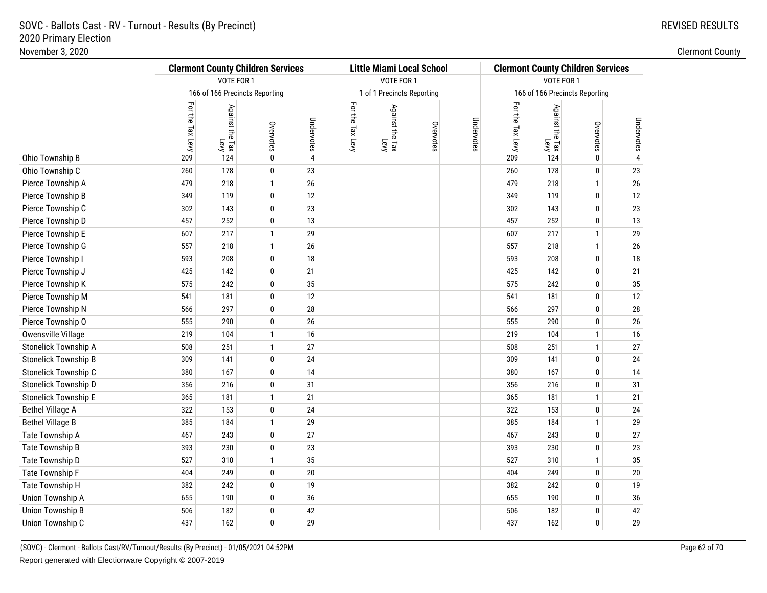SOVC - Ballots Cast - RV - Turnout - Results (By Precinct)
2020 Primary Election
November 3, 2020

REVISED RESULTS

Clermont County

| | Clermont County Children Services | | | | Little Miami Local School | | | | Clermont County Children Services | | | |
|---|---|---|---|---|---|---|---|---|---|---|---|---|
| | VOTE FOR 1 | | | | VOTE FOR 1 | | | | VOTE FOR 1 | | | |
| | 166 of 166 Precincts Reporting | | | | 1 of 1 Precincts Reporting | | | | 166 of 166 Precincts Reporting | | | |
| | For the Tax Levy | Against the Tax Levy | Overvotes | Undervotes | For the Tax Levy | Against the Tax Levy | Overvotes | Undervotes | For the Tax Levy | Against the Tax Levy | Overvotes | Undervotes |
| Ohio Township B | 209 | 124 | 0 | 4 | | | | | 209 | 124 | 0 | 4 |
| Ohio Township C | 260 | 178 | 0 | 23 | | | | | 260 | 178 | 0 | 23 |
| Pierce Township A | 479 | 218 | 1 | 26 | | | | | 479 | 218 | 1 | 26 |
| Pierce Township B | 349 | 119 | 0 | 12 | | | | | 349 | 119 | 0 | 12 |
| Pierce Township C | 302 | 143 | 0 | 23 | | | | | 302 | 143 | 0 | 23 |
| Pierce Township D | 457 | 252 | 0 | 13 | | | | | 457 | 252 | 0 | 13 |
| Pierce Township E | 607 | 217 | 1 | 29 | | | | | 607 | 217 | 1 | 29 |
| Pierce Township G | 557 | 218 | 1 | 26 | | | | | 557 | 218 | 1 | 26 |
| Pierce Township I | 593 | 208 | 0 | 18 | | | | | 593 | 208 | 0 | 18 |
| Pierce Township J | 425 | 142 | 0 | 21 | | | | | 425 | 142 | 0 | 21 |
| Pierce Township K | 575 | 242 | 0 | 35 | | | | | 575 | 242 | 0 | 35 |
| Pierce Township M | 541 | 181 | 0 | 12 | | | | | 541 | 181 | 0 | 12 |
| Pierce Township N | 566 | 297 | 0 | 28 | | | | | 566 | 297 | 0 | 28 |
| Pierce Township O | 555 | 290 | 0 | 26 | | | | | 555 | 290 | 0 | 26 |
| Owensville Village | 219 | 104 | 1 | 16 | | | | | 219 | 104 | 1 | 16 |
| Stonelick Township A | 508 | 251 | 1 | 27 | | | | | 508 | 251 | 1 | 27 |
| Stonelick Township B | 309 | 141 | 0 | 24 | | | | | 309 | 141 | 0 | 24 |
| Stonelick Township C | 380 | 167 | 0 | 14 | | | | | 380 | 167 | 0 | 14 |
| Stonelick Township D | 356 | 216 | 0 | 31 | | | | | 356 | 216 | 0 | 31 |
| Stonelick Township E | 365 | 181 | 1 | 21 | | | | | 365 | 181 | 1 | 21 |
| Bethel Village A | 322 | 153 | 0 | 24 | | | | | 322 | 153 | 0 | 24 |
| Bethel Village B | 385 | 184 | 1 | 29 | | | | | 385 | 184 | 1 | 29 |
| Tate Township A | 467 | 243 | 0 | 27 | | | | | 467 | 243 | 0 | 27 |
| Tate Township B | 393 | 230 | 0 | 23 | | | | | 393 | 230 | 0 | 23 |
| Tate Township D | 527 | 310 | 1 | 35 | | | | | 527 | 310 | 1 | 35 |
| Tate Township F | 404 | 249 | 0 | 20 | | | | | 404 | 249 | 0 | 20 |
| Tate Township H | 382 | 242 | 0 | 19 | | | | | 382 | 242 | 0 | 19 |
| Union Township A | 655 | 190 | 0 | 36 | | | | | 655 | 190 | 0 | 36 |
| Union Township B | 506 | 182 | 0 | 42 | | | | | 506 | 182 | 0 | 42 |
| Union Township C | 437 | 162 | 0 | 29 | | | | | 437 | 162 | 0 | 29 |

(SOVC) - Clermont - Ballots Cast/RV/Turnout/Results (By Precinct) - 01/05/2021 04:52PM

Report generated with Electionware Copyright © 2007-2019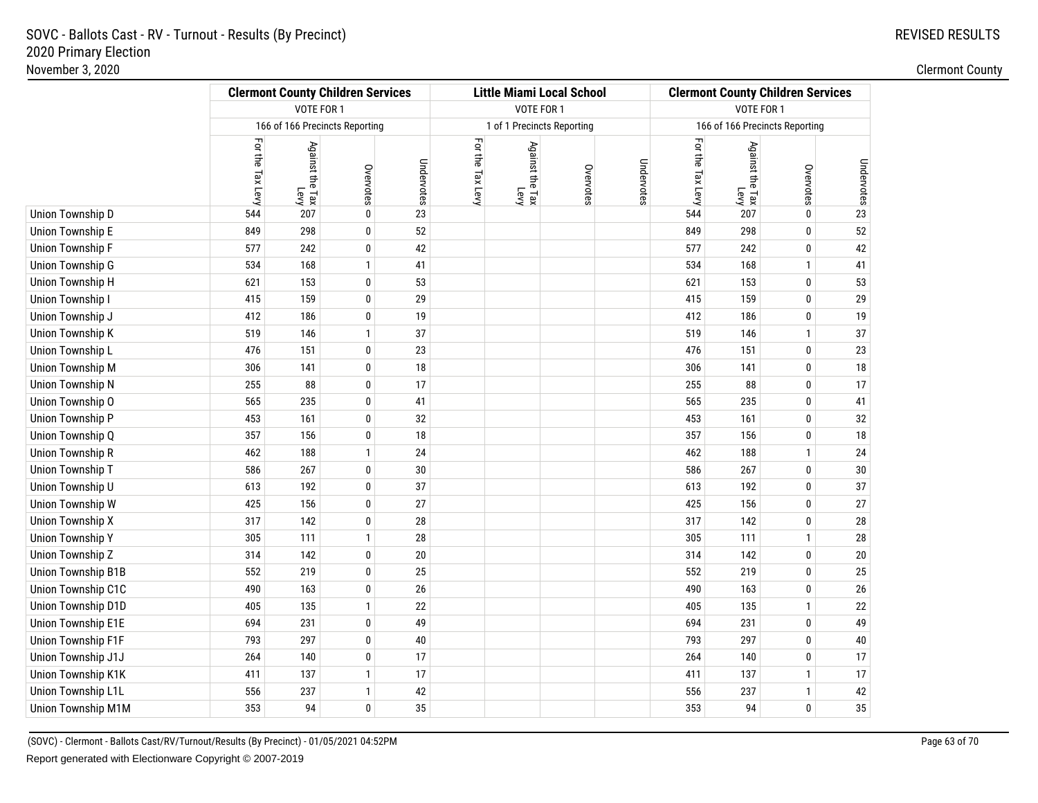SOVC - Ballots Cast - RV - Turnout - Results (By Precinct)
2020 Primary Election
November 3, 2020

REVISED RESULTS

Clermont County

| | Clermont County Children Services | | | | Little Miami Local School | | | | Clermont County Children Services | | | |
|---|---|---|---|---|---|---|---|---|---|---|---|---|
| | VOTE FOR 1 | | | | VOTE FOR 1 | | | | VOTE FOR 1 | | | |
| | 166 of 166 Precincts Reporting | | | | 1 of 1 Precincts Reporting | | | | 166 of 166 Precincts Reporting | | | |
| | For the Tax Levy | Against the Tax Levy | Overvotes | Undervotes | For the Tax Levy | Against the Tax Levy | Overvotes | Undervotes | For the Tax Levy | Against the Tax Levy | Overvotes | Undervotes |
| Union Township D | 544 | 207 | 0 | 23 | | | | | 544 | 207 | 0 | 23 |
| Union Township E | 849 | 298 | 0 | 52 | | | | | 849 | 298 | 0 | 52 |
| Union Township F | 577 | 242 | 0 | 42 | | | | | 577 | 242 | 0 | 42 |
| Union Township G | 534 | 168 | 1 | 41 | | | | | 534 | 168 | 1 | 41 |
| Union Township H | 621 | 153 | 0 | 53 | | | | | 621 | 153 | 0 | 53 |
| Union Township I | 415 | 159 | 0 | 29 | | | | | 415 | 159 | 0 | 29 |
| Union Township J | 412 | 186 | 0 | 19 | | | | | 412 | 186 | 0 | 19 |
| Union Township K | 519 | 146 | 1 | 37 | | | | | 519 | 146 | 1 | 37 |
| Union Township L | 476 | 151 | 0 | 23 | | | | | 476 | 151 | 0 | 23 |
| Union Township M | 306 | 141 | 0 | 18 | | | | | 306 | 141 | 0 | 18 |
| Union Township N | 255 | 88 | 0 | 17 | | | | | 255 | 88 | 0 | 17 |
| Union Township O | 565 | 235 | 0 | 41 | | | | | 565 | 235 | 0 | 41 |
| Union Township P | 453 | 161 | 0 | 32 | | | | | 453 | 161 | 0 | 32 |
| Union Township Q | 357 | 156 | 0 | 18 | | | | | 357 | 156 | 0 | 18 |
| Union Township R | 462 | 188 | 1 | 24 | | | | | 462 | 188 | 1 | 24 |
| Union Township T | 586 | 267 | 0 | 30 | | | | | 586 | 267 | 0 | 30 |
| Union Township U | 613 | 192 | 0 | 37 | | | | | 613 | 192 | 0 | 37 |
| Union Township W | 425 | 156 | 0 | 27 | | | | | 425 | 156 | 0 | 27 |
| Union Township X | 317 | 142 | 0 | 28 | | | | | 317 | 142 | 0 | 28 |
| Union Township Y | 305 | 111 | 1 | 28 | | | | | 305 | 111 | 1 | 28 |
| Union Township Z | 314 | 142 | 0 | 20 | | | | | 314 | 142 | 0 | 20 |
| Union Township B1B | 552 | 219 | 0 | 25 | | | | | 552 | 219 | 0 | 25 |
| Union Township C1C | 490 | 163 | 0 | 26 | | | | | 490 | 163 | 0 | 26 |
| Union Township D1D | 405 | 135 | 1 | 22 | | | | | 405 | 135 | 1 | 22 |
| Union Township E1E | 694 | 231 | 0 | 49 | | | | | 694 | 231 | 0 | 49 |
| Union Township F1F | 793 | 297 | 0 | 40 | | | | | 793 | 297 | 0 | 40 |
| Union Township J1J | 264 | 140 | 0 | 17 | | | | | 264 | 140 | 0 | 17 |
| Union Township K1K | 411 | 137 | 1 | 17 | | | | | 411 | 137 | 1 | 17 |
| Union Township L1L | 556 | 237 | 1 | 42 | | | | | 556 | 237 | 1 | 42 |
| Union Township M1M | 353 | 94 | 0 | 35 | | | | | 353 | 94 | 0 | 35 |

(SOVC) - Clermont - Ballots Cast/RV/Turnout/Results (By Precinct) - 01/05/2021 04:52PM

Report generated with Electionware Copyright © 2007-2019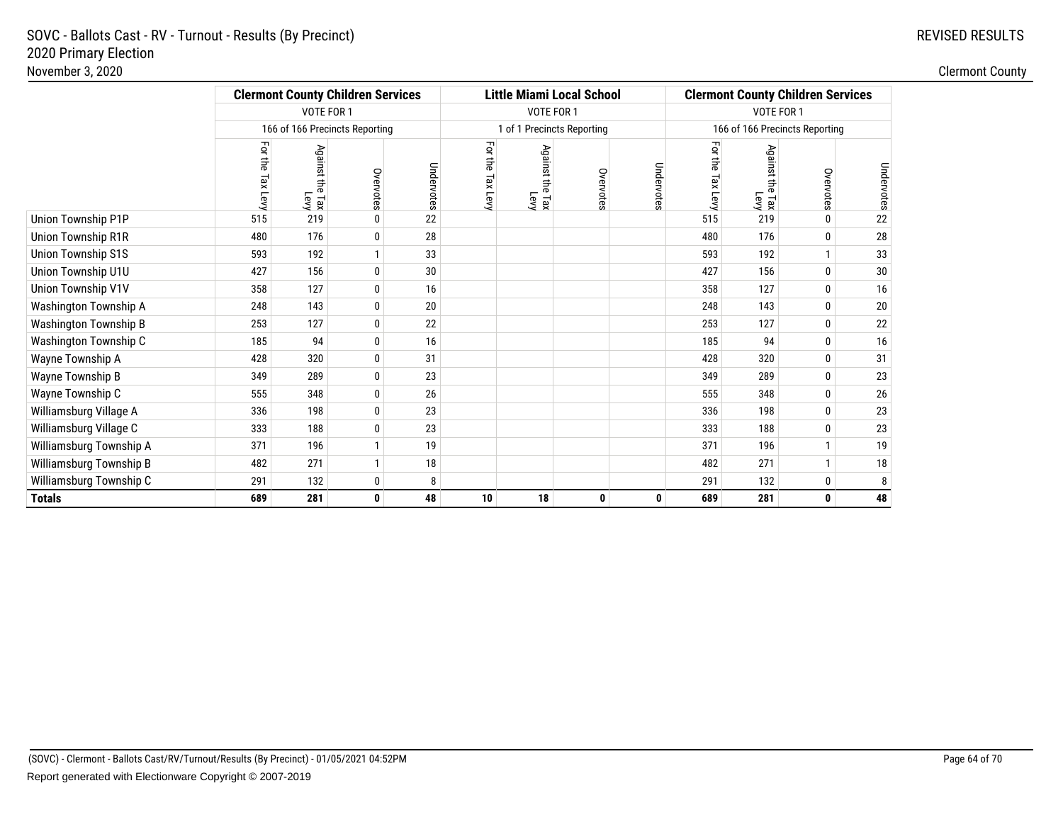SOVC - Ballots Cast - RV - Turnout - Results (By Precinct)
2020 Primary Election
November 3, 2020

REVISED RESULTS

Clermont County

| | Clermont County Children Services | | | | Little Miami Local School | | | | Clermont County Children Services | | | |
|---|---|---|---|---|---|---|---|---|---|---|---|---|
| | VOTE FOR 1 | | | | VOTE FOR 1 | | | | VOTE FOR 1 | | | |
| | 166 of 166 Precincts Reporting | | | | 1 of 1 Precincts Reporting | | | | 166 of 166 Precincts Reporting | | | |
| | For the Tax Levy | Against the Tax Levy | Overvotes | Undervotes | For the Tax Levy | Against the Tax Levy | Overvotes | Undervotes | For the Tax Levy | Against the Tax Levy | Overvotes | Undervotes |
| Union Township P1P | 515 | 219 | 0 | 22 | | | | | 515 | 219 | 0 | 22 |
| Union Township R1R | 480 | 176 | 0 | 28 | | | | | 480 | 176 | 0 | 28 |
| Union Township S1S | 593 | 192 | 1 | 33 | | | | | 593 | 192 | 1 | 33 |
| Union Township U1U | 427 | 156 | 0 | 30 | | | | | 427 | 156 | 0 | 30 |
| Union Township V1V | 358 | 127 | 0 | 16 | | | | | 358 | 127 | 0 | 16 |
| Washington Township A | 248 | 143 | 0 | 20 | | | | | 248 | 143 | 0 | 20 |
| Washington Township B | 253 | 127 | 0 | 22 | | | | | 253 | 127 | 0 | 22 |
| Washington Township C | 185 | 94 | 0 | 16 | | | | | 185 | 94 | 0 | 16 |
| Wayne Township A | 428 | 320 | 0 | 31 | | | | | 428 | 320 | 0 | 31 |
| Wayne Township B | 349 | 289 | 0 | 23 | | | | | 349 | 289 | 0 | 23 |
| Wayne Township C | 555 | 348 | 0 | 26 | | | | | 555 | 348 | 0 | 26 |
| Williamsburg Village A | 336 | 198 | 0 | 23 | | | | | 336 | 198 | 0 | 23 |
| Williamsburg Village C | 333 | 188 | 0 | 23 | | | | | 333 | 188 | 0 | 23 |
| Williamsburg Township A | 371 | 196 | 1 | 19 | | | | | 371 | 196 | 1 | 19 |
| Williamsburg Township B | 482 | 271 | 1 | 18 | | | | | 482 | 271 | 1 | 18 |
| Williamsburg Township C | 291 | 132 | 0 | 8 | | | | | 291 | 132 | 0 | 8 |
| **Totals** | **689** | **281** | **0** | **48** | **10** | **18** | **0** | **0** | **689** | **281** | **0** | **48** |

(SOVC) - Clermont - Ballots Cast/RV/Turnout/Results (By Precinct) - 01/05/2021 04:52PM

Report generated with Electionware Copyright © 2007-2019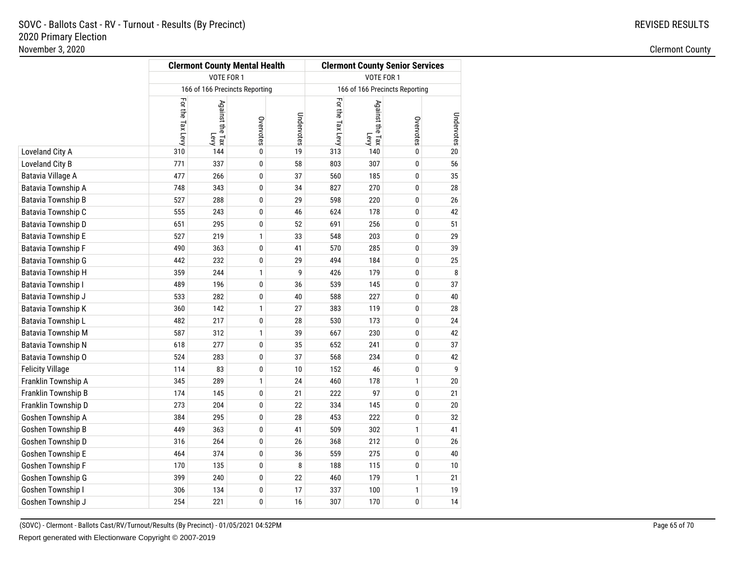# SOVC - Ballots Cast - RV - Turnout - Results (By Precinct)

## 2020 Primary Election

November 3, 2020

REVISED RESULTS

Clermont County

| | Clermont County Mental Health | | | | Clermont County Senior Services | | | |
|---|---|---|---|---|---|---|---|---|
| | VOTE FOR 1 | | | | VOTE FOR 1 | | | |
| | 166 of 166 Precincts Reporting | | | | 166 of 166 Precincts Reporting | | | |
| | For the Tax Levy | Against the Tax Levy | Overvotes | Undervotes | For the Tax Levy | Against the Tax Levy | Overvotes | Undervotes |
| Loveland City A | 310 | 144 | 0 | 19 | 313 | 140 | 0 | 20 |
| Loveland City B | 771 | 337 | 0 | 58 | 803 | 307 | 0 | 56 |
| Batavia Village A | 477 | 266 | 0 | 37 | 560 | 185 | 0 | 35 |
| Batavia Township A | 748 | 343 | 0 | 34 | 827 | 270 | 0 | 28 |
| Batavia Township B | 527 | 288 | 0 | 29 | 598 | 220 | 0 | 26 |
| Batavia Township C | 555 | 243 | 0 | 46 | 624 | 178 | 0 | 42 |
| Batavia Township D | 651 | 295 | 0 | 52 | 691 | 256 | 0 | 51 |
| Batavia Township E | 527 | 219 | 1 | 33 | 548 | 203 | 0 | 29 |
| Batavia Township F | 490 | 363 | 0 | 41 | 570 | 285 | 0 | 39 |
| Batavia Township G | 442 | 232 | 0 | 29 | 494 | 184 | 0 | 25 |
| Batavia Township H | 359 | 244 | 1 | 9 | 426 | 179 | 0 | 8 |
| Batavia Township I | 489 | 196 | 0 | 36 | 539 | 145 | 0 | 37 |
| Batavia Township J | 533 | 282 | 0 | 40 | 588 | 227 | 0 | 40 |
| Batavia Township K | 360 | 142 | 1 | 27 | 383 | 119 | 0 | 28 |
| Batavia Township L | 482 | 217 | 0 | 28 | 530 | 173 | 0 | 24 |
| Batavia Township M | 587 | 312 | 1 | 39 | 667 | 230 | 0 | 42 |
| Batavia Township N | 618 | 277 | 0 | 35 | 652 | 241 | 0 | 37 |
| Batavia Township O | 524 | 283 | 0 | 37 | 568 | 234 | 0 | 42 |
| Felicity Village | 114 | 83 | 0 | 10 | 152 | 46 | 0 | 9 |
| Franklin Township A | 345 | 289 | 1 | 24 | 460 | 178 | 1 | 20 |
| Franklin Township B | 174 | 145 | 0 | 21 | 222 | 97 | 0 | 21 |
| Franklin Township D | 273 | 204 | 0 | 22 | 334 | 145 | 0 | 20 |
| Goshen Township A | 384 | 295 | 0 | 28 | 453 | 222 | 0 | 32 |
| Goshen Township B | 449 | 363 | 0 | 41 | 509 | 302 | 1 | 41 |
| Goshen Township D | 316 | 264 | 0 | 26 | 368 | 212 | 0 | 26 |
| Goshen Township E | 464 | 374 | 0 | 36 | 559 | 275 | 0 | 40 |
| Goshen Township F | 170 | 135 | 0 | 8 | 188 | 115 | 0 | 10 |
| Goshen Township G | 399 | 240 | 0 | 22 | 460 | 179 | 1 | 21 |
| Goshen Township I | 306 | 134 | 0 | 17 | 337 | 100 | 1 | 19 |
| Goshen Township J | 254 | 221 | 0 | 16 | 307 | 170 | 0 | 14 |

(SOVC) - Clermont - Ballots Cast/RV/Turnout/Results (By Precinct) - 01/05/2021 04:52PM

Report generated with Electionware Copyright © 2007-2019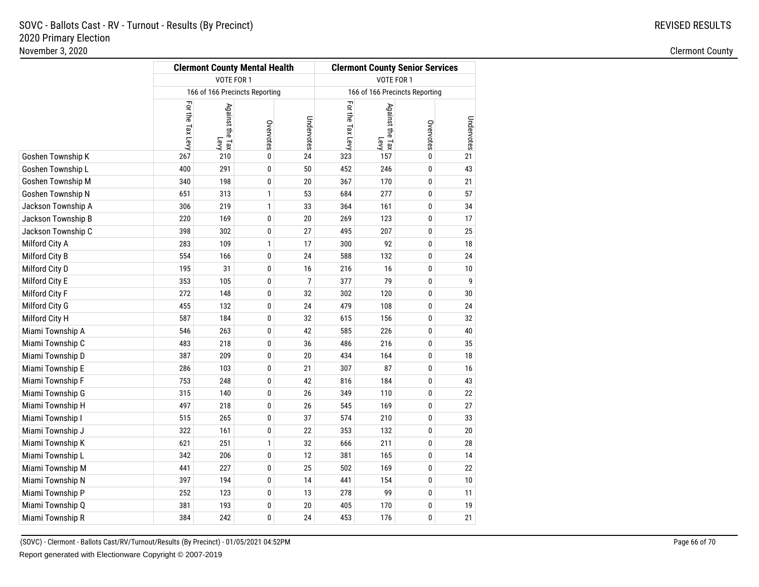SOVC - Ballots Cast - RV - Turnout - Results (By Precinct)
2020 Primary Election
November 3, 2020

REVISED RESULTS

Clermont County

| | Clermont County Mental Health | | | | Clermont County Senior Services | | | |
|---|---|---|---|---|---|---|---|---|
| | VOTE FOR 1 | | | | VOTE FOR 1 | | | |
| | 166 of 166 Precincts Reporting | | | | 166 of 166 Precincts Reporting | | | |
| | For the Tax Levy | Against the Tax Levy | Overvotes | Undervotes | For the Tax Levy | Against the Tax Levy | Overvotes | Undervotes |
| Goshen Township K | 267 | 210 | 0 | 24 | 323 | 157 | 0 | 21 |
| Goshen Township L | 400 | 291 | 0 | 50 | 452 | 246 | 0 | 43 |
| Goshen Township M | 340 | 198 | 0 | 20 | 367 | 170 | 0 | 21 |
| Goshen Township N | 651 | 313 | 1 | 53 | 684 | 277 | 0 | 57 |
| Jackson Township A | 306 | 219 | 1 | 33 | 364 | 161 | 0 | 34 |
| Jackson Township B | 220 | 169 | 0 | 20 | 269 | 123 | 0 | 17 |
| Jackson Township C | 398 | 302 | 0 | 27 | 495 | 207 | 0 | 25 |
| Milford City A | 283 | 109 | 1 | 17 | 300 | 92 | 0 | 18 |
| Milford City B | 554 | 166 | 0 | 24 | 588 | 132 | 0 | 24 |
| Milford City D | 195 | 31 | 0 | 16 | 216 | 16 | 0 | 10 |
| Milford City E | 353 | 105 | 0 | 7 | 377 | 79 | 0 | 9 |
| Milford City F | 272 | 148 | 0 | 32 | 302 | 120 | 0 | 30 |
| Milford City G | 455 | 132 | 0 | 24 | 479 | 108 | 0 | 24 |
| Milford City H | 587 | 184 | 0 | 32 | 615 | 156 | 0 | 32 |
| Miami Township A | 546 | 263 | 0 | 42 | 585 | 226 | 0 | 40 |
| Miami Township C | 483 | 218 | 0 | 36 | 486 | 216 | 0 | 35 |
| Miami Township D | 387 | 209 | 0 | 20 | 434 | 164 | 0 | 18 |
| Miami Township E | 286 | 103 | 0 | 21 | 307 | 87 | 0 | 16 |
| Miami Township F | 753 | 248 | 0 | 42 | 816 | 184 | 0 | 43 |
| Miami Township G | 315 | 140 | 0 | 26 | 349 | 110 | 0 | 22 |
| Miami Township H | 497 | 218 | 0 | 26 | 545 | 169 | 0 | 27 |
| Miami Township I | 515 | 265 | 0 | 37 | 574 | 210 | 0 | 33 |
| Miami Township J | 322 | 161 | 0 | 22 | 353 | 132 | 0 | 20 |
| Miami Township K | 621 | 251 | 1 | 32 | 666 | 211 | 0 | 28 |
| Miami Township L | 342 | 206 | 0 | 12 | 381 | 165 | 0 | 14 |
| Miami Township M | 441 | 227 | 0 | 25 | 502 | 169 | 0 | 22 |
| Miami Township N | 397 | 194 | 0 | 14 | 441 | 154 | 0 | 10 |
| Miami Township P | 252 | 123 | 0 | 13 | 278 | 99 | 0 | 11 |
| Miami Township Q | 381 | 193 | 0 | 20 | 405 | 170 | 0 | 19 |
| Miami Township R | 384 | 242 | 0 | 24 | 453 | 176 | 0 | 21 |

(SOVC) - Clermont - Ballots Cast/RV/Turnout/Results (By Precinct) - 01/05/2021 04:52PM

Report generated with Electionware Copyright © 2007-2019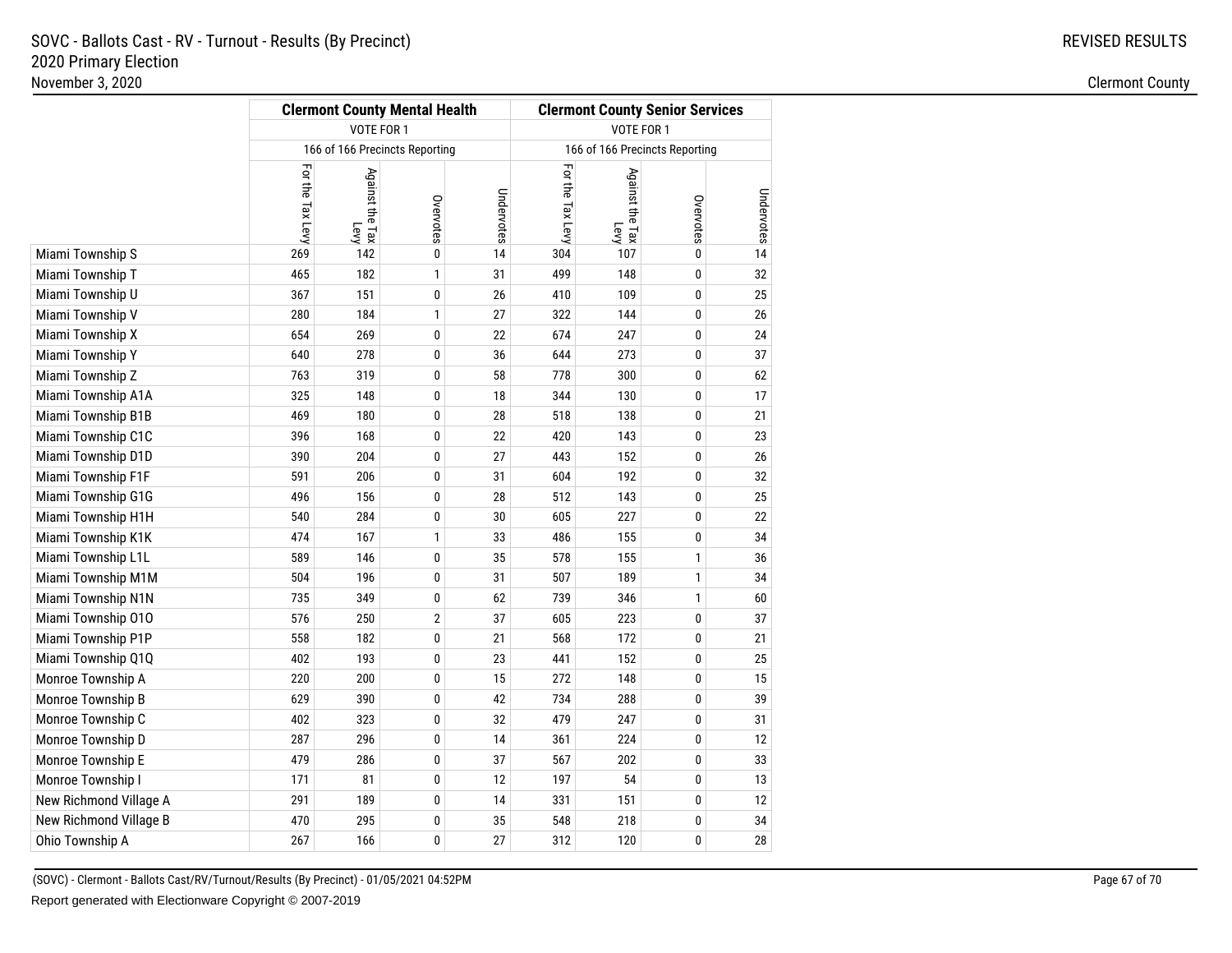| | Clermont County Mental Health | | | | Clermont County Senior Services | | | |
|---|---|---|---|---|---|---|---|---|
| | VOTE FOR 1 | | | | VOTE FOR 1 | | | |
| | 166 of 166 Precincts Reporting | | | | 166 of 166 Precincts Reporting | | | |
| | For the Tax Levy | Against the Tax Levy | Overvotes | Undervotes | For the Tax Levy | Against the Tax Levy | Overvotes | Undervotes |
| Miami Township S | 269 | 142 | 0 | 14 | 304 | 107 | 0 | 14 |
| Miami Township T | 465 | 182 | 1 | 31 | 499 | 148 | 0 | 32 |
| Miami Township U | 367 | 151 | 0 | 26 | 410 | 109 | 0 | 25 |
| Miami Township V | 280 | 184 | 1 | 27 | 322 | 144 | 0 | 26 |
| Miami Township X | 654 | 269 | 0 | 22 | 674 | 247 | 0 | 24 |
| Miami Township Y | 640 | 278 | 0 | 36 | 644 | 273 | 0 | 37 |
| Miami Township Z | 763 | 319 | 0 | 58 | 778 | 300 | 0 | 62 |
| Miami Township A1A | 325 | 148 | 0 | 18 | 344 | 130 | 0 | 17 |
| Miami Township B1B | 469 | 180 | 0 | 28 | 518 | 138 | 0 | 21 |
| Miami Township C1C | 396 | 168 | 0 | 22 | 420 | 143 | 0 | 23 |
| Miami Township D1D | 390 | 204 | 0 | 27 | 443 | 152 | 0 | 26 |
| Miami Township F1F | 591 | 206 | 0 | 31 | 604 | 192 | 0 | 32 |
| Miami Township G1G | 496 | 156 | 0 | 28 | 512 | 143 | 0 | 25 |
| Miami Township H1H | 540 | 284 | 0 | 30 | 605 | 227 | 0 | 22 |
| Miami Township K1K | 474 | 167 | 1 | 33 | 486 | 155 | 0 | 34 |
| Miami Township L1L | 589 | 146 | 0 | 35 | 578 | 155 | 1 | 36 |
| Miami Township M1M | 504 | 196 | 0 | 31 | 507 | 189 | 1 | 34 |
| Miami Township N1N | 735 | 349 | 0 | 62 | 739 | 346 | 1 | 60 |
| Miami Township O1O | 576 | 250 | 2 | 37 | 605 | 223 | 0 | 37 |
| Miami Township P1P | 558 | 182 | 0 | 21 | 568 | 172 | 0 | 21 |
| Miami Township Q1Q | 402 | 193 | 0 | 23 | 441 | 152 | 0 | 25 |
| Monroe Township A | 220 | 200 | 0 | 15 | 272 | 148 | 0 | 15 |
| Monroe Township B | 629 | 390 | 0 | 42 | 734 | 288 | 0 | 39 |
| Monroe Township C | 402 | 323 | 0 | 32 | 479 | 247 | 0 | 31 |
| Monroe Township D | 287 | 296 | 0 | 14 | 361 | 224 | 0 | 12 |
| Monroe Township E | 479 | 286 | 0 | 37 | 567 | 202 | 0 | 33 |
| Monroe Township I | 171 | 81 | 0 | 12 | 197 | 54 | 0 | 13 |
| New Richmond Village A | 291 | 189 | 0 | 14 | 331 | 151 | 0 | 12 |
| New Richmond Village B | 470 | 295 | 0 | 35 | 548 | 218 | 0 | 34 |
| Ohio Township A | 267 | 166 | 0 | 27 | 312 | 120 | 0 | 28 |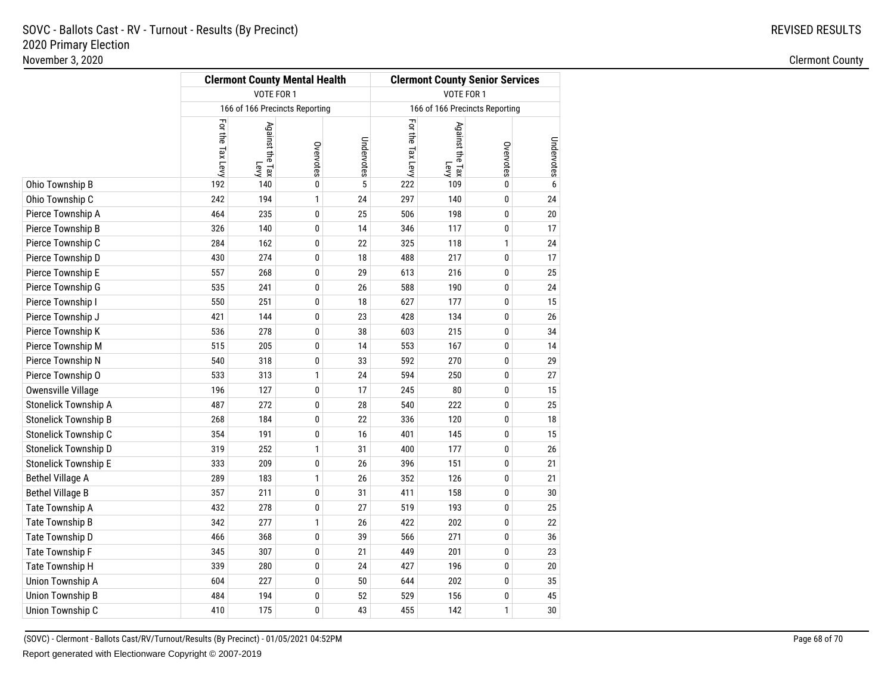SOVC - Ballots Cast - RV - Turnout - Results (By Precinct)
2020 Primary Election
November 3, 2020

REVISED RESULTS

Clermont County

| | Clermont County Mental Health | | | | Clermont County Senior Services | | | |
|---|---|---|---|---|---|---|---|---|
| | VOTE FOR 1 | | | | VOTE FOR 1 | | | |
| | 166 of 166 Precincts Reporting | | | | 166 of 166 Precincts Reporting | | | |
| | For the Tax Levy | Against the Tax Levy | Overvotes | Undervotes | For the Tax Levy | Against the Tax Levy | Overvotes | Undervotes |
| Ohio Township B | 192 | 140 | 0 | 5 | 222 | 109 | 0 | 6 |
| Ohio Township C | 242 | 194 | 1 | 24 | 297 | 140 | 0 | 24 |
| Pierce Township A | 464 | 235 | 0 | 25 | 506 | 198 | 0 | 20 |
| Pierce Township B | 326 | 140 | 0 | 14 | 346 | 117 | 0 | 17 |
| Pierce Township C | 284 | 162 | 0 | 22 | 325 | 118 | 1 | 24 |
| Pierce Township D | 430 | 274 | 0 | 18 | 488 | 217 | 0 | 17 |
| Pierce Township E | 557 | 268 | 0 | 29 | 613 | 216 | 0 | 25 |
| Pierce Township G | 535 | 241 | 0 | 26 | 588 | 190 | 0 | 24 |
| Pierce Township I | 550 | 251 | 0 | 18 | 627 | 177 | 0 | 15 |
| Pierce Township J | 421 | 144 | 0 | 23 | 428 | 134 | 0 | 26 |
| Pierce Township K | 536 | 278 | 0 | 38 | 603 | 215 | 0 | 34 |
| Pierce Township M | 515 | 205 | 0 | 14 | 553 | 167 | 0 | 14 |
| Pierce Township N | 540 | 318 | 0 | 33 | 592 | 270 | 0 | 29 |
| Pierce Township O | 533 | 313 | 1 | 24 | 594 | 250 | 0 | 27 |
| Owensville Village | 196 | 127 | 0 | 17 | 245 | 80 | 0 | 15 |
| Stonelick Township A | 487 | 272 | 0 | 28 | 540 | 222 | 0 | 25 |
| Stonelick Township B | 268 | 184 | 0 | 22 | 336 | 120 | 0 | 18 |
| Stonelick Township C | 354 | 191 | 0 | 16 | 401 | 145 | 0 | 15 |
| Stonelick Township D | 319 | 252 | 1 | 31 | 400 | 177 | 0 | 26 |
| Stonelick Township E | 333 | 209 | 0 | 26 | 396 | 151 | 0 | 21 |
| Bethel Village A | 289 | 183 | 1 | 26 | 352 | 126 | 0 | 21 |
| Bethel Village B | 357 | 211 | 0 | 31 | 411 | 158 | 0 | 30 |
| Tate Township A | 432 | 278 | 0 | 27 | 519 | 193 | 0 | 25 |
| Tate Township B | 342 | 277 | 1 | 26 | 422 | 202 | 0 | 22 |
| Tate Township D | 466 | 368 | 0 | 39 | 566 | 271 | 0 | 36 |
| Tate Township F | 345 | 307 | 0 | 21 | 449 | 201 | 0 | 23 |
| Tate Township H | 339 | 280 | 0 | 24 | 427 | 196 | 0 | 20 |
| Union Township A | 604 | 227 | 0 | 50 | 644 | 202 | 0 | 35 |
| Union Township B | 484 | 194 | 0 | 52 | 529 | 156 | 0 | 45 |
| Union Township C | 410 | 175 | 0 | 43 | 455 | 142 | 1 | 30 |

(SOVC) - Clermont - Ballots Cast/RV/Turnout/Results (By Precinct) - 01/05/2021 04:52PM

Report generated with Electionware Copyright © 2007-2019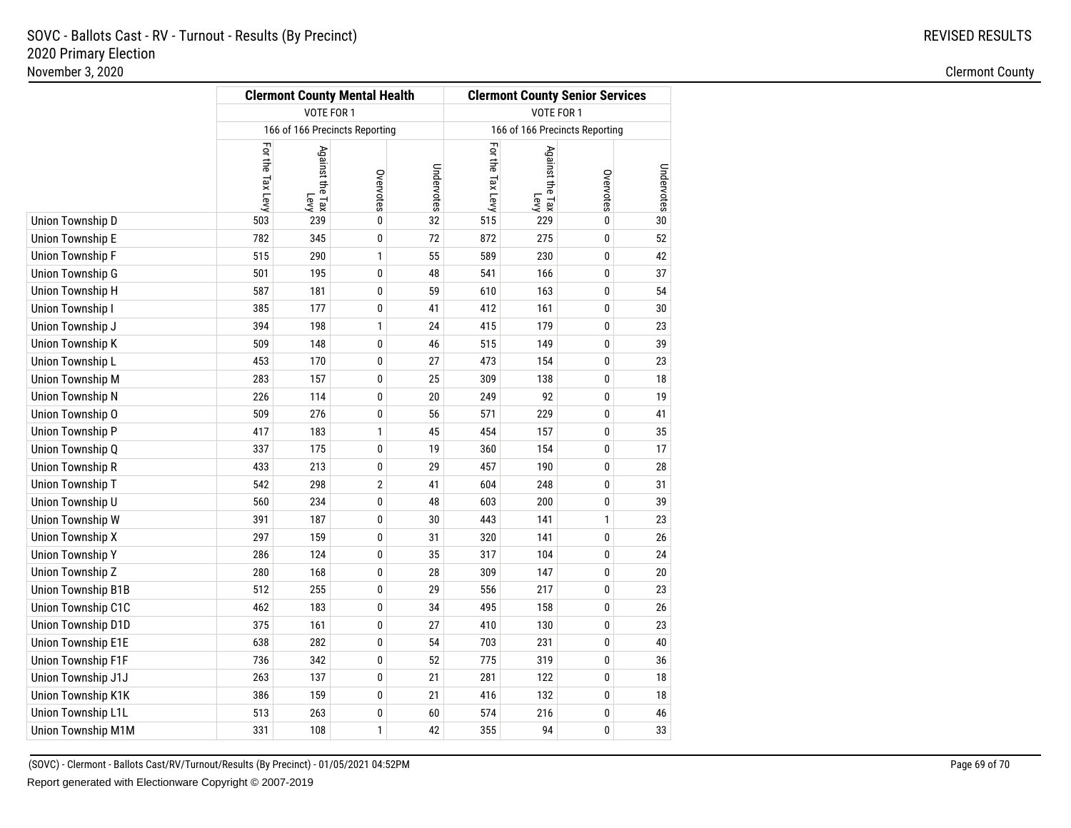# SOVC - Ballots Cast - RV - Turnout - Results (By Precinct)

2020 Primary Election

November 3, 2020

REVISED RESULTS

Clermont County

| | Clermont County Mental Health | | | | Clermont County Senior Services | | | |
|---|---|---|---|---|---|---|---|---|
| | VOTE FOR 1 | | | | VOTE FOR 1 | | | |
| | 166 of 166 Precincts Reporting | | | | 166 of 166 Precincts Reporting | | | |
| | For the Tax Levy | Against the Tax Levy | Overvotes | Undervotes | For the Tax Levy | Against the Tax Levy | Overvotes | Undervotes |
| Union Township D | 503 | 239 | 0 | 32 | 515 | 229 | 0 | 30 |
| Union Township E | 782 | 345 | 0 | 72 | 872 | 275 | 0 | 52 |
| Union Township F | 515 | 290 | 1 | 55 | 589 | 230 | 0 | 42 |
| Union Township G | 501 | 195 | 0 | 48 | 541 | 166 | 0 | 37 |
| Union Township H | 587 | 181 | 0 | 59 | 610 | 163 | 0 | 54 |
| Union Township I | 385 | 177 | 0 | 41 | 412 | 161 | 0 | 30 |
| Union Township J | 394 | 198 | 1 | 24 | 415 | 179 | 0 | 23 |
| Union Township K | 509 | 148 | 0 | 46 | 515 | 149 | 0 | 39 |
| Union Township L | 453 | 170 | 0 | 27 | 473 | 154 | 0 | 23 |
| Union Township M | 283 | 157 | 0 | 25 | 309 | 138 | 0 | 18 |
| Union Township N | 226 | 114 | 0 | 20 | 249 | 92 | 0 | 19 |
| Union Township O | 509 | 276 | 0 | 56 | 571 | 229 | 0 | 41 |
| Union Township P | 417 | 183 | 1 | 45 | 454 | 157 | 0 | 35 |
| Union Township Q | 337 | 175 | 0 | 19 | 360 | 154 | 0 | 17 |
| Union Township R | 433 | 213 | 0 | 29 | 457 | 190 | 0 | 28 |
| Union Township T | 542 | 298 | 2 | 41 | 604 | 248 | 0 | 31 |
| Union Township U | 560 | 234 | 0 | 48 | 603 | 200 | 0 | 39 |
| Union Township W | 391 | 187 | 0 | 30 | 443 | 141 | 1 | 23 |
| Union Township X | 297 | 159 | 0 | 31 | 320 | 141 | 0 | 26 |
| Union Township Y | 286 | 124 | 0 | 35 | 317 | 104 | 0 | 24 |
| Union Township Z | 280 | 168 | 0 | 28 | 309 | 147 | 0 | 20 |
| Union Township B1B | 512 | 255 | 0 | 29 | 556 | 217 | 0 | 23 |
| Union Township C1C | 462 | 183 | 0 | 34 | 495 | 158 | 0 | 26 |
| Union Township D1D | 375 | 161 | 0 | 27 | 410 | 130 | 0 | 23 |
| Union Township E1E | 638 | 282 | 0 | 54 | 703 | 231 | 0 | 40 |
| Union Township F1F | 736 | 342 | 0 | 52 | 775 | 319 | 0 | 36 |
| Union Township J1J | 263 | 137 | 0 | 21 | 281 | 122 | 0 | 18 |
| Union Township K1K | 386 | 159 | 0 | 21 | 416 | 132 | 0 | 18 |
| Union Township L1L | 513 | 263 | 0 | 60 | 574 | 216 | 0 | 46 |
| Union Township M1M | 331 | 108 | 1 | 42 | 355 | 94 | 0 | 33 |

(SOVC) - Clermont - Ballots Cast/RV/Turnout/Results (By Precinct) - 01/05/2021 04:52PM

Report generated with Electionware Copyright © 2007-2019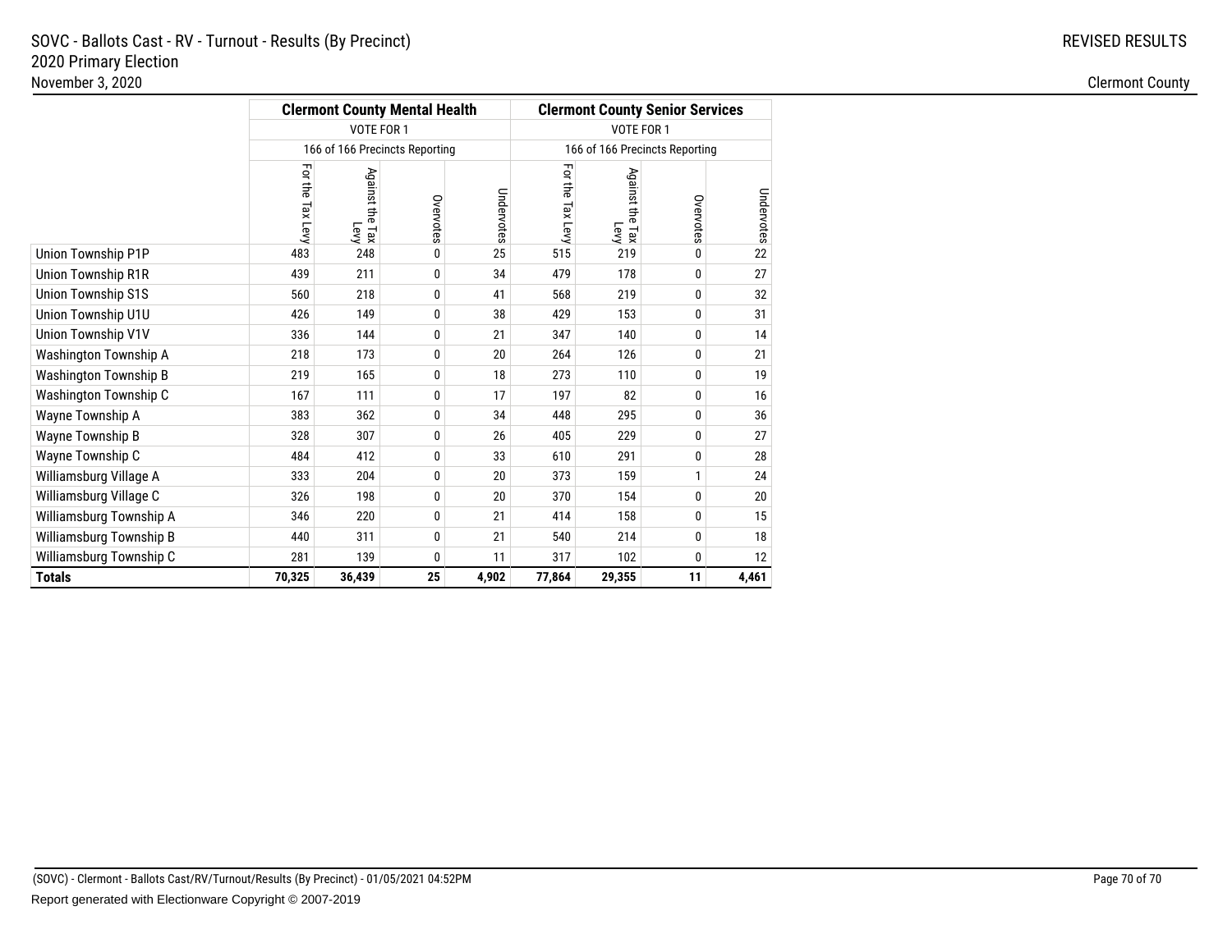SOVC - Ballots Cast - RV - Turnout - Results (By Precinct)
2020 Primary Election
November 3, 2020

REVISED RESULTS

Clermont County

| | Clermont County Mental Health | | | | Clermont County Senior Services | | | |
|---|---|---|---|---|---|---|---|---|
| | VOTE FOR 1 | | | | VOTE FOR 1 | | | |
| | 166 of 166 Precincts Reporting | | | | 166 of 166 Precincts Reporting | | | |
| | For the Tax Levy | Against the Tax Levy | Overvotes | Undervotes | For the Tax Levy | Against the Tax Levy | Overvotes | Undervotes |
| Union Township P1P | 483 | 248 | 0 | 25 | 515 | 219 | 0 | 22 |
| Union Township R1R | 439 | 211 | 0 | 34 | 479 | 178 | 0 | 27 |
| Union Township S1S | 560 | 218 | 0 | 41 | 568 | 219 | 0 | 32 |
| Union Township U1U | 426 | 149 | 0 | 38 | 429 | 153 | 0 | 31 |
| Union Township V1V | 336 | 144 | 0 | 21 | 347 | 140 | 0 | 14 |
| Washington Township A | 218 | 173 | 0 | 20 | 264 | 126 | 0 | 21 |
| Washington Township B | 219 | 165 | 0 | 18 | 273 | 110 | 0 | 19 |
| Washington Township C | 167 | 111 | 0 | 17 | 197 | 82 | 0 | 16 |
| Wayne Township A | 383 | 362 | 0 | 34 | 448 | 295 | 0 | 36 |
| Wayne Township B | 328 | 307 | 0 | 26 | 405 | 229 | 0 | 27 |
| Wayne Township C | 484 | 412 | 0 | 33 | 610 | 291 | 0 | 28 |
| Williamsburg Village A | 333 | 204 | 0 | 20 | 373 | 159 | 1 | 24 |
| Williamsburg Village C | 326 | 198 | 0 | 20 | 370 | 154 | 0 | 20 |
| Williamsburg Township A | 346 | 220 | 0 | 21 | 414 | 158 | 0 | 15 |
| Williamsburg Township B | 440 | 311 | 0 | 21 | 540 | 214 | 0 | 18 |
| Williamsburg Township C | 281 | 139 | 0 | 11 | 317 | 102 | 0 | 12 |
| **Totals** | **70,325** | **36,439** | **25** | **4,902** | **77,864** | **29,355** | **11** | **4,461** |

(SOVC) - Clermont - Ballots Cast/RV/Turnout/Results (By Precinct) - 01/05/2021 04:52PM

Report generated with Electionware Copyright © 2007-2019